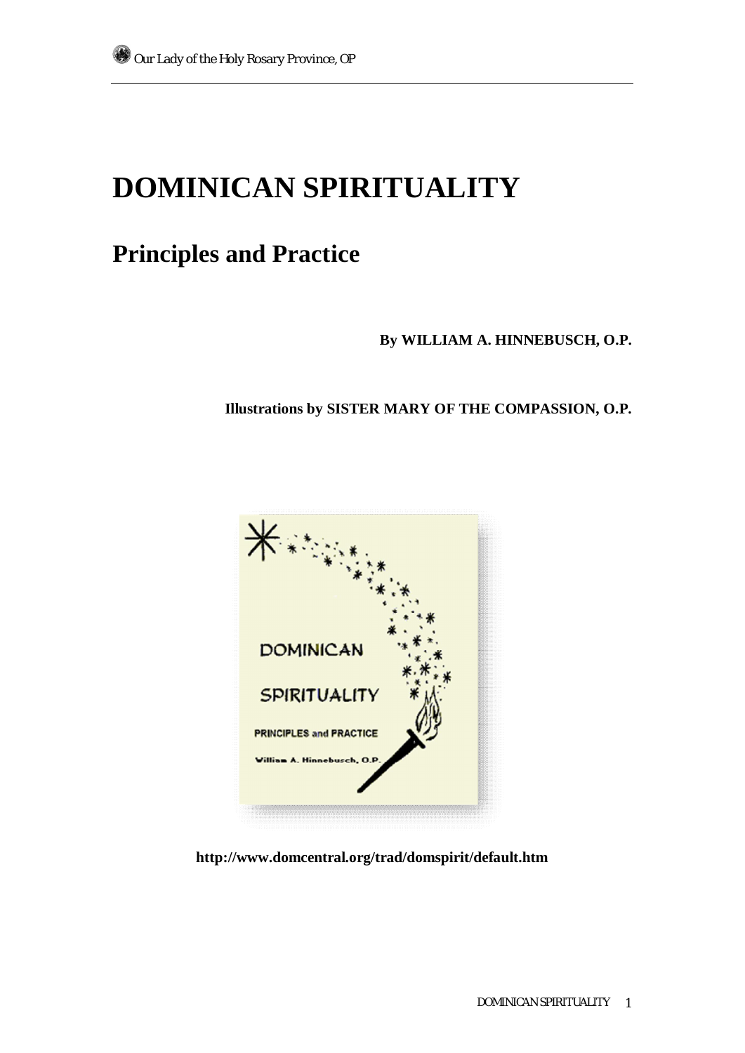# DOMINICAN SPIRITUALITY

## Principles and Practice

**By WILLIAM A. HINNEBUSCH, O.P.**

**Illustrations by SISTER MARY OF THE COMPASSION, O.P.**

**http://www.domcentral.org/trad/domspirit/default.htm**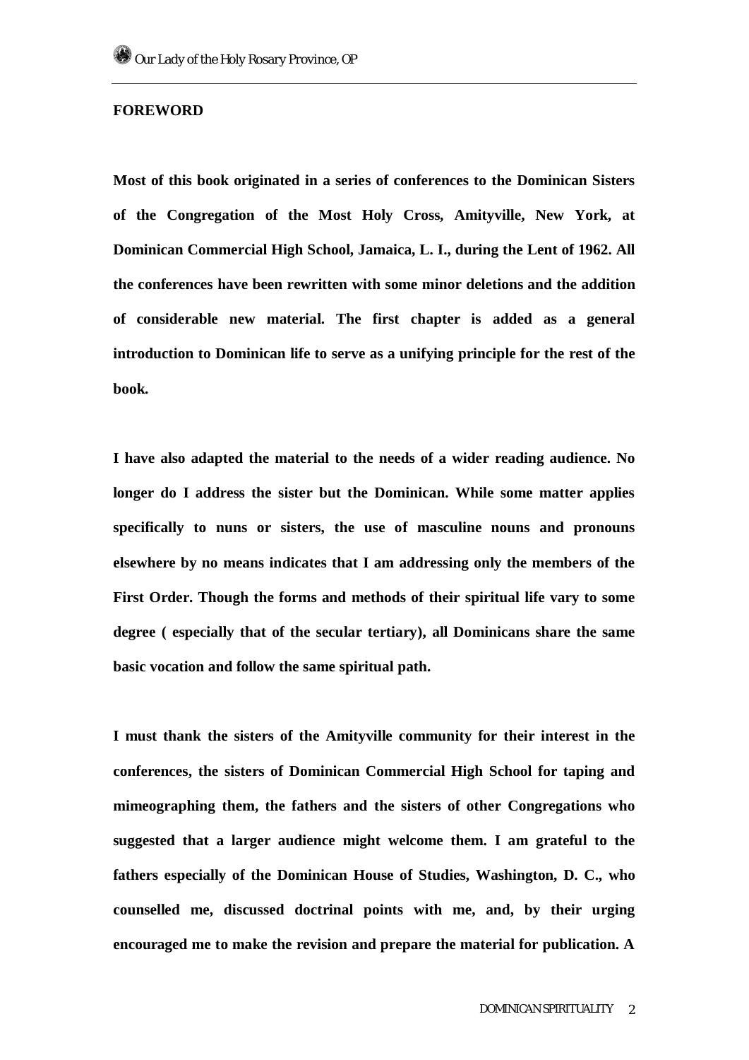**FOREWORD**

**Most of this book originated in a series of conferences to the Dominican Sisters of the Congregation of the Most Holy Cross, Amityville, New York, at Dominican Commercial High School, Jamaica, L. I., during the Lent of 1962. All the conferences have been rewritten with some minor deletions and the addition of considerable new material. The first chapter is added as a general introduction to Dominican life to serve as a unifying principle for the rest of the book.**

**I have also adapted the material to the needs of a wider reading audience. No longer do I address the sister but the Dominican. While some matter applies specifically to nuns or sisters, the use of masculine nouns and pronouns elsewhere by no means indicates that I am addressing only the members of the First Order. Though the forms and methods of their spiritual life vary to some degree ( especially that of the secular tertiary), all Dominicans share the same basic vocation and follow the same spiritual path.**

**I must thank the sisters of the Amityville community for their interest in the conferences, the sisters of Dominican Commercial High School for taping and mimeographing them, the fathers and the sisters of other Congregations who suggested that a larger audience might welcome them. I am grateful to the fathers especially of the Dominican House of Studies, Washington, D. C., who counselled me, discussed doctrinal points with me, and, by their urging encouraged me to make the revision and prepare the material for publication. A**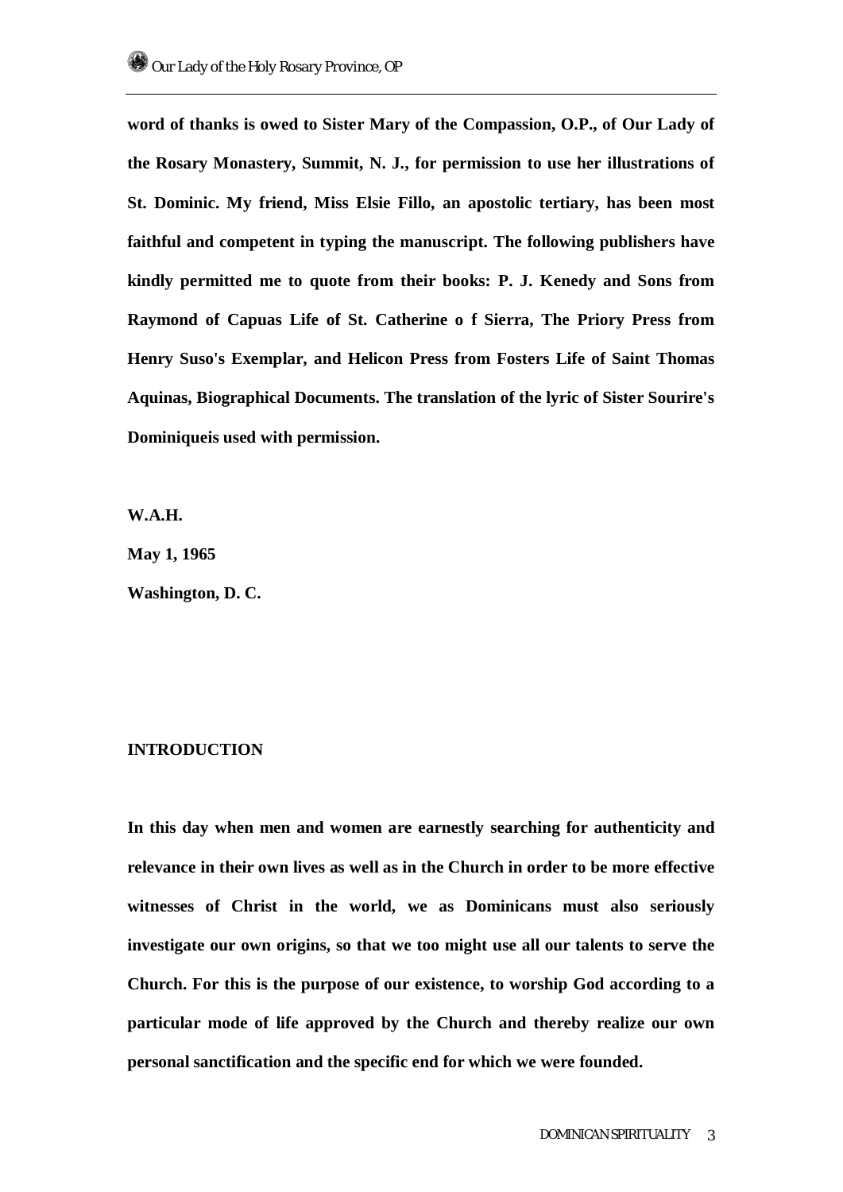**word of thanks is owed to Sister Mary of the Compassion, O.P., of Our Lady of the Rosary Monastery, Summit, N. J., for permission to use her illustrations of St. Dominic. My friend, Miss Elsie Fillo, an apostolic tertiary, has been most faithful and competent in typing the manuscript. The following publishers have kindly permitted me to quote from their books: P. J. Kenedy and Sons from Raymond of Capuas Life of St. Catherine o f Sierra, The Priory Press from Henry Suso's Exemplar, and Helicon Press from Fosters Life of Saint Thomas Aquinas, Biographical Documents. The translation of the lyric of Sister Sourire's Dominiqueis used with permission.**

**W.A.H.**

**May 1, 1965**

**Washington, D. C.**

## INTRODUCTION

**In this day when men and women are earnestly searching for authenticity and relevance in their own lives as well as in the Church in order to be more effective witnesses of Christ in the world, we as Dominicans must also seriously investigate our own origins, so that we too might use all our talents to serve the Church. For this is the purpose of our existence, to worship God according to a particular mode of life approved by the Church and thereby realize our own personal sanctification and the specific end for which we were founded.**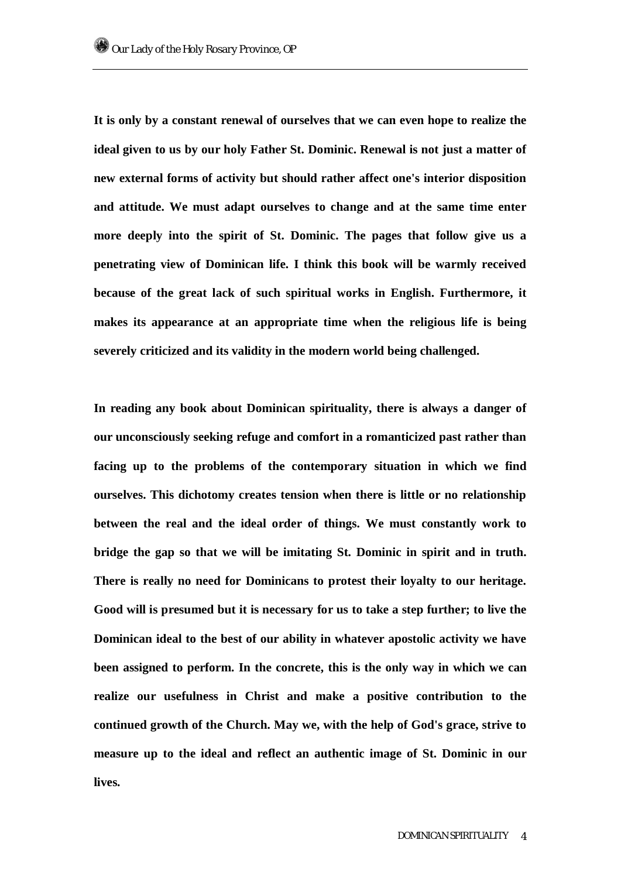**It is only by a constant renewal of ourselves that we can even hope to realize the ideal given to us by our holy Father St. Dominic. Renewal is not just a matter of new external forms of activity but should rather affect one's interior disposition and attitude. We must adapt ourselves to change and at the same time enter more deeply into the spirit of St. Dominic. The pages that follow give us a penetrating view of Dominican life. I think this book will be warmly received because of the great lack of such spiritual works in English. Furthermore, it makes its appearance at an appropriate time when the religious life is being severely criticized and its validity in the modern world being challenged.**

**In reading any book about Dominican spirituality, there is always a danger of our unconsciously seeking refuge and comfort in a romanticized past rather than facing up to the problems of the contemporary situation in which we find ourselves. This dichotomy creates tension when there is little or no relationship between the real and the ideal order of things. We must constantly work to bridge the gap so that we will be imitating St. Dominic in spirit and in truth. There is really no need for Dominicans to protest their loyalty to our heritage. Good will is presumed but it is necessary for us to take a step further; to live the Dominican ideal to the best of our ability in whatever apostolic activity we have been assigned to perform. In the concrete, this is the only way in which we can realize our usefulness in Christ and make a positive contribution to the continued growth of the Church. May we, with the help of God's grace, strive to measure up to the ideal and reflect an authentic image of St. Dominic in our lives.**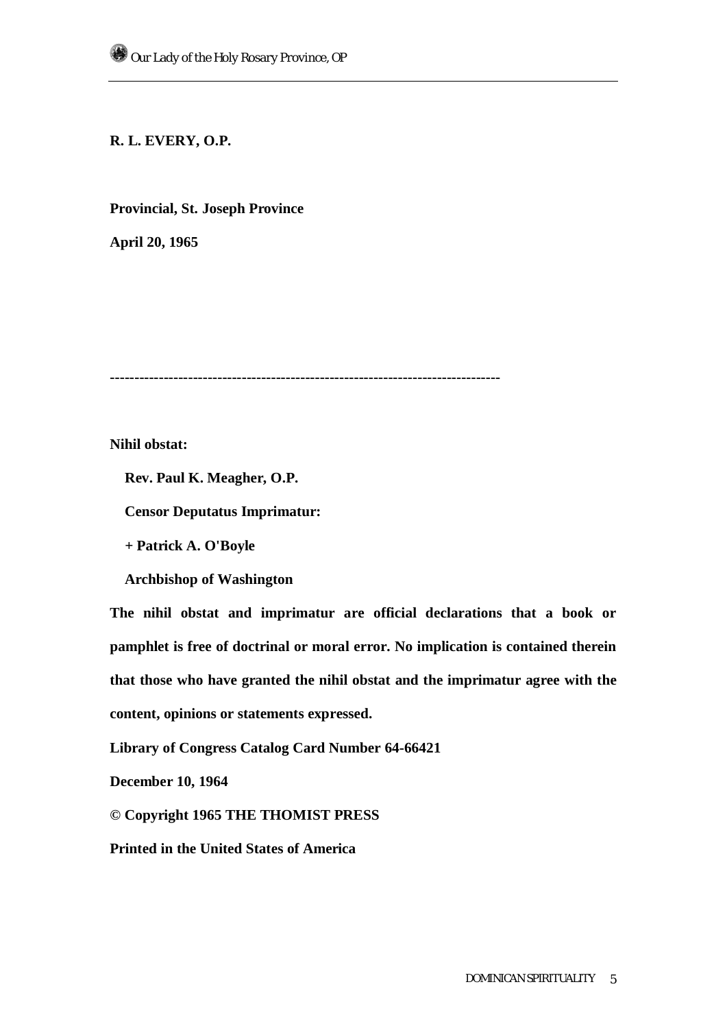**R. L. EVERY, O.P.**

**Provincial, St. Joseph Province**

**April 20, 1965**

---

**Nihil obstat:**

**Rev. Paul K. Meagher, O.P.**

**Censor Deputatus Imprimatur:**

**+ Patrick A. O'Boyle**

**Archbishop of Washington**

**The nihil obstat and imprimatur are official declarations that a book or pamphlet is free of doctrinal or moral error. No implication is contained therein that those who have granted the nihil obstat and the imprimatur agree with the content, opinions or statements expressed.**

**Library of Congress Catalog Card Number 64-66421**

**December 10, 1964**

**© Copyright 1965 THE THOMIST PRESS**

**Printed in the United States of America**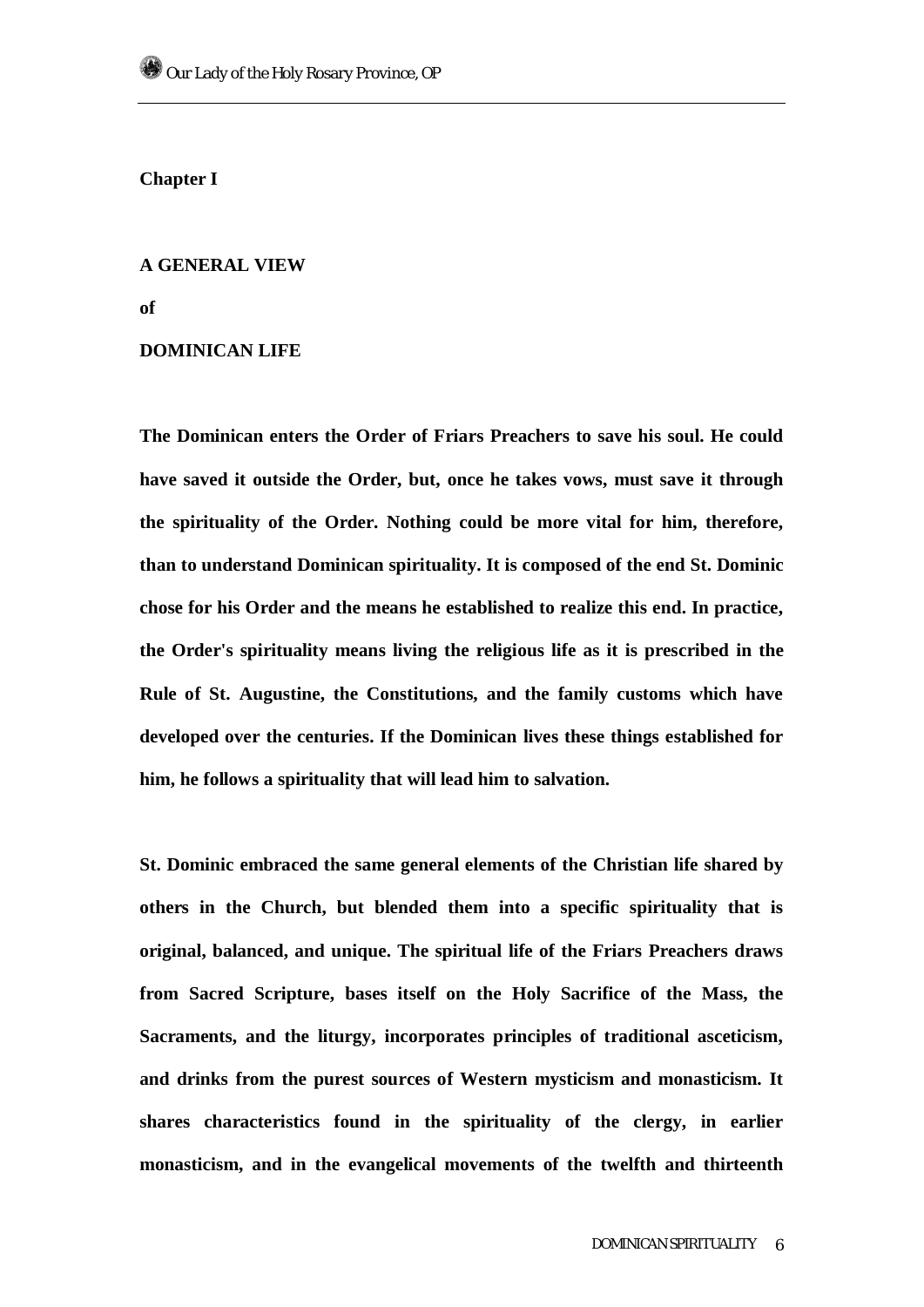## Chapter I

## A GENERAL VIEW
## of
## DOMINICAN LIFE

**The Dominican enters the Order of Friars Preachers to save his soul. He could have saved it outside the Order, but, once he takes vows, must save it through the spirituality of the Order. Nothing could be more vital for him, therefore, than to understand Dominican spirituality. It is composed of the end St. Dominic chose for his Order and the means he established to realize this end. In practice, the Order's spirituality means living the religious life as it is prescribed in the Rule of St. Augustine, the Constitutions, and the family customs which have developed over the centuries. If the Dominican lives these things established for him, he follows a spirituality that will lead him to salvation.**

**St. Dominic embraced the same general elements of the Christian life shared by others in the Church, but blended them into a specific spirituality that is original, balanced, and unique. The spiritual life of the Friars Preachers draws from Sacred Scripture, bases itself on the Holy Sacrifice of the Mass, the Sacraments, and the liturgy, incorporates principles of traditional asceticism, and drinks from the purest sources of Western mysticism and monasticism. It shares characteristics found in the spirituality of the clergy, in earlier monasticism, and in the evangelical movements of the twelfth and thirteenth**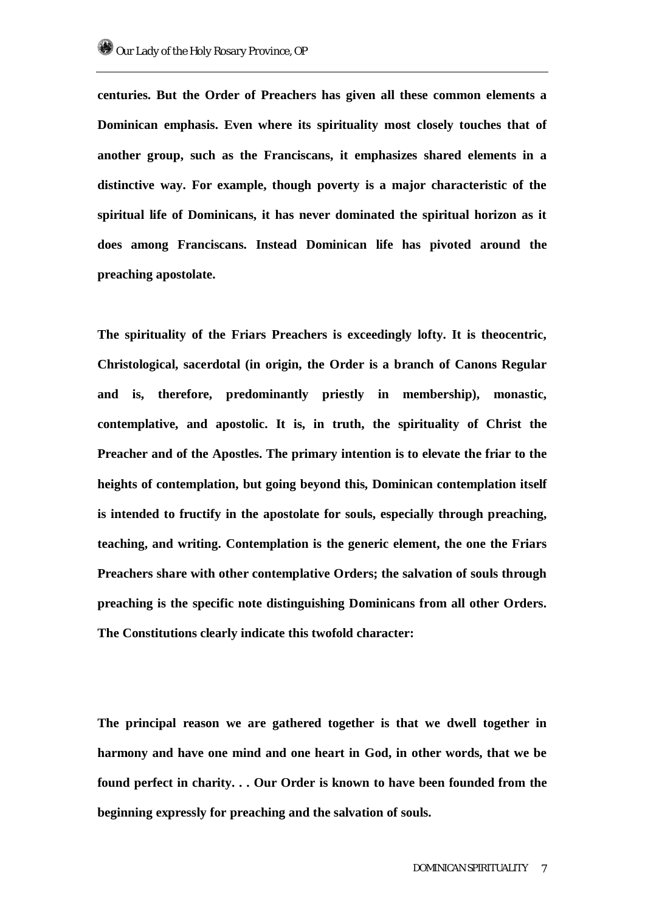**centuries. But the Order of Preachers has given all these common elements a Dominican emphasis. Even where its spirituality most closely touches that of another group, such as the Franciscans, it emphasizes shared elements in a distinctive way. For example, though poverty is a major characteristic of the spiritual life of Dominicans, it has never dominated the spiritual horizon as it does among Franciscans. Instead Dominican life has pivoted around the preaching apostolate.**

**The spirituality of the Friars Preachers is exceedingly lofty. It is theocentric, Christological, sacerdotal (in origin, the Order is a branch of Canons Regular and is, therefore, predominantly priestly in membership), monastic, contemplative, and apostolic. It is, in truth, the spirituality of Christ the Preacher and of the Apostles. The primary intention is to elevate the friar to the heights of contemplation, but going beyond this, Dominican contemplation itself is intended to fructify in the apostolate for souls, especially through preaching, teaching, and writing. Contemplation is the generic element, the one the Friars Preachers share with other contemplative Orders; the salvation of souls through preaching is the specific note distinguishing Dominicans from all other Orders. The Constitutions clearly indicate this twofold character:**

**The principal reason we are gathered together is that we dwell together in harmony and have one mind and one heart in God, in other words, that we be found perfect in charity. . . Our Order is known to have been founded from the beginning expressly for preaching and the salvation of souls.**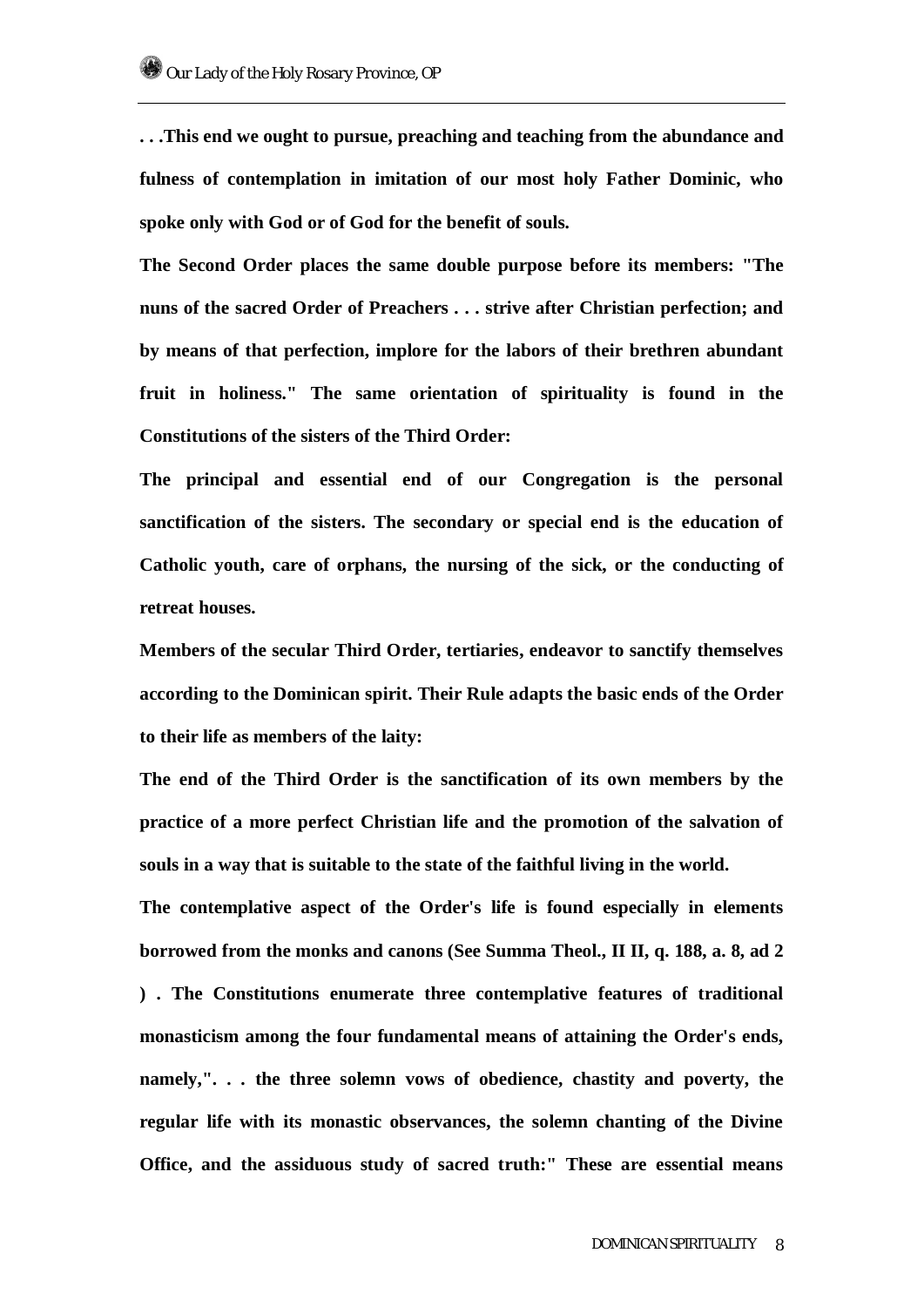**. . .This end we ought to pursue, preaching and teaching from the abundance and fulness of contemplation in imitation of our most holy Father Dominic, who spoke only with God or of God for the benefit of souls.**

**The Second Order places the same double purpose before its members: "The nuns of the sacred Order of Preachers . . . strive after Christian perfection; and by means of that perfection, implore for the labors of their brethren abundant fruit in holiness." The same orientation of spirituality is found in the Constitutions of the sisters of the Third Order:**

**The principal and essential end of our Congregation is the personal sanctification of the sisters. The secondary or special end is the education of Catholic youth, care of orphans, the nursing of the sick, or the conducting of retreat houses.**

**Members of the secular Third Order, tertiaries, endeavor to sanctify themselves according to the Dominican spirit. Their Rule adapts the basic ends of the Order to their life as members of the laity:**

**The end of the Third Order is the sanctification of its own members by the practice of a more perfect Christian life and the promotion of the salvation of souls in a way that is suitable to the state of the faithful living in the world.**

**The contemplative aspect of the Order's life is found especially in elements borrowed from the monks and canons (See Summa Theol., II II, q. 188, a. 8, ad 2 ) . The Constitutions enumerate three contemplative features of traditional monasticism among the four fundamental means of attaining the Order's ends, namely,". . . the three solemn vows of obedience, chastity and poverty, the regular life with its monastic observances, the solemn chanting of the Divine Office, and the assiduous study of sacred truth:" These are essential means**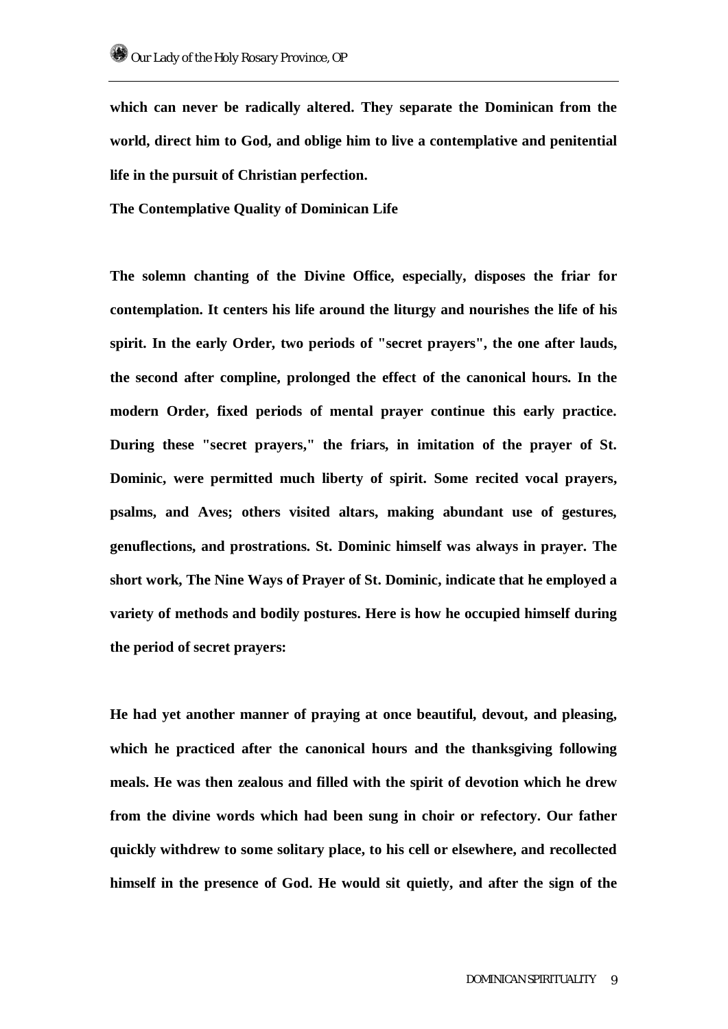which can never be radically altered. They separate the Dominican from the world, direct him to God, and oblige him to live a contemplative and penitential life in the pursuit of Christian perfection.

**The Contemplative Quality of Dominican Life**

The solemn chanting of the Divine Office, especially, disposes the friar for contemplation. It centers his life around the liturgy and nourishes the life of his spirit. In the early Order, two periods of "secret prayers", the one after lauds, the second after compline, prolonged the effect of the canonical hours. In the modern Order, fixed periods of mental prayer continue this early practice. During these "secret prayers," the friars, in imitation of the prayer of St. Dominic, were permitted much liberty of spirit. Some recited vocal prayers, psalms, and Aves; others visited altars, making abundant use of gestures, genuflections, and prostrations. St. Dominic himself was always in prayer. The short work, The Nine Ways of Prayer of St. Dominic, indicate that he employed a variety of methods and bodily postures. Here is how he occupied himself during the period of secret prayers:

He had yet another manner of praying at once beautiful, devout, and pleasing, which he practiced after the canonical hours and the thanksgiving following meals. He was then zealous and filled with the spirit of devotion which he drew from the divine words which had been sung in choir or refectory. Our father quickly withdrew to some solitary place, to his cell or elsewhere, and recollected himself in the presence of God. He would sit quietly, and after the sign of the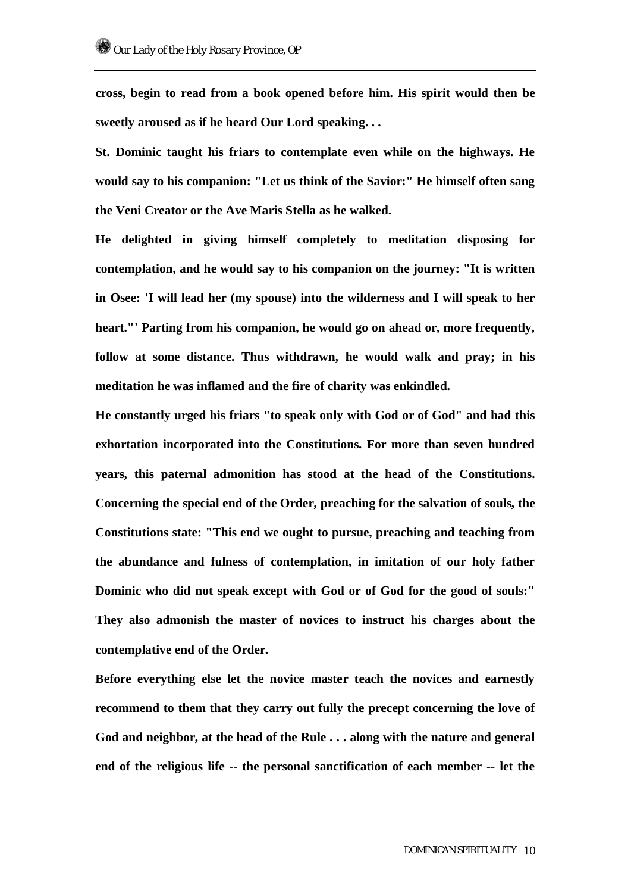**cross, begin to read from a book opened before him. His spirit would then be sweetly aroused as if he heard Our Lord speaking. . .**

**St. Dominic taught his friars to contemplate even while on the highways. He would say to his companion: "Let us think of the Savior:" He himself often sang the Veni Creator or the Ave Maris Stella as he walked.**

**He delighted in giving himself completely to meditation disposing for contemplation, and he would say to his companion on the journey: "It is written in Osee: 'I will lead her (my spouse) into the wilderness and I will speak to her heart."' Parting from his companion, he would go on ahead or, more frequently, follow at some distance. Thus withdrawn, he would walk and pray; in his meditation he was inflamed and the fire of charity was enkindled.**

**He constantly urged his friars "to speak only with God or of God" and had this exhortation incorporated into the Constitutions. For more than seven hundred years, this paternal admonition has stood at the head of the Constitutions. Concerning the special end of the Order, preaching for the salvation of souls, the Constitutions state: "This end we ought to pursue, preaching and teaching from the abundance and fulness of contemplation, in imitation of our holy father Dominic who did not speak except with God or of God for the good of souls:" They also admonish the master of novices to instruct his charges about the contemplative end of the Order.**

**Before everything else let the novice master teach the novices and earnestly recommend to them that they carry out fully the precept concerning the love of God and neighbor, at the head of the Rule . . . along with the nature and general end of the religious life -- the personal sanctification of each member -- let the**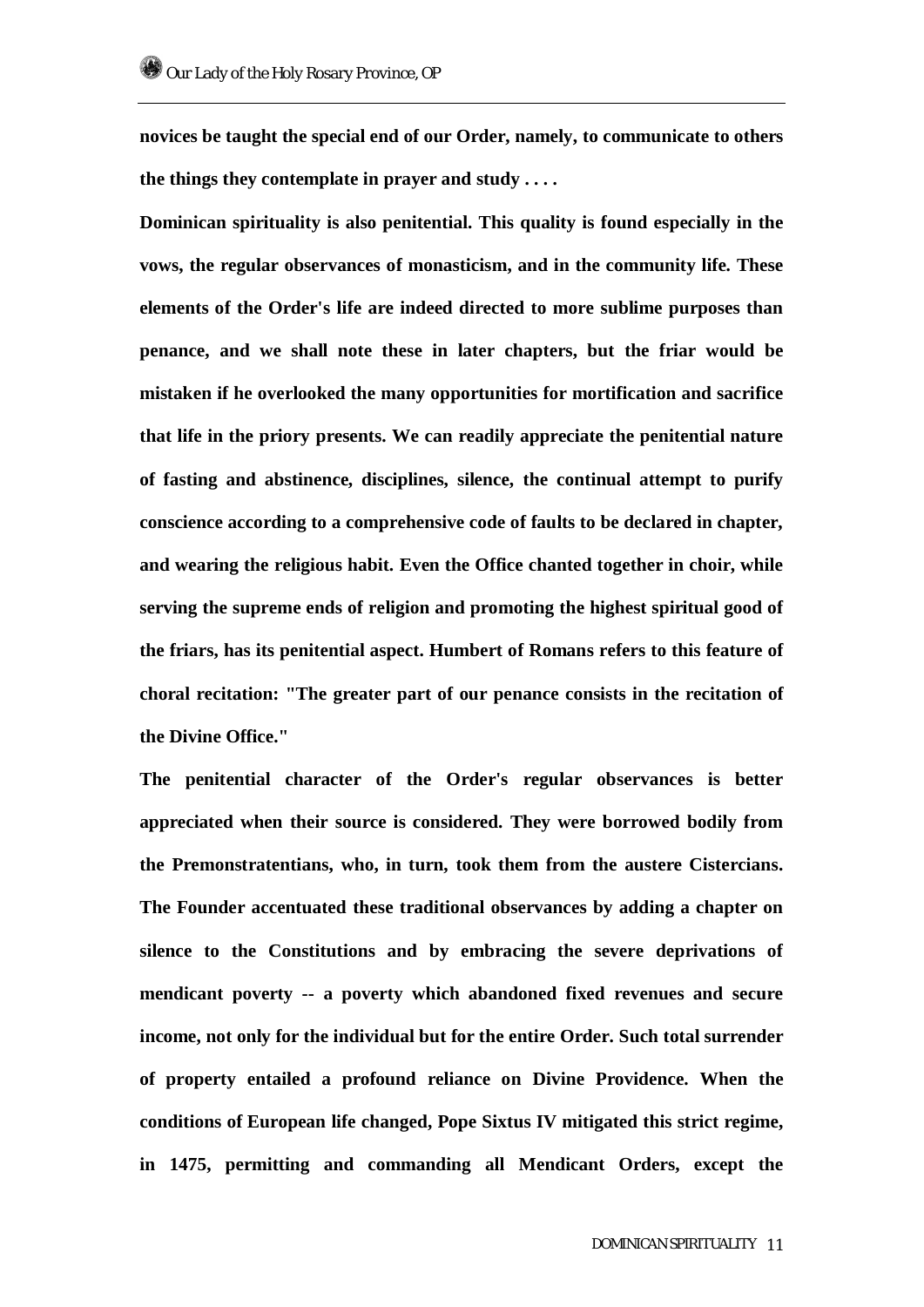**novices be taught the special end of our Order, namely, to communicate to others the things they contemplate in prayer and study . . . .**

**Dominican spirituality is also penitential. This quality is found especially in the vows, the regular observances of monasticism, and in the community life. These elements of the Order's life are indeed directed to more sublime purposes than penance, and we shall note these in later chapters, but the friar would be mistaken if he overlooked the many opportunities for mortification and sacrifice that life in the priory presents. We can readily appreciate the penitential nature of fasting and abstinence, disciplines, silence, the continual attempt to purify conscience according to a comprehensive code of faults to be declared in chapter, and wearing the religious habit. Even the Office chanted together in choir, while serving the supreme ends of religion and promoting the highest spiritual good of the friars, has its penitential aspect. Humbert of Romans refers to this feature of choral recitation: "The greater part of our penance consists in the recitation of the Divine Office."**

**The penitential character of the Order's regular observances is better appreciated when their source is considered. They were borrowed bodily from the Premonstratentians, who, in turn, took them from the austere Cistercians. The Founder accentuated these traditional observances by adding a chapter on silence to the Constitutions and by embracing the severe deprivations of mendicant poverty -- a poverty which abandoned fixed revenues and secure income, not only for the individual but for the entire Order. Such total surrender of property entailed a profound reliance on Divine Providence. When the conditions of European life changed, Pope Sixtus IV mitigated this strict regime, in 1475, permitting and commanding all Mendicant Orders, except the**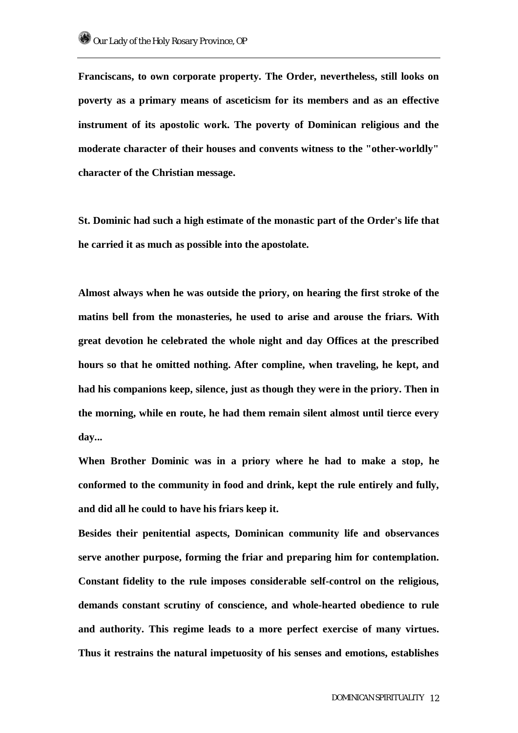**Franciscans, to own corporate property. The Order, nevertheless, still looks on poverty as a primary means of asceticism for its members and as an effective instrument of its apostolic work. The poverty of Dominican religious and the moderate character of their houses and convents witness to the "other-worldly" character of the Christian message.**

**St. Dominic had such a high estimate of the monastic part of the Order's life that he carried it as much as possible into the apostolate.**

**Almost always when he was outside the priory, on hearing the first stroke of the matins bell from the monasteries, he used to arise and arouse the friars. With great devotion he celebrated the whole night and day Offices at the prescribed hours so that he omitted nothing. After compline, when traveling, he kept, and had his companions keep, silence, just as though they were in the priory. Then in the morning, while en route, he had them remain silent almost until tierce every day...**

**When Brother Dominic was in a priory where he had to make a stop, he conformed to the community in food and drink, kept the rule entirely and fully, and did all he could to have his friars keep it.**

**Besides their penitential aspects, Dominican community life and observances serve another purpose, forming the friar and preparing him for contemplation. Constant fidelity to the rule imposes considerable self-control on the religious, demands constant scrutiny of conscience, and whole-hearted obedience to rule and authority. This regime leads to a more perfect exercise of many virtues. Thus it restrains the natural impetuosity of his senses and emotions, establishes**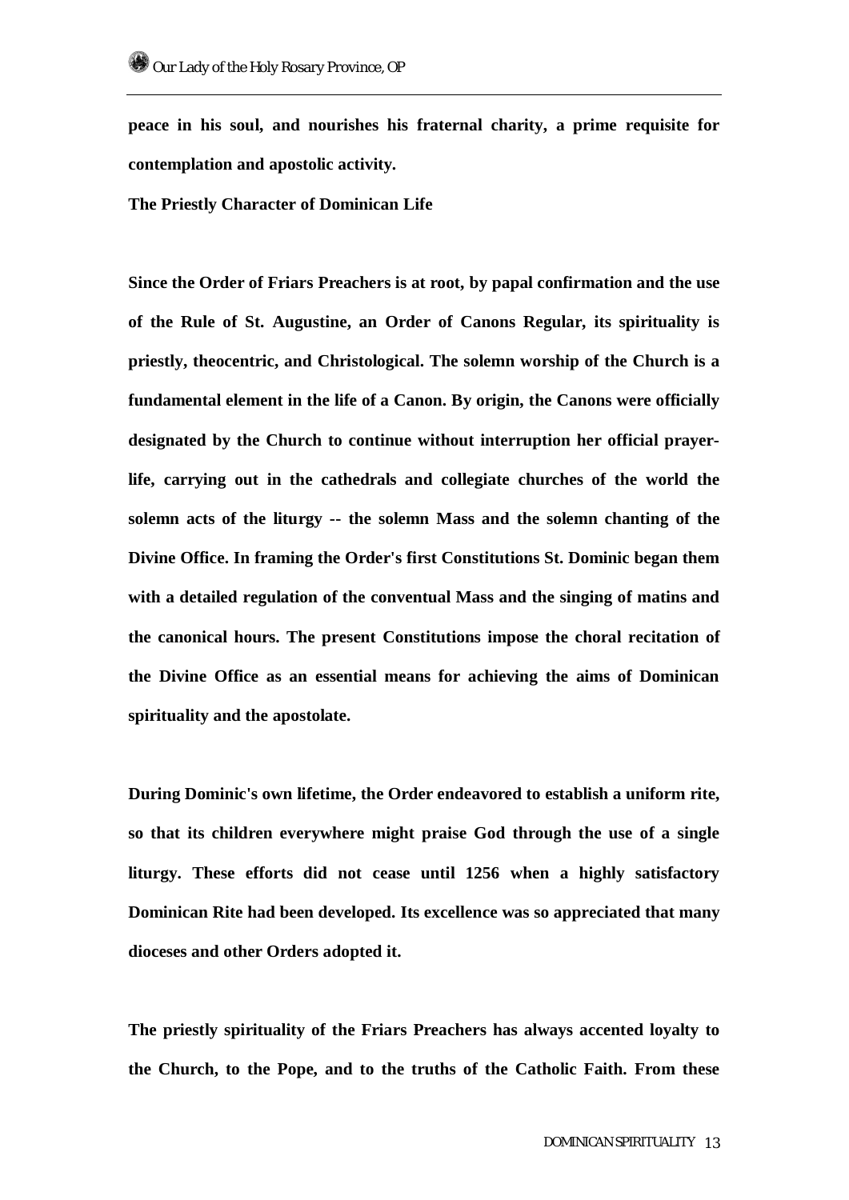**peace in his soul, and nourishes his fraternal charity, a prime requisite for contemplation and apostolic activity.**

**The Priestly Character of Dominican Life**

**Since the Order of Friars Preachers is at root, by papal confirmation and the use of the Rule of St. Augustine, an Order of Canons Regular, its spirituality is priestly, theocentric, and Christological. The solemn worship of the Church is a fundamental element in the life of a Canon. By origin, the Canons were officially designated by the Church to continue without interruption her official prayer-life, carrying out in the cathedrals and collegiate churches of the world the solemn acts of the liturgy -- the solemn Mass and the solemn chanting of the Divine Office. In framing the Order's first Constitutions St. Dominic began them with a detailed regulation of the conventual Mass and the singing of matins and the canonical hours. The present Constitutions impose the choral recitation of the Divine Office as an essential means for achieving the aims of Dominican spirituality and the apostolate.**

**During Dominic's own lifetime, the Order endeavored to establish a uniform rite, so that its children everywhere might praise God through the use of a single liturgy. These efforts did not cease until 1256 when a highly satisfactory Dominican Rite had been developed. Its excellence was so appreciated that many dioceses and other Orders adopted it.**

**The priestly spirituality of the Friars Preachers has always accented loyalty to the Church, to the Pope, and to the truths of the Catholic Faith. From these**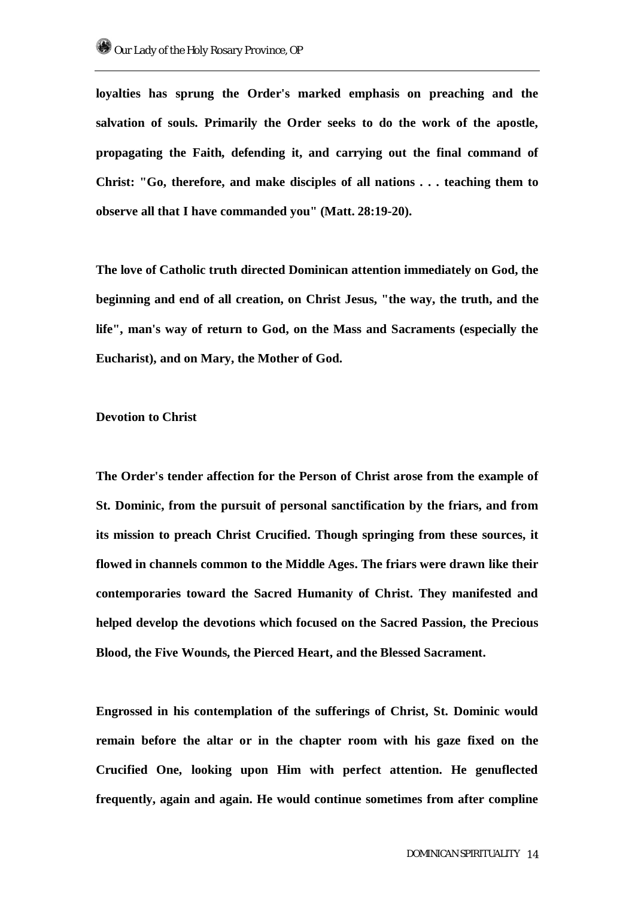loyalties has sprung the Order's marked emphasis on preaching and the salvation of souls. Primarily the Order seeks to do the work of the apostle, propagating the Faith, defending it, and carrying out the final command of Christ: "Go, therefore, and make disciples of all nations . . . teaching them to observe all that I have commanded you" (Matt. 28:19-20).

The love of Catholic truth directed Dominican attention immediately on God, the beginning and end of all creation, on Christ Jesus, "the way, the truth, and the life", man's way of return to God, on the Mass and Sacraments (especially the Eucharist), and on Mary, the Mother of God.

## Devotion to Christ

The Order's tender affection for the Person of Christ arose from the example of St. Dominic, from the pursuit of personal sanctification by the friars, and from its mission to preach Christ Crucified. Though springing from these sources, it flowed in channels common to the Middle Ages. The friars were drawn like their contemporaries toward the Sacred Humanity of Christ. They manifested and helped develop the devotions which focused on the Sacred Passion, the Precious Blood, the Five Wounds, the Pierced Heart, and the Blessed Sacrament.

Engrossed in his contemplation of the sufferings of Christ, St. Dominic would remain before the altar or in the chapter room with his gaze fixed on the Crucified One, looking upon Him with perfect attention. He genuflected frequently, again and again. He would continue sometimes from after compline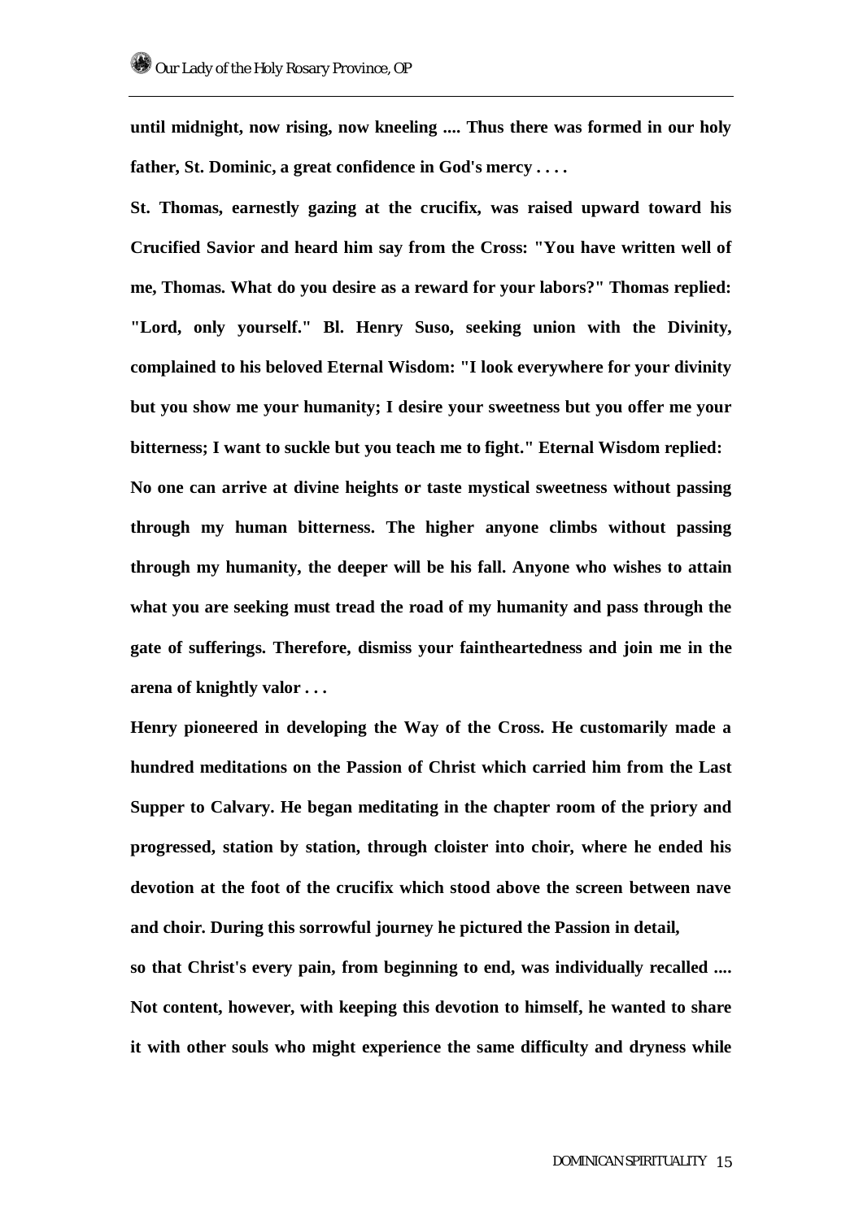**until midnight, now rising, now kneeling .... Thus there was formed in our holy father, St. Dominic, a great confidence in God's mercy . . . .**

**St. Thomas, earnestly gazing at the crucifix, was raised upward toward his Crucified Savior and heard him say from the Cross: "You have written well of me, Thomas. What do you desire as a reward for your labors?" Thomas replied: "Lord, only yourself." Bl. Henry Suso, seeking union with the Divinity, complained to his beloved Eternal Wisdom: "I look everywhere for your divinity but you show me your humanity; I desire your sweetness but you offer me your bitterness; I want to suckle but you teach me to fight." Eternal Wisdom replied:**

**No one can arrive at divine heights or taste mystical sweetness without passing through my human bitterness. The higher anyone climbs without passing through my humanity, the deeper will be his fall. Anyone who wishes to attain what you are seeking must tread the road of my humanity and pass through the gate of sufferings. Therefore, dismiss your faintheartedness and join me in the arena of knightly valor . . .**

**Henry pioneered in developing the Way of the Cross. He customarily made a hundred meditations on the Passion of Christ which carried him from the Last Supper to Calvary. He began meditating in the chapter room of the priory and progressed, station by station, through cloister into choir, where he ended his devotion at the foot of the crucifix which stood above the screen between nave and choir. During this sorrowful journey he pictured the Passion in detail,**

**so that Christ's every pain, from beginning to end, was individually recalled .... Not content, however, with keeping this devotion to himself, he wanted to share it with other souls who might experience the same difficulty and dryness while**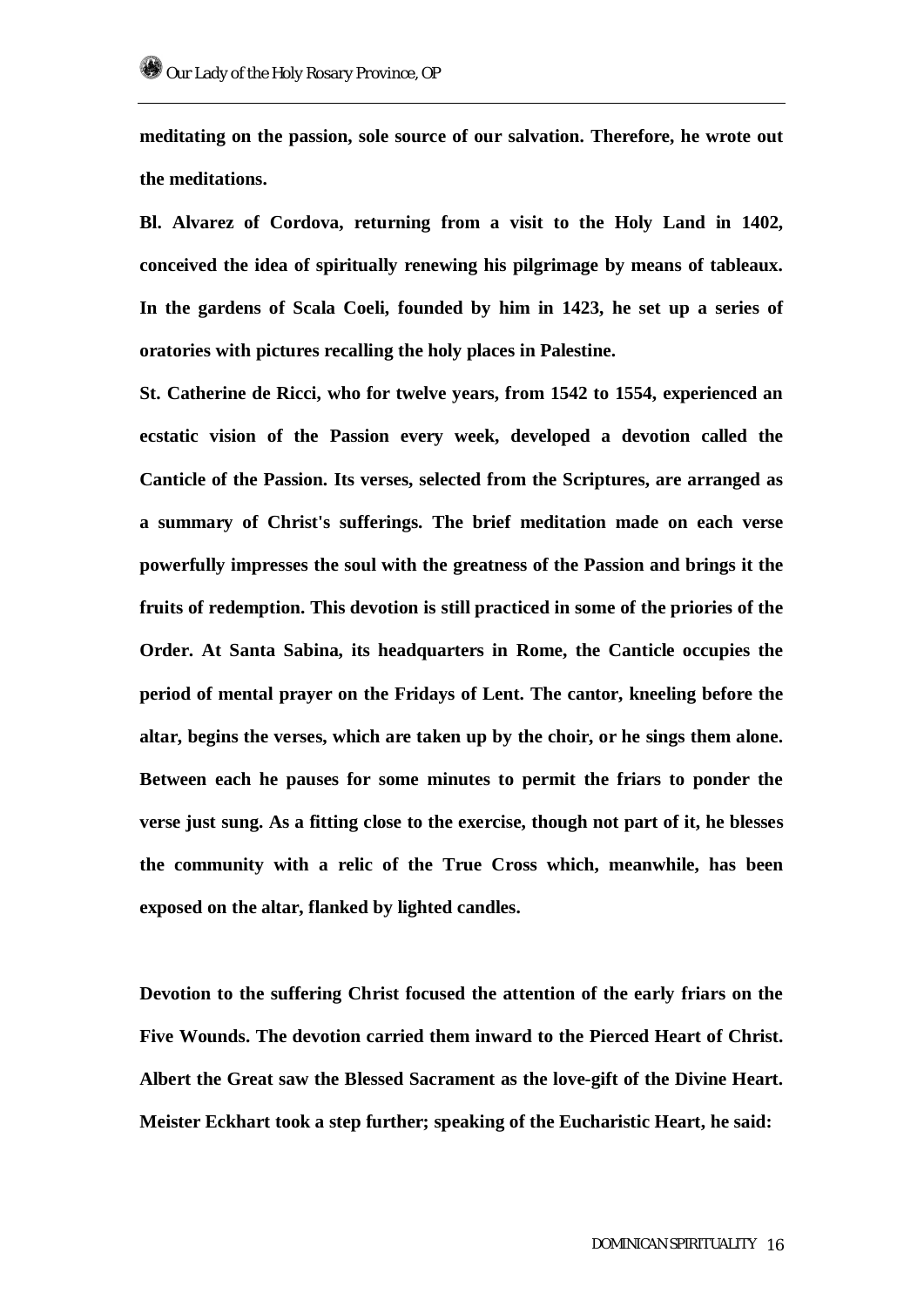**meditating on the passion, sole source of our salvation. Therefore, he wrote out the meditations.**

**Bl. Alvarez of Cordova, returning from a visit to the Holy Land in 1402, conceived the idea of spiritually renewing his pilgrimage by means of tableaux. In the gardens of Scala Coeli, founded by him in 1423, he set up a series of oratories with pictures recalling the holy places in Palestine.**

**St. Catherine de Ricci, who for twelve years, from 1542 to 1554, experienced an ecstatic vision of the Passion every week, developed a devotion called the Canticle of the Passion. Its verses, selected from the Scriptures, are arranged as a summary of Christ's sufferings. The brief meditation made on each verse powerfully impresses the soul with the greatness of the Passion and brings it the fruits of redemption. This devotion is still practiced in some of the priories of the Order. At Santa Sabina, its headquarters in Rome, the Canticle occupies the period of mental prayer on the Fridays of Lent. The cantor, kneeling before the altar, begins the verses, which are taken up by the choir, or he sings them alone. Between each he pauses for some minutes to permit the friars to ponder the verse just sung. As a fitting close to the exercise, though not part of it, he blesses the community with a relic of the True Cross which, meanwhile, has been exposed on the altar, flanked by lighted candles.**

**Devotion to the suffering Christ focused the attention of the early friars on the Five Wounds. The devotion carried them inward to the Pierced Heart of Christ. Albert the Great saw the Blessed Sacrament as the love-gift of the Divine Heart. Meister Eckhart took a step further; speaking of the Eucharistic Heart, he said:**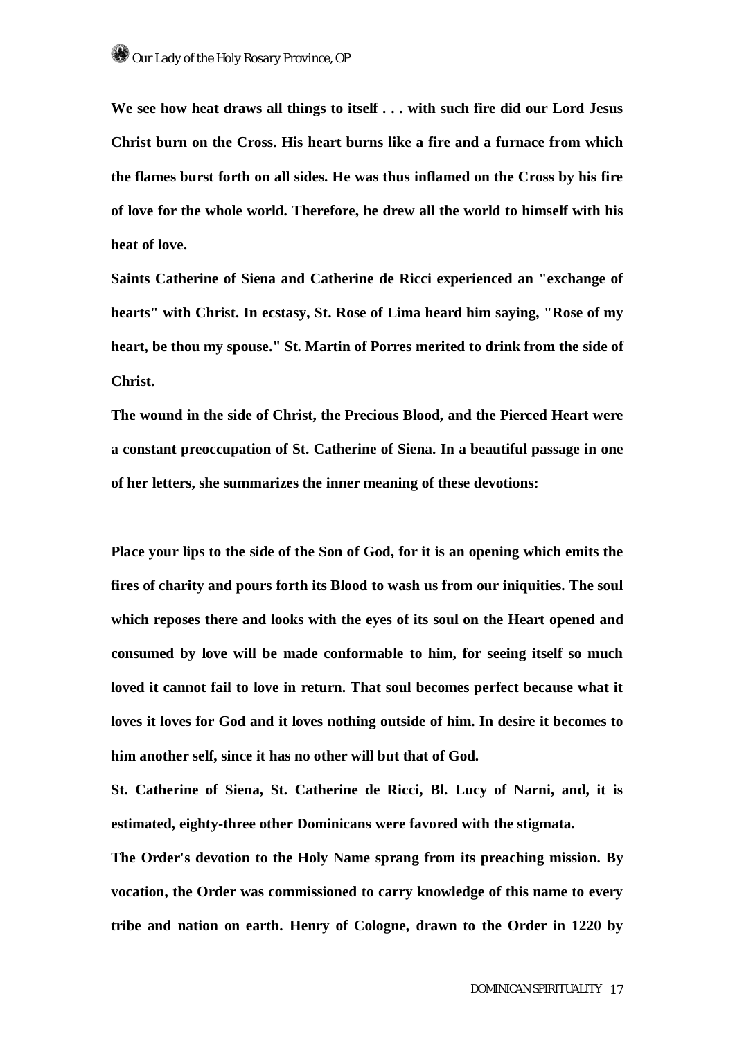**We see how heat draws all things to itself . . . with such fire did our Lord Jesus Christ burn on the Cross. His heart burns like a fire and a furnace from which the flames burst forth on all sides. He was thus inflamed on the Cross by his fire of love for the whole world. Therefore, he drew all the world to himself with his heat of love.**

**Saints Catherine of Siena and Catherine de Ricci experienced an "exchange of hearts" with Christ. In ecstasy, St. Rose of Lima heard him saying, "Rose of my heart, be thou my spouse." St. Martin of Porres merited to drink from the side of Christ.**

**The wound in the side of Christ, the Precious Blood, and the Pierced Heart were a constant preoccupation of St. Catherine of Siena. In a beautiful passage in one of her letters, she summarizes the inner meaning of these devotions:**

**Place your lips to the side of the Son of God, for it is an opening which emits the fires of charity and pours forth its Blood to wash us from our iniquities. The soul which reposes there and looks with the eyes of its soul on the Heart opened and consumed by love will be made conformable to him, for seeing itself so much loved it cannot fail to love in return. That soul becomes perfect because what it loves it loves for God and it loves nothing outside of him. In desire it becomes to him another self, since it has no other will but that of God.**

**St. Catherine of Siena, St. Catherine de Ricci, Bl. Lucy of Narni, and, it is estimated, eighty-three other Dominicans were favored with the stigmata.**

**The Order's devotion to the Holy Name sprang from its preaching mission. By vocation, the Order was commissioned to carry knowledge of this name to every tribe and nation on earth. Henry of Cologne, drawn to the Order in 1220 by**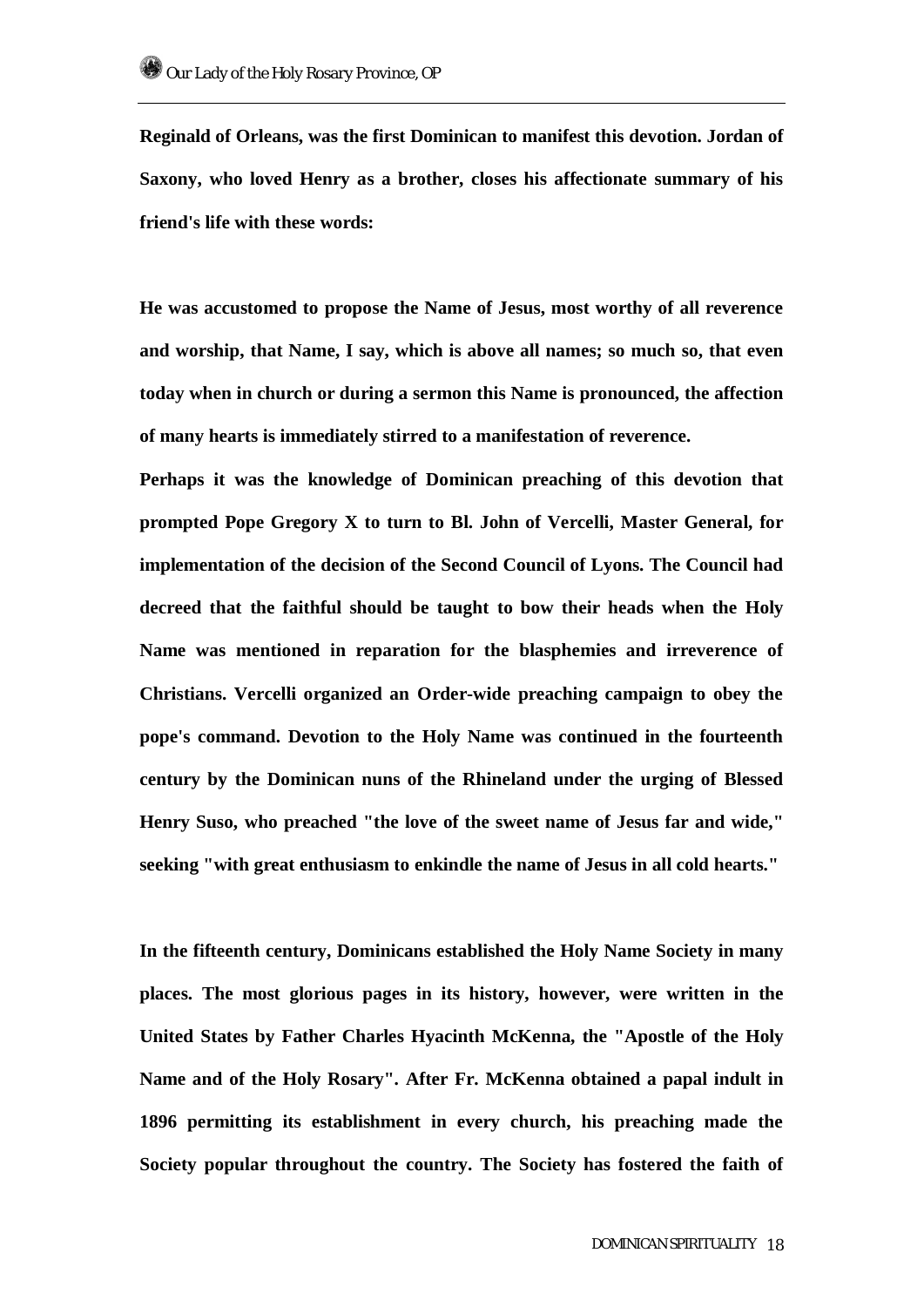**Reginald of Orleans, was the first Dominican to manifest this devotion. Jordan of Saxony, who loved Henry as a brother, closes his affectionate summary of his friend's life with these words:**

**He was accustomed to propose the Name of Jesus, most worthy of all reverence and worship, that Name, I say, which is above all names; so much so, that even today when in church or during a sermon this Name is pronounced, the affection of many hearts is immediately stirred to a manifestation of reverence.**

**Perhaps it was the knowledge of Dominican preaching of this devotion that prompted Pope Gregory X to turn to Bl. John of Vercelli, Master General, for implementation of the decision of the Second Council of Lyons. The Council had decreed that the faithful should be taught to bow their heads when the Holy Name was mentioned in reparation for the blasphemies and irreverence of Christians. Vercelli organized an Order-wide preaching campaign to obey the pope's command. Devotion to the Holy Name was continued in the fourteenth century by the Dominican nuns of the Rhineland under the urging of Blessed Henry Suso, who preached "the love of the sweet name of Jesus far and wide," seeking "with great enthusiasm to enkindle the name of Jesus in all cold hearts."**

**In the fifteenth century, Dominicans established the Holy Name Society in many places. The most glorious pages in its history, however, were written in the United States by Father Charles Hyacinth McKenna, the "Apostle of the Holy Name and of the Holy Rosary". After Fr. McKenna obtained a papal indult in 1896 permitting its establishment in every church, his preaching made the Society popular throughout the country. The Society has fostered the faith of**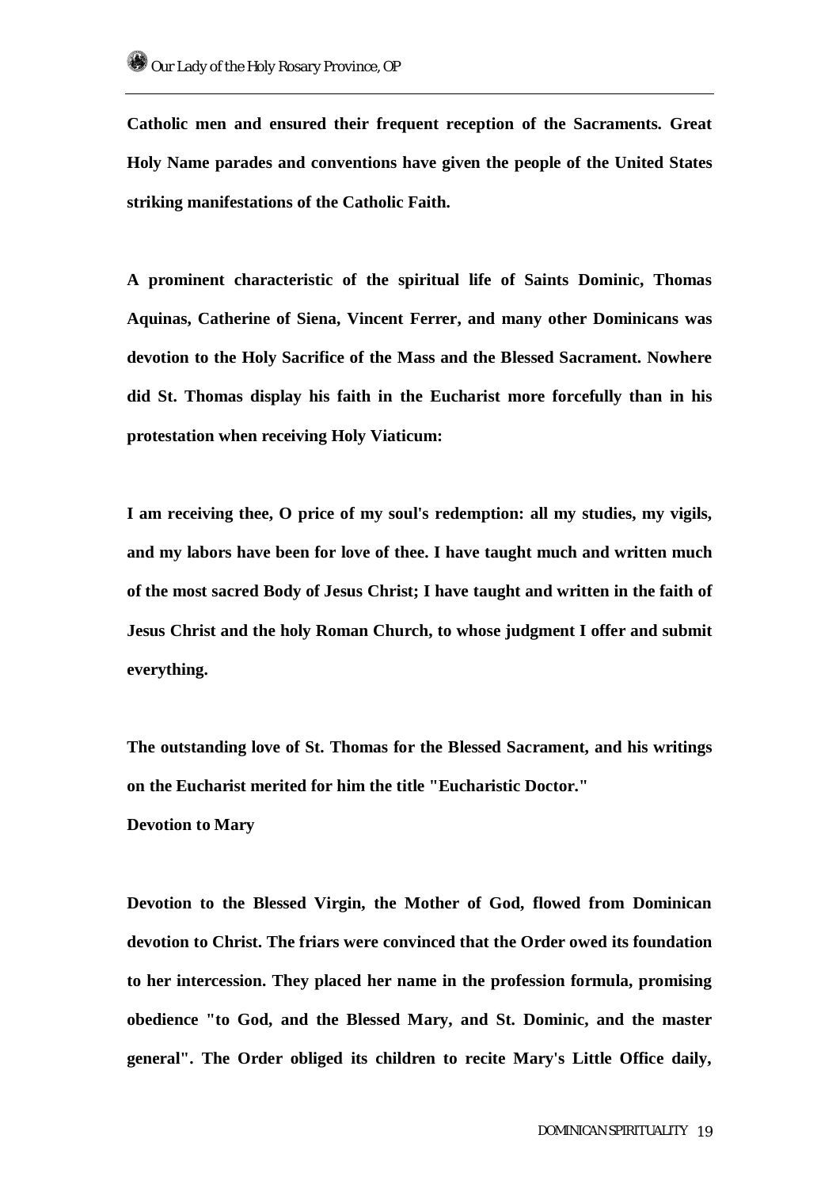**Catholic men and ensured their frequent reception of the Sacraments. Great Holy Name parades and conventions have given the people of the United States striking manifestations of the Catholic Faith.**

**A prominent characteristic of the spiritual life of Saints Dominic, Thomas Aquinas, Catherine of Siena, Vincent Ferrer, and many other Dominicans was devotion to the Holy Sacrifice of the Mass and the Blessed Sacrament. Nowhere did St. Thomas display his faith in the Eucharist more forcefully than in his protestation when receiving Holy Viaticum:**

**I am receiving thee, O price of my soul's redemption: all my studies, my vigils, and my labors have been for love of thee. I have taught much and written much of the most sacred Body of Jesus Christ; I have taught and written in the faith of Jesus Christ and the holy Roman Church, to whose judgment I offer and submit everything.**

**The outstanding love of St. Thomas for the Blessed Sacrament, and his writings on the Eucharist merited for him the title "Eucharistic Doctor."**

**Devotion to Mary**

**Devotion to the Blessed Virgin, the Mother of God, flowed from Dominican devotion to Christ. The friars were convinced that the Order owed its foundation to her intercession. They placed her name in the profession formula, promising obedience "to God, and the Blessed Mary, and St. Dominic, and the master general". The Order obliged its children to recite Mary's Little Office daily,**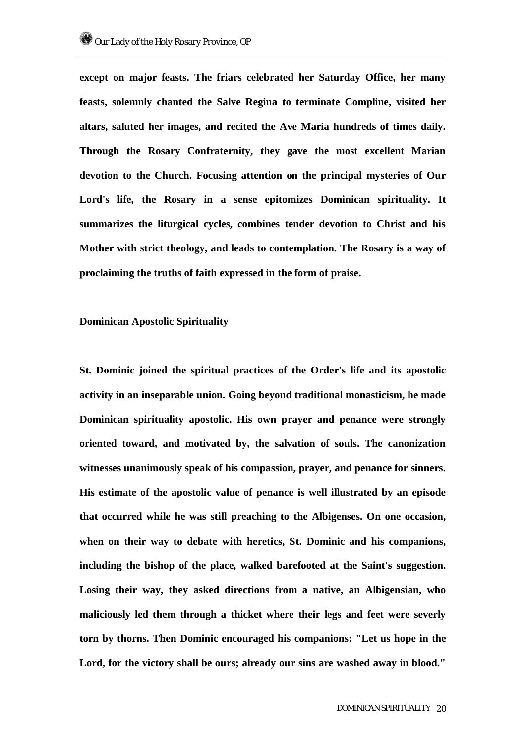**except on major feasts. The friars celebrated her Saturday Office, her many feasts, solemnly chanted the Salve Regina to terminate Compline, visited her altars, saluted her images, and recited the Ave Maria hundreds of times daily. Through the Rosary Confraternity, they gave the most excellent Marian devotion to the Church. Focusing attention on the principal mysteries of Our Lord's life, the Rosary in a sense epitomizes Dominican spirituality. It summarizes the liturgical cycles, combines tender devotion to Christ and his Mother with strict theology, and leads to contemplation. The Rosary is a way of proclaiming the truths of faith expressed in the form of praise.**

## Dominican Apostolic Spirituality

**St. Dominic joined the spiritual practices of the Order's life and its apostolic activity in an inseparable union. Going beyond traditional monasticism, he made Dominican spirituality apostolic. His own prayer and penance were strongly oriented toward, and motivated by, the salvation of souls. The canonization witnesses unanimously speak of his compassion, prayer, and penance for sinners. His estimate of the apostolic value of penance is well illustrated by an episode that occurred while he was still preaching to the Albigenses. On one occasion, when on their way to debate with heretics, St. Dominic and his companions, including the bishop of the place, walked barefooted at the Saint's suggestion. Losing their way, they asked directions from a native, an Albigensian, who maliciously led them through a thicket where their legs and feet were severly torn by thorns. Then Dominic encouraged his companions: "Let us hope in the Lord, for the victory shall be ours; already our sins are washed away in blood."**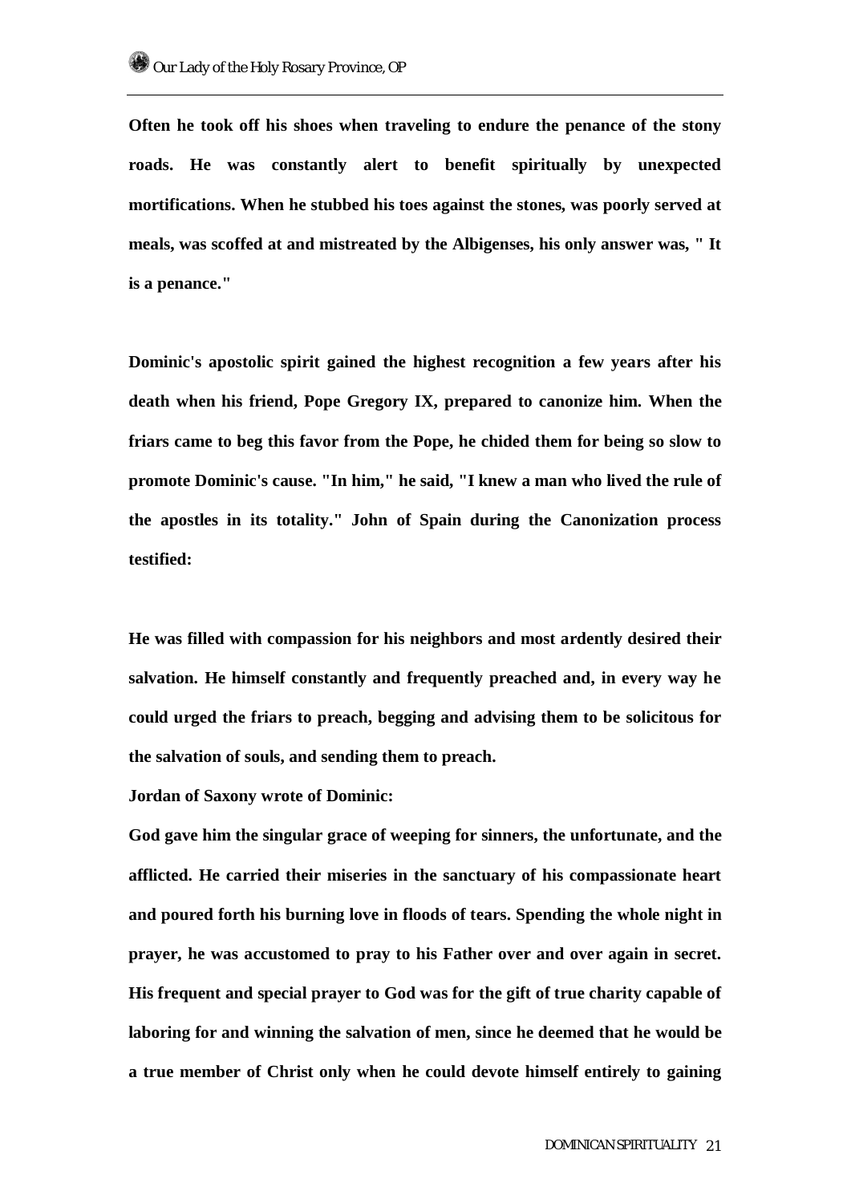**Often he took off his shoes when traveling to endure the penance of the stony roads. He was constantly alert to benefit spiritually by unexpected mortifications. When he stubbed his toes against the stones, was poorly served at meals, was scoffed at and mistreated by the Albigenses, his only answer was, " It is a penance."**

**Dominic's apostolic spirit gained the highest recognition a few years after his death when his friend, Pope Gregory IX, prepared to canonize him. When the friars came to beg this favor from the Pope, he chided them for being so slow to promote Dominic's cause. "In him," he said, "I knew a man who lived the rule of the apostles in its totality." John of Spain during the Canonization process testified:**

**He was filled with compassion for his neighbors and most ardently desired their salvation. He himself constantly and frequently preached and, in every way he could urged the friars to preach, begging and advising them to be solicitous for the salvation of souls, and sending them to preach.**

**Jordan of Saxony wrote of Dominic:**

**God gave him the singular grace of weeping for sinners, the unfortunate, and the afflicted. He carried their miseries in the sanctuary of his compassionate heart and poured forth his burning love in floods of tears. Spending the whole night in prayer, he was accustomed to pray to his Father over and over again in secret. His frequent and special prayer to God was for the gift of true charity capable of laboring for and winning the salvation of men, since he deemed that he would be a true member of Christ only when he could devote himself entirely to gaining**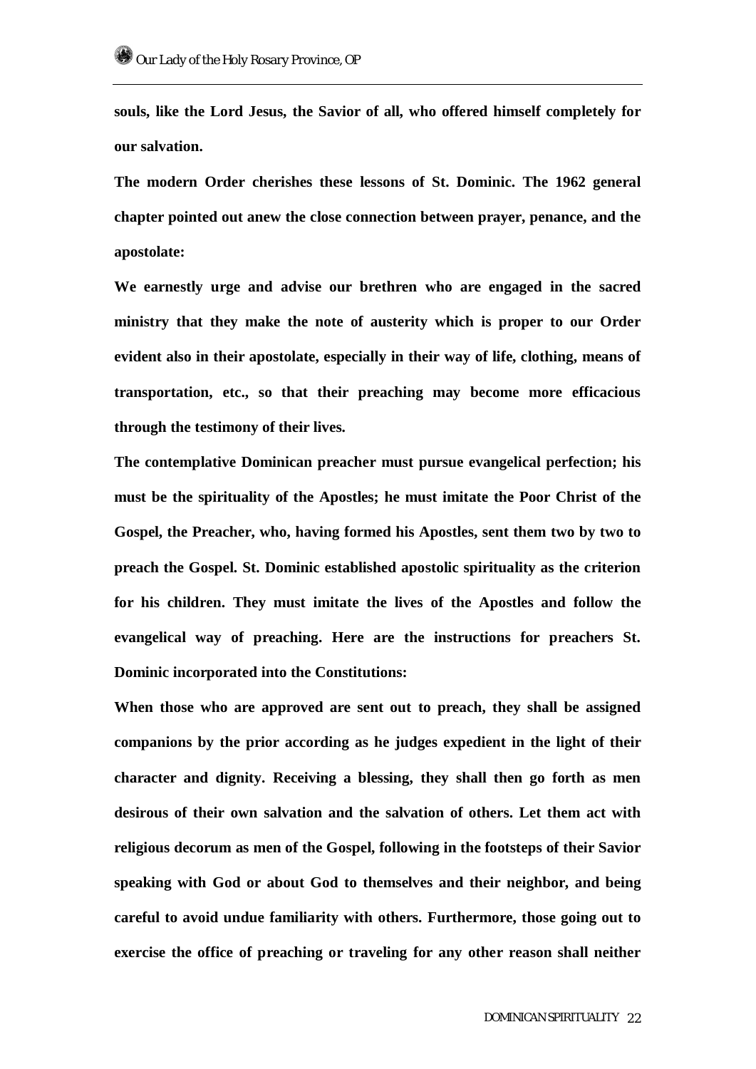**souls, like the Lord Jesus, the Savior of all, who offered himself completely for our salvation.**

**The modern Order cherishes these lessons of St. Dominic. The 1962 general chapter pointed out anew the close connection between prayer, penance, and the apostolate:**

**We earnestly urge and advise our brethren who are engaged in the sacred ministry that they make the note of austerity which is proper to our Order evident also in their apostolate, especially in their way of life, clothing, means of transportation, etc., so that their preaching may become more efficacious through the testimony of their lives.**

**The contemplative Dominican preacher must pursue evangelical perfection; his must be the spirituality of the Apostles; he must imitate the Poor Christ of the Gospel, the Preacher, who, having formed his Apostles, sent them two by two to preach the Gospel. St. Dominic established apostolic spirituality as the criterion for his children. They must imitate the lives of the Apostles and follow the evangelical way of preaching. Here are the instructions for preachers St. Dominic incorporated into the Constitutions:**

**When those who are approved are sent out to preach, they shall be assigned companions by the prior according as he judges expedient in the light of their character and dignity. Receiving a blessing, they shall then go forth as men desirous of their own salvation and the salvation of others. Let them act with religious decorum as men of the Gospel, following in the footsteps of their Savior speaking with God or about God to themselves and their neighbor, and being careful to avoid undue familiarity with others. Furthermore, those going out to exercise the office of preaching or traveling for any other reason shall neither**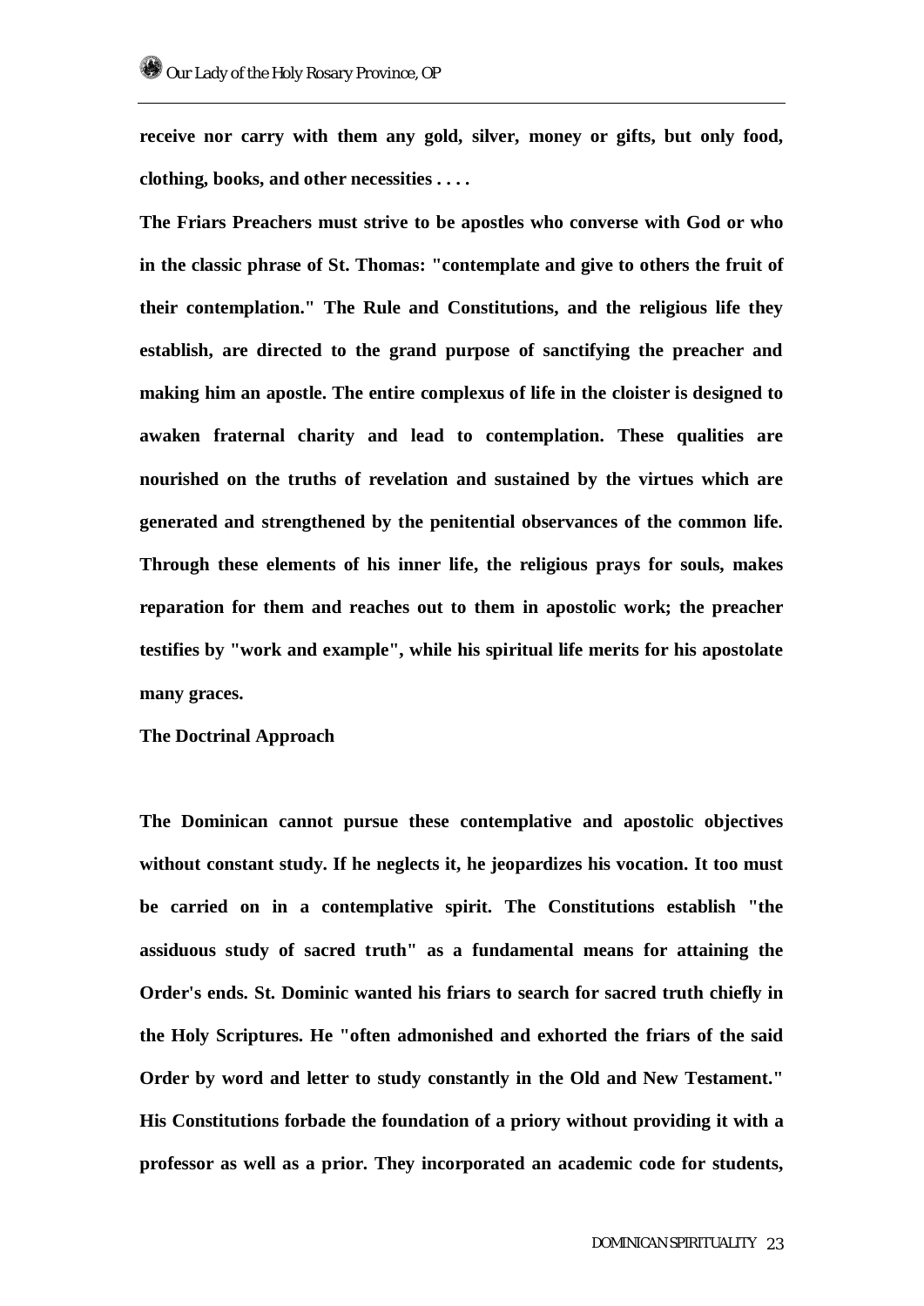**receive nor carry with them any gold, silver, money or gifts, but only food, clothing, books, and other necessities . . . .**

**The Friars Preachers must strive to be apostles who converse with God or who in the classic phrase of St. Thomas: "contemplate and give to others the fruit of their contemplation." The Rule and Constitutions, and the religious life they establish, are directed to the grand purpose of sanctifying the preacher and making him an apostle. The entire complexus of life in the cloister is designed to awaken fraternal charity and lead to contemplation. These qualities are nourished on the truths of revelation and sustained by the virtues which are generated and strengthened by the penitential observances of the common life. Through these elements of his inner life, the religious prays for souls, makes reparation for them and reaches out to them in apostolic work; the preacher testifies by "work and example", while his spiritual life merits for his apostolate many graces.**

**The Doctrinal Approach**

**The Dominican cannot pursue these contemplative and apostolic objectives without constant study. If he neglects it, he jeopardizes his vocation. It too must be carried on in a contemplative spirit. The Constitutions establish "the assiduous study of sacred truth" as a fundamental means for attaining the Order's ends. St. Dominic wanted his friars to search for sacred truth chiefly in the Holy Scriptures. He "often admonished and exhorted the friars of the said Order by word and letter to study constantly in the Old and New Testament." His Constitutions forbade the foundation of a priory without providing it with a professor as well as a prior. They incorporated an academic code for students,**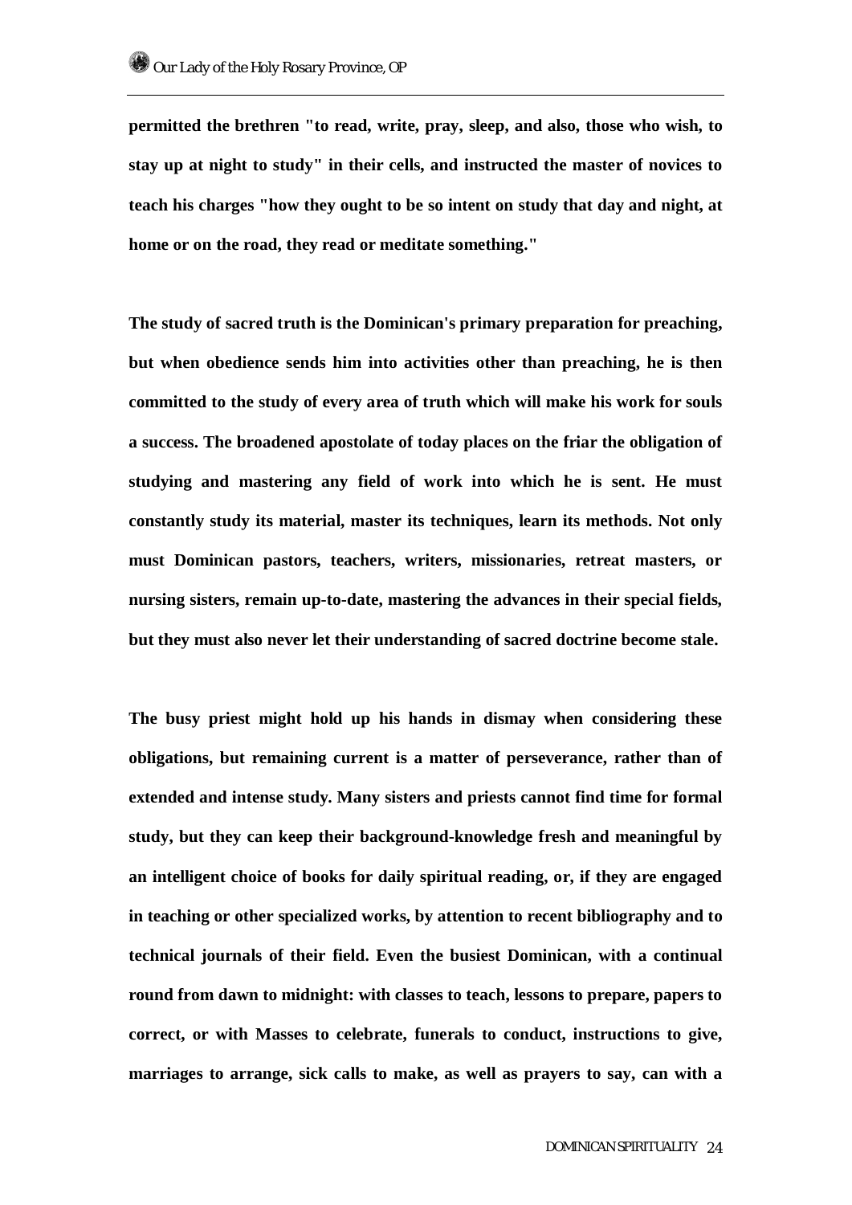permitted the brethren "to read, write, pray, sleep, and also, those who wish, to stay up at night to study" in their cells, and instructed the master of novices to teach his charges "how they ought to be so intent on study that day and night, at home or on the road, they read or meditate something."

The study of sacred truth is the Dominican's primary preparation for preaching, but when obedience sends him into activities other than preaching, he is then committed to the study of every area of truth which will make his work for souls a success. The broadened apostolate of today places on the friar the obligation of studying and mastering any field of work into which he is sent. He must constantly study its material, master its techniques, learn its methods. Not only must Dominican pastors, teachers, writers, missionaries, retreat masters, or nursing sisters, remain up-to-date, mastering the advances in their special fields, but they must also never let their understanding of sacred doctrine become stale.

The busy priest might hold up his hands in dismay when considering these obligations, but remaining current is a matter of perseverance, rather than of extended and intense study. Many sisters and priests cannot find time for formal study, but they can keep their background-knowledge fresh and meaningful by an intelligent choice of books for daily spiritual reading, or, if they are engaged in teaching or other specialized works, by attention to recent bibliography and to technical journals of their field. Even the busiest Dominican, with a continual round from dawn to midnight: with classes to teach, lessons to prepare, papers to correct, or with Masses to celebrate, funerals to conduct, instructions to give, marriages to arrange, sick calls to make, as well as prayers to say, can with a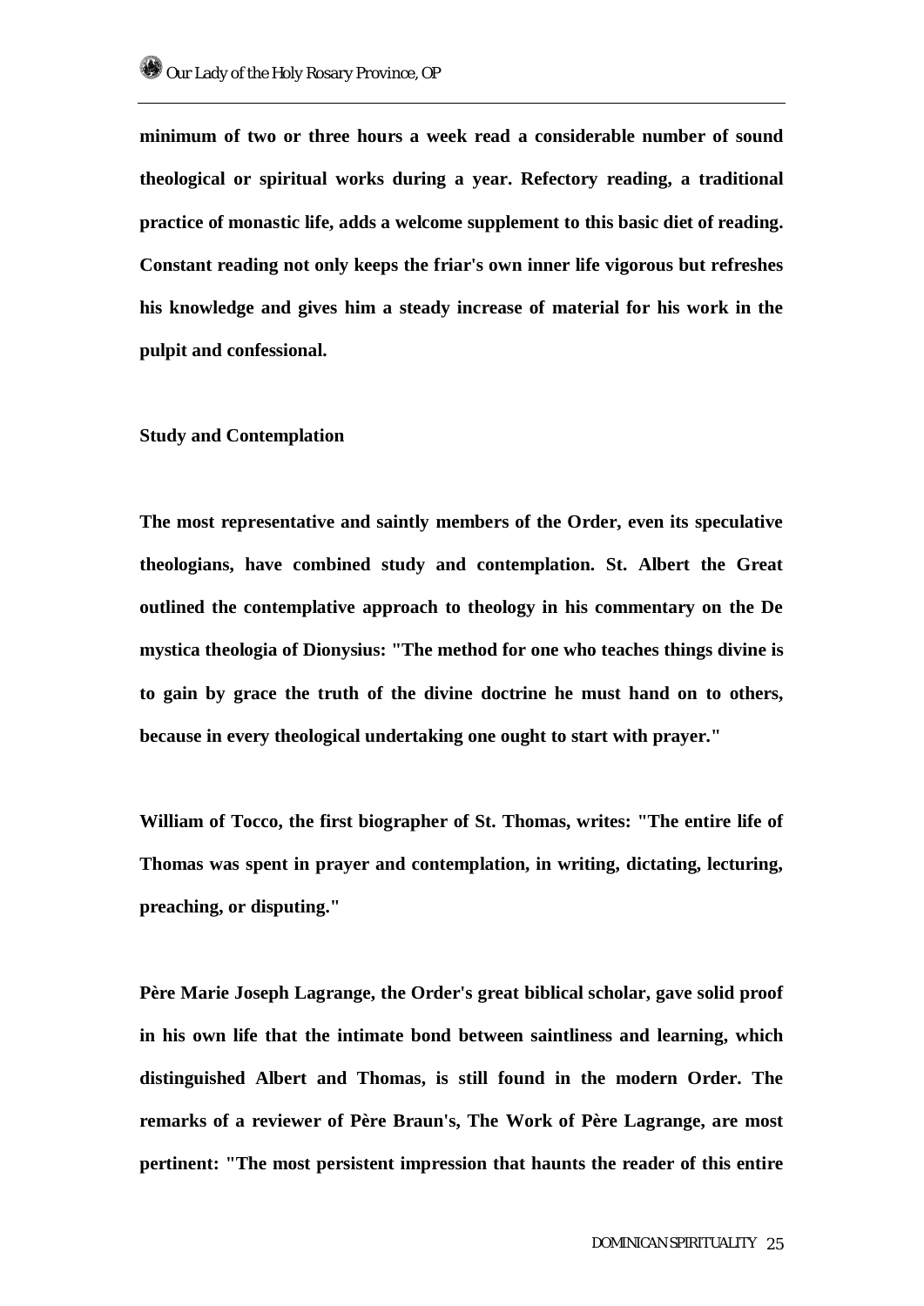**minimum of two or three hours a week read a considerable number of sound theological or spiritual works during a year. Refectory reading, a traditional practice of monastic life, adds a welcome supplement to this basic diet of reading. Constant reading not only keeps the friar's own inner life vigorous but refreshes his knowledge and gives him a steady increase of material for his work in the pulpit and confessional.**

## Study and Contemplation

**The most representative and saintly members of the Order, even its speculative theologians, have combined study and contemplation. St. Albert the Great outlined the contemplative approach to theology in his commentary on the De mystica theologia of Dionysius: "The method for one who teaches things divine is to gain by grace the truth of the divine doctrine he must hand on to others, because in every theological undertaking one ought to start with prayer."**

**William of Tocco, the first biographer of St. Thomas, writes: "The entire life of Thomas was spent in prayer and contemplation, in writing, dictating, lecturing, preaching, or disputing."**

**Père Marie Joseph Lagrange, the Order's great biblical scholar, gave solid proof in his own life that the intimate bond between saintliness and learning, which distinguished Albert and Thomas, is still found in the modern Order. The remarks of a reviewer of Père Braun's, The Work of Père Lagrange, are most pertinent: "The most persistent impression that haunts the reader of this entire**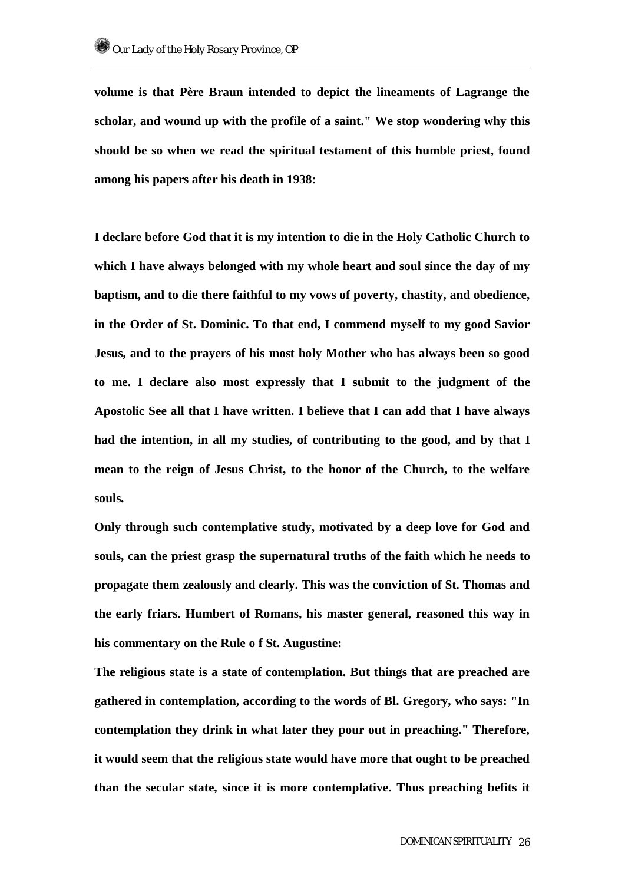**volume is that Père Braun intended to depict the lineaments of Lagrange the scholar, and wound up with the profile of a saint." We stop wondering why this should be so when we read the spiritual testament of this humble priest, found among his papers after his death in 1938:**

**I declare before God that it is my intention to die in the Holy Catholic Church to which I have always belonged with my whole heart and soul since the day of my baptism, and to die there faithful to my vows of poverty, chastity, and obedience, in the Order of St. Dominic. To that end, I commend myself to my good Savior Jesus, and to the prayers of his most holy Mother who has always been so good to me. I declare also most expressly that I submit to the judgment of the Apostolic See all that I have written. I believe that I can add that I have always had the intention, in all my studies, of contributing to the good, and by that I mean to the reign of Jesus Christ, to the honor of the Church, to the welfare souls.**

**Only through such contemplative study, motivated by a deep love for God and souls, can the priest grasp the supernatural truths of the faith which he needs to propagate them zealously and clearly. This was the conviction of St. Thomas and the early friars. Humbert of Romans, his master general, reasoned this way in his commentary on the Rule o f St. Augustine:**

**The religious state is a state of contemplation. But things that are preached are gathered in contemplation, according to the words of Bl. Gregory, who says: "In contemplation they drink in what later they pour out in preaching." Therefore, it would seem that the religious state would have more that ought to be preached than the secular state, since it is more contemplative. Thus preaching befits it**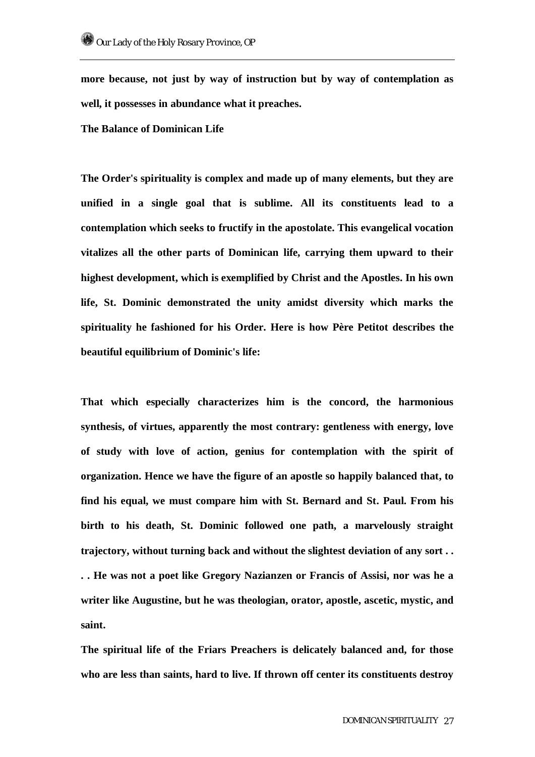more because, not just by way of instruction but by way of contemplation as well, it possesses in abundance what it preaches.

## The Balance of Dominican Life

The Order's spirituality is complex and made up of many elements, but they are unified in a single goal that is sublime. All its constituents lead to a contemplation which seeks to fructify in the apostolate. This evangelical vocation vitalizes all the other parts of Dominican life, carrying them upward to their highest development, which is exemplified by Christ and the Apostles. In his own life, St. Dominic demonstrated the unity amidst diversity which marks the spirituality he fashioned for his Order. Here is how Père Petitot describes the beautiful equilibrium of Dominic's life:

That which especially characterizes him is the concord, the harmonious synthesis, of virtues, apparently the most contrary: gentleness with energy, love of study with love of action, genius for contemplation with the spirit of organization. Hence we have the figure of an apostle so happily balanced that, to find his equal, we must compare him with St. Bernard and St. Paul. From his birth to his death, St. Dominic followed one path, a marvelously straight trajectory, without turning back and without the slightest deviation of any sort . . . . . He was not a poet like Gregory Nazianzen or Francis of Assisi, nor was he a writer like Augustine, but he was theologian, orator, apostle, ascetic, mystic, and saint.

The spiritual life of the Friars Preachers is delicately balanced and, for those who are less than saints, hard to live. If thrown off center its constituents destroy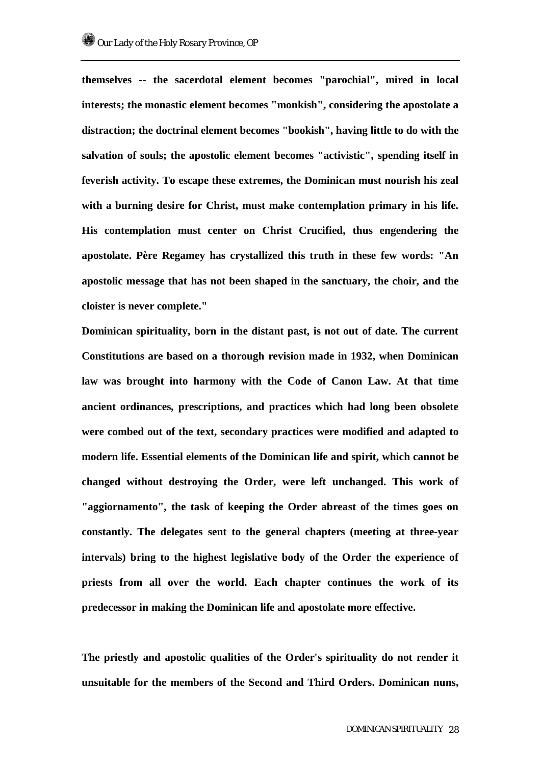**themselves -- the sacerdotal element becomes "parochial", mired in local interests; the monastic element becomes "monkish", considering the apostolate a distraction; the doctrinal element becomes "bookish", having little to do with the salvation of souls; the apostolic element becomes "activistic", spending itself in feverish activity. To escape these extremes, the Dominican must nourish his zeal with a burning desire for Christ, must make contemplation primary in his life. His contemplation must center on Christ Crucified, thus engendering the apostolate. Père Regamey has crystallized this truth in these few words: "An apostolic message that has not been shaped in the sanctuary, the choir, and the cloister is never complete."**

**Dominican spirituality, born in the distant past, is not out of date. The current Constitutions are based on a thorough revision made in 1932, when Dominican law was brought into harmony with the Code of Canon Law. At that time ancient ordinances, prescriptions, and practices which had long been obsolete were combed out of the text, secondary practices were modified and adapted to modern life. Essential elements of the Dominican life and spirit, which cannot be changed without destroying the Order, were left unchanged. This work of "aggiornamento", the task of keeping the Order abreast of the times goes on constantly. The delegates sent to the general chapters (meeting at three-year intervals) bring to the highest legislative body of the Order the experience of priests from all over the world. Each chapter continues the work of its predecessor in making the Dominican life and apostolate more effective.**

**The priestly and apostolic qualities of the Order's spirituality do not render it unsuitable for the members of the Second and Third Orders. Dominican nuns,**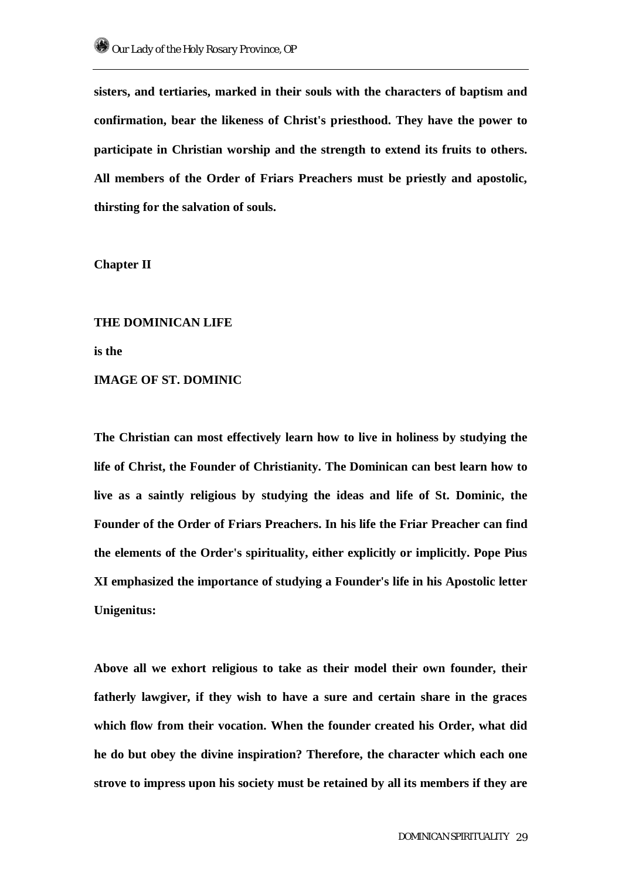**sisters, and tertiaries, marked in their souls with the characters of baptism and confirmation, bear the likeness of Christ's priesthood. They have the power to participate in Christian worship and the strength to extend its fruits to others. All members of the Order of Friars Preachers must be priestly and apostolic, thirsting for the salvation of souls.**

## Chapter II

## THE DOMINICAN LIFE
**is the**
## IMAGE OF ST. DOMINIC

**The Christian can most effectively learn how to live in holiness by studying the life of Christ, the Founder of Christianity. The Dominican can best learn how to live as a saintly religious by studying the ideas and life of St. Dominic, the Founder of the Order of Friars Preachers. In his life the Friar Preacher can find the elements of the Order's spirituality, either explicitly or implicitly. Pope Pius XI emphasized the importance of studying a Founder's life in his Apostolic letter Unigenitus:**

**Above all we exhort religious to take as their model their own founder, their fatherly lawgiver, if they wish to have a sure and certain share in the graces which flow from their vocation. When the founder created his Order, what did he do but obey the divine inspiration? Therefore, the character which each one strove to impress upon his society must be retained by all its members if they are**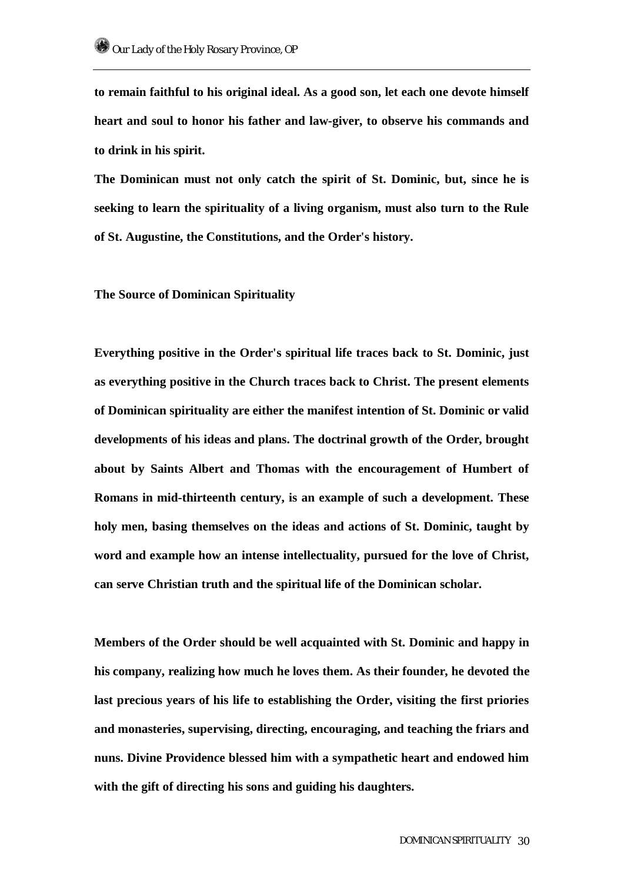**to remain faithful to his original ideal. As a good son, let each one devote himself heart and soul to honor his father and law-giver, to observe his commands and to drink in his spirit.**

**The Dominican must not only catch the spirit of St. Dominic, but, since he is seeking to learn the spirituality of a living organism, must also turn to the Rule of St. Augustine, the Constitutions, and the Order's history.**

## The Source of Dominican Spirituality

**Everything positive in the Order's spiritual life traces back to St. Dominic, just as everything positive in the Church traces back to Christ. The present elements of Dominican spirituality are either the manifest intention of St. Dominic or valid developments of his ideas and plans. The doctrinal growth of the Order, brought about by Saints Albert and Thomas with the encouragement of Humbert of Romans in mid-thirteenth century, is an example of such a development. These holy men, basing themselves on the ideas and actions of St. Dominic, taught by word and example how an intense intellectuality, pursued for the love of Christ, can serve Christian truth and the spiritual life of the Dominican scholar.**

**Members of the Order should be well acquainted with St. Dominic and happy in his company, realizing how much he loves them. As their founder, he devoted the last precious years of his life to establishing the Order, visiting the first priories and monasteries, supervising, directing, encouraging, and teaching the friars and nuns. Divine Providence blessed him with a sympathetic heart and endowed him with the gift of directing his sons and guiding his daughters.**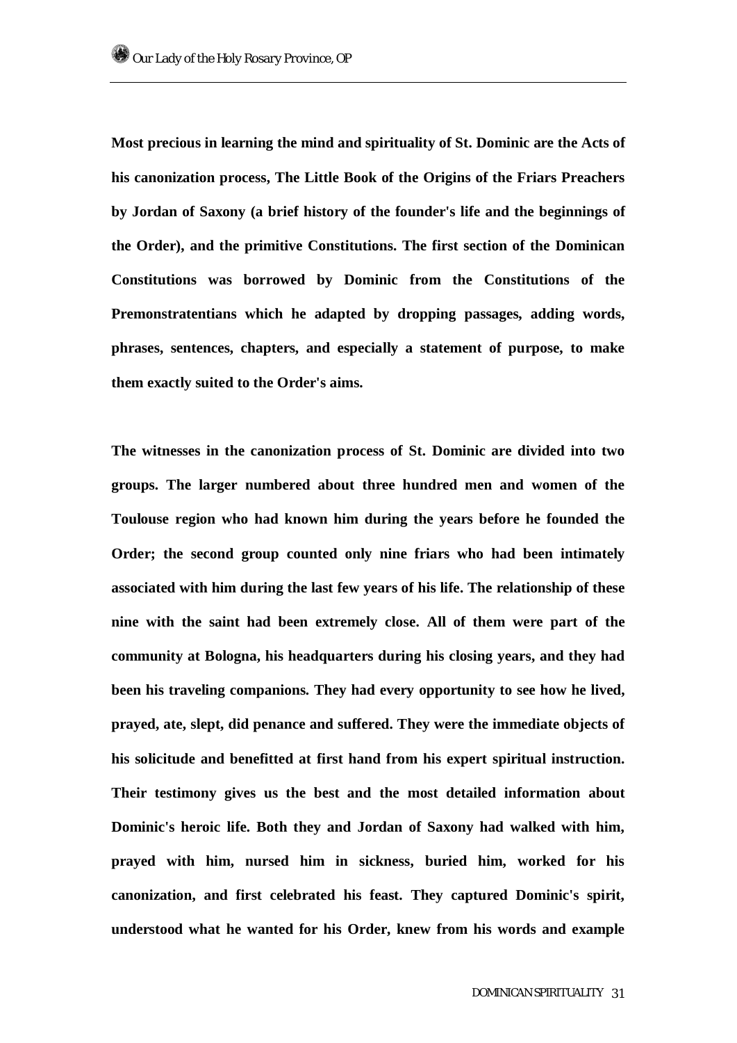**Most precious in learning the mind and spirituality of St. Dominic are the Acts of his canonization process, The Little Book of the Origins of the Friars Preachers by Jordan of Saxony (a brief history of the founder's life and the beginnings of the Order), and the primitive Constitutions. The first section of the Dominican Constitutions was borrowed by Dominic from the Constitutions of the Premonstratentians which he adapted by dropping passages, adding words, phrases, sentences, chapters, and especially a statement of purpose, to make them exactly suited to the Order's aims.**

**The witnesses in the canonization process of St. Dominic are divided into two groups. The larger numbered about three hundred men and women of the Toulouse region who had known him during the years before he founded the Order; the second group counted only nine friars who had been intimately associated with him during the last few years of his life. The relationship of these nine with the saint had been extremely close. All of them were part of the community at Bologna, his headquarters during his closing years, and they had been his traveling companions. They had every opportunity to see how he lived, prayed, ate, slept, did penance and suffered. They were the immediate objects of his solicitude and benefitted at first hand from his expert spiritual instruction. Their testimony gives us the best and the most detailed information about Dominic's heroic life. Both they and Jordan of Saxony had walked with him, prayed with him, nursed him in sickness, buried him, worked for his canonization, and first celebrated his feast. They captured Dominic's spirit, understood what he wanted for his Order, knew from his words and example**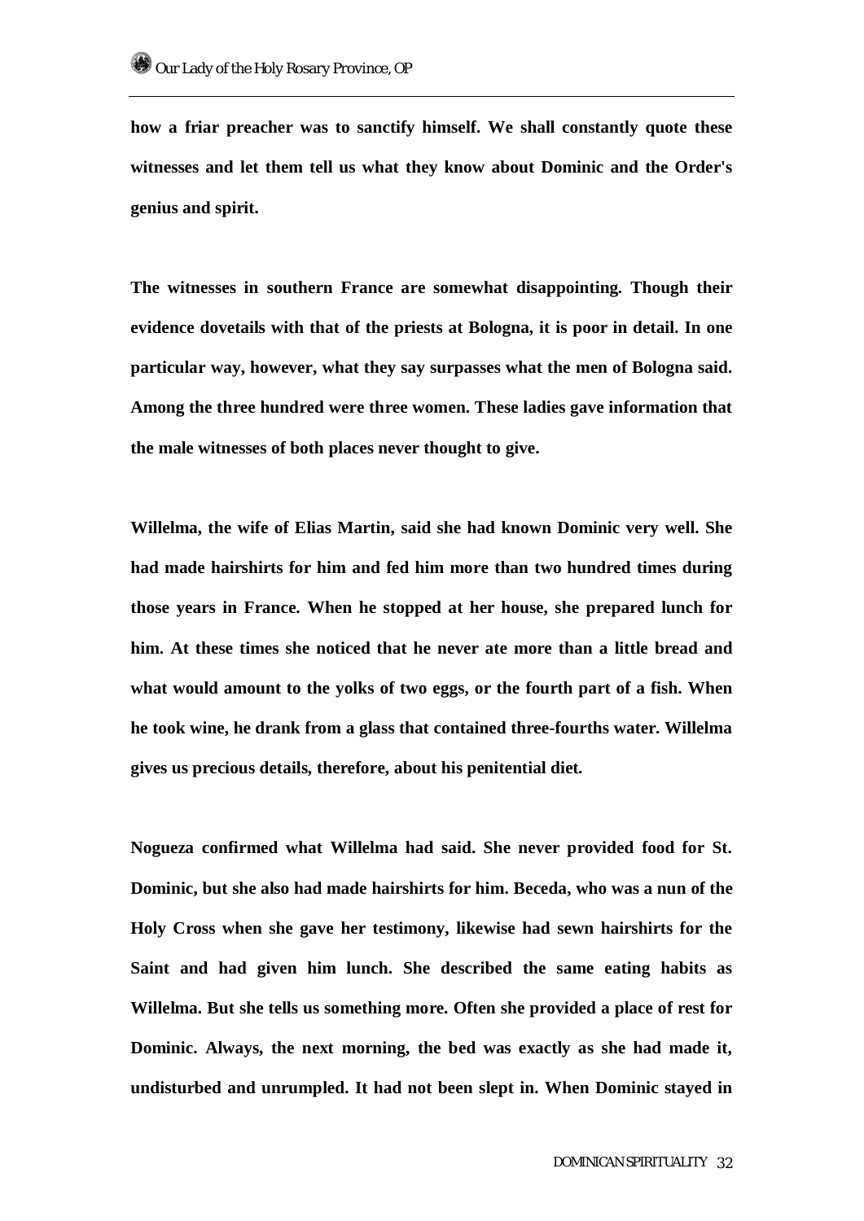**how a friar preacher was to sanctify himself. We shall constantly quote these witnesses and let them tell us what they know about Dominic and the Order's genius and spirit.**

**The witnesses in southern France are somewhat disappointing. Though their evidence dovetails with that of the priests at Bologna, it is poor in detail. In one particular way, however, what they say surpasses what the men of Bologna said. Among the three hundred were three women. These ladies gave information that the male witnesses of both places never thought to give.**

**Willelma, the wife of Elias Martin, said she had known Dominic very well. She had made hairshirts for him and fed him more than two hundred times during those years in France. When he stopped at her house, she prepared lunch for him. At these times she noticed that he never ate more than a little bread and what would amount to the yolks of two eggs, or the fourth part of a fish. When he took wine, he drank from a glass that contained three-fourths water. Willelma gives us precious details, therefore, about his penitential diet.**

**Nogueza confirmed what Willelma had said. She never provided food for St. Dominic, but she also had made hairshirts for him. Beceda, who was a nun of the Holy Cross when she gave her testimony, likewise had sewn hairshirts for the Saint and had given him lunch. She described the same eating habits as Willelma. But she tells us something more. Often she provided a place of rest for Dominic. Always, the next morning, the bed was exactly as she had made it, undisturbed and unrumpled. It had not been slept in. When Dominic stayed in**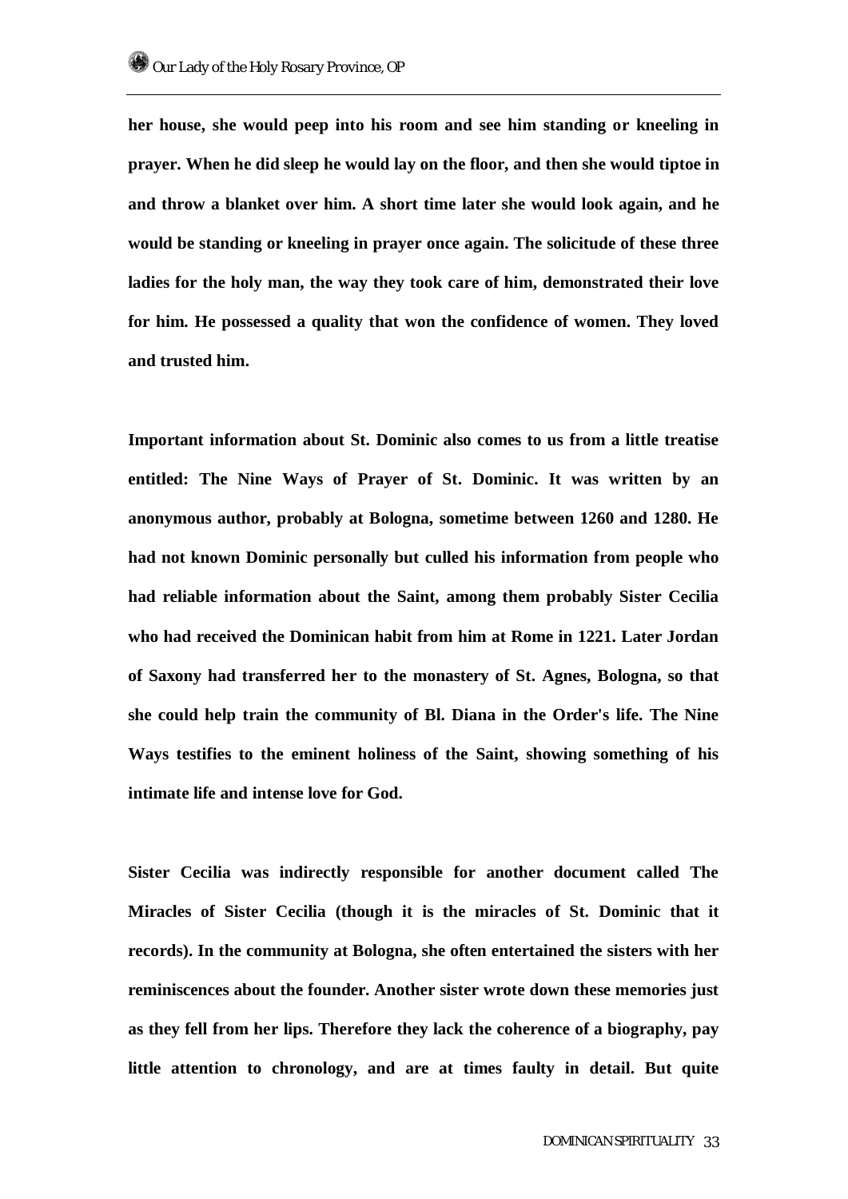**her house, she would peep into his room and see him standing or kneeling in prayer. When he did sleep he would lay on the floor, and then she would tiptoe in and throw a blanket over him. A short time later she would look again, and he would be standing or kneeling in prayer once again. The solicitude of these three ladies for the holy man, the way they took care of him, demonstrated their love for him. He possessed a quality that won the confidence of women. They loved and trusted him.**

**Important information about St. Dominic also comes to us from a little treatise entitled: The Nine Ways of Prayer of St. Dominic. It was written by an anonymous author, probably at Bologna, sometime between 1260 and 1280. He had not known Dominic personally but culled his information from people who had reliable information about the Saint, among them probably Sister Cecilia who had received the Dominican habit from him at Rome in 1221. Later Jordan of Saxony had transferred her to the monastery of St. Agnes, Bologna, so that she could help train the community of Bl. Diana in the Order's life. The Nine Ways testifies to the eminent holiness of the Saint, showing something of his intimate life and intense love for God.**

**Sister Cecilia was indirectly responsible for another document called The Miracles of Sister Cecilia (though it is the miracles of St. Dominic that it records). In the community at Bologna, she often entertained the sisters with her reminiscences about the founder. Another sister wrote down these memories just as they fell from her lips. Therefore they lack the coherence of a biography, pay little attention to chronology, and are at times faulty in detail. But quite**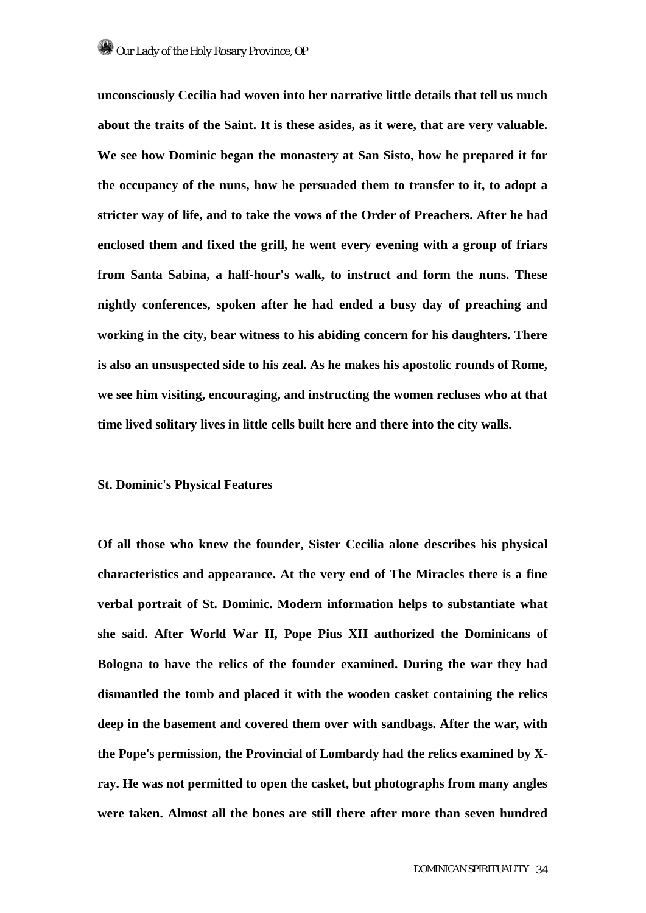**unconsciously Cecilia had woven into her narrative little details that tell us much about the traits of the Saint. It is these asides, as it were, that are very valuable. We see how Dominic began the monastery at San Sisto, how he prepared it for the occupancy of the nuns, how he persuaded them to transfer to it, to adopt a stricter way of life, and to take the vows of the Order of Preachers. After he had enclosed them and fixed the grill, he went every evening with a group of friars from Santa Sabina, a half-hour's walk, to instruct and form the nuns. These nightly conferences, spoken after he had ended a busy day of preaching and working in the city, bear witness to his abiding concern for his daughters. There is also an unsuspected side to his zeal. As he makes his apostolic rounds of Rome, we see him visiting, encouraging, and instructing the women recluses who at that time lived solitary lives in little cells built here and there into the city walls.**

**St. Dominic's Physical Features**

**Of all those who knew the founder, Sister Cecilia alone describes his physical characteristics and appearance. At the very end of The Miracles there is a fine verbal portrait of St. Dominic. Modern information helps to substantiate what she said. After World War II, Pope Pius XII authorized the Dominicans of Bologna to have the relics of the founder examined. During the war they had dismantled the tomb and placed it with the wooden casket containing the relics deep in the basement and covered them over with sandbags. After the war, with the Pope's permission, the Provincial of Lombardy had the relics examined by X-ray. He was not permitted to open the casket, but photographs from many angles were taken. Almost all the bones are still there after more than seven hundred**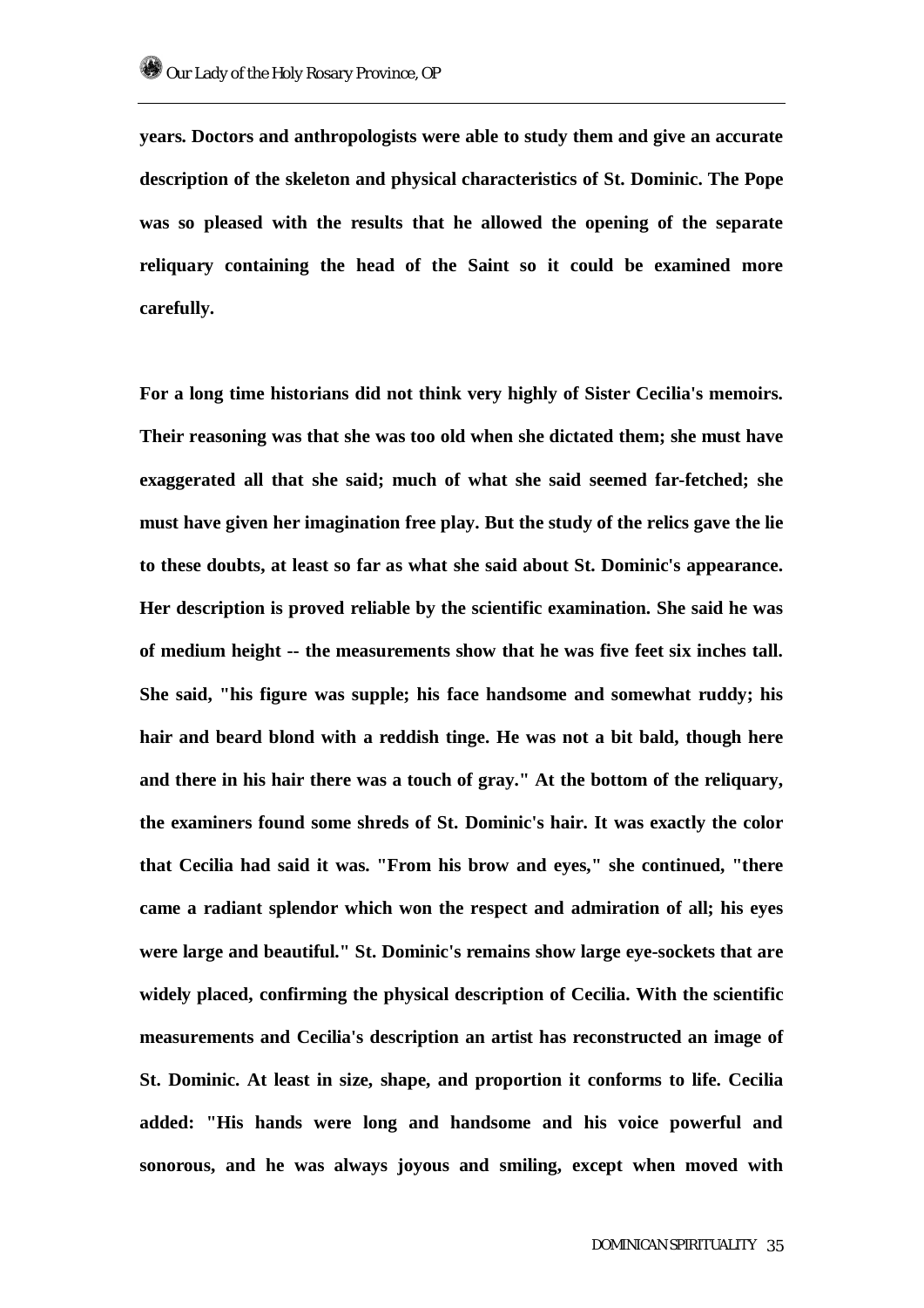**years. Doctors and anthropologists were able to study them and give an accurate description of the skeleton and physical characteristics of St. Dominic. The Pope was so pleased with the results that he allowed the opening of the separate reliquary containing the head of the Saint so it could be examined more carefully.**

**For a long time historians did not think very highly of Sister Cecilia's memoirs. Their reasoning was that she was too old when she dictated them; she must have exaggerated all that she said; much of what she said seemed far-fetched; she must have given her imagination free play. But the study of the relics gave the lie to these doubts, at least so far as what she said about St. Dominic's appearance. Her description is proved reliable by the scientific examination. She said he was of medium height -- the measurements show that he was five feet six inches tall. She said, "his figure was supple; his face handsome and somewhat ruddy; his hair and beard blond with a reddish tinge. He was not a bit bald, though here and there in his hair there was a touch of gray." At the bottom of the reliquary, the examiners found some shreds of St. Dominic's hair. It was exactly the color that Cecilia had said it was. "From his brow and eyes," she continued, "there came a radiant splendor which won the respect and admiration of all; his eyes were large and beautiful." St. Dominic's remains show large eye-sockets that are widely placed, confirming the physical description of Cecilia. With the scientific measurements and Cecilia's description an artist has reconstructed an image of St. Dominic. At least in size, shape, and proportion it conforms to life. Cecilia added: "His hands were long and handsome and his voice powerful and sonorous, and he was always joyous and smiling, except when moved with**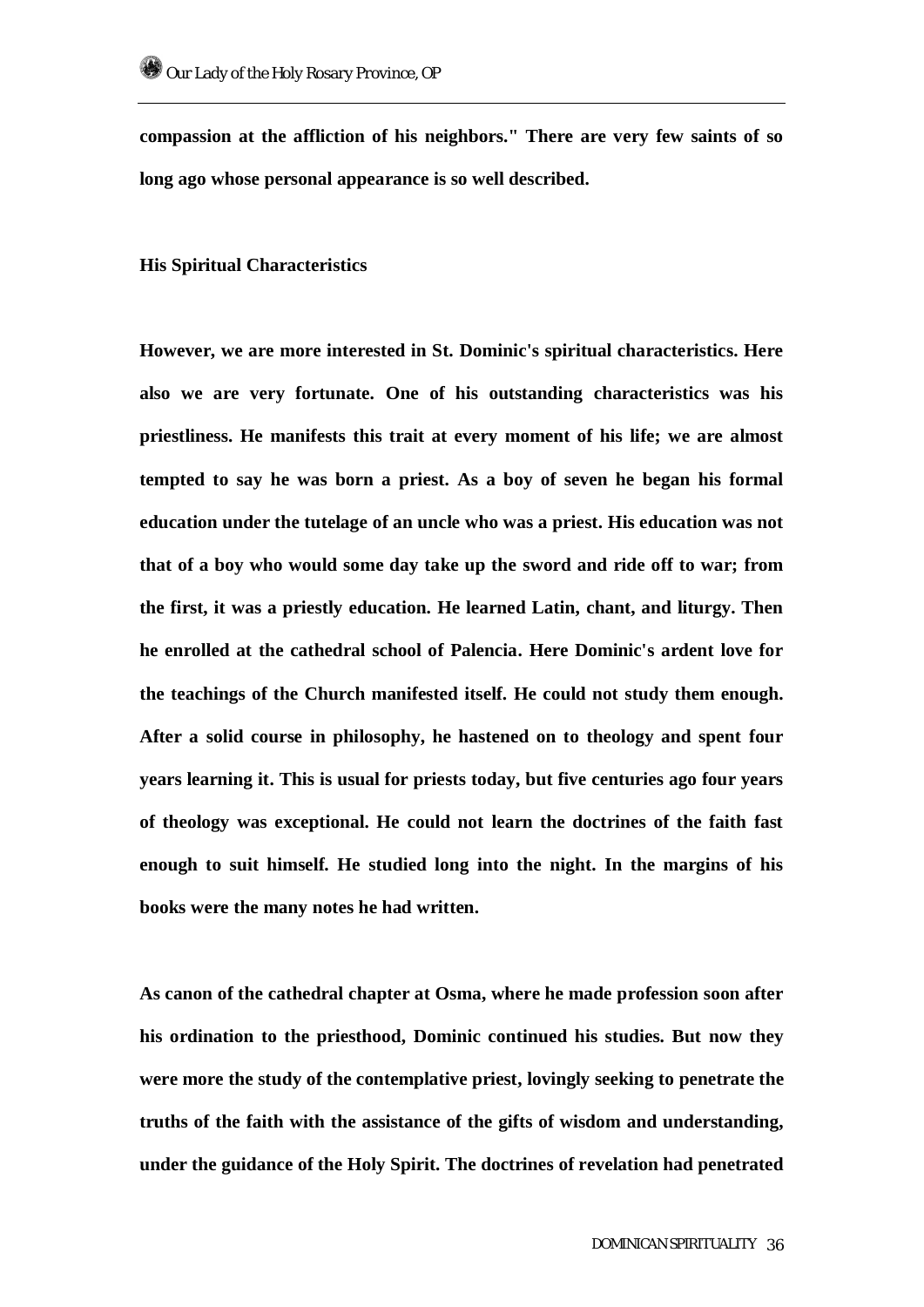**compassion at the affliction of his neighbors." There are very few saints of so long ago whose personal appearance is so well described.**

**His Spiritual Characteristics**

**However, we are more interested in St. Dominic's spiritual characteristics. Here also we are very fortunate. One of his outstanding characteristics was his priestliness. He manifests this trait at every moment of his life; we are almost tempted to say he was born a priest. As a boy of seven he began his formal education under the tutelage of an uncle who was a priest. His education was not that of a boy who would some day take up the sword and ride off to war; from the first, it was a priestly education. He learned Latin, chant, and liturgy. Then he enrolled at the cathedral school of Palencia. Here Dominic's ardent love for the teachings of the Church manifested itself. He could not study them enough. After a solid course in philosophy, he hastened on to theology and spent four years learning it. This is usual for priests today, but five centuries ago four years of theology was exceptional. He could not learn the doctrines of the faith fast enough to suit himself. He studied long into the night. In the margins of his books were the many notes he had written.**

**As canon of the cathedral chapter at Osma, where he made profession soon after his ordination to the priesthood, Dominic continued his studies. But now they were more the study of the contemplative priest, lovingly seeking to penetrate the truths of the faith with the assistance of the gifts of wisdom and understanding, under the guidance of the Holy Spirit. The doctrines of revelation had penetrated**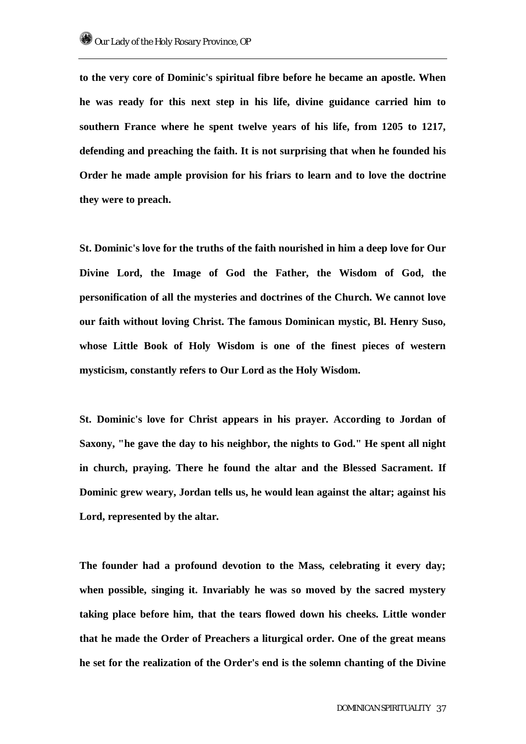**to the very core of Dominic's spiritual fibre before he became an apostle. When he was ready for this next step in his life, divine guidance carried him to southern France where he spent twelve years of his life, from 1205 to 1217, defending and preaching the faith. It is not surprising that when he founded his Order he made ample provision for his friars to learn and to love the doctrine they were to preach.**

**St. Dominic's love for the truths of the faith nourished in him a deep love for Our Divine Lord, the Image of God the Father, the Wisdom of God, the personification of all the mysteries and doctrines of the Church. We cannot love our faith without loving Christ. The famous Dominican mystic, Bl. Henry Suso, whose Little Book of Holy Wisdom is one of the finest pieces of western mysticism, constantly refers to Our Lord as the Holy Wisdom.**

**St. Dominic's love for Christ appears in his prayer. According to Jordan of Saxony, "he gave the day to his neighbor, the nights to God." He spent all night in church, praying. There he found the altar and the Blessed Sacrament. If Dominic grew weary, Jordan tells us, he would lean against the altar; against his Lord, represented by the altar.**

**The founder had a profound devotion to the Mass, celebrating it every day; when possible, singing it. Invariably he was so moved by the sacred mystery taking place before him, that the tears flowed down his cheeks. Little wonder that he made the Order of Preachers a liturgical order. One of the great means he set for the realization of the Order's end is the solemn chanting of the Divine**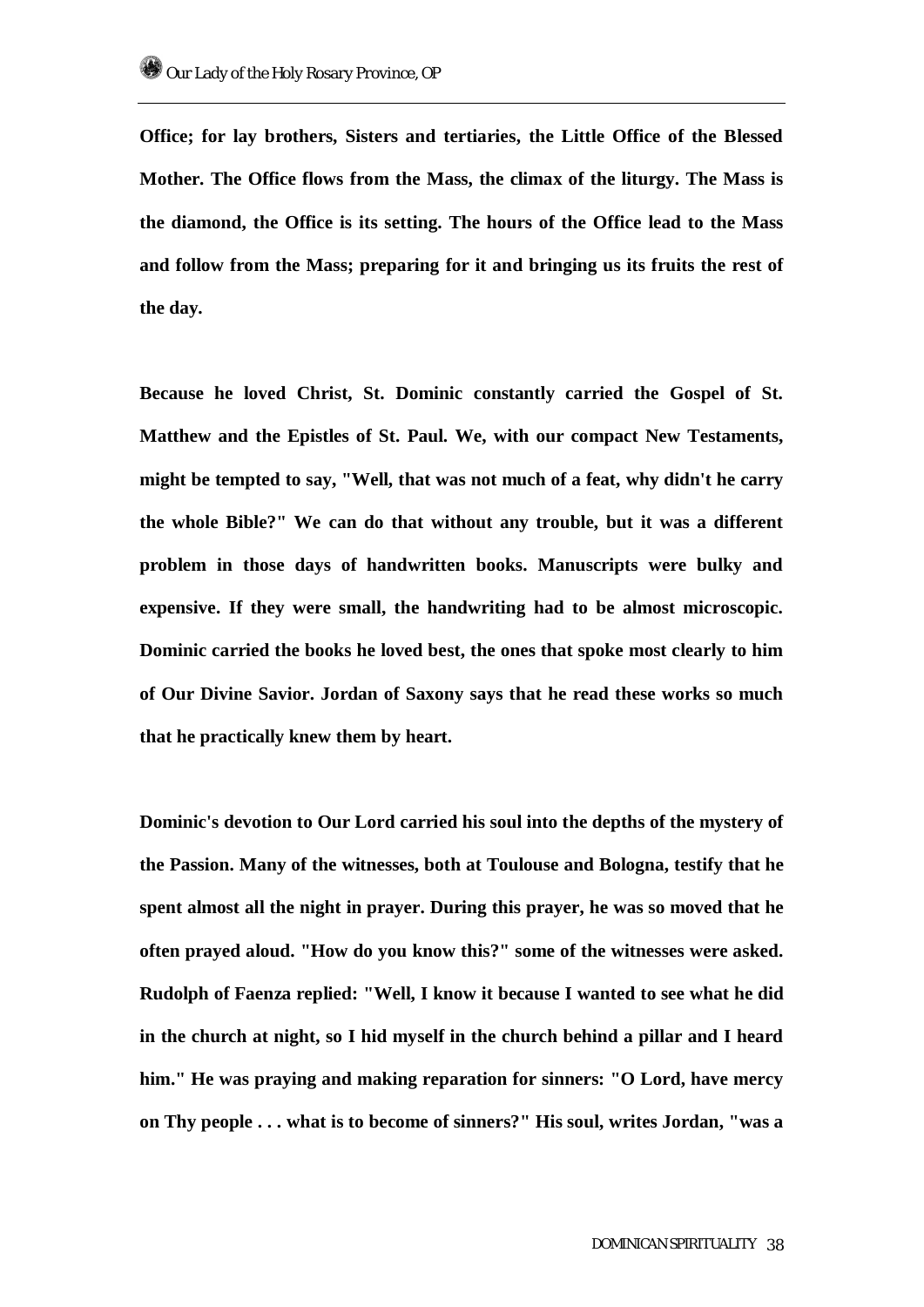**Office; for lay brothers, Sisters and tertiaries, the Little Office of the Blessed Mother. The Office flows from the Mass, the climax of the liturgy. The Mass is the diamond, the Office is its setting. The hours of the Office lead to the Mass and follow from the Mass; preparing for it and bringing us its fruits the rest of the day.**

**Because he loved Christ, St. Dominic constantly carried the Gospel of St. Matthew and the Epistles of St. Paul. We, with our compact New Testaments, might be tempted to say, "Well, that was not much of a feat, why didn't he carry the whole Bible?" We can do that without any trouble, but it was a different problem in those days of handwritten books. Manuscripts were bulky and expensive. If they were small, the handwriting had to be almost microscopic. Dominic carried the books he loved best, the ones that spoke most clearly to him of Our Divine Savior. Jordan of Saxony says that he read these works so much that he practically knew them by heart.**

**Dominic's devotion to Our Lord carried his soul into the depths of the mystery of the Passion. Many of the witnesses, both at Toulouse and Bologna, testify that he spent almost all the night in prayer. During this prayer, he was so moved that he often prayed aloud. "How do you know this?" some of the witnesses were asked. Rudolph of Faenza replied: "Well, I know it because I wanted to see what he did in the church at night, so I hid myself in the church behind a pillar and I heard him." He was praying and making reparation for sinners: "O Lord, have mercy on Thy people . . . what is to become of sinners?" His soul, writes Jordan, "was a**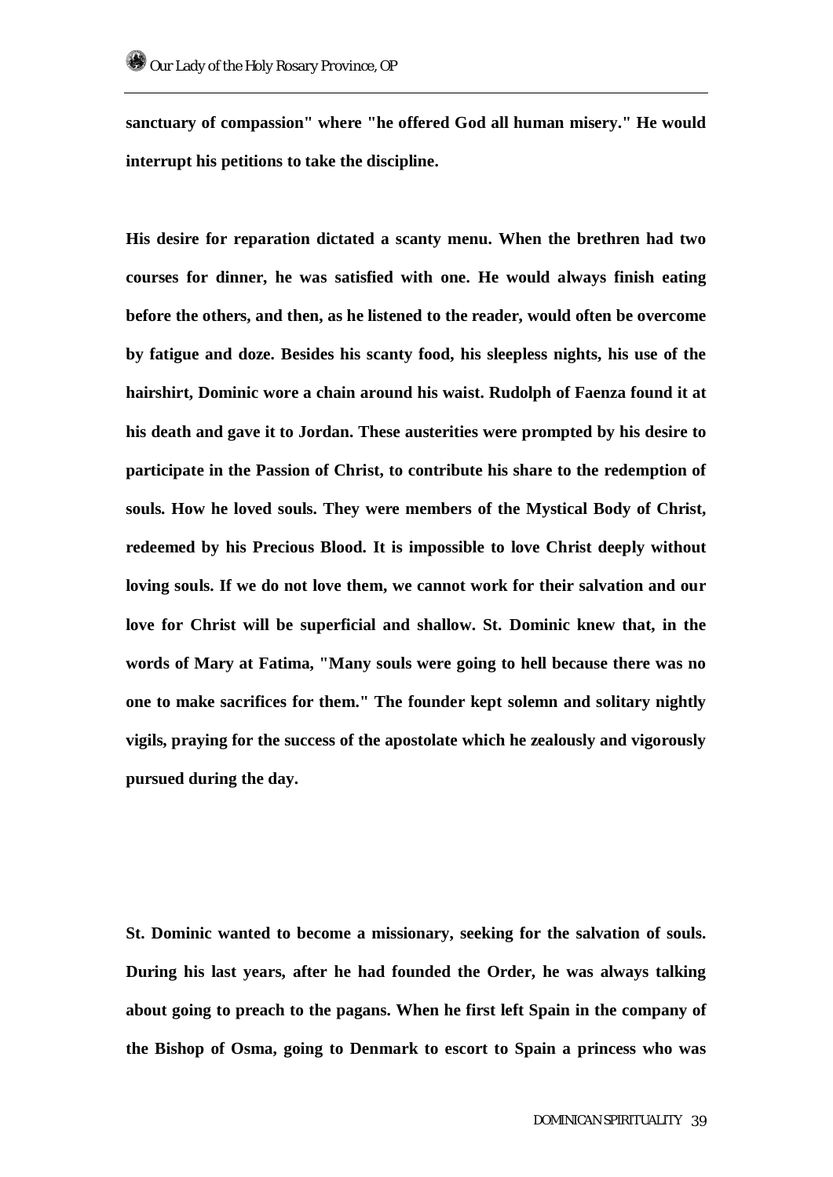**sanctuary of compassion" where "he offered God all human misery." He would interrupt his petitions to take the discipline.**

**His desire for reparation dictated a scanty menu. When the brethren had two courses for dinner, he was satisfied with one. He would always finish eating before the others, and then, as he listened to the reader, would often be overcome by fatigue and doze. Besides his scanty food, his sleepless nights, his use of the hairshirt, Dominic wore a chain around his waist. Rudolph of Faenza found it at his death and gave it to Jordan. These austerities were prompted by his desire to participate in the Passion of Christ, to contribute his share to the redemption of souls. How he loved souls. They were members of the Mystical Body of Christ, redeemed by his Precious Blood. It is impossible to love Christ deeply without loving souls. If we do not love them, we cannot work for their salvation and our love for Christ will be superficial and shallow. St. Dominic knew that, in the words of Mary at Fatima, "Many souls were going to hell because there was no one to make sacrifices for them." The founder kept solemn and solitary nightly vigils, praying for the success of the apostolate which he zealously and vigorously pursued during the day.**

**St. Dominic wanted to become a missionary, seeking for the salvation of souls. During his last years, after he had founded the Order, he was always talking about going to preach to the pagans. When he first left Spain in the company of the Bishop of Osma, going to Denmark to escort to Spain a princess who was**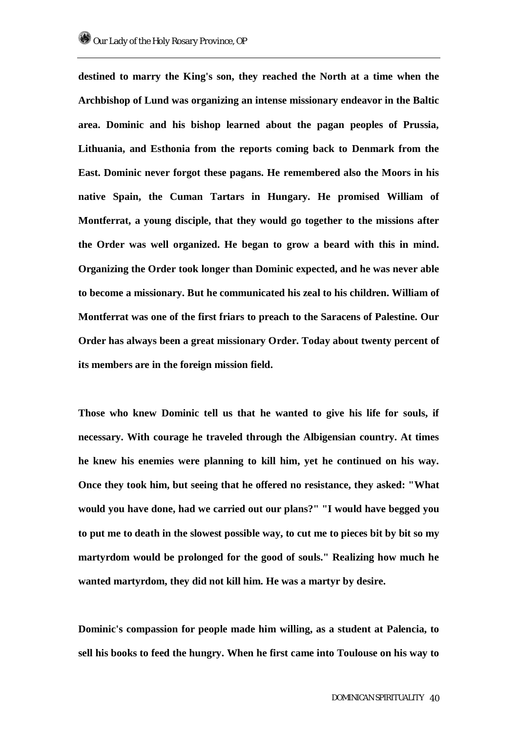**destined to marry the King's son, they reached the North at a time when the Archbishop of Lund was organizing an intense missionary endeavor in the Baltic area. Dominic and his bishop learned about the pagan peoples of Prussia, Lithuania, and Esthonia from the reports coming back to Denmark from the East. Dominic never forgot these pagans. He remembered also the Moors in his native Spain, the Cuman Tartars in Hungary. He promised William of Montferrat, a young disciple, that they would go together to the missions after the Order was well organized. He began to grow a beard with this in mind. Organizing the Order took longer than Dominic expected, and he was never able to become a missionary. But he communicated his zeal to his children. William of Montferrat was one of the first friars to preach to the Saracens of Palestine. Our Order has always been a great missionary Order. Today about twenty percent of its members are in the foreign mission field.**

**Those who knew Dominic tell us that he wanted to give his life for souls, if necessary. With courage he traveled through the Albigensian country. At times he knew his enemies were planning to kill him, yet he continued on his way. Once they took him, but seeing that he offered no resistance, they asked: "What would you have done, had we carried out our plans?" "I would have begged you to put me to death in the slowest possible way, to cut me to pieces bit by bit so my martyrdom would be prolonged for the good of souls." Realizing how much he wanted martyrdom, they did not kill him. He was a martyr by desire.**

**Dominic's compassion for people made him willing, as a student at Palencia, to sell his books to feed the hungry. When he first came into Toulouse on his way to**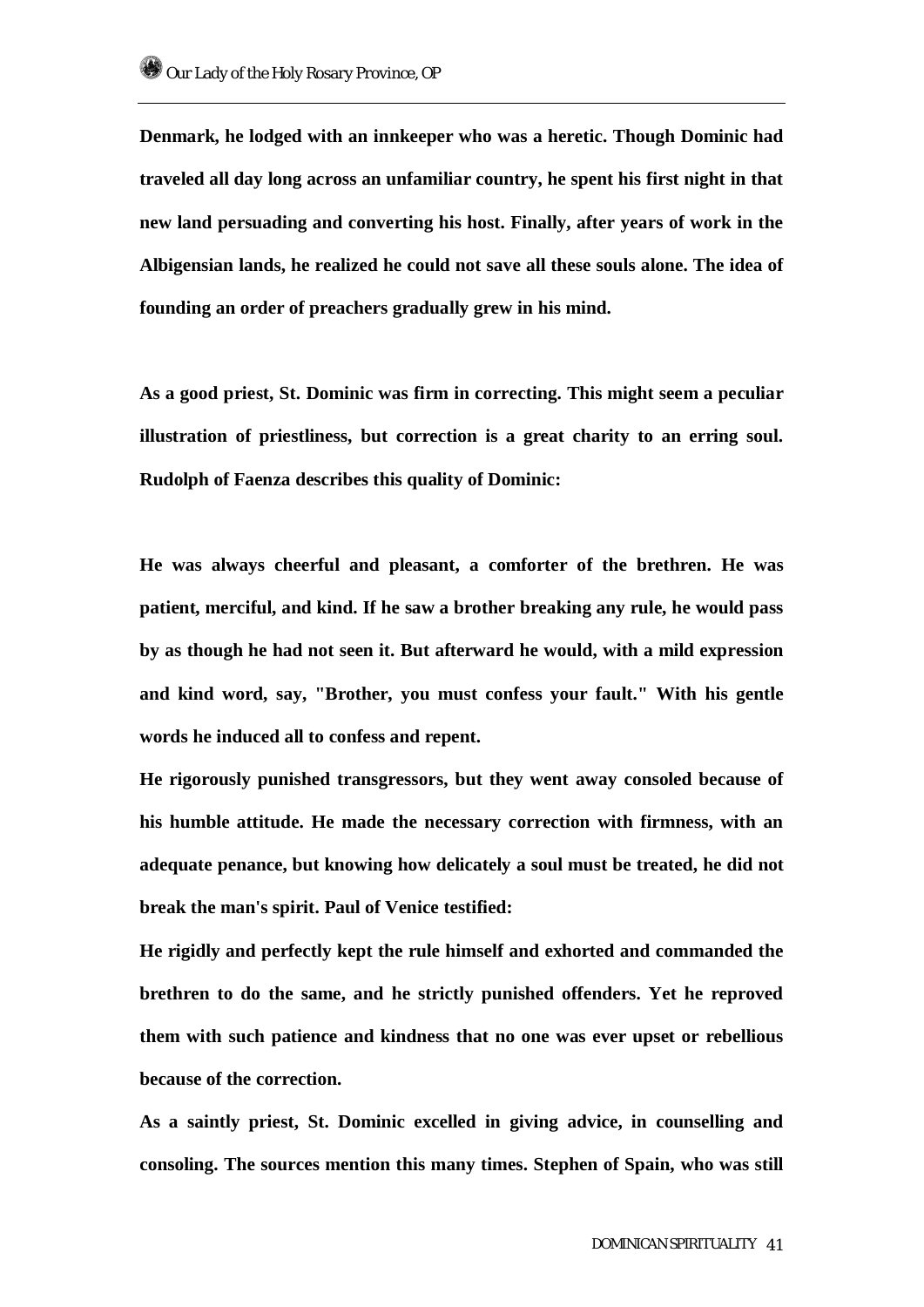**Denmark, he lodged with an innkeeper who was a heretic. Though Dominic had traveled all day long across an unfamiliar country, he spent his first night in that new land persuading and converting his host. Finally, after years of work in the Albigensian lands, he realized he could not save all these souls alone. The idea of founding an order of preachers gradually grew in his mind.**

**As a good priest, St. Dominic was firm in correcting. This might seem a peculiar illustration of priestliness, but correction is a great charity to an erring soul. Rudolph of Faenza describes this quality of Dominic:**

**He was always cheerful and pleasant, a comforter of the brethren. He was patient, merciful, and kind. If he saw a brother breaking any rule, he would pass by as though he had not seen it. But afterward he would, with a mild expression and kind word, say, "Brother, you must confess your fault." With his gentle words he induced all to confess and repent.**

**He rigorously punished transgressors, but they went away consoled because of his humble attitude. He made the necessary correction with firmness, with an adequate penance, but knowing how delicately a soul must be treated, he did not break the man's spirit. Paul of Venice testified:**

**He rigidly and perfectly kept the rule himself and exhorted and commanded the brethren to do the same, and he strictly punished offenders. Yet he reproved them with such patience and kindness that no one was ever upset or rebellious because of the correction.**

**As a saintly priest, St. Dominic excelled in giving advice, in counselling and consoling. The sources mention this many times. Stephen of Spain, who was still**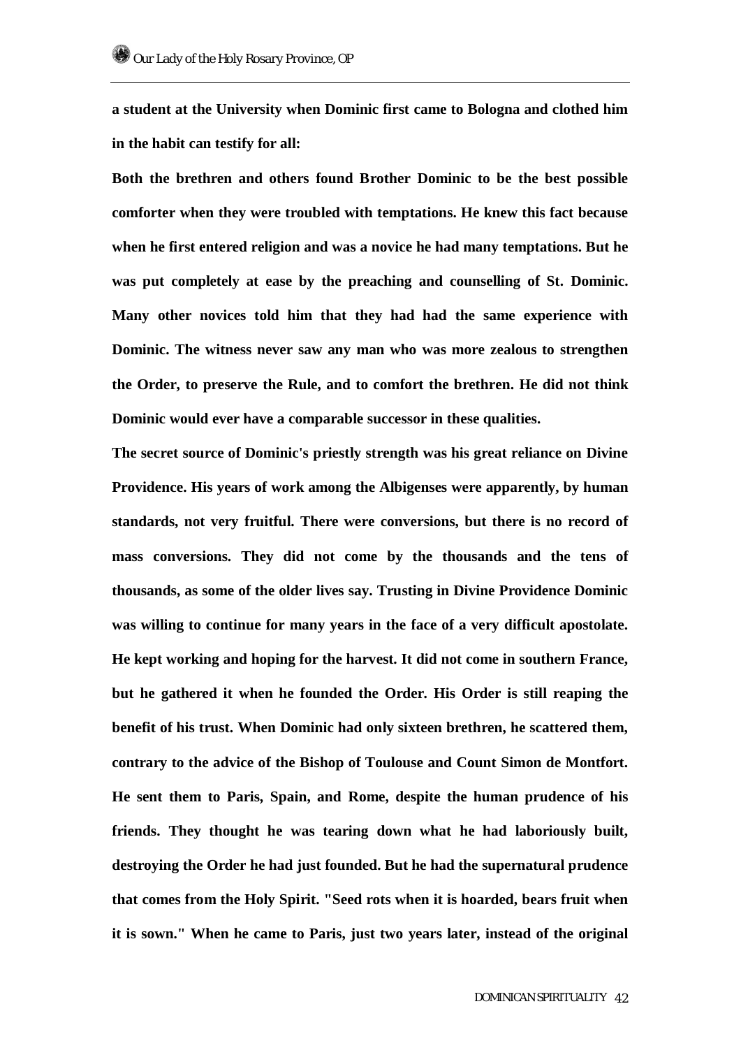**a student at the University when Dominic first came to Bologna and clothed him in the habit can testify for all:**

**Both the brethren and others found Brother Dominic to be the best possible comforter when they were troubled with temptations. He knew this fact because when he first entered religion and was a novice he had many temptations. But he was put completely at ease by the preaching and counselling of St. Dominic. Many other novices told him that they had had the same experience with Dominic. The witness never saw any man who was more zealous to strengthen the Order, to preserve the Rule, and to comfort the brethren. He did not think Dominic would ever have a comparable successor in these qualities.**

**The secret source of Dominic's priestly strength was his great reliance on Divine Providence. His years of work among the Albigenses were apparently, by human standards, not very fruitful. There were conversions, but there is no record of mass conversions. They did not come by the thousands and the tens of thousands, as some of the older lives say. Trusting in Divine Providence Dominic was willing to continue for many years in the face of a very difficult apostolate. He kept working and hoping for the harvest. It did not come in southern France, but he gathered it when he founded the Order. His Order is still reaping the benefit of his trust. When Dominic had only sixteen brethren, he scattered them, contrary to the advice of the Bishop of Toulouse and Count Simon de Montfort. He sent them to Paris, Spain, and Rome, despite the human prudence of his friends. They thought he was tearing down what he had laboriously built, destroying the Order he had just founded. But he had the supernatural prudence that comes from the Holy Spirit. "Seed rots when it is hoarded, bears fruit when it is sown." When he came to Paris, just two years later, instead of the original**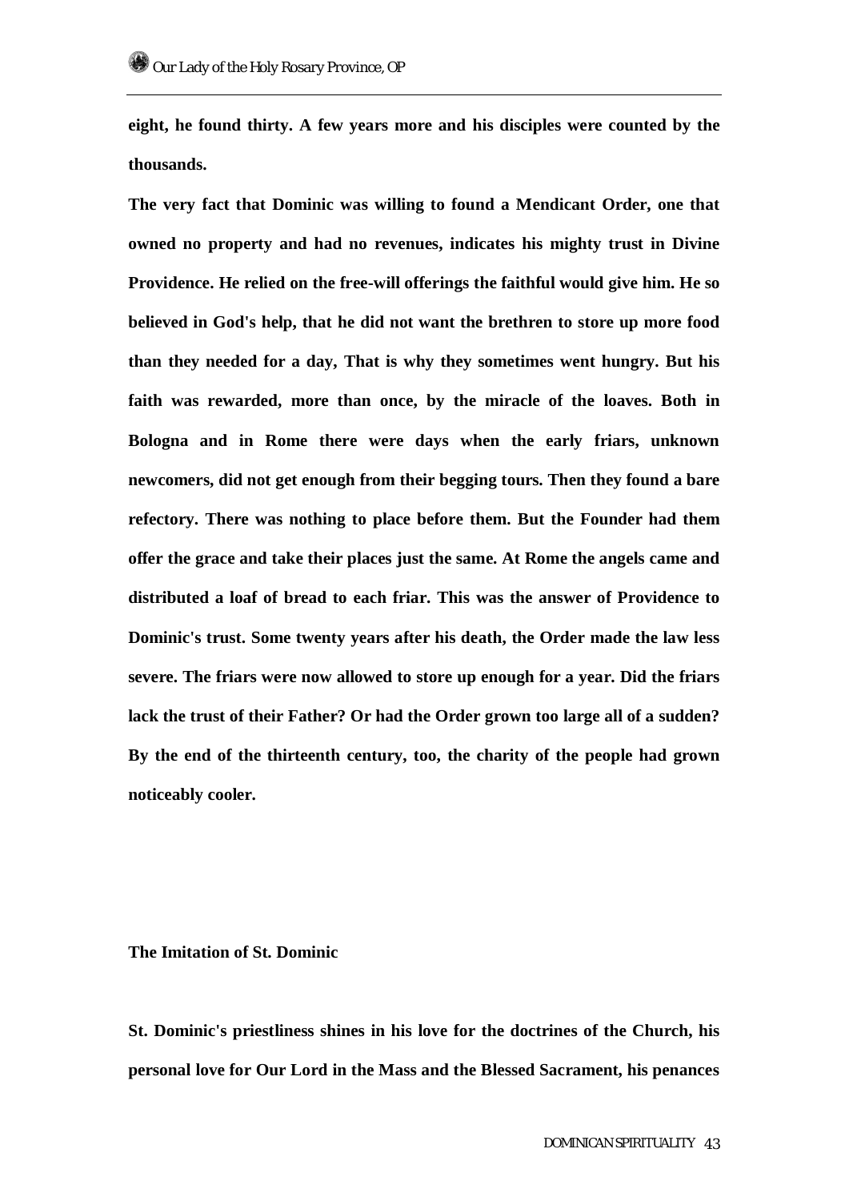eight, he found thirty. A few years more and his disciples were counted by the thousands.

The very fact that Dominic was willing to found a Mendicant Order, one that owned no property and had no revenues, indicates his mighty trust in Divine Providence. He relied on the free-will offerings the faithful would give him. He so believed in God's help, that he did not want the brethren to store up more food than they needed for a day, That is why they sometimes went hungry. But his faith was rewarded, more than once, by the miracle of the loaves. Both in Bologna and in Rome there were days when the early friars, unknown newcomers, did not get enough from their begging tours. Then they found a bare refectory. There was nothing to place before them. But the Founder had them offer the grace and take their places just the same. At Rome the angels came and distributed a loaf of bread to each friar. This was the answer of Providence to Dominic's trust. Some twenty years after his death, the Order made the law less severe. The friars were now allowed to store up enough for a year. Did the friars lack the trust of their Father? Or had the Order grown too large all of a sudden? By the end of the thirteenth century, too, the charity of the people had grown noticeably cooler.

### The Imitation of St. Dominic

St. Dominic's priestliness shines in his love for the doctrines of the Church, his personal love for Our Lord in the Mass and the Blessed Sacrament, his penances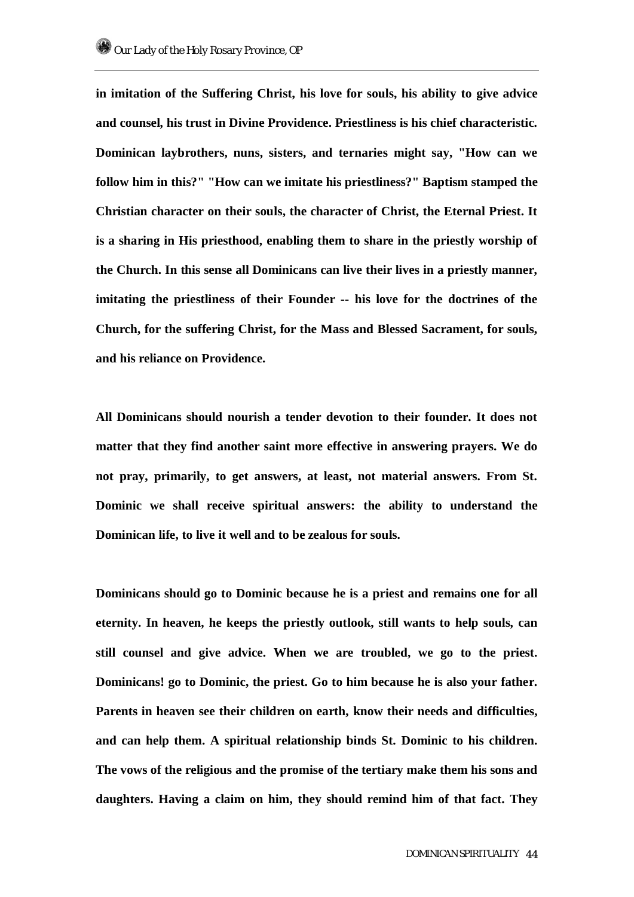**in imitation of the Suffering Christ, his love for souls, his ability to give advice and counsel, his trust in Divine Providence. Priestliness is his chief characteristic. Dominican laybrothers, nuns, sisters, and ternaries might say, "How can we follow him in this?" "How can we imitate his priestliness?" Baptism stamped the Christian character on their souls, the character of Christ, the Eternal Priest. It is a sharing in His priesthood, enabling them to share in the priestly worship of the Church. In this sense all Dominicans can live their lives in a priestly manner, imitating the priestliness of their Founder -- his love for the doctrines of the Church, for the suffering Christ, for the Mass and Blessed Sacrament, for souls, and his reliance on Providence.**

**All Dominicans should nourish a tender devotion to their founder. It does not matter that they find another saint more effective in answering prayers. We do not pray, primarily, to get answers, at least, not material answers. From St. Dominic we shall receive spiritual answers: the ability to understand the Dominican life, to live it well and to be zealous for souls.**

**Dominicans should go to Dominic because he is a priest and remains one for all eternity. In heaven, he keeps the priestly outlook, still wants to help souls, can still counsel and give advice. When we are troubled, we go to the priest. Dominicans! go to Dominic, the priest. Go to him because he is also your father. Parents in heaven see their children on earth, know their needs and difficulties, and can help them. A spiritual relationship binds St. Dominic to his children. The vows of the religious and the promise of the tertiary make them his sons and daughters. Having a claim on him, they should remind him of that fact. They**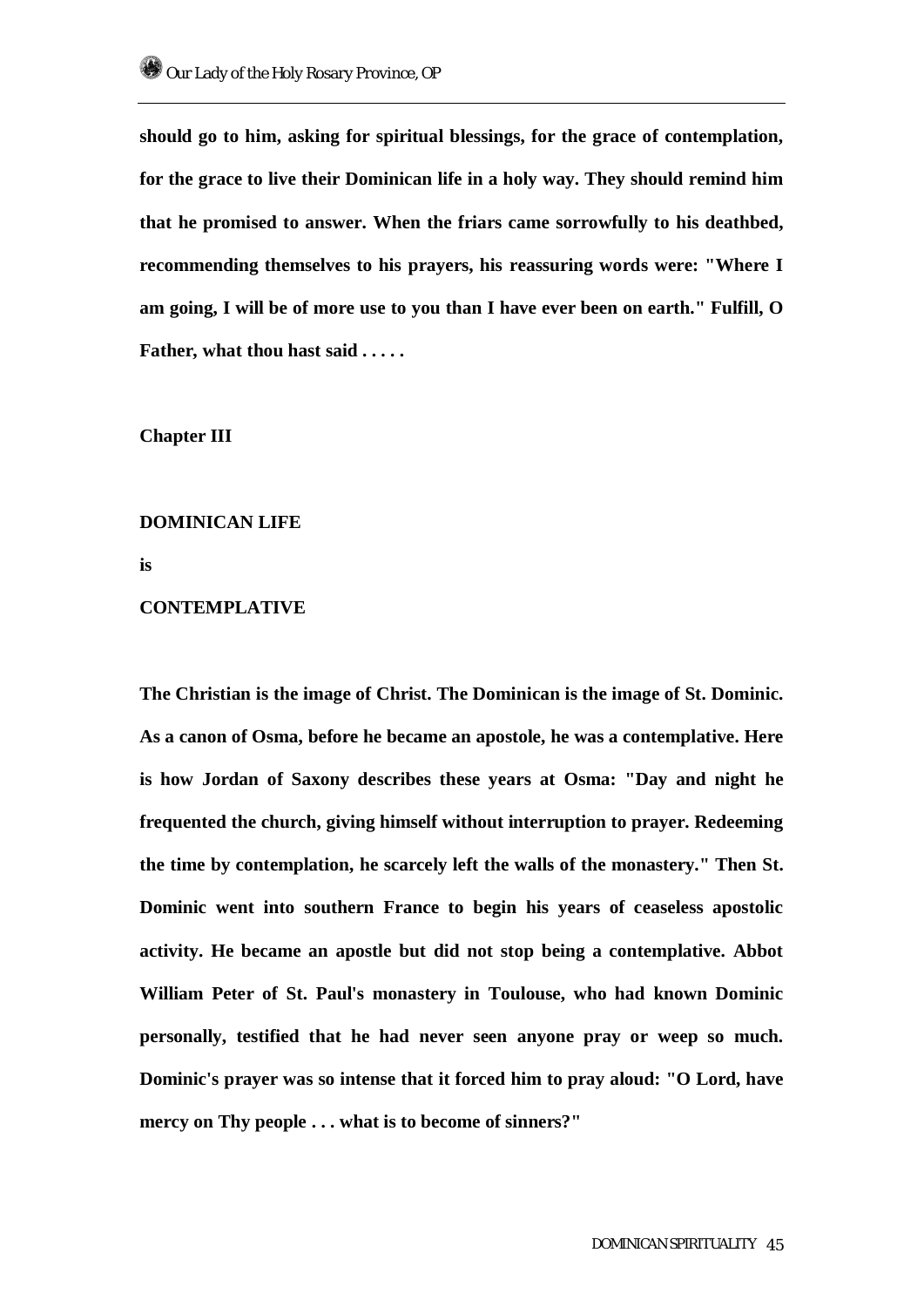**should go to him, asking for spiritual blessings, for the grace of contemplation, for the grace to live their Dominican life in a holy way. They should remind him that he promised to answer. When the friars came sorrowfully to his deathbed, recommending themselves to his prayers, his reassuring words were: "Where I am going, I will be of more use to you than I have ever been on earth." Fulfill, O Father, what thou hast said . . . . .**

## Chapter III

## DOMINICAN LIFE

## is

## CONTEMPLATIVE

**The Christian is the image of Christ. The Dominican is the image of St. Dominic. As a canon of Osma, before he became an apostole, he was a contemplative. Here is how Jordan of Saxony describes these years at Osma: "Day and night he frequented the church, giving himself without interruption to prayer. Redeeming the time by contemplation, he scarcely left the walls of the monastery." Then St. Dominic went into southern France to begin his years of ceaseless apostolic activity. He became an apostle but did not stop being a contemplative. Abbot William Peter of St. Paul's monastery in Toulouse, who had known Dominic personally, testified that he had never seen anyone pray or weep so much. Dominic's prayer was so intense that it forced him to pray aloud: "O Lord, have mercy on Thy people . . . what is to become of sinners?"**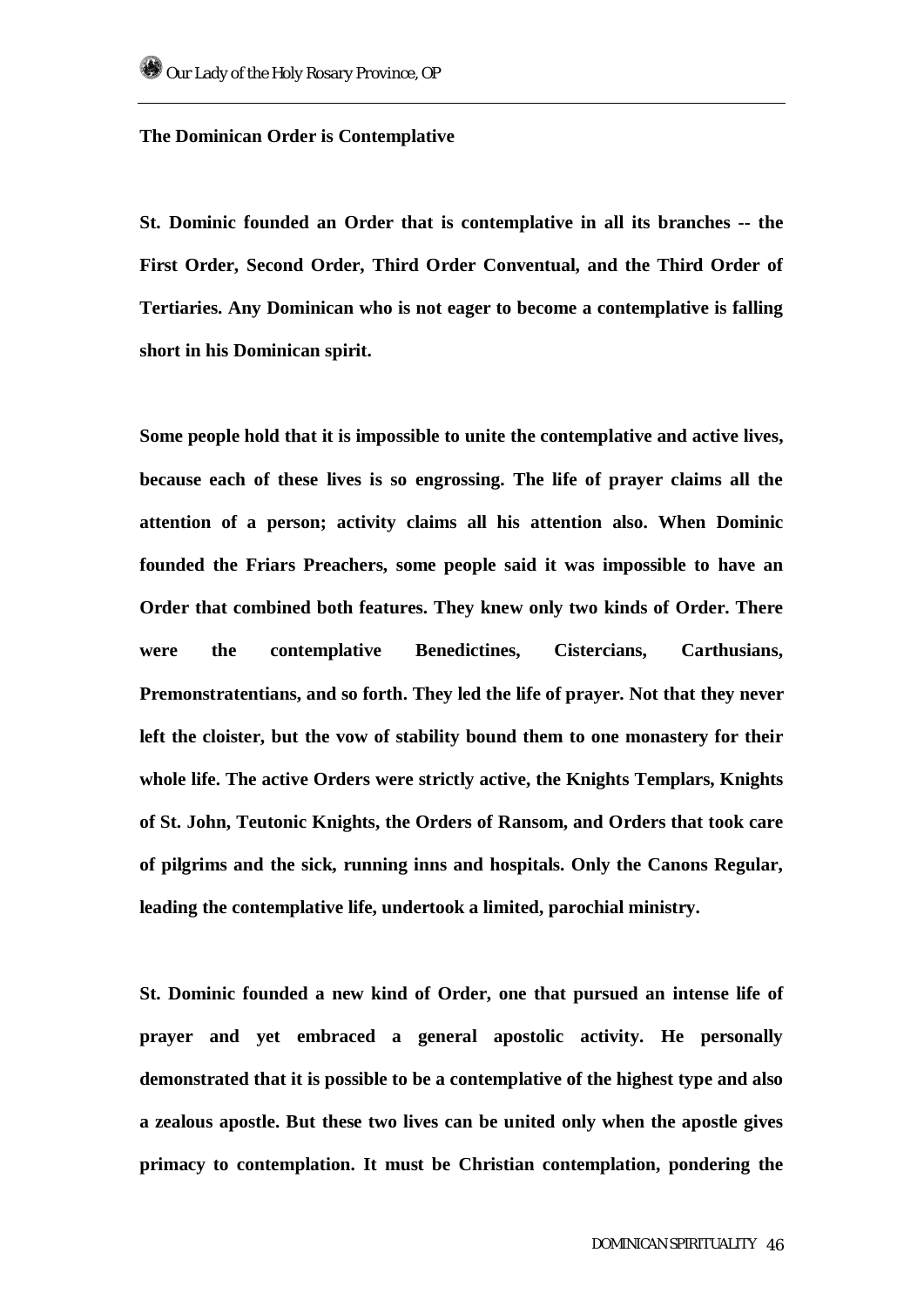**The Dominican Order is Contemplative**

**St. Dominic founded an Order that is contemplative in all its branches -- the First Order, Second Order, Third Order Conventual, and the Third Order of Tertiaries. Any Dominican who is not eager to become a contemplative is falling short in his Dominican spirit.**

**Some people hold that it is impossible to unite the contemplative and active lives, because each of these lives is so engrossing. The life of prayer claims all the attention of a person; activity claims all his attention also. When Dominic founded the Friars Preachers, some people said it was impossible to have an Order that combined both features. They knew only two kinds of Order. There were the contemplative Benedictines, Cistercians, Carthusians, Premonstratentians, and so forth. They led the life of prayer. Not that they never left the cloister, but the vow of stability bound them to one monastery for their whole life. The active Orders were strictly active, the Knights Templars, Knights of St. John, Teutonic Knights, the Orders of Ransom, and Orders that took care of pilgrims and the sick, running inns and hospitals. Only the Canons Regular, leading the contemplative life, undertook a limited, parochial ministry.**

**St. Dominic founded a new kind of Order, one that pursued an intense life of prayer and yet embraced a general apostolic activity. He personally demonstrated that it is possible to be a contemplative of the highest type and also a zealous apostle. But these two lives can be united only when the apostle gives primacy to contemplation. It must be Christian contemplation, pondering the**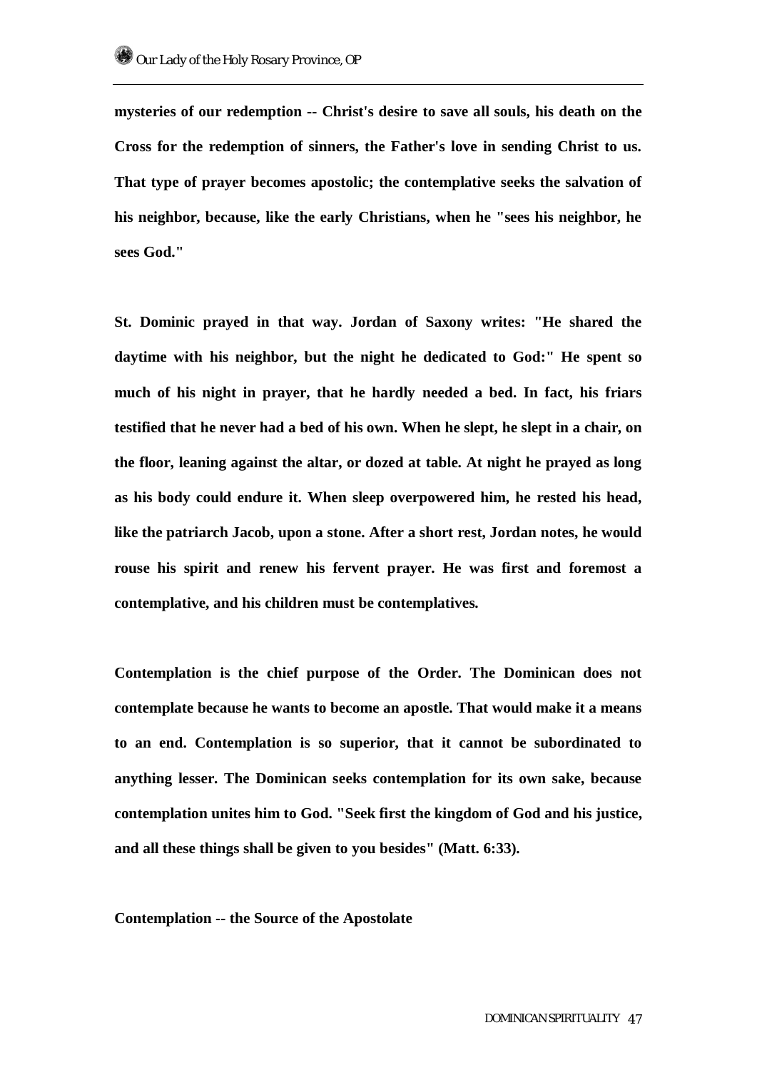**mysteries of our redemption -- Christ's desire to save all souls, his death on the Cross for the redemption of sinners, the Father's love in sending Christ to us. That type of prayer becomes apostolic; the contemplative seeks the salvation of his neighbor, because, like the early Christians, when he "sees his neighbor, he sees God."**

**St. Dominic prayed in that way. Jordan of Saxony writes: "He shared the daytime with his neighbor, but the night he dedicated to God:" He spent so much of his night in prayer, that he hardly needed a bed. In fact, his friars testified that he never had a bed of his own. When he slept, he slept in a chair, on the floor, leaning against the altar, or dozed at table. At night he prayed as long as his body could endure it. When sleep overpowered him, he rested his head, like the patriarch Jacob, upon a stone. After a short rest, Jordan notes, he would rouse his spirit and renew his fervent prayer. He was first and foremost a contemplative, and his children must be contemplatives.**

**Contemplation is the chief purpose of the Order. The Dominican does not contemplate because he wants to become an apostle. That would make it a means to an end. Contemplation is so superior, that it cannot be subordinated to anything lesser. The Dominican seeks contemplation for its own sake, because contemplation unites him to God. "Seek first the kingdom of God and his justice, and all these things shall be given to you besides" (Matt. 6:33).**

**Contemplation -- the Source of the Apostolate**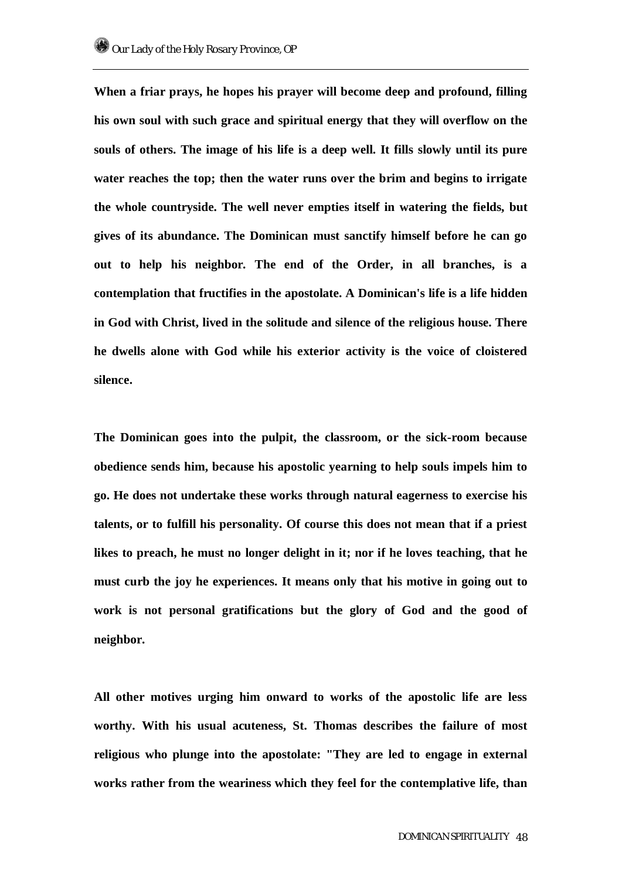**When a friar prays, he hopes his prayer will become deep and profound, filling his own soul with such grace and spiritual energy that they will overflow on the souls of others. The image of his life is a deep well. It fills slowly until its pure water reaches the top; then the water runs over the brim and begins to irrigate the whole countryside. The well never empties itself in watering the fields, but gives of its abundance. The Dominican must sanctify himself before he can go out to help his neighbor. The end of the Order, in all branches, is a contemplation that fructifies in the apostolate. A Dominican's life is a life hidden in God with Christ, lived in the solitude and silence of the religious house. There he dwells alone with God while his exterior activity is the voice of cloistered silence.**

**The Dominican goes into the pulpit, the classroom, or the sick-room because obedience sends him, because his apostolic yearning to help souls impels him to go. He does not undertake these works through natural eagerness to exercise his talents, or to fulfill his personality. Of course this does not mean that if a priest likes to preach, he must no longer delight in it; nor if he loves teaching, that he must curb the joy he experiences. It means only that his motive in going out to work is not personal gratifications but the glory of God and the good of neighbor.**

**All other motives urging him onward to works of the apostolic life are less worthy. With his usual acuteness, St. Thomas describes the failure of most religious who plunge into the apostolate: "They are led to engage in external works rather from the weariness which they feel for the contemplative life, than**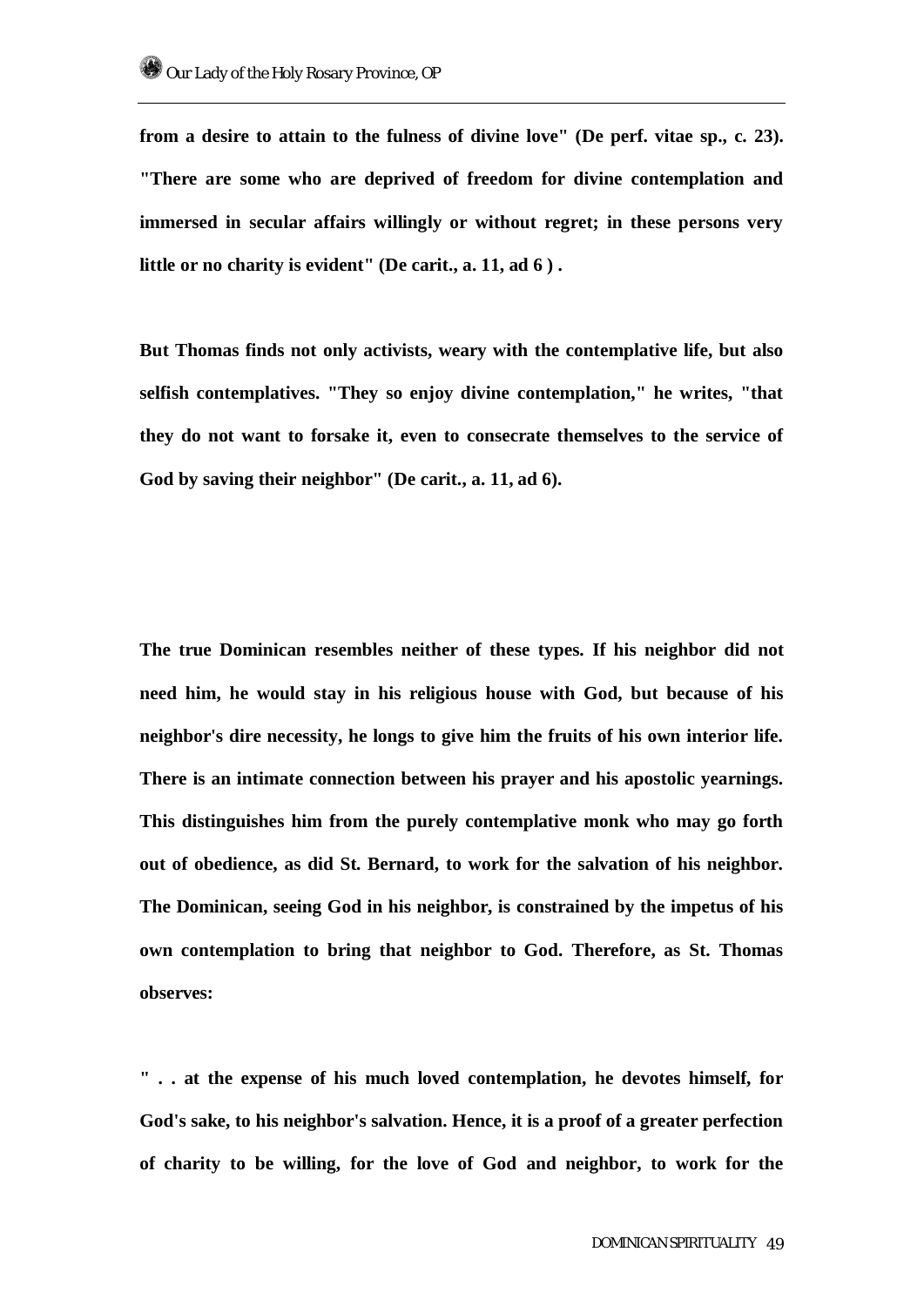**from a desire to attain to the fulness of divine love" (De perf. vitae sp., c. 23). "There are some who are deprived of freedom for divine contemplation and immersed in secular affairs willingly or without regret; in these persons very little or no charity is evident" (De carit., a. 11, ad 6 ) .**

**But Thomas finds not only activists, weary with the contemplative life, but also selfish contemplatives. "They so enjoy divine contemplation," he writes, "that they do not want to forsake it, even to consecrate themselves to the service of God by saving their neighbor" (De carit., a. 11, ad 6).**

**The true Dominican resembles neither of these types. If his neighbor did not need him, he would stay in his religious house with God, but because of his neighbor's dire necessity, he longs to give him the fruits of his own interior life. There is an intimate connection between his prayer and his apostolic yearnings. This distinguishes him from the purely contemplative monk who may go forth out of obedience, as did St. Bernard, to work for the salvation of his neighbor. The Dominican, seeing God in his neighbor, is constrained by the impetus of his own contemplation to bring that neighbor to God. Therefore, as St. Thomas observes:**

**" . . at the expense of his much loved contemplation, he devotes himself, for God's sake, to his neighbor's salvation. Hence, it is a proof of a greater perfection of charity to be willing, for the love of God and neighbor, to work for the**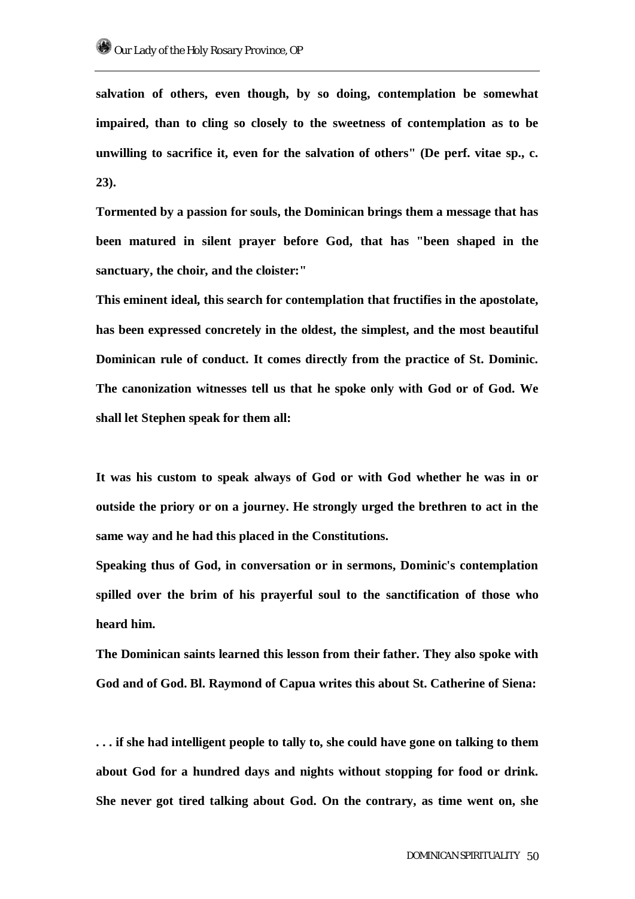**salvation of others, even though, by so doing, contemplation be somewhat impaired, than to cling so closely to the sweetness of contemplation as to be unwilling to sacrifice it, even for the salvation of others" (De perf. vitae sp., c. 23).**

**Tormented by a passion for souls, the Dominican brings them a message that has been matured in silent prayer before God, that has "been shaped in the sanctuary, the choir, and the cloister:"**

**This eminent ideal, this search for contemplation that fructifies in the apostolate, has been expressed concretely in the oldest, the simplest, and the most beautiful Dominican rule of conduct. It comes directly from the practice of St. Dominic. The canonization witnesses tell us that he spoke only with God or of God. We shall let Stephen speak for them all:**

**It was his custom to speak always of God or with God whether he was in or outside the priory or on a journey. He strongly urged the brethren to act in the same way and he had this placed in the Constitutions.**

**Speaking thus of God, in conversation or in sermons, Dominic's contemplation spilled over the brim of his prayerful soul to the sanctification of those who heard him.**

**The Dominican saints learned this lesson from their father. They also spoke with God and of God. Bl. Raymond of Capua writes this about St. Catherine of Siena:**

**. . . if she had intelligent people to tally to, she could have gone on talking to them about God for a hundred days and nights without stopping for food or drink. She never got tired talking about God. On the contrary, as time went on, she**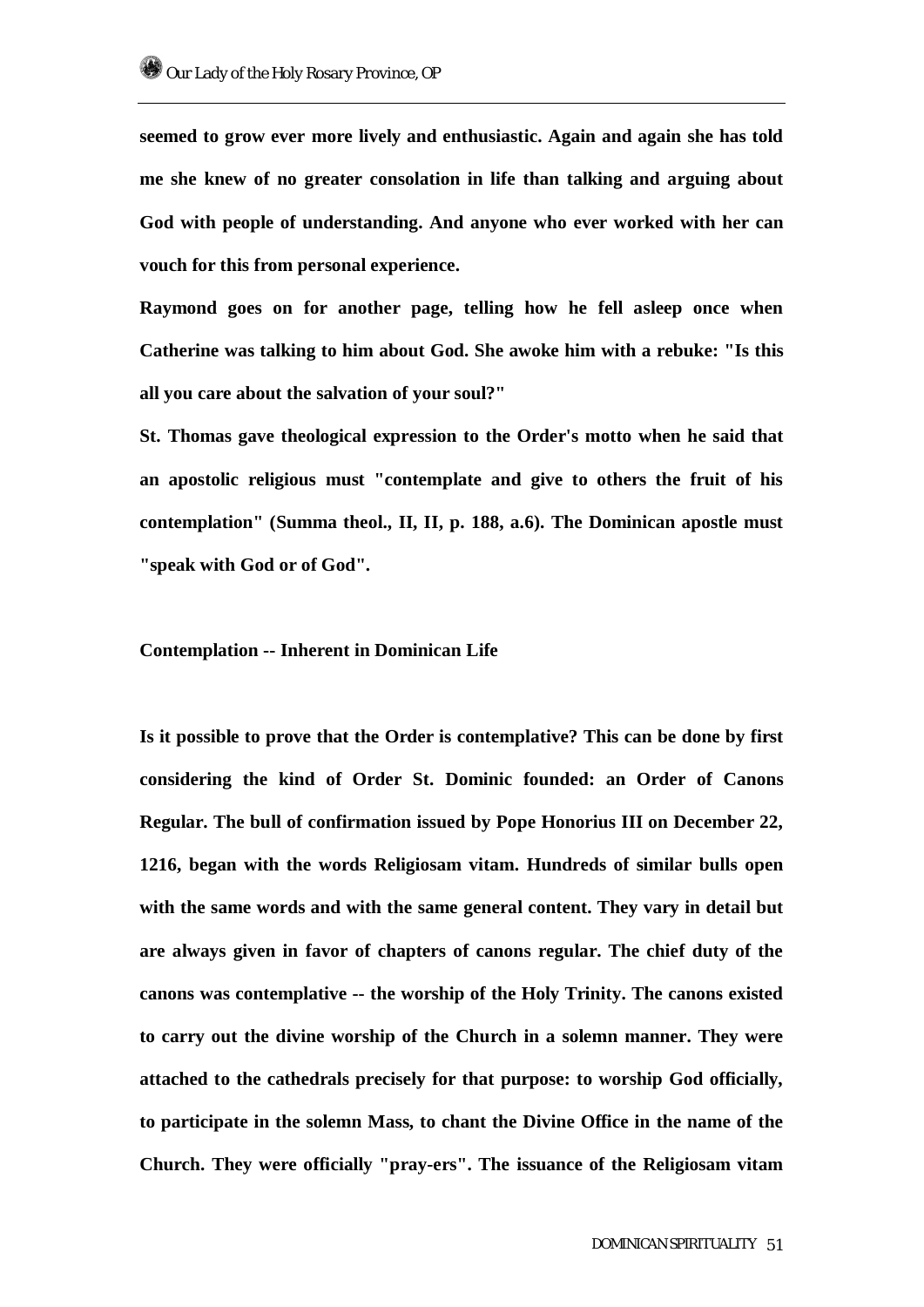seemed to grow ever more lively and enthusiastic. Again and again she has told me she knew of no greater consolation in life than talking and arguing about God with people of understanding. And anyone who ever worked with her can vouch for this from personal experience.

Raymond goes on for another page, telling how he fell asleep once when Catherine was talking to him about God. She awoke him with a rebuke: "Is this all you care about the salvation of your soul?"

St. Thomas gave theological expression to the Order's motto when he said that an apostolic religious must "contemplate and give to others the fruit of his contemplation" (Summa theol., II, II, p. 188, a.6). The Dominican apostle must "speak with God or of God".

### Contemplation -- Inherent in Dominican Life

Is it possible to prove that the Order is contemplative? This can be done by first considering the kind of Order St. Dominic founded: an Order of Canons Regular. The bull of confirmation issued by Pope Honorius III on December 22, 1216, began with the words Religiosam vitam. Hundreds of similar bulls open with the same words and with the same general content. They vary in detail but are always given in favor of chapters of canons regular. The chief duty of the canons was contemplative -- the worship of the Holy Trinity. The canons existed to carry out the divine worship of the Church in a solemn manner. They were attached to the cathedrals precisely for that purpose: to worship God officially, to participate in the solemn Mass, to chant the Divine Office in the name of the Church. They were officially "pray-ers". The issuance of the Religiosam vitam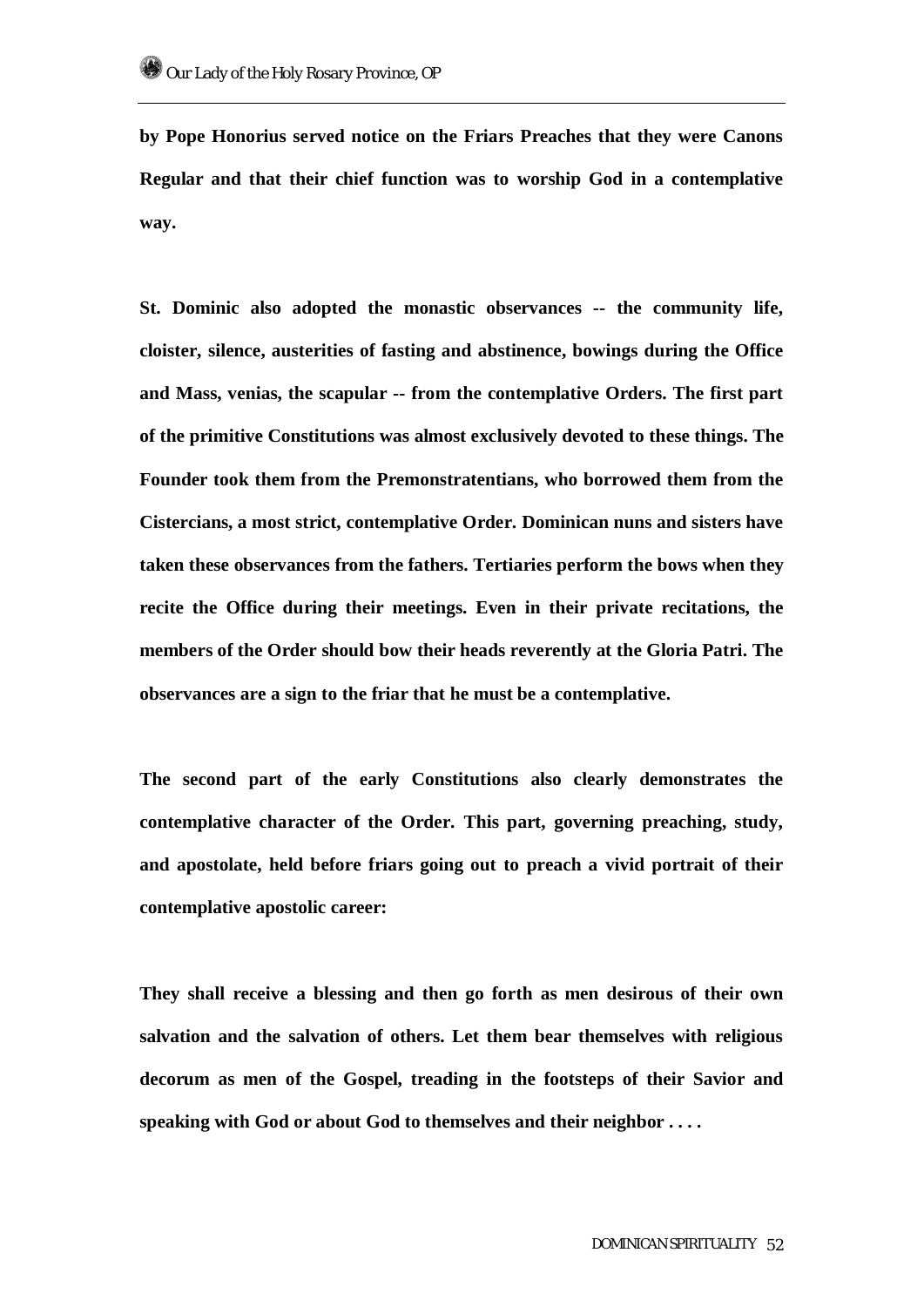**by Pope Honorius served notice on the Friars Preaches that they were Canons Regular and that their chief function was to worship God in a contemplative way.**

**St. Dominic also adopted the monastic observances -- the community life, cloister, silence, austerities of fasting and abstinence, bowings during the Office and Mass, venias, the scapular -- from the contemplative Orders. The first part of the primitive Constitutions was almost exclusively devoted to these things. The Founder took them from the Premonstratentians, who borrowed them from the Cistercians, a most strict, contemplative Order. Dominican nuns and sisters have taken these observances from the fathers. Tertiaries perform the bows when they recite the Office during their meetings. Even in their private recitations, the members of the Order should bow their heads reverently at the Gloria Patri. The observances are a sign to the friar that he must be a contemplative.**

**The second part of the early Constitutions also clearly demonstrates the contemplative character of the Order. This part, governing preaching, study, and apostolate, held before friars going out to preach a vivid portrait of their contemplative apostolic career:**

**They shall receive a blessing and then go forth as men desirous of their own salvation and the salvation of others. Let them bear themselves with religious decorum as men of the Gospel, treading in the footsteps of their Savior and speaking with God or about God to themselves and their neighbor . . . .**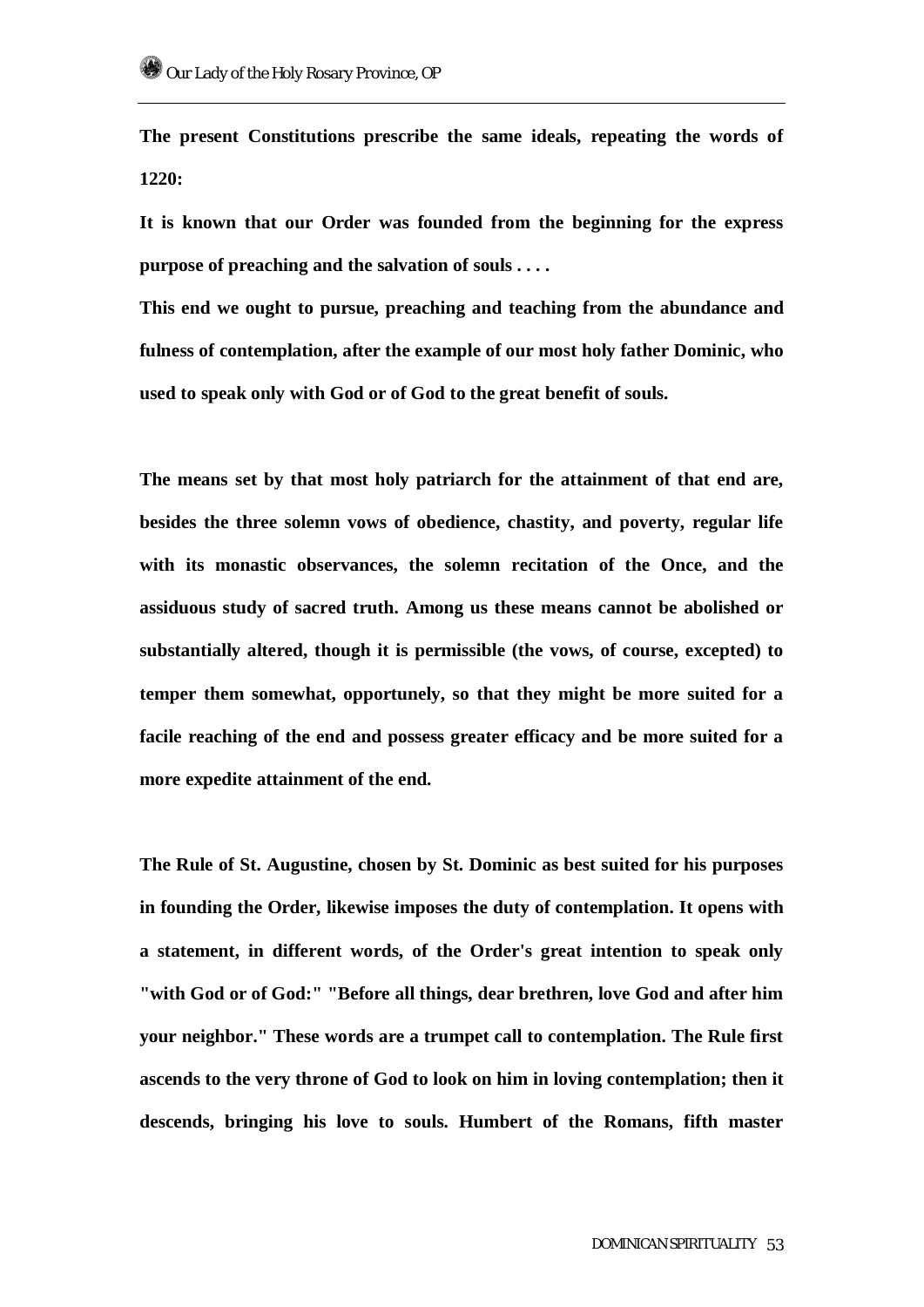**The present Constitutions prescribe the same ideals, repeating the words of 1220:**

**It is known that our Order was founded from the beginning for the express purpose of preaching and the salvation of souls . . . .**

**This end we ought to pursue, preaching and teaching from the abundance and fulness of contemplation, after the example of our most holy father Dominic, who used to speak only with God or of God to the great benefit of souls.**

**The means set by that most holy patriarch for the attainment of that end are, besides the three solemn vows of obedience, chastity, and poverty, regular life with its monastic observances, the solemn recitation of the Once, and the assiduous study of sacred truth. Among us these means cannot be abolished or substantially altered, though it is permissible (the vows, of course, excepted) to temper them somewhat, opportunely, so that they might be more suited for a facile reaching of the end and possess greater efficacy and be more suited for a more expedite attainment of the end.**

**The Rule of St. Augustine, chosen by St. Dominic as best suited for his purposes in founding the Order, likewise imposes the duty of contemplation. It opens with a statement, in different words, of the Order's great intention to speak only "with God or of God:" "Before all things, dear brethren, love God and after him your neighbor." These words are a trumpet call to contemplation. The Rule first ascends to the very throne of God to look on him in loving contemplation; then it descends, bringing his love to souls. Humbert of the Romans, fifth master**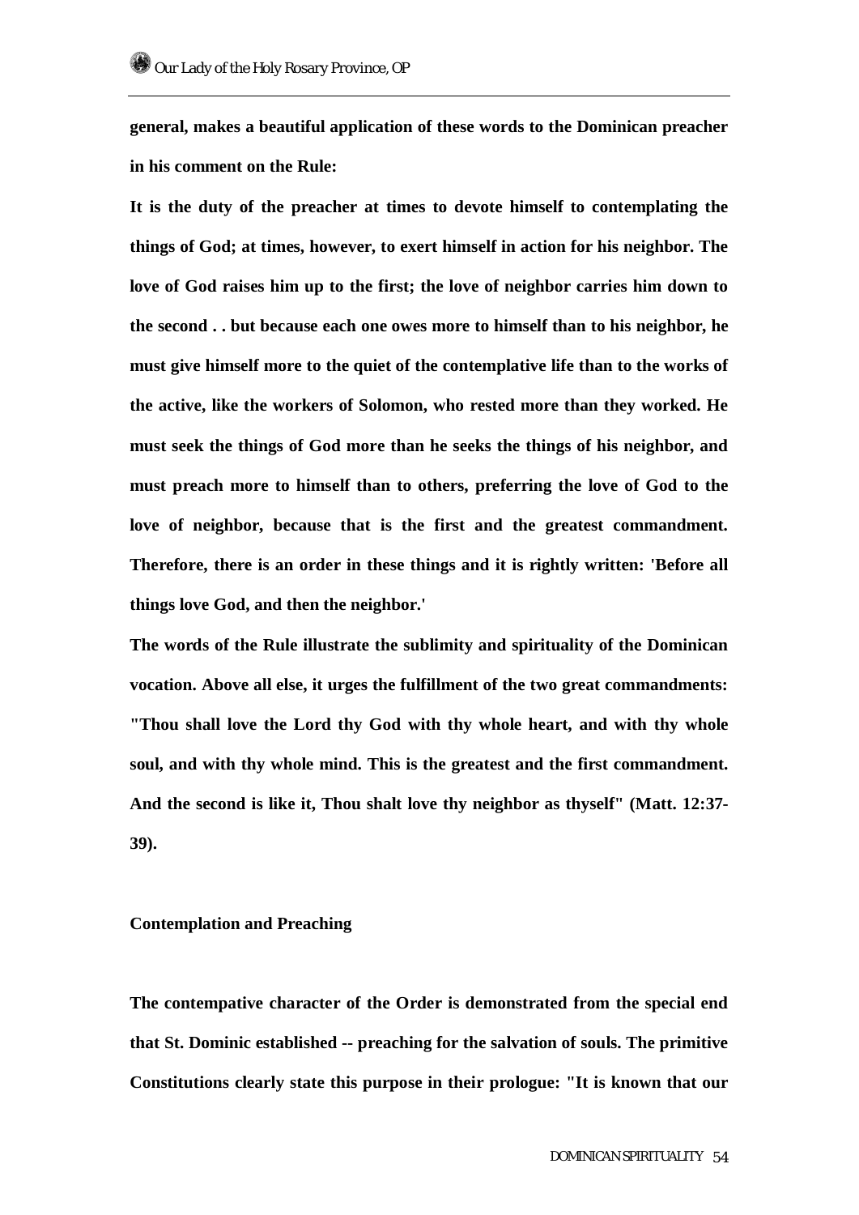**general, makes a beautiful application of these words to the Dominican preacher in his comment on the Rule:**

**It is the duty of the preacher at times to devote himself to contemplating the things of God; at times, however, to exert himself in action for his neighbor. The love of God raises him up to the first; the love of neighbor carries him down to the second . . but because each one owes more to himself than to his neighbor, he must give himself more to the quiet of the contemplative life than to the works of the active, like the workers of Solomon, who rested more than they worked. He must seek the things of God more than he seeks the things of his neighbor, and must preach more to himself than to others, preferring the love of God to the love of neighbor, because that is the first and the greatest commandment. Therefore, there is an order in these things and it is rightly written: 'Before all things love God, and then the neighbor.'**

**The words of the Rule illustrate the sublimity and spirituality of the Dominican vocation. Above all else, it urges the fulfillment of the two great commandments: "Thou shall love the Lord thy God with thy whole heart, and with thy whole soul, and with thy whole mind. This is the greatest and the first commandment. And the second is like it, Thou shalt love thy neighbor as thyself" (Matt. 12:37-39).**

**Contemplation and Preaching**

**The contempative character of the Order is demonstrated from the special end that St. Dominic established -- preaching for the salvation of souls. The primitive Constitutions clearly state this purpose in their prologue: "It is known that our**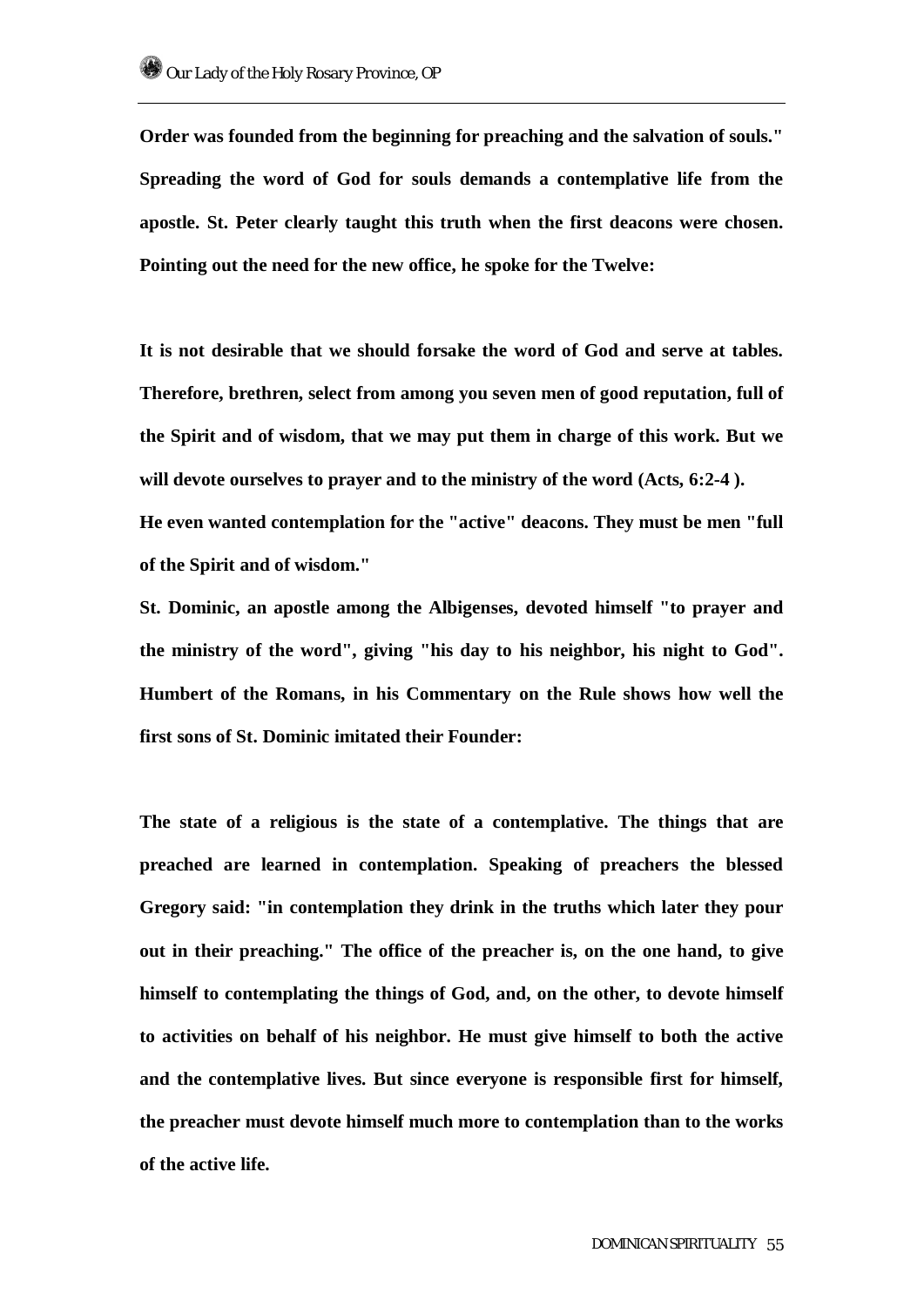**Order was founded from the beginning for preaching and the salvation of souls." Spreading the word of God for souls demands a contemplative life from the apostle. St. Peter clearly taught this truth when the first deacons were chosen. Pointing out the need for the new office, he spoke for the Twelve:**

**It is not desirable that we should forsake the word of God and serve at tables. Therefore, brethren, select from among you seven men of good reputation, full of the Spirit and of wisdom, that we may put them in charge of this work. But we will devote ourselves to prayer and to the ministry of the word (Acts, 6:2-4 ).**

**He even wanted contemplation for the "active" deacons. They must be men "full of the Spirit and of wisdom."**

**St. Dominic, an apostle among the Albigenses, devoted himself "to prayer and the ministry of the word", giving "his day to his neighbor, his night to God". Humbert of the Romans, in his Commentary on the Rule shows how well the first sons of St. Dominic imitated their Founder:**

**The state of a religious is the state of a contemplative. The things that are preached are learned in contemplation. Speaking of preachers the blessed Gregory said: "in contemplation they drink in the truths which later they pour out in their preaching." The office of the preacher is, on the one hand, to give himself to contemplating the things of God, and, on the other, to devote himself to activities on behalf of his neighbor. He must give himself to both the active and the contemplative lives. But since everyone is responsible first for himself, the preacher must devote himself much more to contemplation than to the works of the active life.**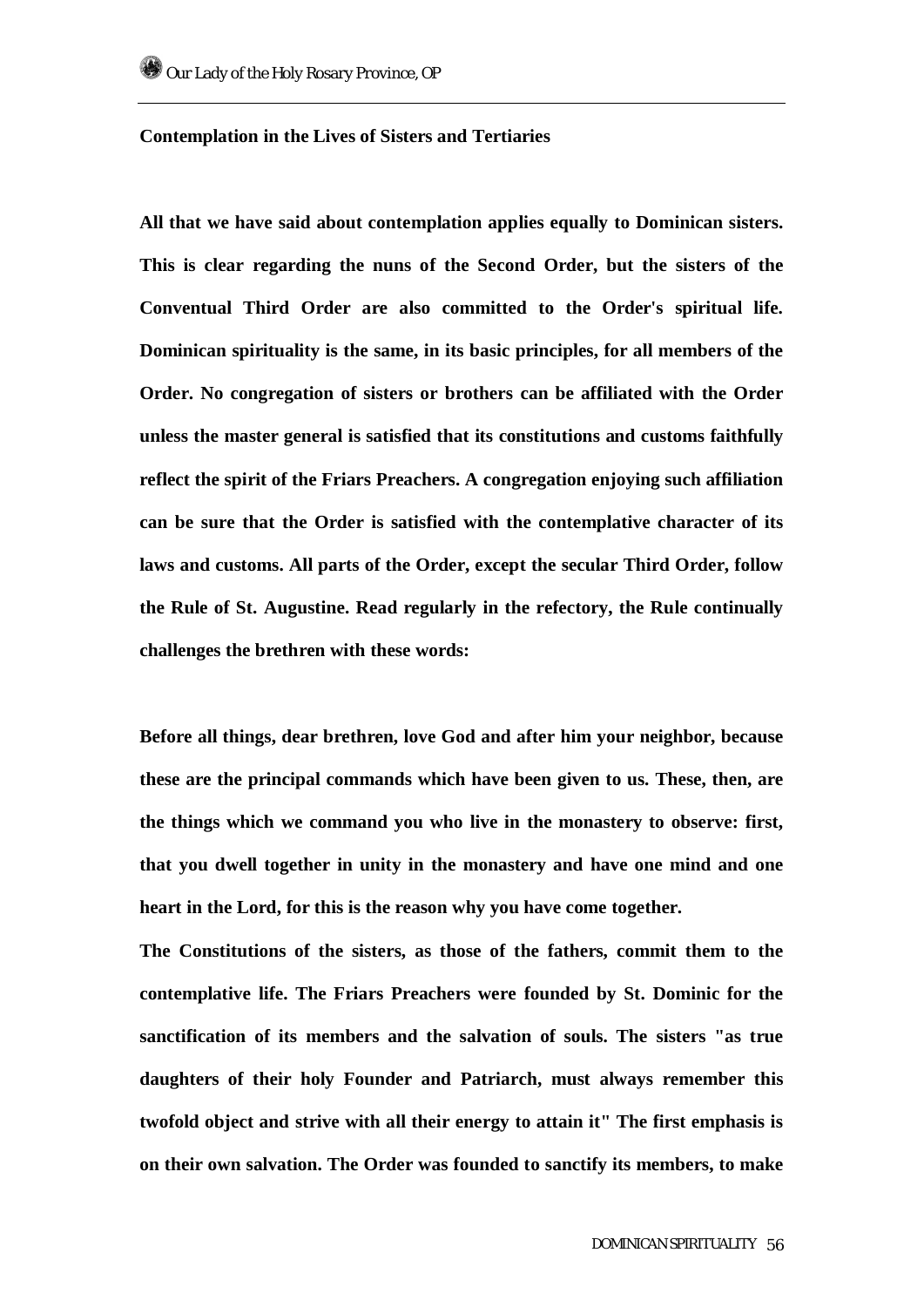**Contemplation in the Lives of Sisters and Tertiaries**

**All that we have said about contemplation applies equally to Dominican sisters. This is clear regarding the nuns of the Second Order, but the sisters of the Conventual Third Order are also committed to the Order's spiritual life. Dominican spirituality is the same, in its basic principles, for all members of the Order. No congregation of sisters or brothers can be affiliated with the Order unless the master general is satisfied that its constitutions and customs faithfully reflect the spirit of the Friars Preachers. A congregation enjoying such affiliation can be sure that the Order is satisfied with the contemplative character of its laws and customs. All parts of the Order, except the secular Third Order, follow the Rule of St. Augustine. Read regularly in the refectory, the Rule continually challenges the brethren with these words:**

**Before all things, dear brethren, love God and after him your neighbor, because these are the principal commands which have been given to us. These, then, are the things which we command you who live in the monastery to observe: first, that you dwell together in unity in the monastery and have one mind and one heart in the Lord, for this is the reason why you have come together.**

**The Constitutions of the sisters, as those of the fathers, commit them to the contemplative life. The Friars Preachers were founded by St. Dominic for the sanctification of its members and the salvation of souls. The sisters "as true daughters of their holy Founder and Patriarch, must always remember this twofold object and strive with all their energy to attain it" The first emphasis is on their own salvation. The Order was founded to sanctify its members, to make**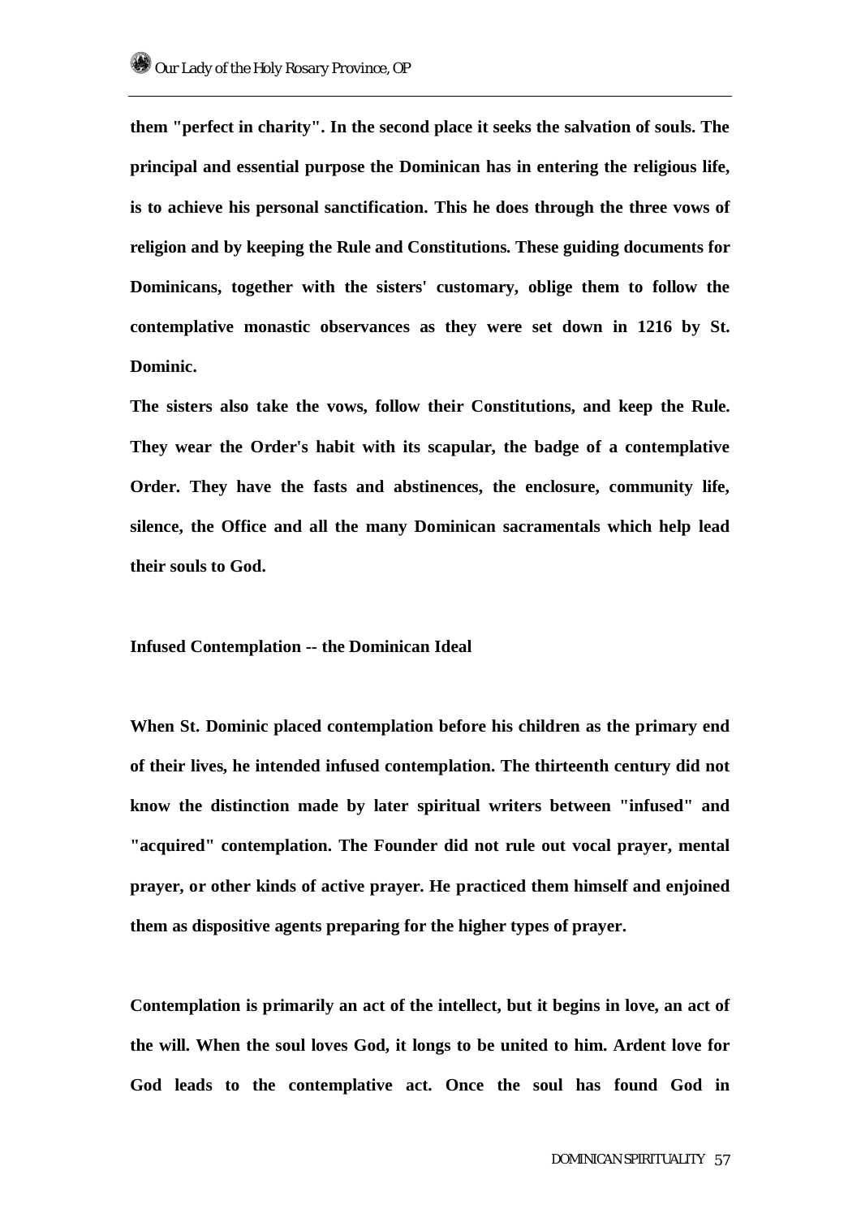them "perfect in charity". In the second place it seeks the salvation of souls. The principal and essential purpose the Dominican has in entering the religious life, is to achieve his personal sanctification. This he does through the three vows of religion and by keeping the Rule and Constitutions. These guiding documents for Dominicans, together with the sisters' customary, oblige them to follow the contemplative monastic observances as they were set down in 1216 by St. Dominic.

The sisters also take the vows, follow their Constitutions, and keep the Rule. They wear the Order's habit with its scapular, the badge of a contemplative Order. They have the fasts and abstinences, the enclosure, community life, silence, the Office and all the many Dominican sacramentals which help lead their souls to God.

## Infused Contemplation -- the Dominican Ideal

When St. Dominic placed contemplation before his children as the primary end of their lives, he intended infused contemplation. The thirteenth century did not know the distinction made by later spiritual writers between "infused" and "acquired" contemplation. The Founder did not rule out vocal prayer, mental prayer, or other kinds of active prayer. He practiced them himself and enjoined them as dispositive agents preparing for the higher types of prayer.

Contemplation is primarily an act of the intellect, but it begins in love, an act of the will. When the soul loves God, it longs to be united to him. Ardent love for God leads to the contemplative act. Once the soul has found God in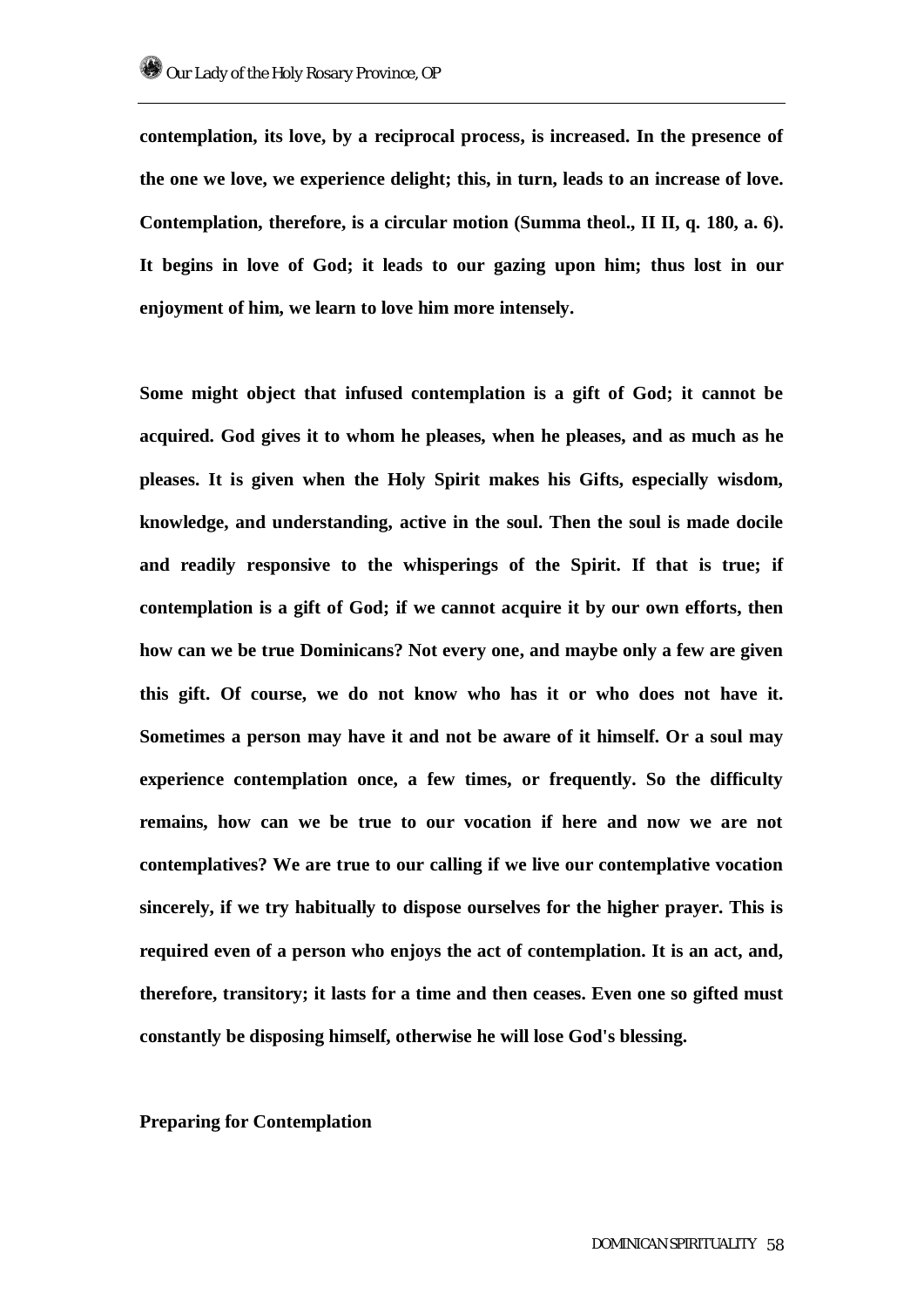**contemplation, its love, by a reciprocal process, is increased. In the presence of the one we love, we experience delight; this, in turn, leads to an increase of love. Contemplation, therefore, is a circular motion (Summa theol., II II, q. 180, a. 6). It begins in love of God; it leads to our gazing upon him; thus lost in our enjoyment of him, we learn to love him more intensely.**

**Some might object that infused contemplation is a gift of God; it cannot be acquired. God gives it to whom he pleases, when he pleases, and as much as he pleases. It is given when the Holy Spirit makes his Gifts, especially wisdom, knowledge, and understanding, active in the soul. Then the soul is made docile and readily responsive to the whisperings of the Spirit. If that is true; if contemplation is a gift of God; if we cannot acquire it by our own efforts, then how can we be true Dominicans? Not every one, and maybe only a few are given this gift. Of course, we do not know who has it or who does not have it. Sometimes a person may have it and not be aware of it himself. Or a soul may experience contemplation once, a few times, or frequently. So the difficulty remains, how can we be true to our vocation if here and now we are not contemplatives? We are true to our calling if we live our contemplative vocation sincerely, if we try habitually to dispose ourselves for the higher prayer. This is required even of a person who enjoys the act of contemplation. It is an act, and, therefore, transitory; it lasts for a time and then ceases. Even one so gifted must constantly be disposing himself, otherwise he will lose God's blessing.**

## Preparing for Contemplation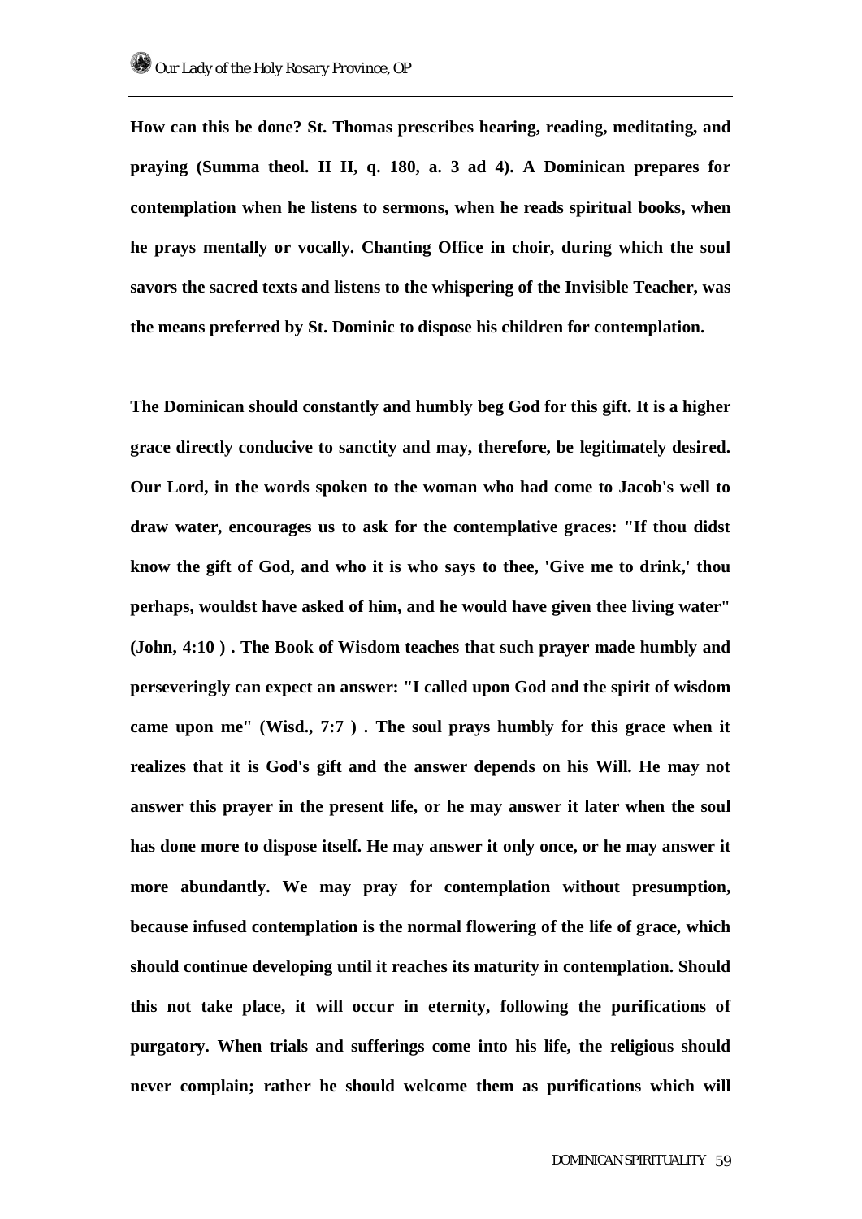**How can this be done? St. Thomas prescribes hearing, reading, meditating, and praying (Summa theol. II II, q. 180, a. 3 ad 4). A Dominican prepares for contemplation when he listens to sermons, when he reads spiritual books, when he prays mentally or vocally. Chanting Office in choir, during which the soul savors the sacred texts and listens to the whispering of the Invisible Teacher, was the means preferred by St. Dominic to dispose his children for contemplation.**

**The Dominican should constantly and humbly beg God for this gift. It is a higher grace directly conducive to sanctity and may, therefore, be legitimately desired. Our Lord, in the words spoken to the woman who had come to Jacob's well to draw water, encourages us to ask for the contemplative graces: "If thou didst know the gift of God, and who it is who says to thee, 'Give me to drink,' thou perhaps, wouldst have asked of him, and he would have given thee living water" (John, 4:10 ) . The Book of Wisdom teaches that such prayer made humbly and perseveringly can expect an answer: "I called upon God and the spirit of wisdom came upon me" (Wisd., 7:7 ) . The soul prays humbly for this grace when it realizes that it is God's gift and the answer depends on his Will. He may not answer this prayer in the present life, or he may answer it later when the soul has done more to dispose itself. He may answer it only once, or he may answer it more abundantly. We may pray for contemplation without presumption, because infused contemplation is the normal flowering of the life of grace, which should continue developing until it reaches its maturity in contemplation. Should this not take place, it will occur in eternity, following the purifications of purgatory. When trials and sufferings come into his life, the religious should never complain; rather he should welcome them as purifications which will**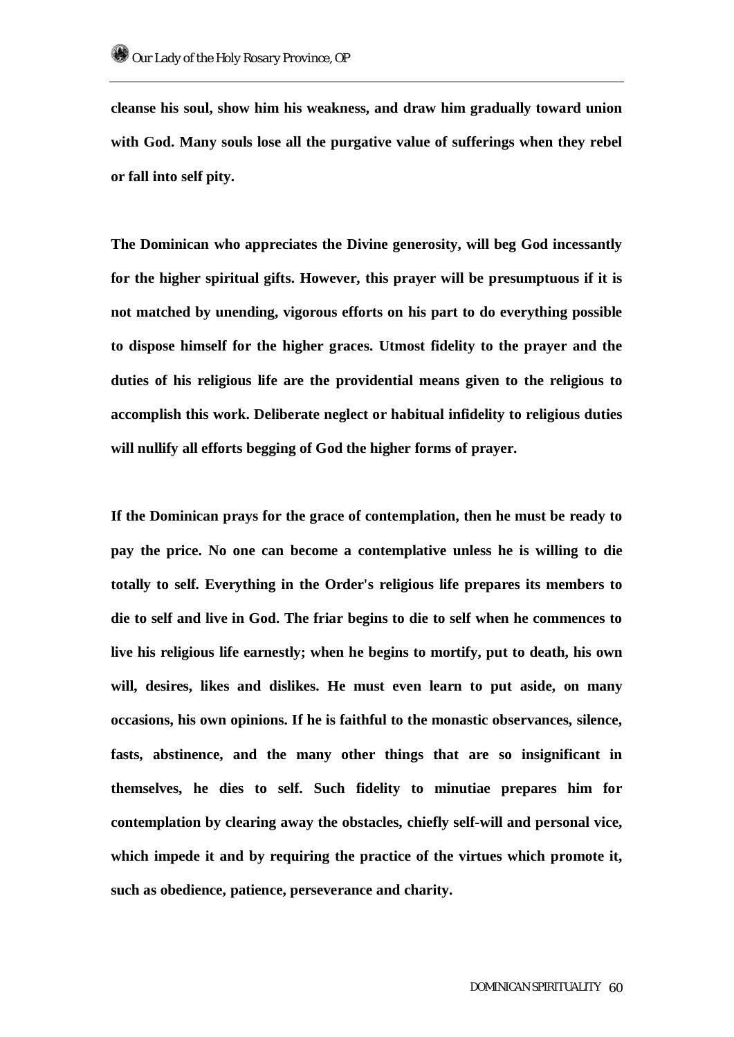**cleanse his soul, show him his weakness, and draw him gradually toward union with God. Many souls lose all the purgative value of sufferings when they rebel or fall into self pity.**

**The Dominican who appreciates the Divine generosity, will beg God incessantly for the higher spiritual gifts. However, this prayer will be presumptuous if it is not matched by unending, vigorous efforts on his part to do everything possible to dispose himself for the higher graces. Utmost fidelity to the prayer and the duties of his religious life are the providential means given to the religious to accomplish this work. Deliberate neglect or habitual infidelity to religious duties will nullify all efforts begging of God the higher forms of prayer.**

**If the Dominican prays for the grace of contemplation, then he must be ready to pay the price. No one can become a contemplative unless he is willing to die totally to self. Everything in the Order's religious life prepares its members to die to self and live in God. The friar begins to die to self when he commences to live his religious life earnestly; when he begins to mortify, put to death, his own will, desires, likes and dislikes. He must even learn to put aside, on many occasions, his own opinions. If he is faithful to the monastic observances, silence, fasts, abstinence, and the many other things that are so insignificant in themselves, he dies to self. Such fidelity to minutiae prepares him for contemplation by clearing away the obstacles, chiefly self-will and personal vice, which impede it and by requiring the practice of the virtues which promote it, such as obedience, patience, perseverance and charity.**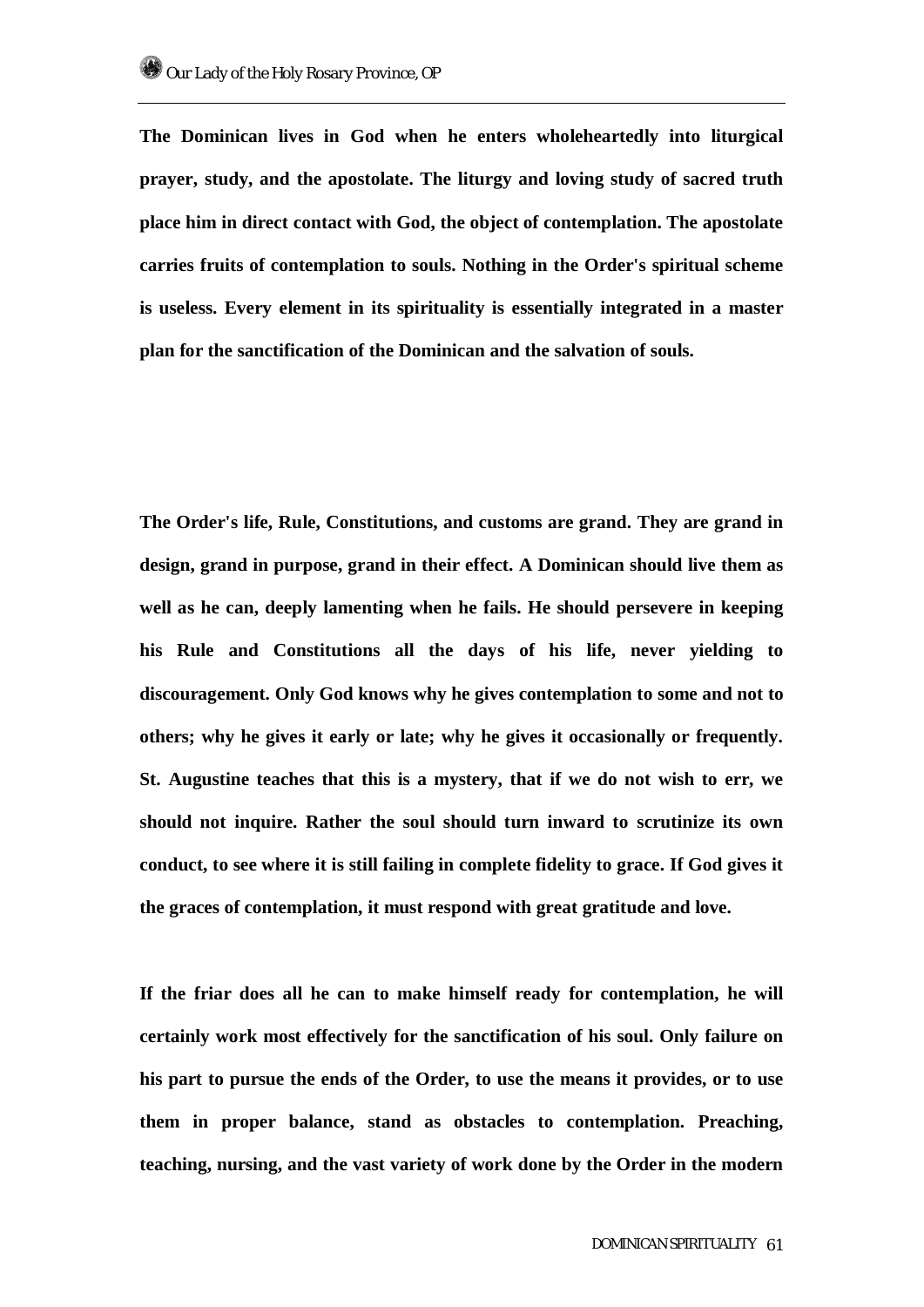**The Dominican lives in God when he enters wholeheartedly into liturgical prayer, study, and the apostolate. The liturgy and loving study of sacred truth place him in direct contact with God, the object of contemplation. The apostolate carries fruits of contemplation to souls. Nothing in the Order's spiritual scheme is useless. Every element in its spirituality is essentially integrated in a master plan for the sanctification of the Dominican and the salvation of souls.**

**The Order's life, Rule, Constitutions, and customs are grand. They are grand in design, grand in purpose, grand in their effect. A Dominican should live them as well as he can, deeply lamenting when he fails. He should persevere in keeping his Rule and Constitutions all the days of his life, never yielding to discouragement. Only God knows why he gives contemplation to some and not to others; why he gives it early or late; why he gives it occasionally or frequently. St. Augustine teaches that this is a mystery, that if we do not wish to err, we should not inquire. Rather the soul should turn inward to scrutinize its own conduct, to see where it is still failing in complete fidelity to grace. If God gives it the graces of contemplation, it must respond with great gratitude and love.**

**If the friar does all he can to make himself ready for contemplation, he will certainly work most effectively for the sanctification of his soul. Only failure on his part to pursue the ends of the Order, to use the means it provides, or to use them in proper balance, stand as obstacles to contemplation. Preaching, teaching, nursing, and the vast variety of work done by the Order in the modern**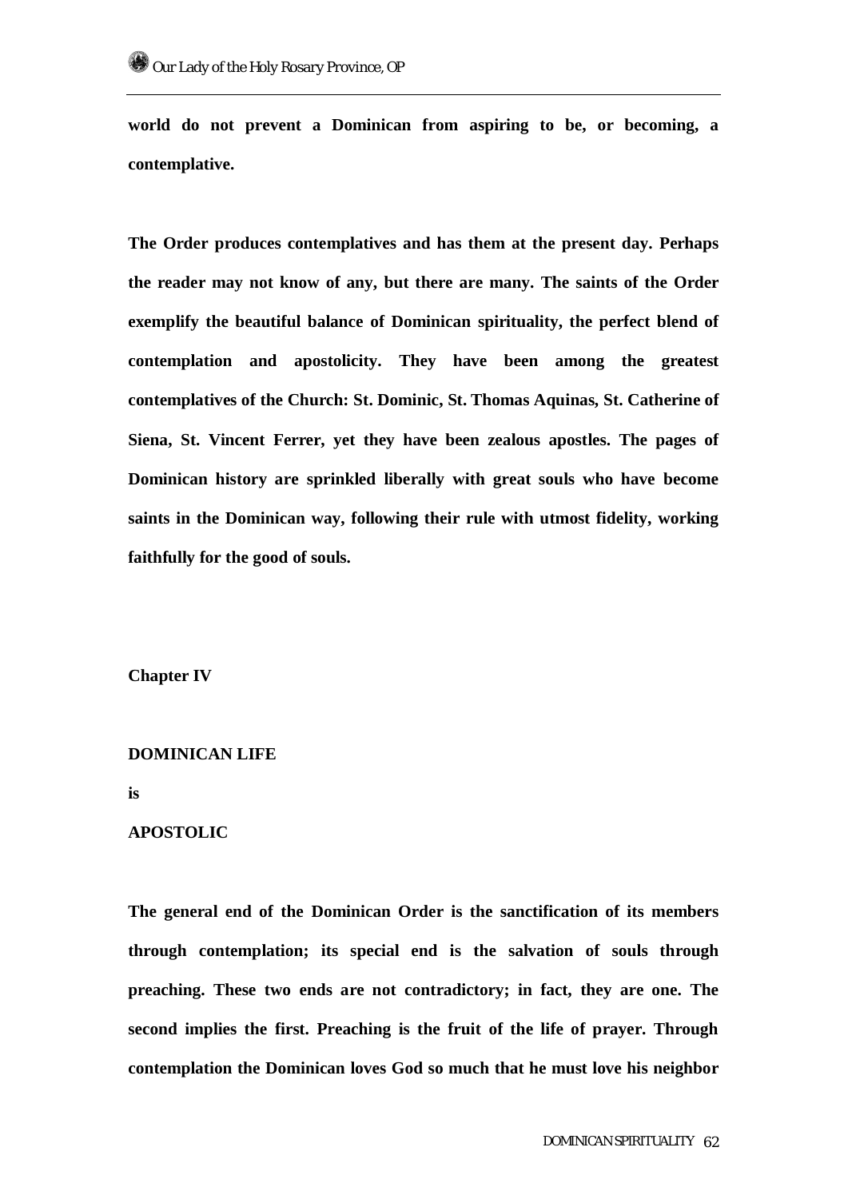**world do not prevent a Dominican from aspiring to be, or becoming, a contemplative.**

**The Order produces contemplatives and has them at the present day. Perhaps the reader may not know of any, but there are many. The saints of the Order exemplify the beautiful balance of Dominican spirituality, the perfect blend of contemplation and apostolicity. They have been among the greatest contemplatives of the Church: St. Dominic, St. Thomas Aquinas, St. Catherine of Siena, St. Vincent Ferrer, yet they have been zealous apostles. The pages of Dominican history are sprinkled liberally with great souls who have become saints in the Dominican way, following their rule with utmost fidelity, working faithfully for the good of souls.**

## Chapter IV

## DOMINICAN LIFE
## is
## APOSTOLIC

**The general end of the Dominican Order is the sanctification of its members through contemplation; its special end is the salvation of souls through preaching. These two ends are not contradictory; in fact, they are one. The second implies the first. Preaching is the fruit of the life of prayer. Through contemplation the Dominican loves God so much that he must love his neighbor**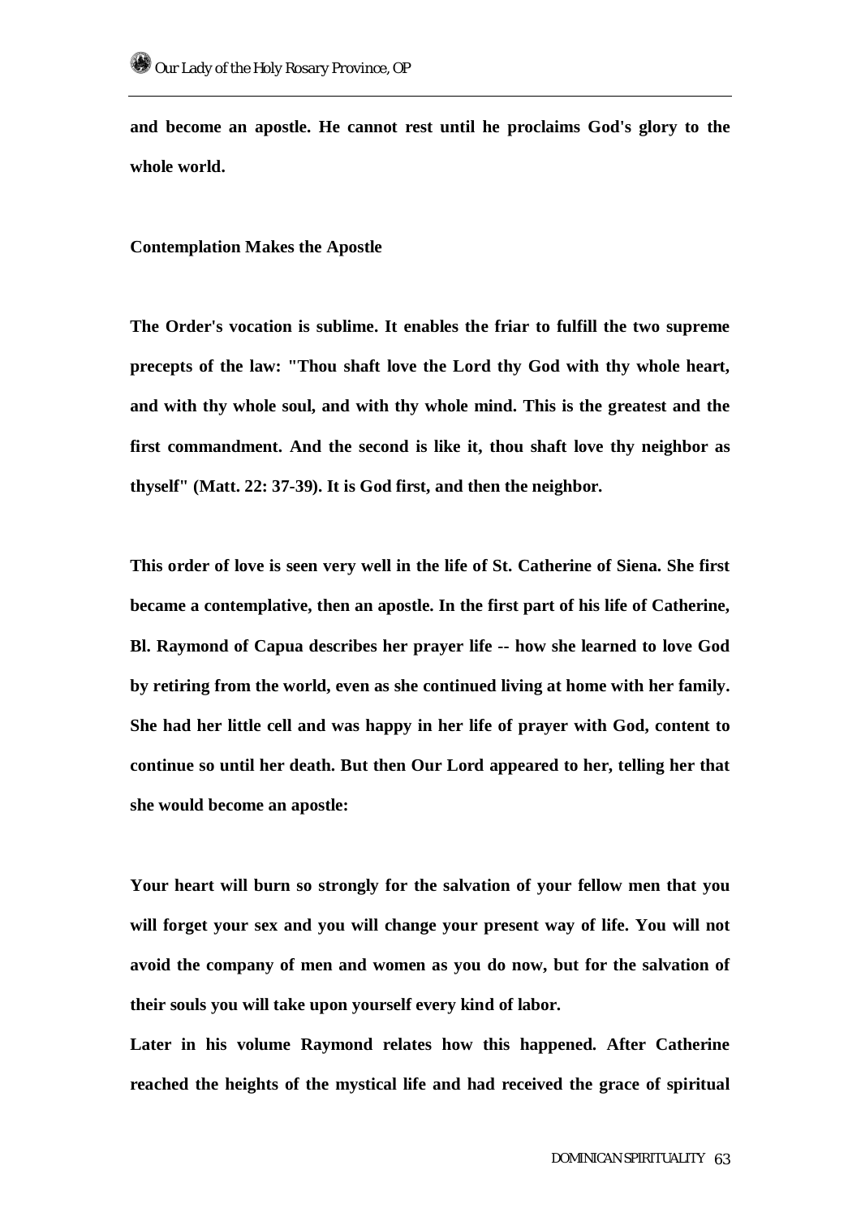**and become an apostle. He cannot rest until he proclaims God's glory to the whole world.**

**Contemplation Makes the Apostle**

**The Order's vocation is sublime. It enables the friar to fulfill the two supreme precepts of the law: "Thou shaft love the Lord thy God with thy whole heart, and with thy whole soul, and with thy whole mind. This is the greatest and the first commandment. And the second is like it, thou shaft love thy neighbor as thyself" (Matt. 22: 37-39). It is God first, and then the neighbor.**

**This order of love is seen very well in the life of St. Catherine of Siena. She first became a contemplative, then an apostle. In the first part of his life of Catherine, Bl. Raymond of Capua describes her prayer life -- how she learned to love God by retiring from the world, even as she continued living at home with her family. She had her little cell and was happy in her life of prayer with God, content to continue so until her death. But then Our Lord appeared to her, telling her that she would become an apostle:**

**Your heart will burn so strongly for the salvation of your fellow men that you will forget your sex and you will change your present way of life. You will not avoid the company of men and women as you do now, but for the salvation of their souls you will take upon yourself every kind of labor.**

**Later in his volume Raymond relates how this happened. After Catherine reached the heights of the mystical life and had received the grace of spiritual**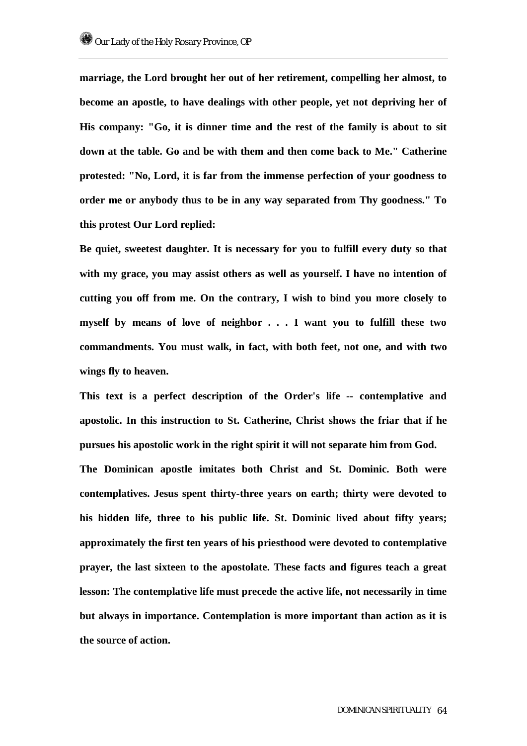**marriage, the Lord brought her out of her retirement, compelling her almost, to become an apostle, to have dealings with other people, yet not depriving her of His company: "Go, it is dinner time and the rest of the family is about to sit down at the table. Go and be with them and then come back to Me." Catherine protested: "No, Lord, it is far from the immense perfection of your goodness to order me or anybody thus to be in any way separated from Thy goodness." To this protest Our Lord replied:**

**Be quiet, sweetest daughter. It is necessary for you to fulfill every duty so that with my grace, you may assist others as well as yourself. I have no intention of cutting you off from me. On the contrary, I wish to bind you more closely to myself by means of love of neighbor . . . I want you to fulfill these two commandments. You must walk, in fact, with both feet, not one, and with two wings fly to heaven.**

**This text is a perfect description of the Order's life -- contemplative and apostolic. In this instruction to St. Catherine, Christ shows the friar that if he pursues his apostolic work in the right spirit it will not separate him from God.**

**The Dominican apostle imitates both Christ and St. Dominic. Both were contemplatives. Jesus spent thirty-three years on earth; thirty were devoted to his hidden life, three to his public life. St. Dominic lived about fifty years; approximately the first ten years of his priesthood were devoted to contemplative prayer, the last sixteen to the apostolate. These facts and figures teach a great lesson: The contemplative life must precede the active life, not necessarily in time but always in importance. Contemplation is more important than action as it is the source of action.**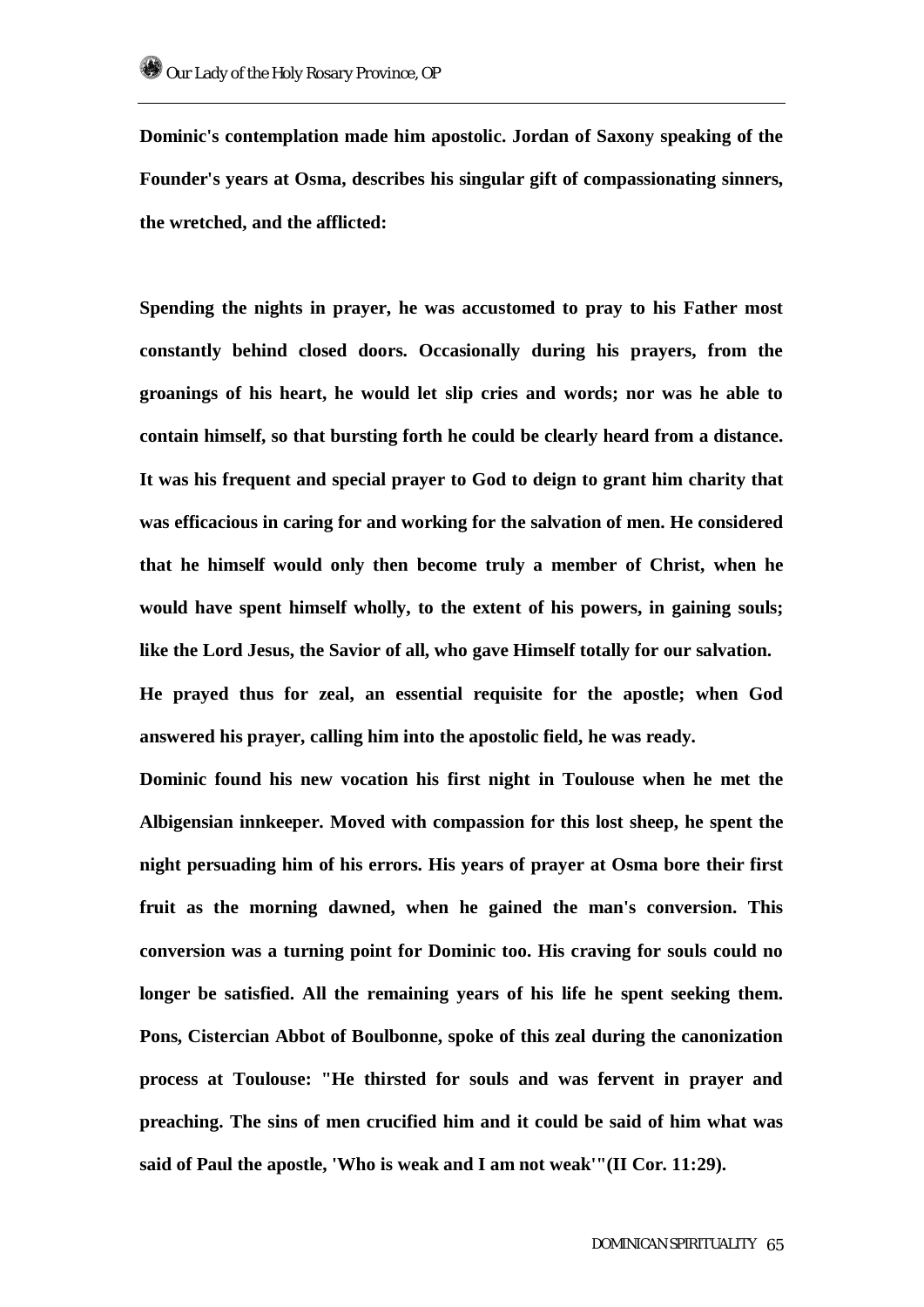**Dominic's contemplation made him apostolic. Jordan of Saxony speaking of the Founder's years at Osma, describes his singular gift of compassionating sinners, the wretched, and the afflicted:**

**Spending the nights in prayer, he was accustomed to pray to his Father most constantly behind closed doors. Occasionally during his prayers, from the groanings of his heart, he would let slip cries and words; nor was he able to contain himself, so that bursting forth he could be clearly heard from a distance. It was his frequent and special prayer to God to deign to grant him charity that was efficacious in caring for and working for the salvation of men. He considered that he himself would only then become truly a member of Christ, when he would have spent himself wholly, to the extent of his powers, in gaining souls; like the Lord Jesus, the Savior of all, who gave Himself totally for our salvation.**

**He prayed thus for zeal, an essential requisite for the apostle; when God answered his prayer, calling him into the apostolic field, he was ready.**

**Dominic found his new vocation his first night in Toulouse when he met the Albigensian innkeeper. Moved with compassion for this lost sheep, he spent the night persuading him of his errors. His years of prayer at Osma bore their first fruit as the morning dawned, when he gained the man's conversion. This conversion was a turning point for Dominic too. His craving for souls could no longer be satisfied. All the remaining years of his life he spent seeking them. Pons, Cistercian Abbot of Boulbonne, spoke of this zeal during the canonization process at Toulouse: "He thirsted for souls and was fervent in prayer and preaching. The sins of men crucified him and it could be said of him what was said of Paul the apostle, 'Who is weak and I am not weak'"(II Cor. 11:29).**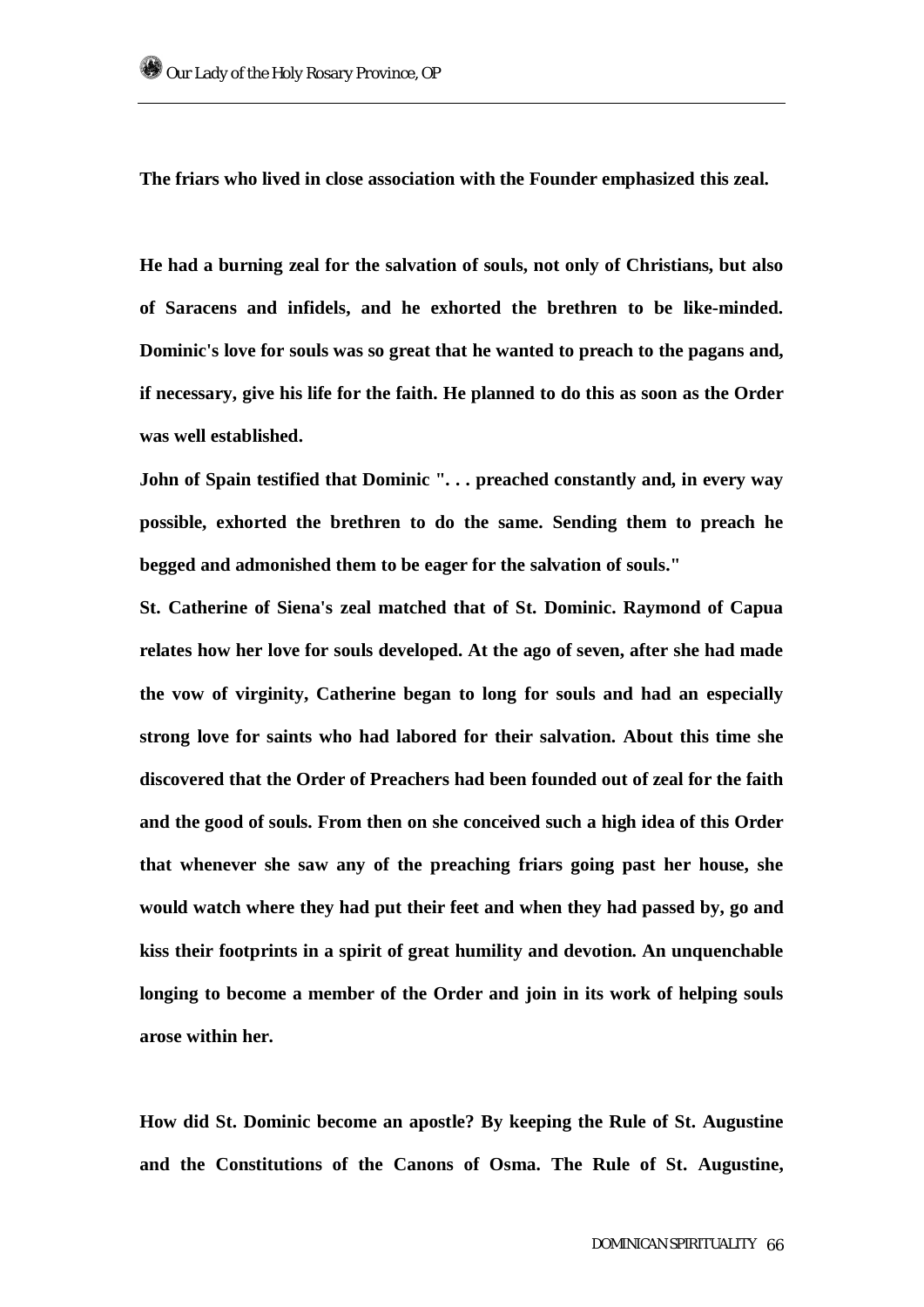**The friars who lived in close association with the Founder emphasized this zeal.**

**He had a burning zeal for the salvation of souls, not only of Christians, but also of Saracens and infidels, and he exhorted the brethren to be like-minded. Dominic's love for souls was so great that he wanted to preach to the pagans and, if necessary, give his life for the faith. He planned to do this as soon as the Order was well established.**

**John of Spain testified that Dominic ". . . preached constantly and, in every way possible, exhorted the brethren to do the same. Sending them to preach he begged and admonished them to be eager for the salvation of souls."**

**St. Catherine of Siena's zeal matched that of St. Dominic. Raymond of Capua relates how her love for souls developed. At the ago of seven, after she had made the vow of virginity, Catherine began to long for souls and had an especially strong love for saints who had labored for their salvation. About this time she discovered that the Order of Preachers had been founded out of zeal for the faith and the good of souls. From then on she conceived such a high idea of this Order that whenever she saw any of the preaching friars going past her house, she would watch where they had put their feet and when they had passed by, go and kiss their footprints in a spirit of great humility and devotion. An unquenchable longing to become a member of the Order and join in its work of helping souls arose within her.**

**How did St. Dominic become an apostle? By keeping the Rule of St. Augustine and the Constitutions of the Canons of Osma. The Rule of St. Augustine,**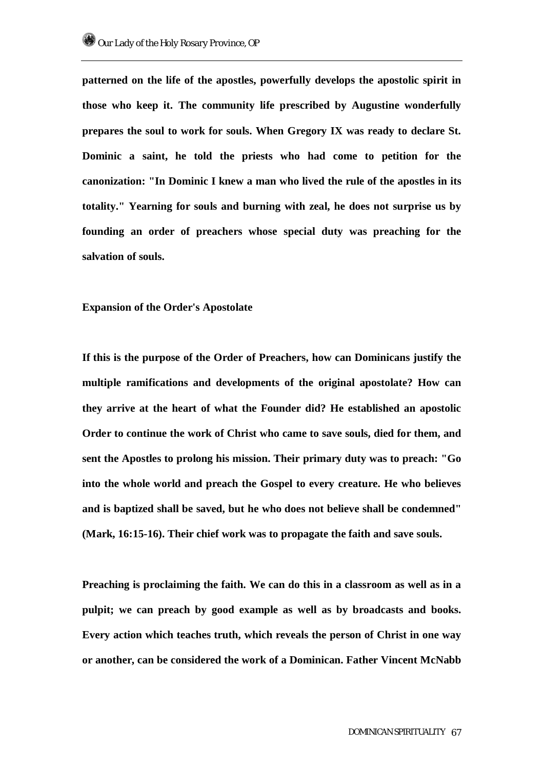patterned on the life of the apostles, powerfully develops the apostolic spirit in those who keep it. The community life prescribed by Augustine wonderfully prepares the soul to work for souls. When Gregory IX was ready to declare St. Dominic a saint, he told the priests who had come to petition for the canonization: "In Dominic I knew a man who lived the rule of the apostles in its totality." Yearning for souls and burning with zeal, he does not surprise us by founding an order of preachers whose special duty was preaching for the salvation of souls.

## Expansion of the Order's Apostolate

If this is the purpose of the Order of Preachers, how can Dominicans justify the multiple ramifications and developments of the original apostolate? How can they arrive at the heart of what the Founder did? He established an apostolic Order to continue the work of Christ who came to save souls, died for them, and sent the Apostles to prolong his mission. Their primary duty was to preach: "Go into the whole world and preach the Gospel to every creature. He who believes and is baptized shall be saved, but he who does not believe shall be condemned" (Mark, 16:15-16). Their chief work was to propagate the faith and save souls.

Preaching is proclaiming the faith. We can do this in a classroom as well as in a pulpit; we can preach by good example as well as by broadcasts and books. Every action which teaches truth, which reveals the person of Christ in one way or another, can be considered the work of a Dominican. Father Vincent McNabb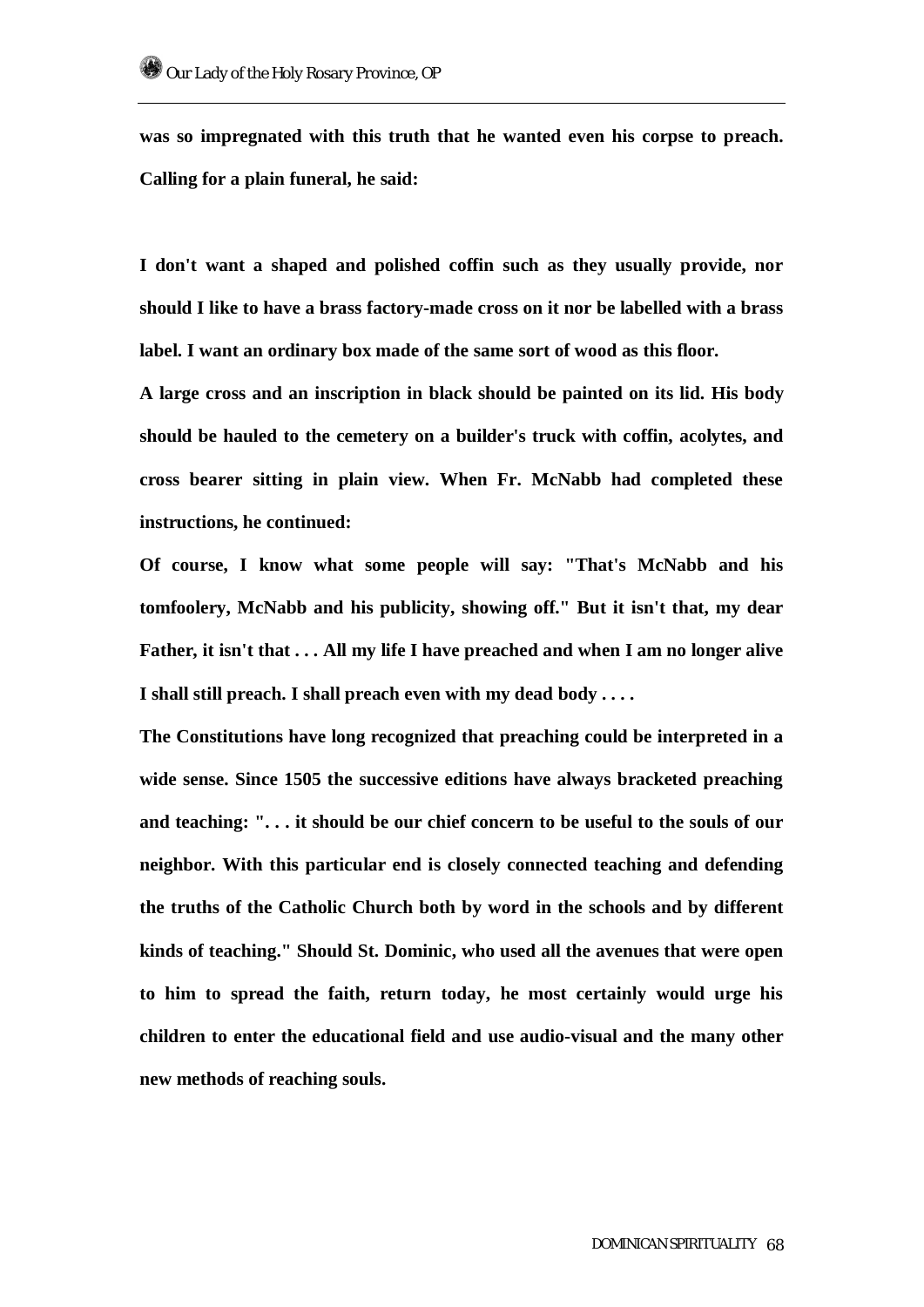**was so impregnated with this truth that he wanted even his corpse to preach. Calling for a plain funeral, he said:**

**I don't want a shaped and polished coffin such as they usually provide, nor should I like to have a brass factory-made cross on it nor be labelled with a brass label. I want an ordinary box made of the same sort of wood as this floor.**

**A large cross and an inscription in black should be painted on its lid. His body should be hauled to the cemetery on a builder's truck with coffin, acolytes, and cross bearer sitting in plain view. When Fr. McNabb had completed these instructions, he continued:**

**Of course, I know what some people will say: "That's McNabb and his tomfoolery, McNabb and his publicity, showing off." But it isn't that, my dear Father, it isn't that . . . All my life I have preached and when I am no longer alive I shall still preach. I shall preach even with my dead body . . . .**

**The Constitutions have long recognized that preaching could be interpreted in a wide sense. Since 1505 the successive editions have always bracketed preaching and teaching: ". . . it should be our chief concern to be useful to the souls of our neighbor. With this particular end is closely connected teaching and defending the truths of the Catholic Church both by word in the schools and by different kinds of teaching." Should St. Dominic, who used all the avenues that were open to him to spread the faith, return today, he most certainly would urge his children to enter the educational field and use audio-visual and the many other new methods of reaching souls.**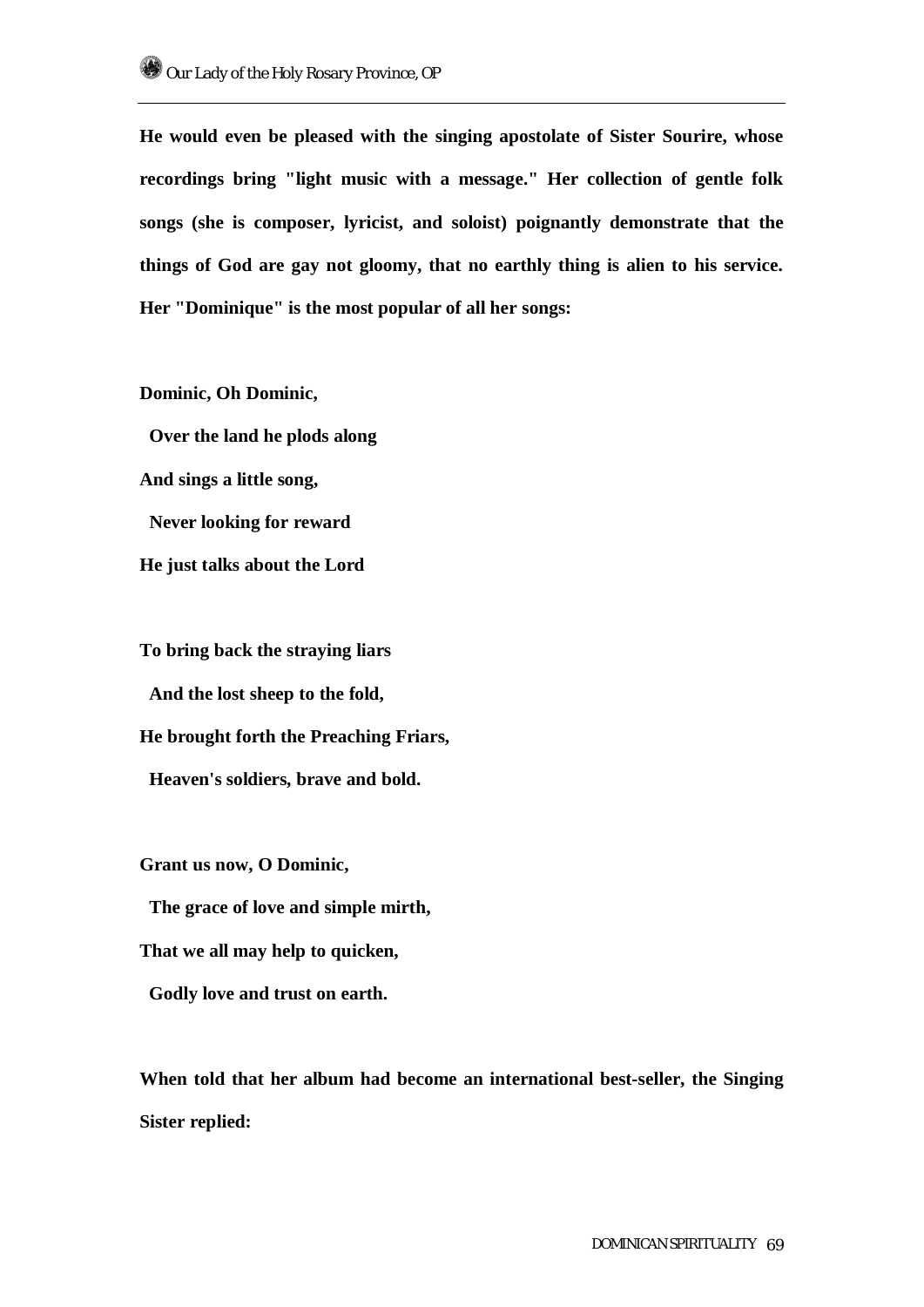**He would even be pleased with the singing apostolate of Sister Sourire, whose recordings bring "light music with a message." Her collection of gentle folk songs (she is composer, lyricist, and soloist) poignantly demonstrate that the things of God are gay not gloomy, that no earthly thing is alien to his service. Her "Dominique" is the most popular of all her songs:**

**Dominic, Oh Dominic,**
**Over the land he plods along**
**And sings a little song,**
**Never looking for reward**
**He just talks about the Lord**

**To bring back the straying liars**
**And the lost sheep to the fold,**
**He brought forth the Preaching Friars,**
**Heaven's soldiers, brave and bold.**

**Grant us now, O Dominic,**
**The grace of love and simple mirth,**
**That we all may help to quicken,**
**Godly love and trust on earth.**

**When told that her album had become an international best-seller, the Singing Sister replied:**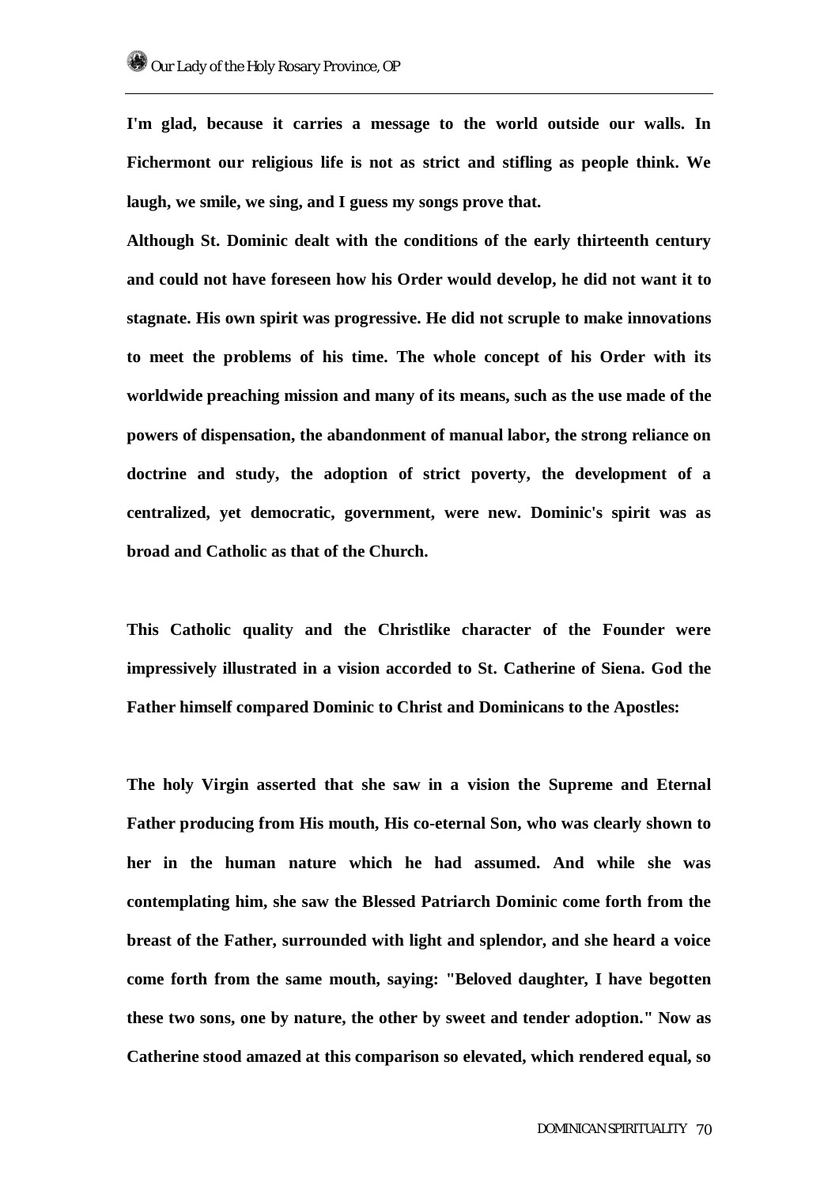**I'm glad, because it carries a message to the world outside our walls. In Fichermont our religious life is not as strict and stifling as people think. We laugh, we smile, we sing, and I guess my songs prove that.**

**Although St. Dominic dealt with the conditions of the early thirteenth century and could not have foreseen how his Order would develop, he did not want it to stagnate. His own spirit was progressive. He did not scruple to make innovations to meet the problems of his time. The whole concept of his Order with its worldwide preaching mission and many of its means, such as the use made of the powers of dispensation, the abandonment of manual labor, the strong reliance on doctrine and study, the adoption of strict poverty, the development of a centralized, yet democratic, government, were new. Dominic's spirit was as broad and Catholic as that of the Church.**

**This Catholic quality and the Christlike character of the Founder were impressively illustrated in a vision accorded to St. Catherine of Siena. God the Father himself compared Dominic to Christ and Dominicans to the Apostles:**

**The holy Virgin asserted that she saw in a vision the Supreme and Eternal Father producing from His mouth, His co-eternal Son, who was clearly shown to her in the human nature which he had assumed. And while she was contemplating him, she saw the Blessed Patriarch Dominic come forth from the breast of the Father, surrounded with light and splendor, and she heard a voice come forth from the same mouth, saying: "Beloved daughter, I have begotten these two sons, one by nature, the other by sweet and tender adoption." Now as Catherine stood amazed at this comparison so elevated, which rendered equal, so**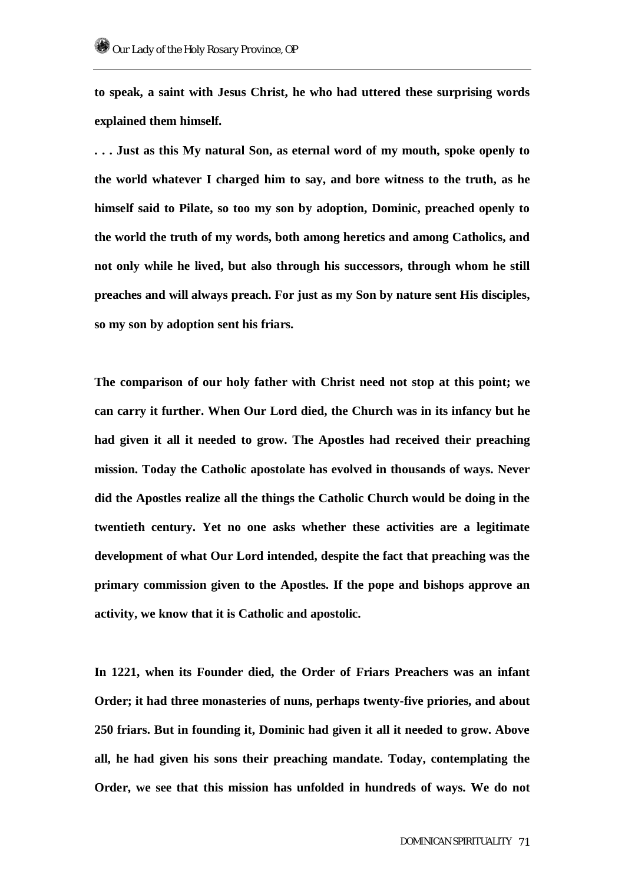**to speak, a saint with Jesus Christ, he who had uttered these surprising words explained them himself.**

**. . . Just as this My natural Son, as eternal word of my mouth, spoke openly to the world whatever I charged him to say, and bore witness to the truth, as he himself said to Pilate, so too my son by adoption, Dominic, preached openly to the world the truth of my words, both among heretics and among Catholics, and not only while he lived, but also through his successors, through whom he still preaches and will always preach. For just as my Son by nature sent His disciples, so my son by adoption sent his friars.**

**The comparison of our holy father with Christ need not stop at this point; we can carry it further. When Our Lord died, the Church was in its infancy but he had given it all it needed to grow. The Apostles had received their preaching mission. Today the Catholic apostolate has evolved in thousands of ways. Never did the Apostles realize all the things the Catholic Church would be doing in the twentieth century. Yet no one asks whether these activities are a legitimate development of what Our Lord intended, despite the fact that preaching was the primary commission given to the Apostles. If the pope and bishops approve an activity, we know that it is Catholic and apostolic.**

**In 1221, when its Founder died, the Order of Friars Preachers was an infant Order; it had three monasteries of nuns, perhaps twenty-five priories, and about 250 friars. But in founding it, Dominic had given it all it needed to grow. Above all, he had given his sons their preaching mandate. Today, contemplating the Order, we see that this mission has unfolded in hundreds of ways. We do not**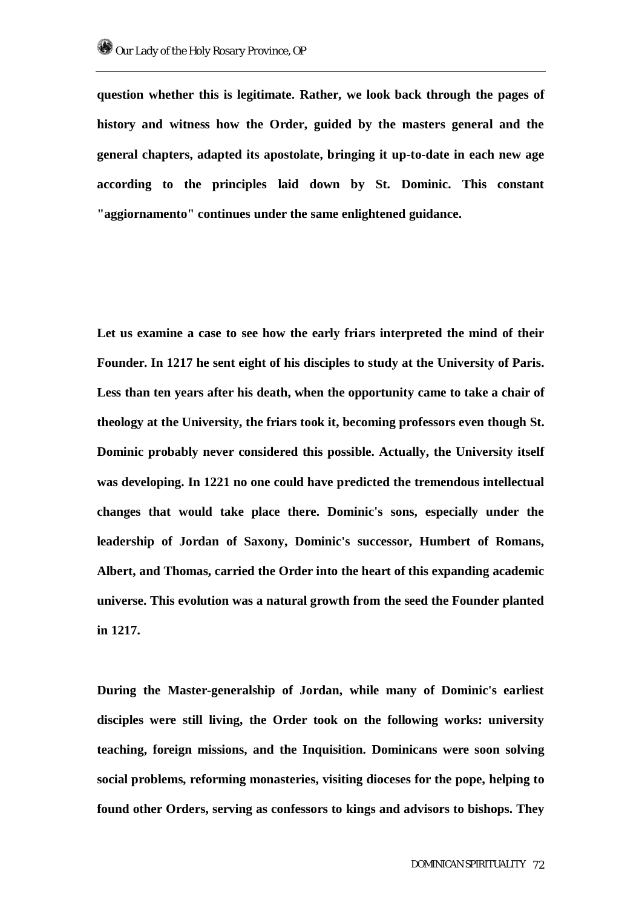**question whether this is legitimate. Rather, we look back through the pages of history and witness how the Order, guided by the masters general and the general chapters, adapted its apostolate, bringing it up-to-date in each new age according to the principles laid down by St. Dominic. This constant "aggiornamento" continues under the same enlightened guidance.**

**Let us examine a case to see how the early friars interpreted the mind of their Founder. In 1217 he sent eight of his disciples to study at the University of Paris. Less than ten years after his death, when the opportunity came to take a chair of theology at the University, the friars took it, becoming professors even though St. Dominic probably never considered this possible. Actually, the University itself was developing. In 1221 no one could have predicted the tremendous intellectual changes that would take place there. Dominic's sons, especially under the leadership of Jordan of Saxony, Dominic's successor, Humbert of Romans, Albert, and Thomas, carried the Order into the heart of this expanding academic universe. This evolution was a natural growth from the seed the Founder planted in 1217.**

**During the Master-generalship of Jordan, while many of Dominic's earliest disciples were still living, the Order took on the following works: university teaching, foreign missions, and the Inquisition. Dominicans were soon solving social problems, reforming monasteries, visiting dioceses for the pope, helping to found other Orders, serving as confessors to kings and advisors to bishops. They**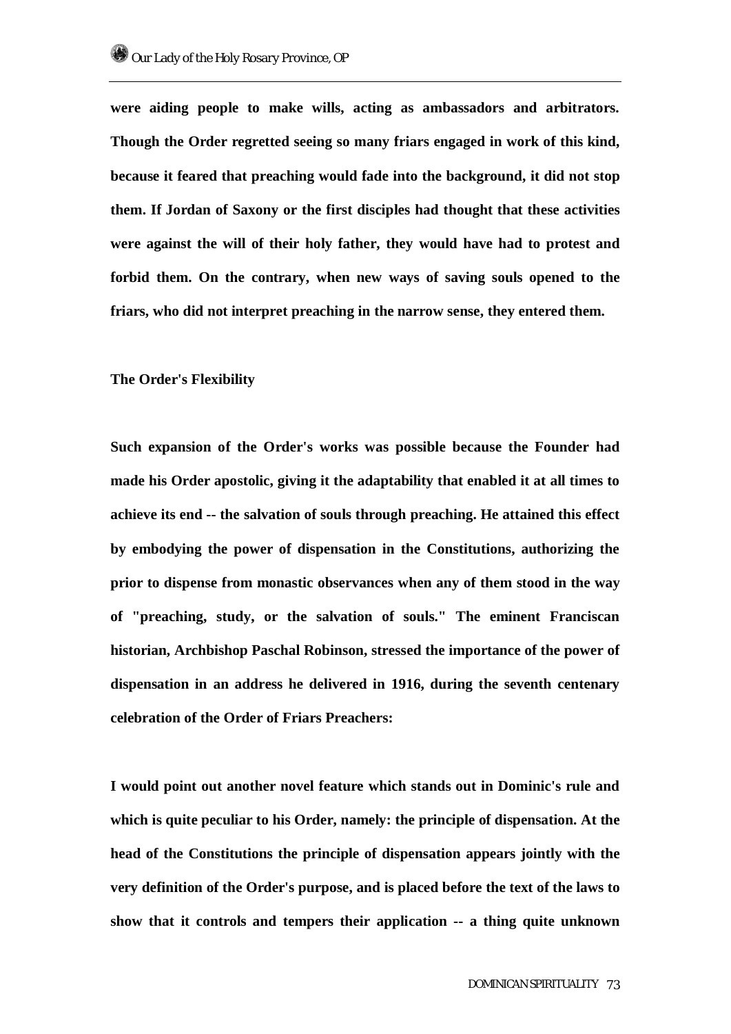**were aiding people to make wills, acting as ambassadors and arbitrators. Though the Order regretted seeing so many friars engaged in work of this kind, because it feared that preaching would fade into the background, it did not stop them. If Jordan of Saxony or the first disciples had thought that these activities were against the will of their holy father, they would have had to protest and forbid them. On the contrary, when new ways of saving souls opened to the friars, who did not interpret preaching in the narrow sense, they entered them.**

**The Order's Flexibility**

**Such expansion of the Order's works was possible because the Founder had made his Order apostolic, giving it the adaptability that enabled it at all times to achieve its end -- the salvation of souls through preaching. He attained this effect by embodying the power of dispensation in the Constitutions, authorizing the prior to dispense from monastic observances when any of them stood in the way of "preaching, study, or the salvation of souls." The eminent Franciscan historian, Archbishop Paschal Robinson, stressed the importance of the power of dispensation in an address he delivered in 1916, during the seventh centenary celebration of the Order of Friars Preachers:**

**I would point out another novel feature which stands out in Dominic's rule and which is quite peculiar to his Order, namely: the principle of dispensation. At the head of the Constitutions the principle of dispensation appears jointly with the very definition of the Order's purpose, and is placed before the text of the laws to show that it controls and tempers their application -- a thing quite unknown**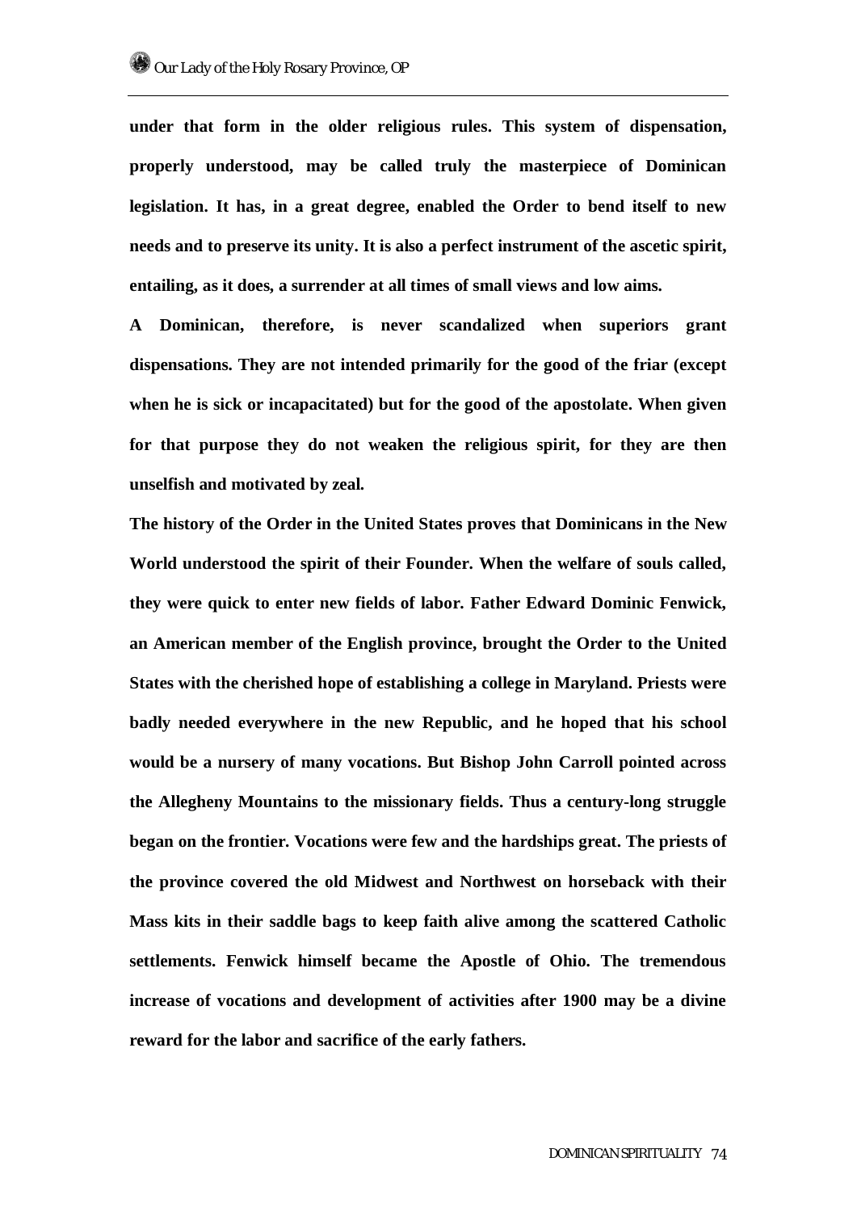**under that form in the older religious rules. This system of dispensation, properly understood, may be called truly the masterpiece of Dominican legislation. It has, in a great degree, enabled the Order to bend itself to new needs and to preserve its unity. It is also a perfect instrument of the ascetic spirit, entailing, as it does, a surrender at all times of small views and low aims.**

**A Dominican, therefore, is never scandalized when superiors grant dispensations. They are not intended primarily for the good of the friar (except when he is sick or incapacitated) but for the good of the apostolate. When given for that purpose they do not weaken the religious spirit, for they are then unselfish and motivated by zeal.**

**The history of the Order in the United States proves that Dominicans in the New World understood the spirit of their Founder. When the welfare of souls called, they were quick to enter new fields of labor. Father Edward Dominic Fenwick, an American member of the English province, brought the Order to the United States with the cherished hope of establishing a college in Maryland. Priests were badly needed everywhere in the new Republic, and he hoped that his school would be a nursery of many vocations. But Bishop John Carroll pointed across the Allegheny Mountains to the missionary fields. Thus a century-long struggle began on the frontier. Vocations were few and the hardships great. The priests of the province covered the old Midwest and Northwest on horseback with their Mass kits in their saddle bags to keep faith alive among the scattered Catholic settlements. Fenwick himself became the Apostle of Ohio. The tremendous increase of vocations and development of activities after 1900 may be a divine reward for the labor and sacrifice of the early fathers.**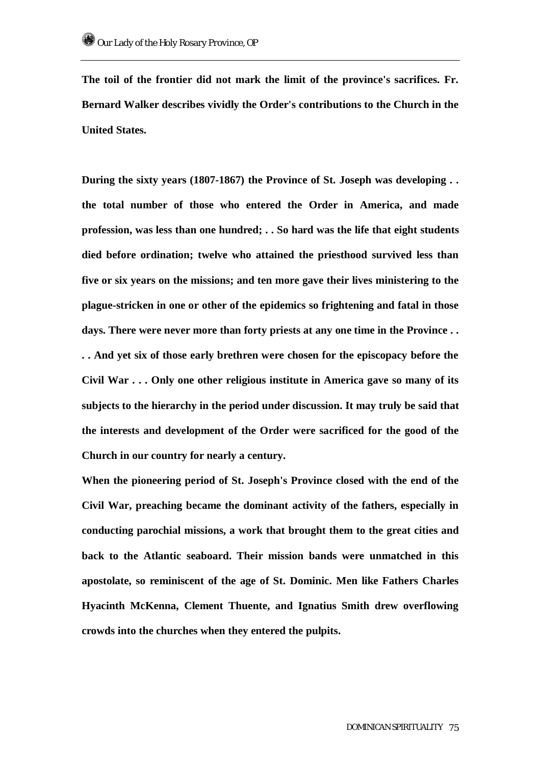**The toil of the frontier did not mark the limit of the province's sacrifices. Fr. Bernard Walker describes vividly the Order's contributions to the Church in the United States.**

**During the sixty years (1807-1867) the Province of St. Joseph was developing . . the total number of those who entered the Order in America, and made profession, was less than one hundred; . . So hard was the life that eight students died before ordination; twelve who attained the priesthood survived less than five or six years on the missions; and ten more gave their lives ministering to the plague-stricken in one or other of the epidemics so frightening and fatal in those days. There were never more than forty priests at any one time in the Province . . . . And yet six of those early brethren were chosen for the episcopacy before the Civil War . . . Only one other religious institute in America gave so many of its subjects to the hierarchy in the period under discussion. It may truly be said that the interests and development of the Order were sacrificed for the good of the Church in our country for nearly a century.**

**When the pioneering period of St. Joseph's Province closed with the end of the Civil War, preaching became the dominant activity of the fathers, especially in conducting parochial missions, a work that brought them to the great cities and back to the Atlantic seaboard. Their mission bands were unmatched in this apostolate, so reminiscent of the age of St. Dominic. Men like Fathers Charles Hyacinth McKenna, Clement Thuente, and Ignatius Smith drew overflowing crowds into the churches when they entered the pulpits.**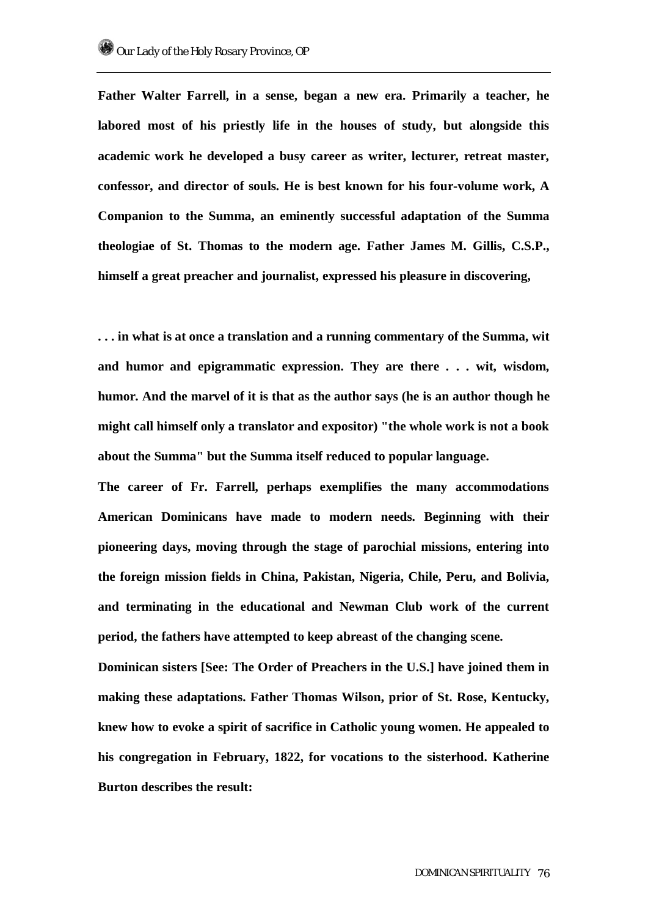**Father Walter Farrell, in a sense, began a new era. Primarily a teacher, he labored most of his priestly life in the houses of study, but alongside this academic work he developed a busy career as writer, lecturer, retreat master, confessor, and director of souls. He is best known for his four-volume work, A Companion to the Summa, an eminently successful adaptation of the Summa theologiae of St. Thomas to the modern age. Father James M. Gillis, C.S.P., himself a great preacher and journalist, expressed his pleasure in discovering,**

**. . . in what is at once a translation and a running commentary of the Summa, wit and humor and epigrammatic expression. They are there . . . wit, wisdom, humor. And the marvel of it is that as the author says (he is an author though he might call himself only a translator and expositor) "the whole work is not a book about the Summa" but the Summa itself reduced to popular language.**

**The career of Fr. Farrell, perhaps exemplifies the many accommodations American Dominicans have made to modern needs. Beginning with their pioneering days, moving through the stage of parochial missions, entering into the foreign mission fields in China, Pakistan, Nigeria, Chile, Peru, and Bolivia, and terminating in the educational and Newman Club work of the current period, the fathers have attempted to keep abreast of the changing scene.**

**Dominican sisters [See: The Order of Preachers in the U.S.] have joined them in making these adaptations. Father Thomas Wilson, prior of St. Rose, Kentucky, knew how to evoke a spirit of sacrifice in Catholic young women. He appealed to his congregation in February, 1822, for vocations to the sisterhood. Katherine Burton describes the result:**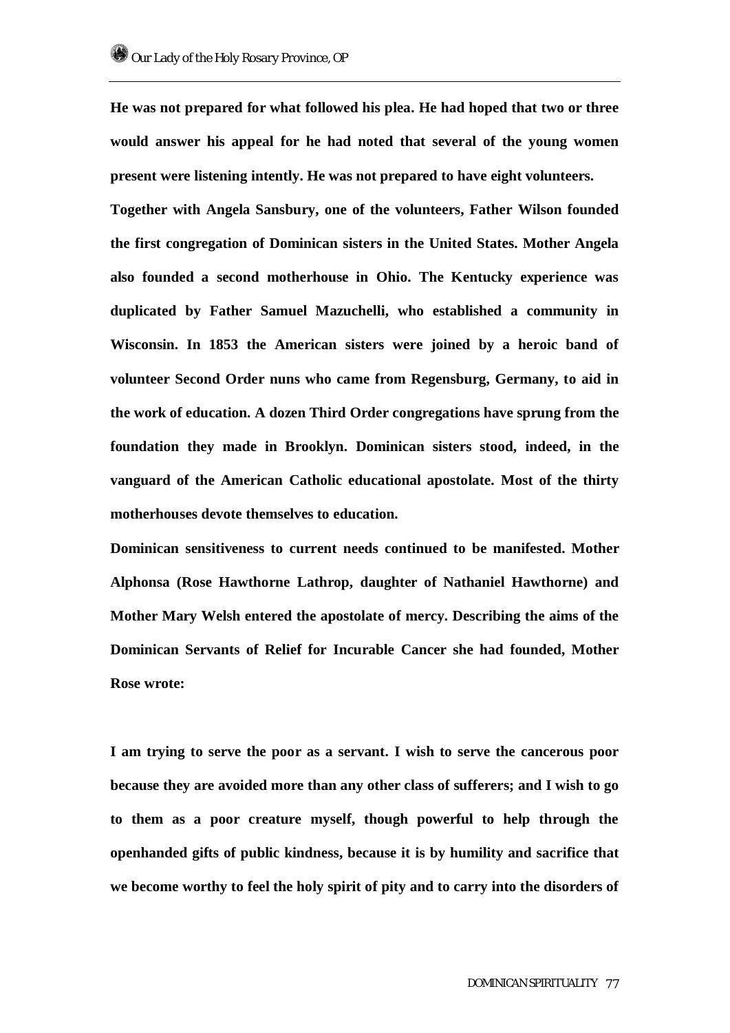**He was not prepared for what followed his plea. He had hoped that two or three would answer his appeal for he had noted that several of the young women present were listening intently. He was not prepared to have eight volunteers.**

**Together with Angela Sansbury, one of the volunteers, Father Wilson founded the first congregation of Dominican sisters in the United States. Mother Angela also founded a second motherhouse in Ohio. The Kentucky experience was duplicated by Father Samuel Mazuchelli, who established a community in Wisconsin. In 1853 the American sisters were joined by a heroic band of volunteer Second Order nuns who came from Regensburg, Germany, to aid in the work of education. A dozen Third Order congregations have sprung from the foundation they made in Brooklyn. Dominican sisters stood, indeed, in the vanguard of the American Catholic educational apostolate. Most of the thirty motherhouses devote themselves to education.**

**Dominican sensitiveness to current needs continued to be manifested. Mother Alphonsa (Rose Hawthorne Lathrop, daughter of Nathaniel Hawthorne) and Mother Mary Welsh entered the apostolate of mercy. Describing the aims of the Dominican Servants of Relief for Incurable Cancer she had founded, Mother Rose wrote:**

**I am trying to serve the poor as a servant. I wish to serve the cancerous poor because they are avoided more than any other class of sufferers; and I wish to go to them as a poor creature myself, though powerful to help through the openhanded gifts of public kindness, because it is by humility and sacrifice that we become worthy to feel the holy spirit of pity and to carry into the disorders of**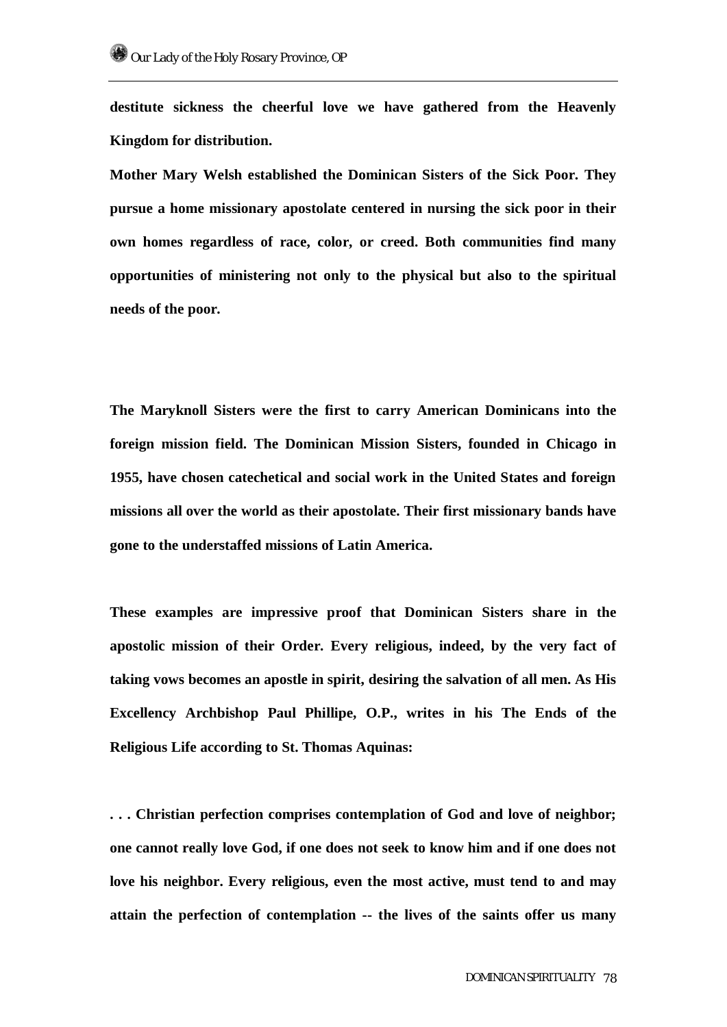**destitute sickness the cheerful love we have gathered from the Heavenly Kingdom for distribution.**

**Mother Mary Welsh established the Dominican Sisters of the Sick Poor. They pursue a home missionary apostolate centered in nursing the sick poor in their own homes regardless of race, color, or creed. Both communities find many opportunities of ministering not only to the physical but also to the spiritual needs of the poor.**

**The Maryknoll Sisters were the first to carry American Dominicans into the foreign mission field. The Dominican Mission Sisters, founded in Chicago in 1955, have chosen catechetical and social work in the United States and foreign missions all over the world as their apostolate. Their first missionary bands have gone to the understaffed missions of Latin America.**

**These examples are impressive proof that Dominican Sisters share in the apostolic mission of their Order. Every religious, indeed, by the very fact of taking vows becomes an apostle in spirit, desiring the salvation of all men. As His Excellency Archbishop Paul Phillipe, O.P., writes in his The Ends of the Religious Life according to St. Thomas Aquinas:**

**. . . Christian perfection comprises contemplation of God and love of neighbor; one cannot really love God, if one does not seek to know him and if one does not love his neighbor. Every religious, even the most active, must tend to and may attain the perfection of contemplation -- the lives of the saints offer us many**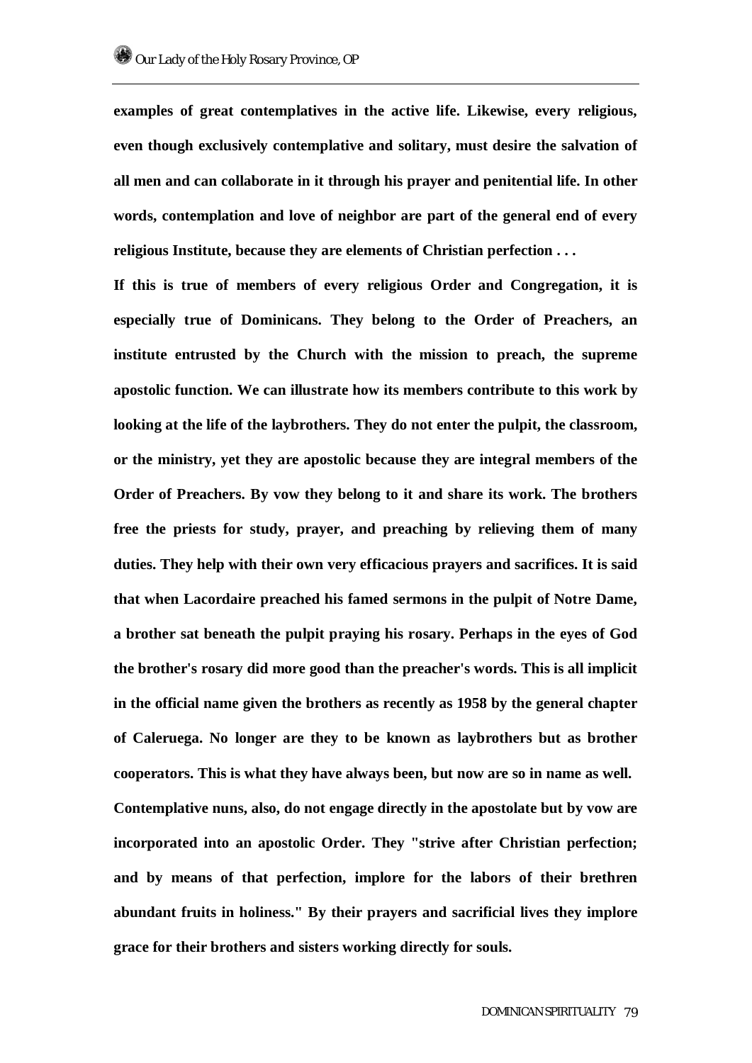**examples of great contemplatives in the active life. Likewise, every religious, even though exclusively contemplative and solitary, must desire the salvation of all men and can collaborate in it through his prayer and penitential life. In other words, contemplation and love of neighbor are part of the general end of every religious Institute, because they are elements of Christian perfection . . .**

**If this is true of members of every religious Order and Congregation, it is especially true of Dominicans. They belong to the Order of Preachers, an institute entrusted by the Church with the mission to preach, the supreme apostolic function. We can illustrate how its members contribute to this work by looking at the life of the laybrothers. They do not enter the pulpit, the classroom, or the ministry, yet they are apostolic because they are integral members of the Order of Preachers. By vow they belong to it and share its work. The brothers free the priests for study, prayer, and preaching by relieving them of many duties. They help with their own very efficacious prayers and sacrifices. It is said that when Lacordaire preached his famed sermons in the pulpit of Notre Dame, a brother sat beneath the pulpit praying his rosary. Perhaps in the eyes of God the brother's rosary did more good than the preacher's words. This is all implicit in the official name given the brothers as recently as 1958 by the general chapter of Caleruega. No longer are they to be known as laybrothers but as brother cooperators. This is what they have always been, but now are so in name as well.**

**Contemplative nuns, also, do not engage directly in the apostolate but by vow are incorporated into an apostolic Order. They "strive after Christian perfection; and by means of that perfection, implore for the labors of their brethren abundant fruits in holiness." By their prayers and sacrificial lives they implore grace for their brothers and sisters working directly for souls.**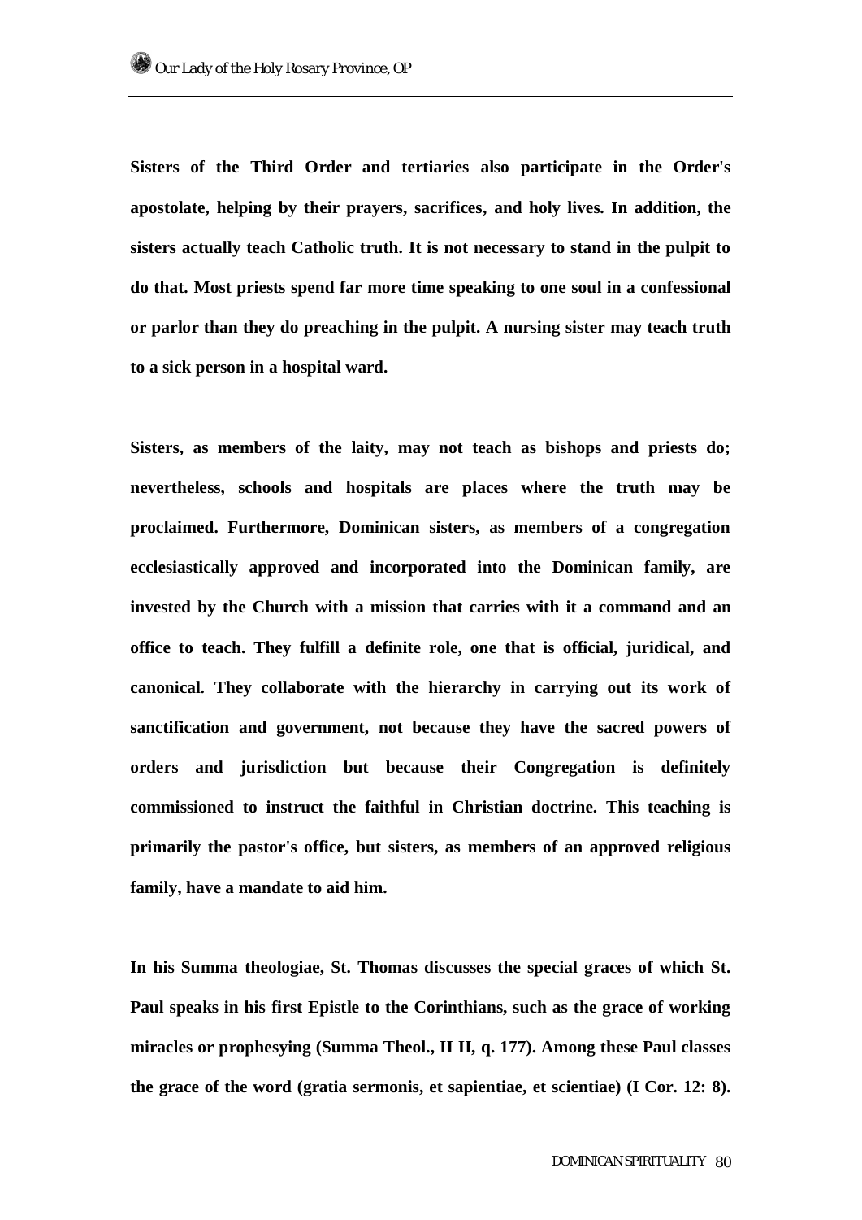**Sisters of the Third Order and tertiaries also participate in the Order's apostolate, helping by their prayers, sacrifices, and holy lives. In addition, the sisters actually teach Catholic truth. It is not necessary to stand in the pulpit to do that. Most priests spend far more time speaking to one soul in a confessional or parlor than they do preaching in the pulpit. A nursing sister may teach truth to a sick person in a hospital ward.**

**Sisters, as members of the laity, may not teach as bishops and priests do; nevertheless, schools and hospitals are places where the truth may be proclaimed. Furthermore, Dominican sisters, as members of a congregation ecclesiastically approved and incorporated into the Dominican family, are invested by the Church with a mission that carries with it a command and an office to teach. They fulfill a definite role, one that is official, juridical, and canonical. They collaborate with the hierarchy in carrying out its work of sanctification and government, not because they have the sacred powers of orders and jurisdiction but because their Congregation is definitely commissioned to instruct the faithful in Christian doctrine. This teaching is primarily the pastor's office, but sisters, as members of an approved religious family, have a mandate to aid him.**

**In his Summa theologiae, St. Thomas discusses the special graces of which St. Paul speaks in his first Epistle to the Corinthians, such as the grace of working miracles or prophesying (Summa Theol., II II, q. 177). Among these Paul classes the grace of the word (gratia sermonis, et sapientiae, et scientiae) (I Cor. 12: 8).**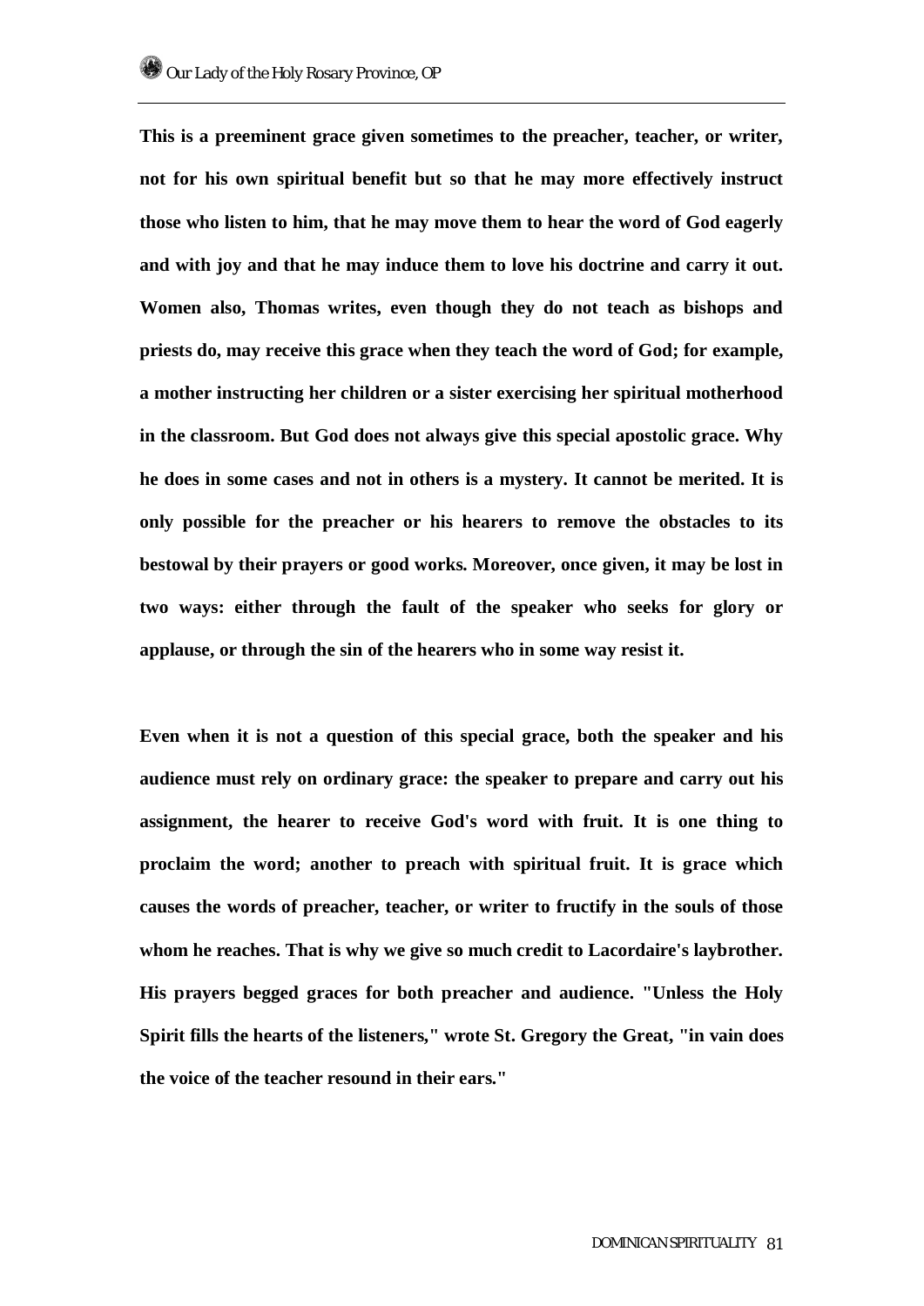**This is a preeminent grace given sometimes to the preacher, teacher, or writer, not for his own spiritual benefit but so that he may more effectively instruct those who listen to him, that he may move them to hear the word of God eagerly and with joy and that he may induce them to love his doctrine and carry it out. Women also, Thomas writes, even though they do not teach as bishops and priests do, may receive this grace when they teach the word of God; for example, a mother instructing her children or a sister exercising her spiritual motherhood in the classroom. But God does not always give this special apostolic grace. Why he does in some cases and not in others is a mystery. It cannot be merited. It is only possible for the preacher or his hearers to remove the obstacles to its bestowal by their prayers or good works. Moreover, once given, it may be lost in two ways: either through the fault of the speaker who seeks for glory or applause, or through the sin of the hearers who in some way resist it.**

**Even when it is not a question of this special grace, both the speaker and his audience must rely on ordinary grace: the speaker to prepare and carry out his assignment, the hearer to receive God's word with fruit. It is one thing to proclaim the word; another to preach with spiritual fruit. It is grace which causes the words of preacher, teacher, or writer to fructify in the souls of those whom he reaches. That is why we give so much credit to Lacordaire's laybrother. His prayers begged graces for both preacher and audience. "Unless the Holy Spirit fills the hearts of the listeners," wrote St. Gregory the Great, "in vain does the voice of the teacher resound in their ears."**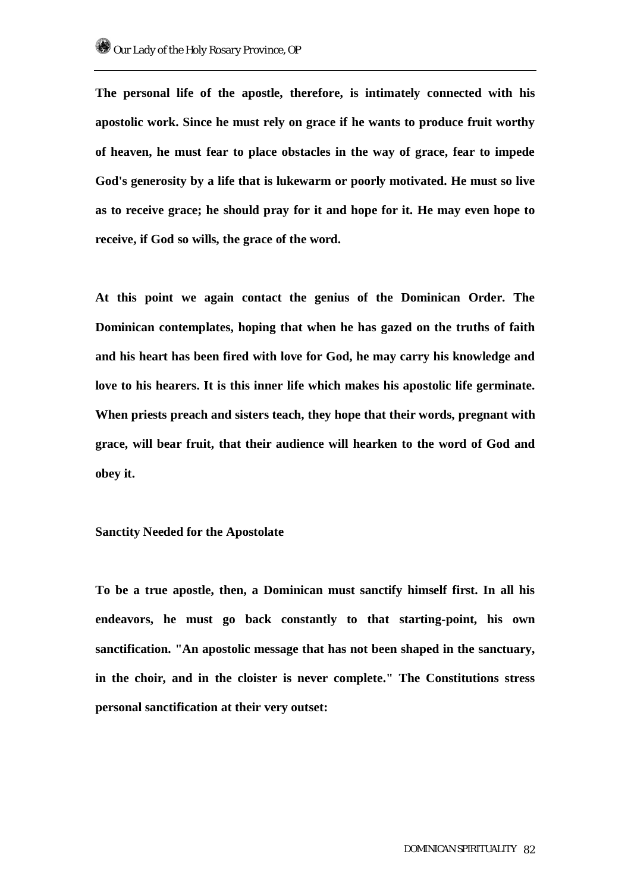**The personal life of the apostle, therefore, is intimately connected with his apostolic work. Since he must rely on grace if he wants to produce fruit worthy of heaven, he must fear to place obstacles in the way of grace, fear to impede God's generosity by a life that is lukewarm or poorly motivated. He must so live as to receive grace; he should pray for it and hope for it. He may even hope to receive, if God so wills, the grace of the word.**

**At this point we again contact the genius of the Dominican Order. The Dominican contemplates, hoping that when he has gazed on the truths of faith and his heart has been fired with love for God, he may carry his knowledge and love to his hearers. It is this inner life which makes his apostolic life germinate. When priests preach and sisters teach, they hope that their words, pregnant with grace, will bear fruit, that their audience will hearken to the word of God and obey it.**

## Sanctity Needed for the Apostolate

**To be a true apostle, then, a Dominican must sanctify himself first. In all his endeavors, he must go back constantly to that starting-point, his own sanctification. "An apostolic message that has not been shaped in the sanctuary, in the choir, and in the cloister is never complete." The Constitutions stress personal sanctification at their very outset:**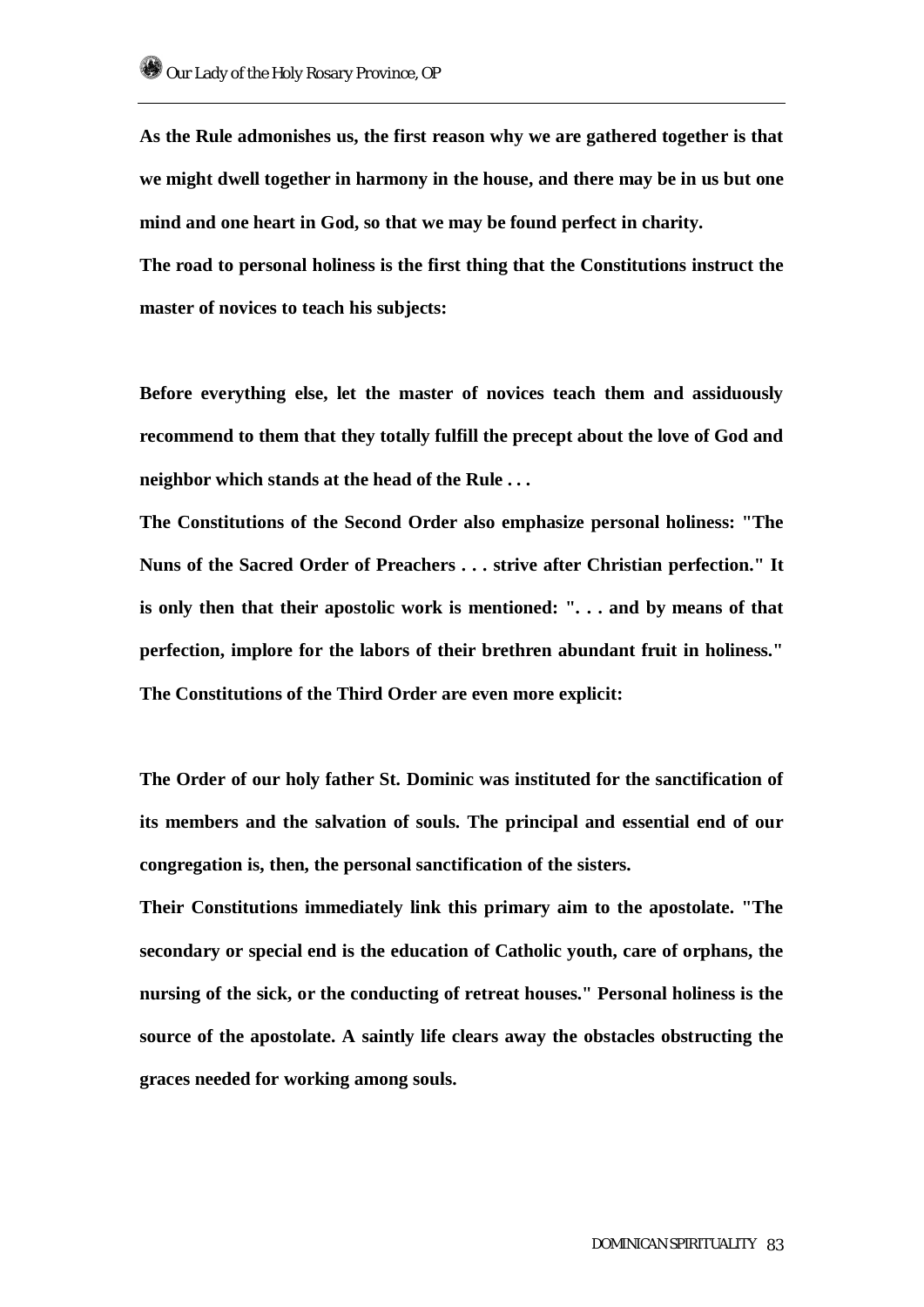**As the Rule admonishes us, the first reason why we are gathered together is that we might dwell together in harmony in the house, and there may be in us but one mind and one heart in God, so that we may be found perfect in charity.**

**The road to personal holiness is the first thing that the Constitutions instruct the master of novices to teach his subjects:**

**Before everything else, let the master of novices teach them and assiduously recommend to them that they totally fulfill the precept about the love of God and neighbor which stands at the head of the Rule . . .**

**The Constitutions of the Second Order also emphasize personal holiness: "The Nuns of the Sacred Order of Preachers . . . strive after Christian perfection." It is only then that their apostolic work is mentioned: ". . . and by means of that perfection, implore for the labors of their brethren abundant fruit in holiness." The Constitutions of the Third Order are even more explicit:**

**The Order of our holy father St. Dominic was instituted for the sanctification of its members and the salvation of souls. The principal and essential end of our congregation is, then, the personal sanctification of the sisters.**

**Their Constitutions immediately link this primary aim to the apostolate. "The secondary or special end is the education of Catholic youth, care of orphans, the nursing of the sick, or the conducting of retreat houses." Personal holiness is the source of the apostolate. A saintly life clears away the obstacles obstructing the graces needed for working among souls.**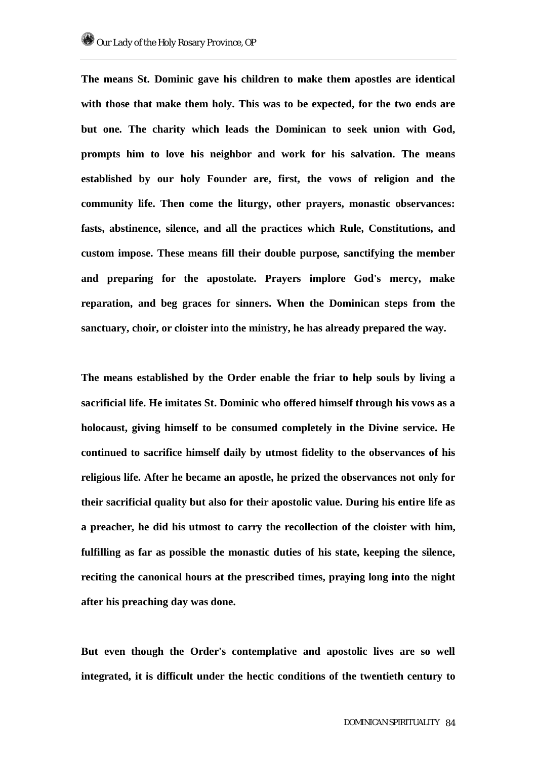**The means St. Dominic gave his children to make them apostles are identical with those that make them holy. This was to be expected, for the two ends are but one. The charity which leads the Dominican to seek union with God, prompts him to love his neighbor and work for his salvation. The means established by our holy Founder are, first, the vows of religion and the community life. Then come the liturgy, other prayers, monastic observances: fasts, abstinence, silence, and all the practices which Rule, Constitutions, and custom impose. These means fill their double purpose, sanctifying the member and preparing for the apostolate. Prayers implore God's mercy, make reparation, and beg graces for sinners. When the Dominican steps from the sanctuary, choir, or cloister into the ministry, he has already prepared the way.**

**The means established by the Order enable the friar to help souls by living a sacrificial life. He imitates St. Dominic who offered himself through his vows as a holocaust, giving himself to be consumed completely in the Divine service. He continued to sacrifice himself daily by utmost fidelity to the observances of his religious life. After he became an apostle, he prized the observances not only for their sacrificial quality but also for their apostolic value. During his entire life as a preacher, he did his utmost to carry the recollection of the cloister with him, fulfilling as far as possible the monastic duties of his state, keeping the silence, reciting the canonical hours at the prescribed times, praying long into the night after his preaching day was done.**

**But even though the Order's contemplative and apostolic lives are so well integrated, it is difficult under the hectic conditions of the twentieth century to**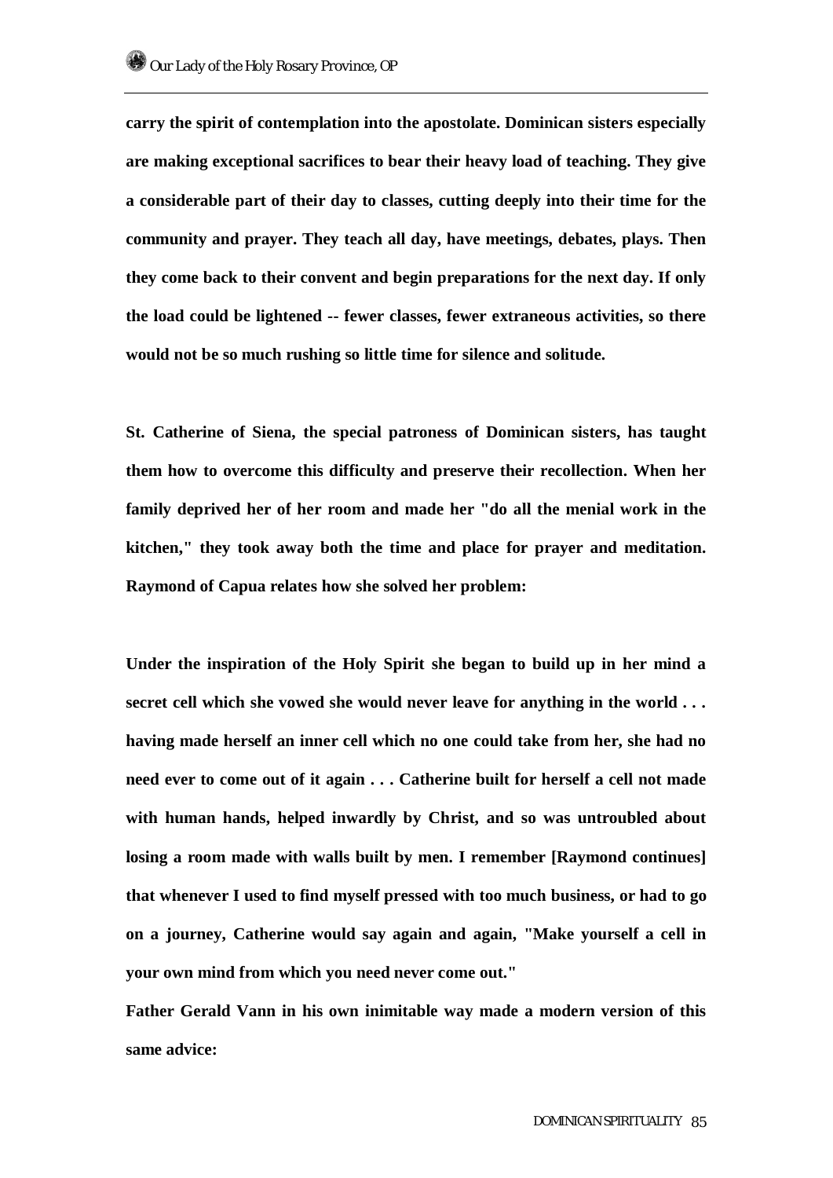**carry the spirit of contemplation into the apostolate. Dominican sisters especially are making exceptional sacrifices to bear their heavy load of teaching. They give a considerable part of their day to classes, cutting deeply into their time for the community and prayer. They teach all day, have meetings, debates, plays. Then they come back to their convent and begin preparations for the next day. If only the load could be lightened -- fewer classes, fewer extraneous activities, so there would not be so much rushing so little time for silence and solitude.**

**St. Catherine of Siena, the special patroness of Dominican sisters, has taught them how to overcome this difficulty and preserve their recollection. When her family deprived her of her room and made her "do all the menial work in the kitchen," they took away both the time and place for prayer and meditation. Raymond of Capua relates how she solved her problem:**

**Under the inspiration of the Holy Spirit she began to build up in her mind a secret cell which she vowed she would never leave for anything in the world . . . having made herself an inner cell which no one could take from her, she had no need ever to come out of it again . . . Catherine built for herself a cell not made with human hands, helped inwardly by Christ, and so was untroubled about losing a room made with walls built by men. I remember [Raymond continues] that whenever I used to find myself pressed with too much business, or had to go on a journey, Catherine would say again and again, "Make yourself a cell in your own mind from which you need never come out."**

**Father Gerald Vann in his own inimitable way made a modern version of this same advice:**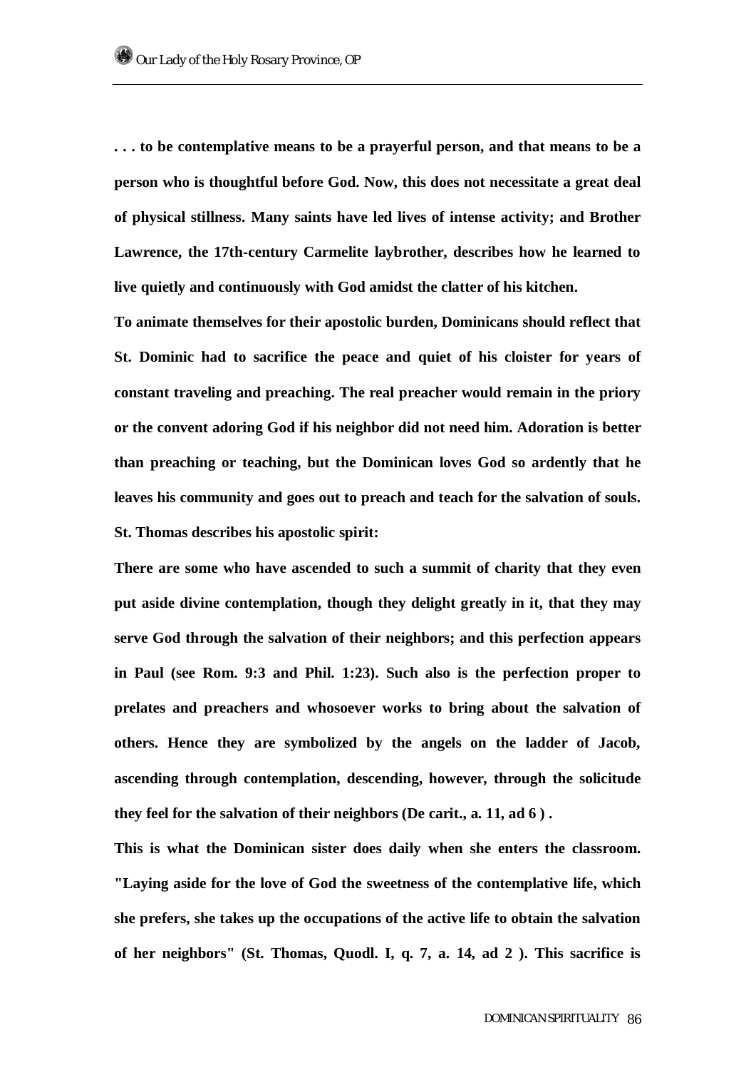**. . . to be contemplative means to be a prayerful person, and that means to be a person who is thoughtful before God. Now, this does not necessitate a great deal of physical stillness. Many saints have led lives of intense activity; and Brother Lawrence, the 17th-century Carmelite laybrother, describes how he learned to live quietly and continuously with God amidst the clatter of his kitchen.**

**To animate themselves for their apostolic burden, Dominicans should reflect that St. Dominic had to sacrifice the peace and quiet of his cloister for years of constant traveling and preaching. The real preacher would remain in the priory or the convent adoring God if his neighbor did not need him. Adoration is better than preaching or teaching, but the Dominican loves God so ardently that he leaves his community and goes out to preach and teach for the salvation of souls. St. Thomas describes his apostolic spirit:**

**There are some who have ascended to such a summit of charity that they even put aside divine contemplation, though they delight greatly in it, that they may serve God through the salvation of their neighbors; and this perfection appears in Paul (see Rom. 9:3 and Phil. 1:23). Such also is the perfection proper to prelates and preachers and whosoever works to bring about the salvation of others. Hence they are symbolized by the angels on the ladder of Jacob, ascending through contemplation, descending, however, through the solicitude they feel for the salvation of their neighbors (De carit., a. 11, ad 6 ) .**

**This is what the Dominican sister does daily when she enters the classroom. "Laying aside for the love of God the sweetness of the contemplative life, which she prefers, she takes up the occupations of the active life to obtain the salvation of her neighbors" (St. Thomas, Quodl. I, q. 7, a. 14, ad 2 ). This sacrifice is**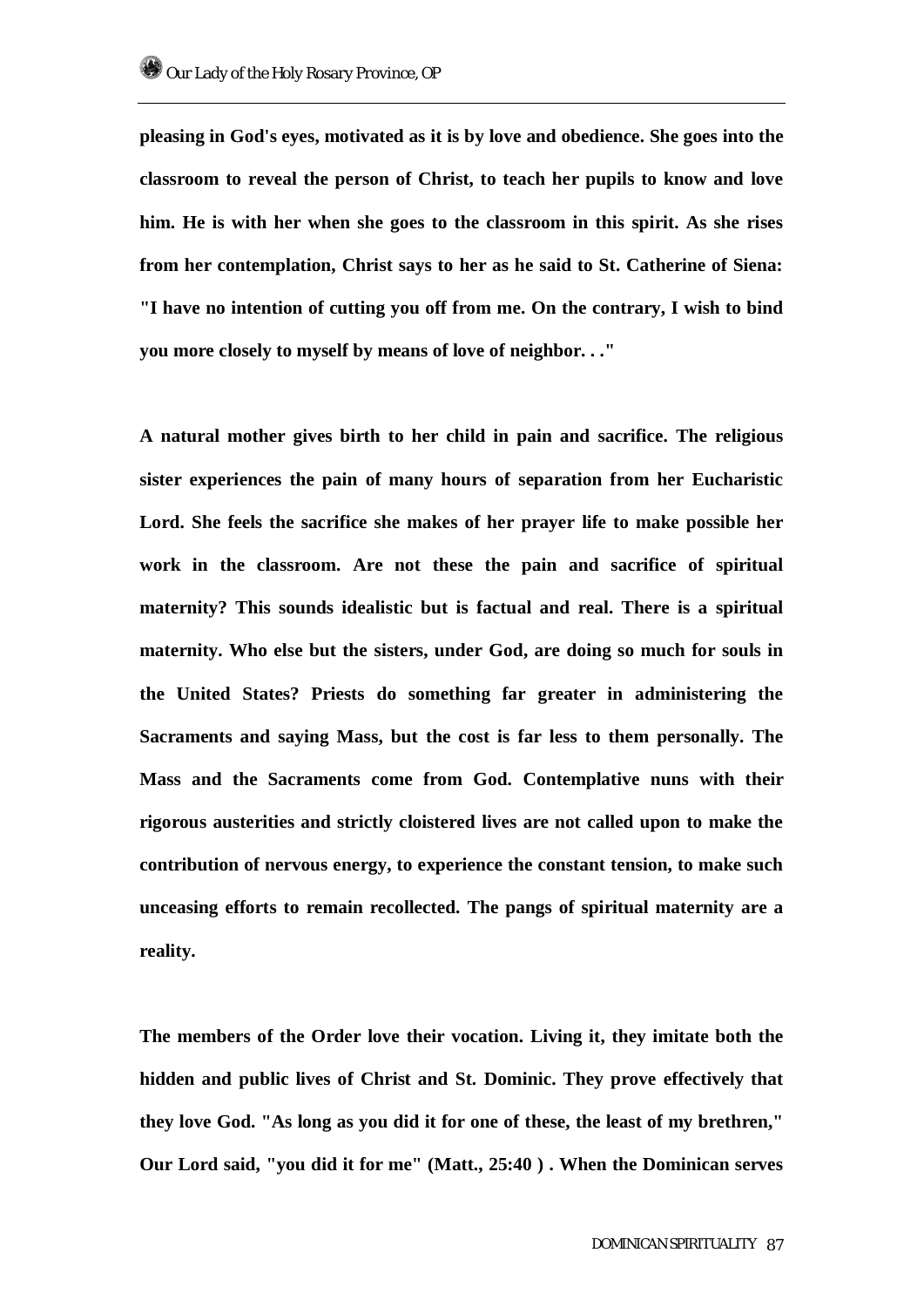pleasing in God's eyes, motivated as it is by love and obedience. She goes into the classroom to reveal the person of Christ, to teach her pupils to know and love him. He is with her when she goes to the classroom in this spirit. As she rises from her contemplation, Christ says to her as he said to St. Catherine of Siena: "I have no intention of cutting you off from me. On the contrary, I wish to bind you more closely to myself by means of love of neighbor. . ."

A natural mother gives birth to her child in pain and sacrifice. The religious sister experiences the pain of many hours of separation from her Eucharistic Lord. She feels the sacrifice she makes of her prayer life to make possible her work in the classroom. Are not these the pain and sacrifice of spiritual maternity? This sounds idealistic but is factual and real. There is a spiritual maternity. Who else but the sisters, under God, are doing so much for souls in the United States? Priests do something far greater in administering the Sacraments and saying Mass, but the cost is far less to them personally. The Mass and the Sacraments come from God. Contemplative nuns with their rigorous austerities and strictly cloistered lives are not called upon to make the contribution of nervous energy, to experience the constant tension, to make such unceasing efforts to remain recollected. The pangs of spiritual maternity are a reality.

The members of the Order love their vocation. Living it, they imitate both the hidden and public lives of Christ and St. Dominic. They prove effectively that they love God. "As long as you did it for one of these, the least of my brethren," Our Lord said, "you did it for me" (Matt., 25:40 ) . When the Dominican serves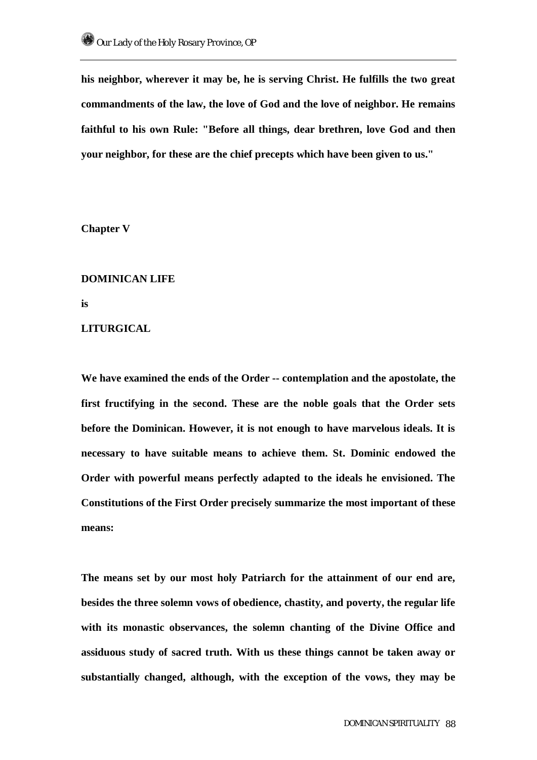**his neighbor, wherever it may be, he is serving Christ. He fulfills the two great commandments of the law, the love of God and the love of neighbor. He remains faithful to his own Rule: "Before all things, dear brethren, love God and then your neighbor, for these are the chief precepts which have been given to us."**

## Chapter V

## DOMINICAN LIFE

## is

## LITURGICAL

**We have examined the ends of the Order -- contemplation and the apostolate, the first fructifying in the second. These are the noble goals that the Order sets before the Dominican. However, it is not enough to have marvelous ideals. It is necessary to have suitable means to achieve them. St. Dominic endowed the Order with powerful means perfectly adapted to the ideals he envisioned. The Constitutions of the First Order precisely summarize the most important of these means:**

**The means set by our most holy Patriarch for the attainment of our end are, besides the three solemn vows of obedience, chastity, and poverty, the regular life with its monastic observances, the solemn chanting of the Divine Office and assiduous study of sacred truth. With us these things cannot be taken away or substantially changed, although, with the exception of the vows, they may be**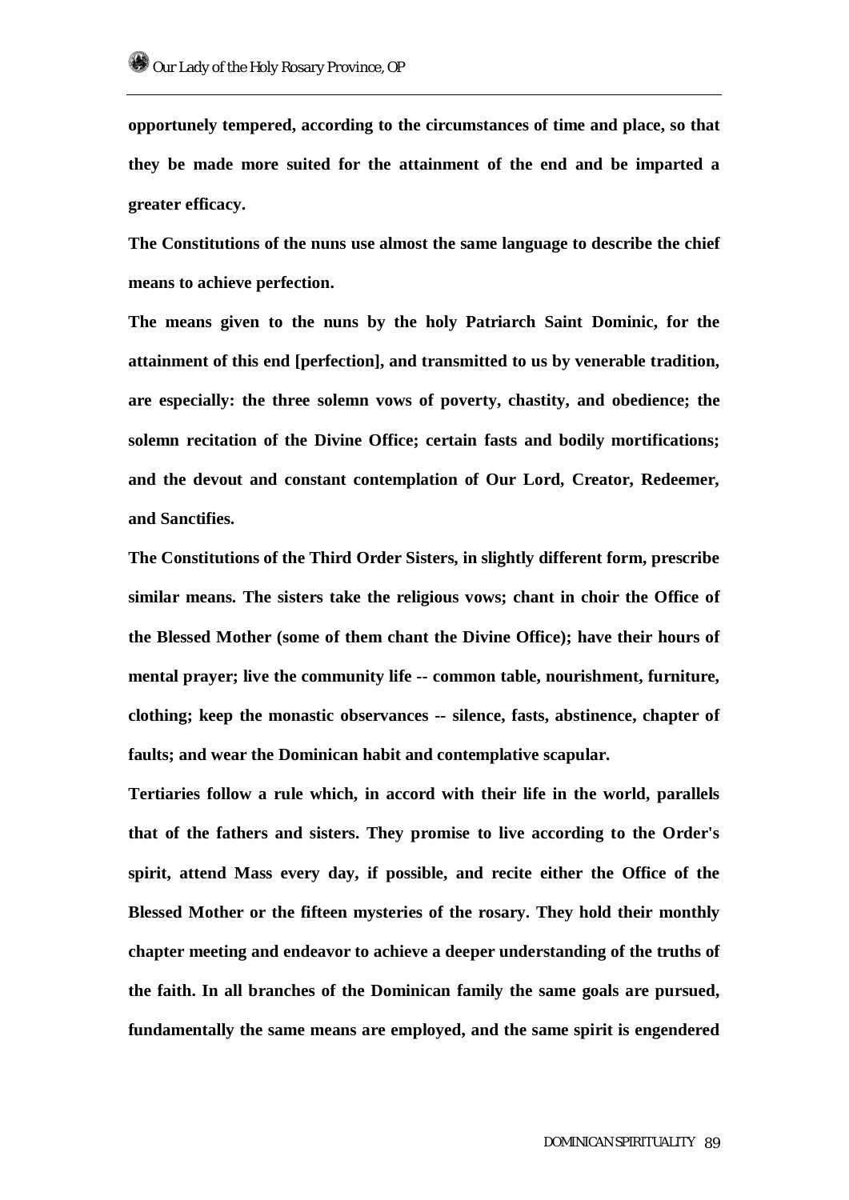**opportunely tempered, according to the circumstances of time and place, so that they be made more suited for the attainment of the end and be imparted a greater efficacy.**

**The Constitutions of the nuns use almost the same language to describe the chief means to achieve perfection.**

**The means given to the nuns by the holy Patriarch Saint Dominic, for the attainment of this end [perfection], and transmitted to us by venerable tradition, are especially: the three solemn vows of poverty, chastity, and obedience; the solemn recitation of the Divine Office; certain fasts and bodily mortifications; and the devout and constant contemplation of Our Lord, Creator, Redeemer, and Sanctifies.**

**The Constitutions of the Third Order Sisters, in slightly different form, prescribe similar means. The sisters take the religious vows; chant in choir the Office of the Blessed Mother (some of them chant the Divine Office); have their hours of mental prayer; live the community life -- common table, nourishment, furniture, clothing; keep the monastic observances -- silence, fasts, abstinence, chapter of faults; and wear the Dominican habit and contemplative scapular.**

**Tertiaries follow a rule which, in accord with their life in the world, parallels that of the fathers and sisters. They promise to live according to the Order's spirit, attend Mass every day, if possible, and recite either the Office of the Blessed Mother or the fifteen mysteries of the rosary. They hold their monthly chapter meeting and endeavor to achieve a deeper understanding of the truths of the faith. In all branches of the Dominican family the same goals are pursued, fundamentally the same means are employed, and the same spirit is engendered**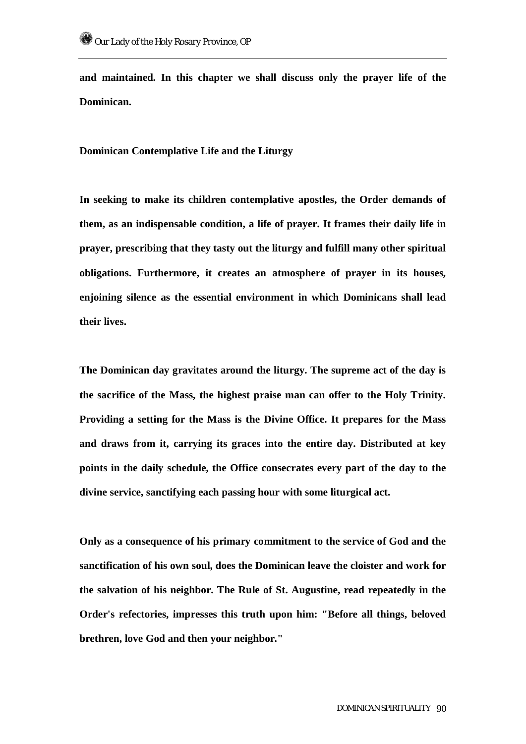**and maintained. In this chapter we shall discuss only the prayer life of the Dominican.**

**Dominican Contemplative Life and the Liturgy**

**In seeking to make its children contemplative apostles, the Order demands of them, as an indispensable condition, a life of prayer. It frames their daily life in prayer, prescribing that they tasty out the liturgy and fulfill many other spiritual obligations. Furthermore, it creates an atmosphere of prayer in its houses, enjoining silence as the essential environment in which Dominicans shall lead their lives.**

**The Dominican day gravitates around the liturgy. The supreme act of the day is the sacrifice of the Mass, the highest praise man can offer to the Holy Trinity. Providing a setting for the Mass is the Divine Office. It prepares for the Mass and draws from it, carrying its graces into the entire day. Distributed at key points in the daily schedule, the Office consecrates every part of the day to the divine service, sanctifying each passing hour with some liturgical act.**

**Only as a consequence of his primary commitment to the service of God and the sanctification of his own soul, does the Dominican leave the cloister and work for the salvation of his neighbor. The Rule of St. Augustine, read repeatedly in the Order's refectories, impresses this truth upon him: "Before all things, beloved brethren, love God and then your neighbor."**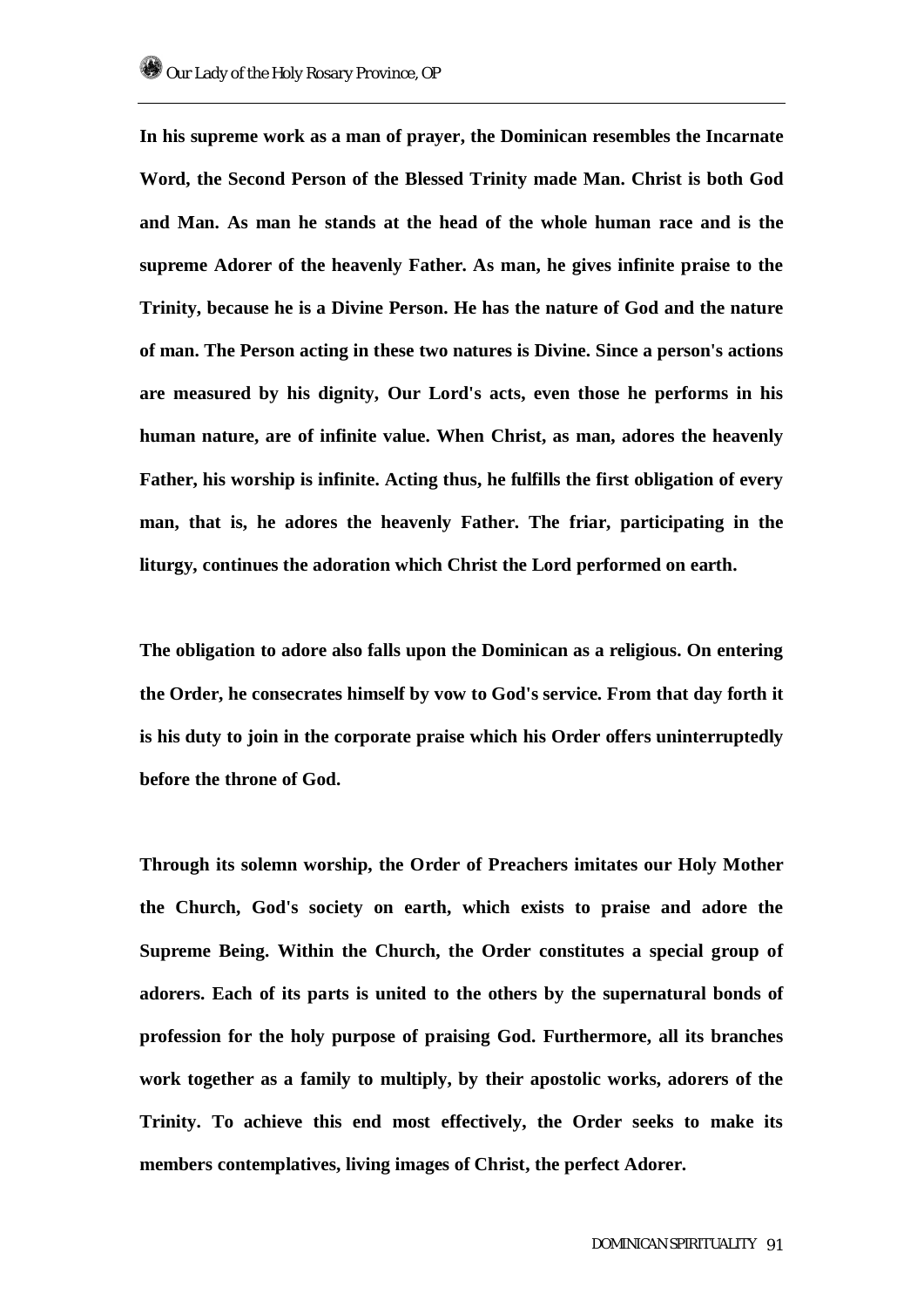**In his supreme work as a man of prayer, the Dominican resembles the Incarnate Word, the Second Person of the Blessed Trinity made Man. Christ is both God and Man. As man he stands at the head of the whole human race and is the supreme Adorer of the heavenly Father. As man, he gives infinite praise to the Trinity, because he is a Divine Person. He has the nature of God and the nature of man. The Person acting in these two natures is Divine. Since a person's actions are measured by his dignity, Our Lord's acts, even those he performs in his human nature, are of infinite value. When Christ, as man, adores the heavenly Father, his worship is infinite. Acting thus, he fulfills the first obligation of every man, that is, he adores the heavenly Father. The friar, participating in the liturgy, continues the adoration which Christ the Lord performed on earth.**

**The obligation to adore also falls upon the Dominican as a religious. On entering the Order, he consecrates himself by vow to God's service. From that day forth it is his duty to join in the corporate praise which his Order offers uninterruptedly before the throne of God.**

**Through its solemn worship, the Order of Preachers imitates our Holy Mother the Church, God's society on earth, which exists to praise and adore the Supreme Being. Within the Church, the Order constitutes a special group of adorers. Each of its parts is united to the others by the supernatural bonds of profession for the holy purpose of praising God. Furthermore, all its branches work together as a family to multiply, by their apostolic works, adorers of the Trinity. To achieve this end most effectively, the Order seeks to make its members contemplatives, living images of Christ, the perfect Adorer.**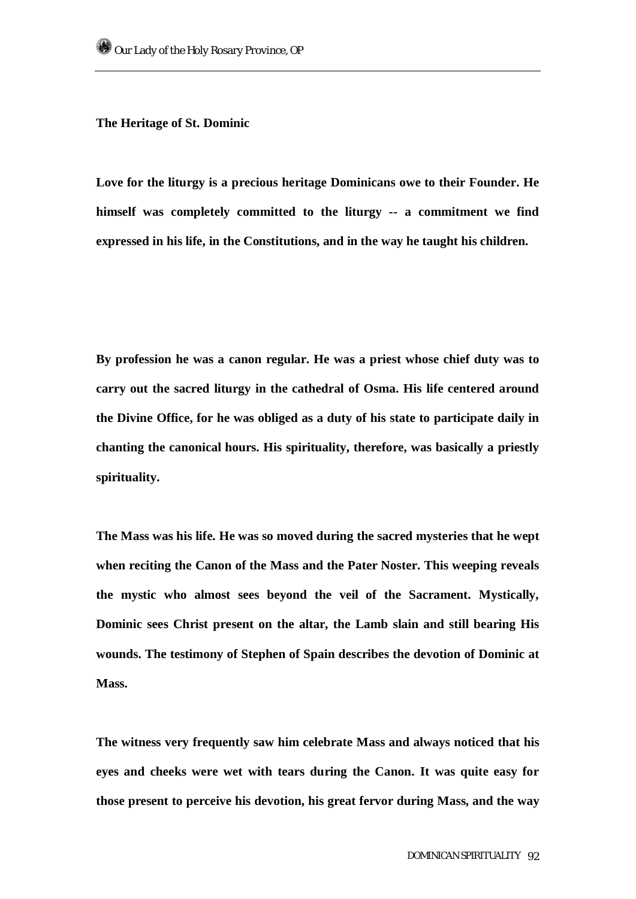**The Heritage of St. Dominic**

**Love for the liturgy is a precious heritage Dominicans owe to their Founder. He himself was completely committed to the liturgy -- a commitment we find expressed in his life, in the Constitutions, and in the way he taught his children.**

**By profession he was a canon regular. He was a priest whose chief duty was to carry out the sacred liturgy in the cathedral of Osma. His life centered around the Divine Office, for he was obliged as a duty of his state to participate daily in chanting the canonical hours. His spirituality, therefore, was basically a priestly spirituality.**

**The Mass was his life. He was so moved during the sacred mysteries that he wept when reciting the Canon of the Mass and the Pater Noster. This weeping reveals the mystic who almost sees beyond the veil of the Sacrament. Mystically, Dominic sees Christ present on the altar, the Lamb slain and still bearing His wounds. The testimony of Stephen of Spain describes the devotion of Dominic at Mass.**

**The witness very frequently saw him celebrate Mass and always noticed that his eyes and cheeks were wet with tears during the Canon. It was quite easy for those present to perceive his devotion, his great fervor during Mass, and the way**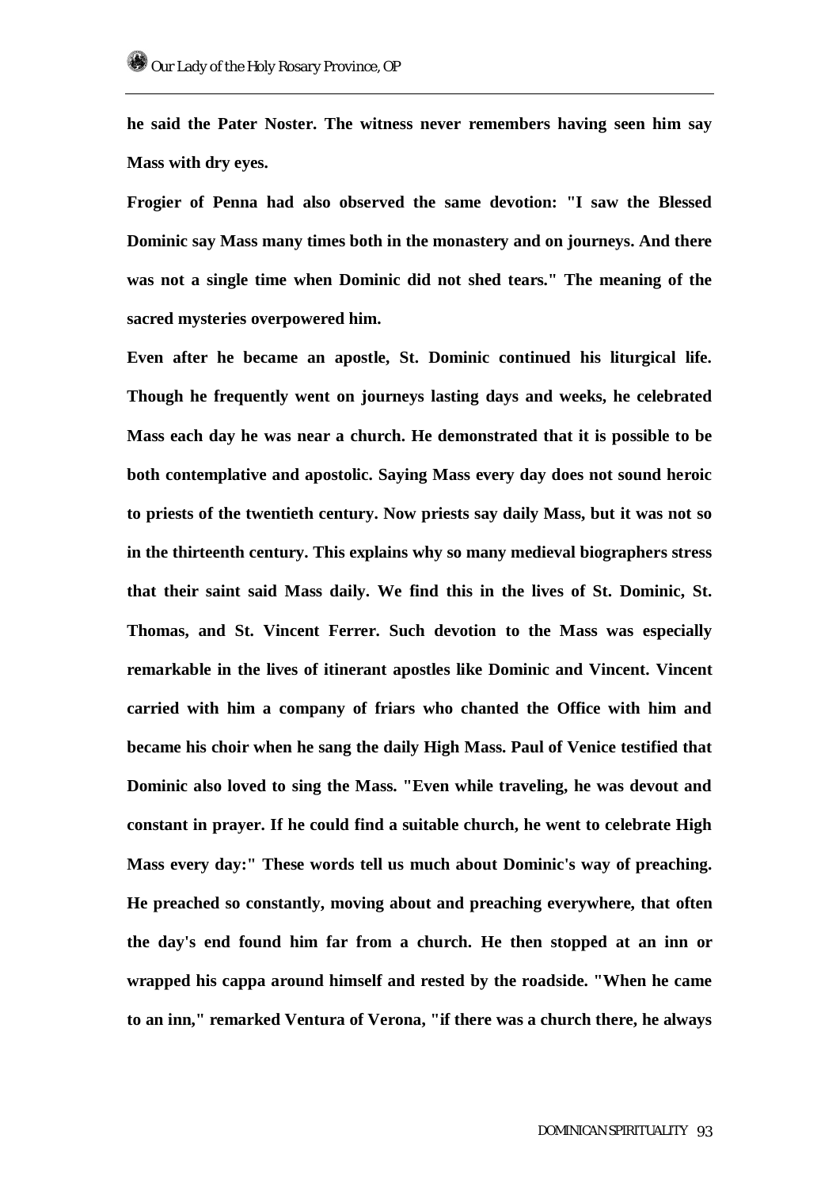**he said the Pater Noster. The witness never remembers having seen him say Mass with dry eyes.**

**Frogier of Penna had also observed the same devotion: "I saw the Blessed Dominic say Mass many times both in the monastery and on journeys. And there was not a single time when Dominic did not shed tears." The meaning of the sacred mysteries overpowered him.**

**Even after he became an apostle, St. Dominic continued his liturgical life. Though he frequently went on journeys lasting days and weeks, he celebrated Mass each day he was near a church. He demonstrated that it is possible to be both contemplative and apostolic. Saying Mass every day does not sound heroic to priests of the twentieth century. Now priests say daily Mass, but it was not so in the thirteenth century. This explains why so many medieval biographers stress that their saint said Mass daily. We find this in the lives of St. Dominic, St. Thomas, and St. Vincent Ferrer. Such devotion to the Mass was especially remarkable in the lives of itinerant apostles like Dominic and Vincent. Vincent carried with him a company of friars who chanted the Office with him and became his choir when he sang the daily High Mass. Paul of Venice testified that Dominic also loved to sing the Mass. "Even while traveling, he was devout and constant in prayer. If he could find a suitable church, he went to celebrate High Mass every day:" These words tell us much about Dominic's way of preaching. He preached so constantly, moving about and preaching everywhere, that often the day's end found him far from a church. He then stopped at an inn or wrapped his cappa around himself and rested by the roadside. "When he came to an inn," remarked Ventura of Verona, "if there was a church there, he always**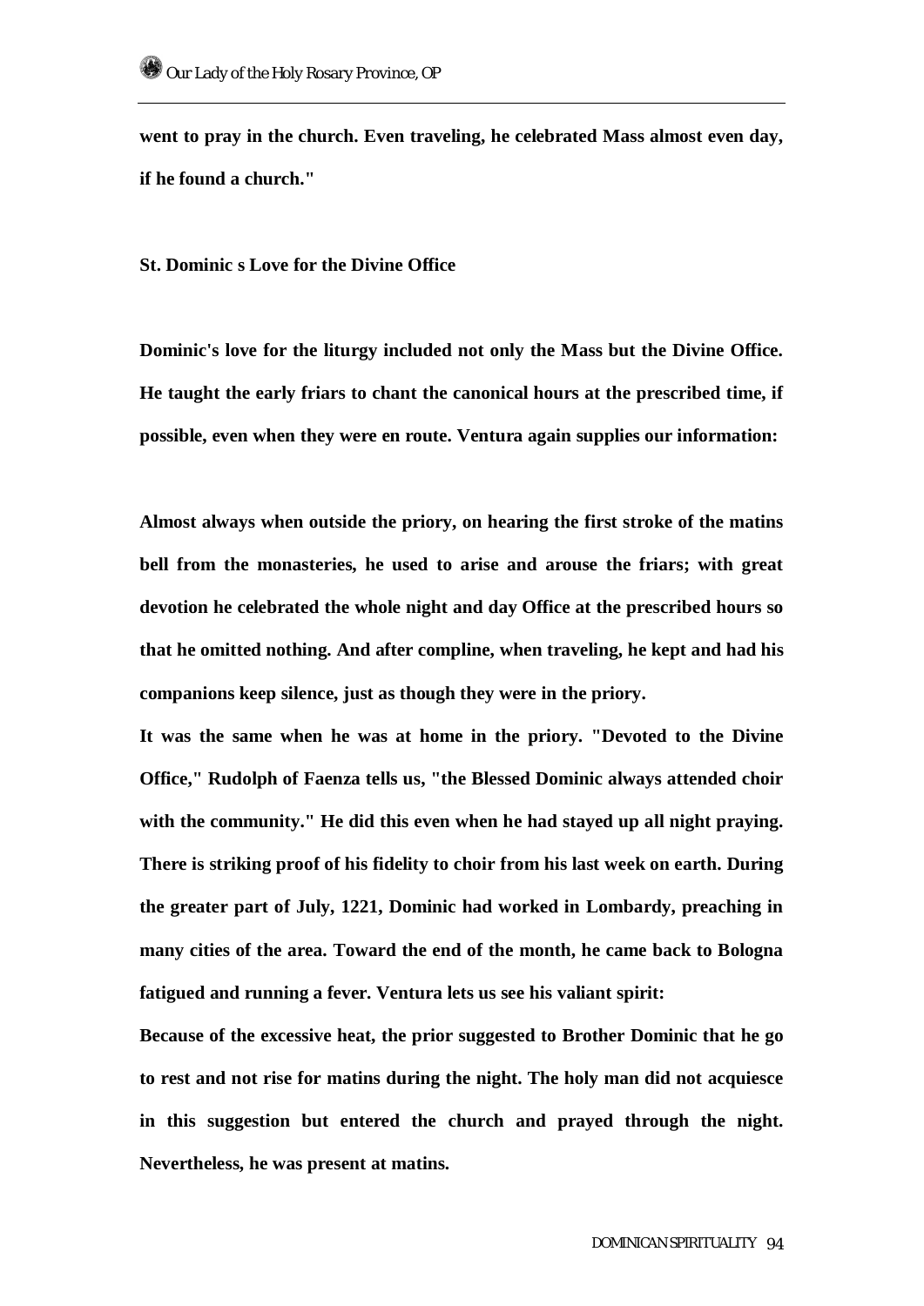**went to pray in the church. Even traveling, he celebrated Mass almost even day, if he found a church."**

**St. Dominic s Love for the Divine Office**

**Dominic's love for the liturgy included not only the Mass but the Divine Office. He taught the early friars to chant the canonical hours at the prescribed time, if possible, even when they were en route. Ventura again supplies our information:**

**Almost always when outside the priory, on hearing the first stroke of the matins bell from the monasteries, he used to arise and arouse the friars; with great devotion he celebrated the whole night and day Office at the prescribed hours so that he omitted nothing. And after compline, when traveling, he kept and had his companions keep silence, just as though they were in the priory.**

**It was the same when he was at home in the priory. "Devoted to the Divine Office," Rudolph of Faenza tells us, "the Blessed Dominic always attended choir with the community." He did this even when he had stayed up all night praying. There is striking proof of his fidelity to choir from his last week on earth. During the greater part of July, 1221, Dominic had worked in Lombardy, preaching in many cities of the area. Toward the end of the month, he came back to Bologna fatigued and running a fever. Ventura lets us see his valiant spirit:**

**Because of the excessive heat, the prior suggested to Brother Dominic that he go to rest and not rise for matins during the night. The holy man did not acquiesce in this suggestion but entered the church and prayed through the night. Nevertheless, he was present at matins.**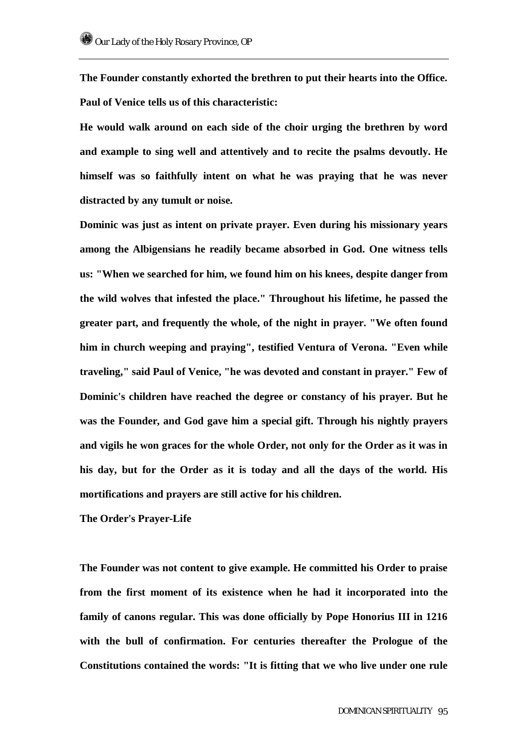**The Founder constantly exhorted the brethren to put their hearts into the Office. Paul of Venice tells us of this characteristic:**

**He would walk around on each side of the choir urging the brethren by word and example to sing well and attentively and to recite the psalms devoutly. He himself was so faithfully intent on what he was praying that he was never distracted by any tumult or noise.**

**Dominic was just as intent on private prayer. Even during his missionary years among the Albigensians he readily became absorbed in God. One witness tells us: "When we searched for him, we found him on his knees, despite danger from the wild wolves that infested the place." Throughout his lifetime, he passed the greater part, and frequently the whole, of the night in prayer. "We often found him in church weeping and praying", testified Ventura of Verona. "Even while traveling," said Paul of Venice, "he was devoted and constant in prayer." Few of Dominic's children have reached the degree or constancy of his prayer. But he was the Founder, and God gave him a special gift. Through his nightly prayers and vigils he won graces for the whole Order, not only for the Order as it was in his day, but for the Order as it is today and all the days of the world. His mortifications and prayers are still active for his children.**

**The Order's Prayer-Life**

**The Founder was not content to give example. He committed his Order to praise from the first moment of its existence when he had it incorporated into the family of canons regular. This was done officially by Pope Honorius III in 1216 with the bull of confirmation. For centuries thereafter the Prologue of the Constitutions contained the words: "It is fitting that we who live under one rule**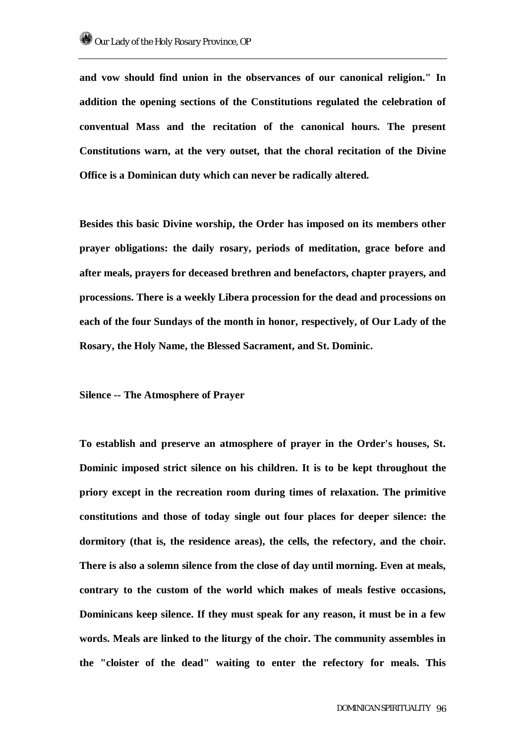and vow should find union in the observances of our canonical religion." In addition the opening sections of the Constitutions regulated the celebration of conventual Mass and the recitation of the canonical hours. The present Constitutions warn, at the very outset, that the choral recitation of the Divine Office is a Dominican duty which can never be radically altered.

Besides this basic Divine worship, the Order has imposed on its members other prayer obligations: the daily rosary, periods of meditation, grace before and after meals, prayers for deceased brethren and benefactors, chapter prayers, and processions. There is a weekly Libera procession for the dead and processions on each of the four Sundays of the month in honor, respectively, of Our Lady of the Rosary, the Holy Name, the Blessed Sacrament, and St. Dominic.

## Silence -- The Atmosphere of Prayer

To establish and preserve an atmosphere of prayer in the Order's houses, St. Dominic imposed strict silence on his children. It is to be kept throughout the priory except in the recreation room during times of relaxation. The primitive constitutions and those of today single out four places for deeper silence: the dormitory (that is, the residence areas), the cells, the refectory, and the choir. There is also a solemn silence from the close of day until morning. Even at meals, contrary to the custom of the world which makes of meals festive occasions, Dominicans keep silence. If they must speak for any reason, it must be in a few words. Meals are linked to the liturgy of the choir. The community assembles in the "cloister of the dead" waiting to enter the refectory for meals. This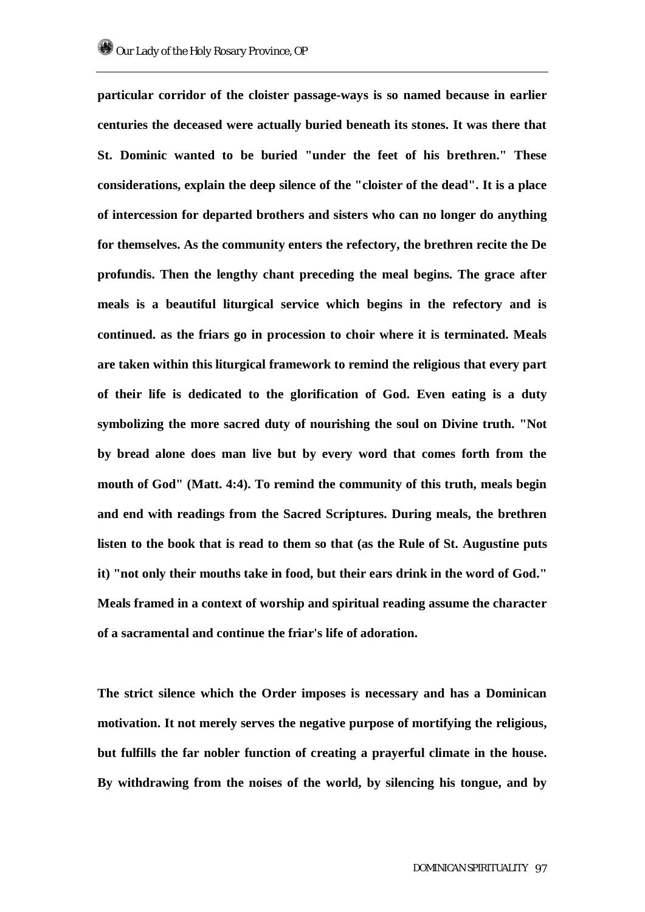**particular corridor of the cloister passage-ways is so named because in earlier centuries the deceased were actually buried beneath its stones. It was there that St. Dominic wanted to be buried "under the feet of his brethren." These considerations, explain the deep silence of the "cloister of the dead". It is a place of intercession for departed brothers and sisters who can no longer do anything for themselves. As the community enters the refectory, the brethren recite the De profundis. Then the lengthy chant preceding the meal begins. The grace after meals is a beautiful liturgical service which begins in the refectory and is continued. as the friars go in procession to choir where it is terminated. Meals are taken within this liturgical framework to remind the religious that every part of their life is dedicated to the glorification of God. Even eating is a duty symbolizing the more sacred duty of nourishing the soul on Divine truth. "Not by bread alone does man live but by every word that comes forth from the mouth of God" (Matt. 4:4). To remind the community of this truth, meals begin and end with readings from the Sacred Scriptures. During meals, the brethren listen to the book that is read to them so that (as the Rule of St. Augustine puts it) "not only their mouths take in food, but their ears drink in the word of God." Meals framed in a context of worship and spiritual reading assume the character of a sacramental and continue the friar's life of adoration.**

**The strict silence which the Order imposes is necessary and has a Dominican motivation. It not merely serves the negative purpose of mortifying the religious, but fulfills the far nobler function of creating a prayerful climate in the house. By withdrawing from the noises of the world, by silencing his tongue, and by**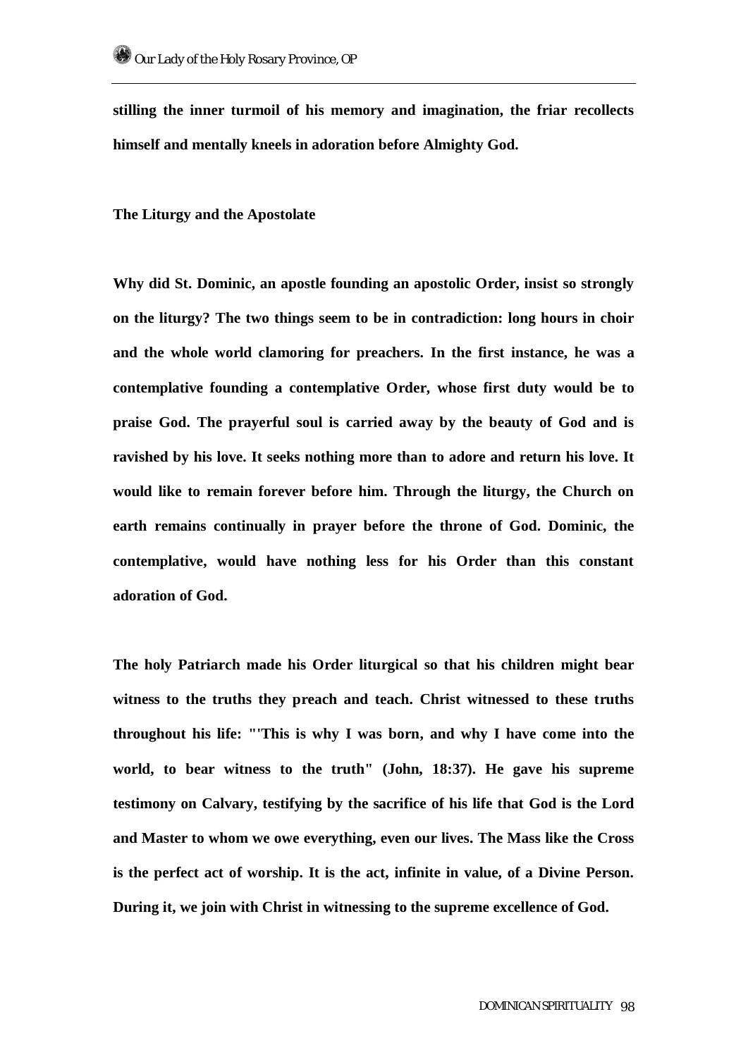**stilling the inner turmoil of his memory and imagination, the friar recollects himself and mentally kneels in adoration before Almighty God.**

**The Liturgy and the Apostolate**

**Why did St. Dominic, an apostle founding an apostolic Order, insist so strongly on the liturgy? The two things seem to be in contradiction: long hours in choir and the whole world clamoring for preachers. In the first instance, he was a contemplative founding a contemplative Order, whose first duty would be to praise God. The prayerful soul is carried away by the beauty of God and is ravished by his love. It seeks nothing more than to adore and return his love. It would like to remain forever before him. Through the liturgy, the Church on earth remains continually in prayer before the throne of God. Dominic, the contemplative, would have nothing less for his Order than this constant adoration of God.**

**The holy Patriarch made his Order liturgical so that his children might bear witness to the truths they preach and teach. Christ witnessed to these truths throughout his life: "'This is why I was born, and why I have come into the world, to bear witness to the truth" (John, 18:37). He gave his supreme testimony on Calvary, testifying by the sacrifice of his life that God is the Lord and Master to whom we owe everything, even our lives. The Mass like the Cross is the perfect act of worship. It is the act, infinite in value, of a Divine Person. During it, we join with Christ in witnessing to the supreme excellence of God.**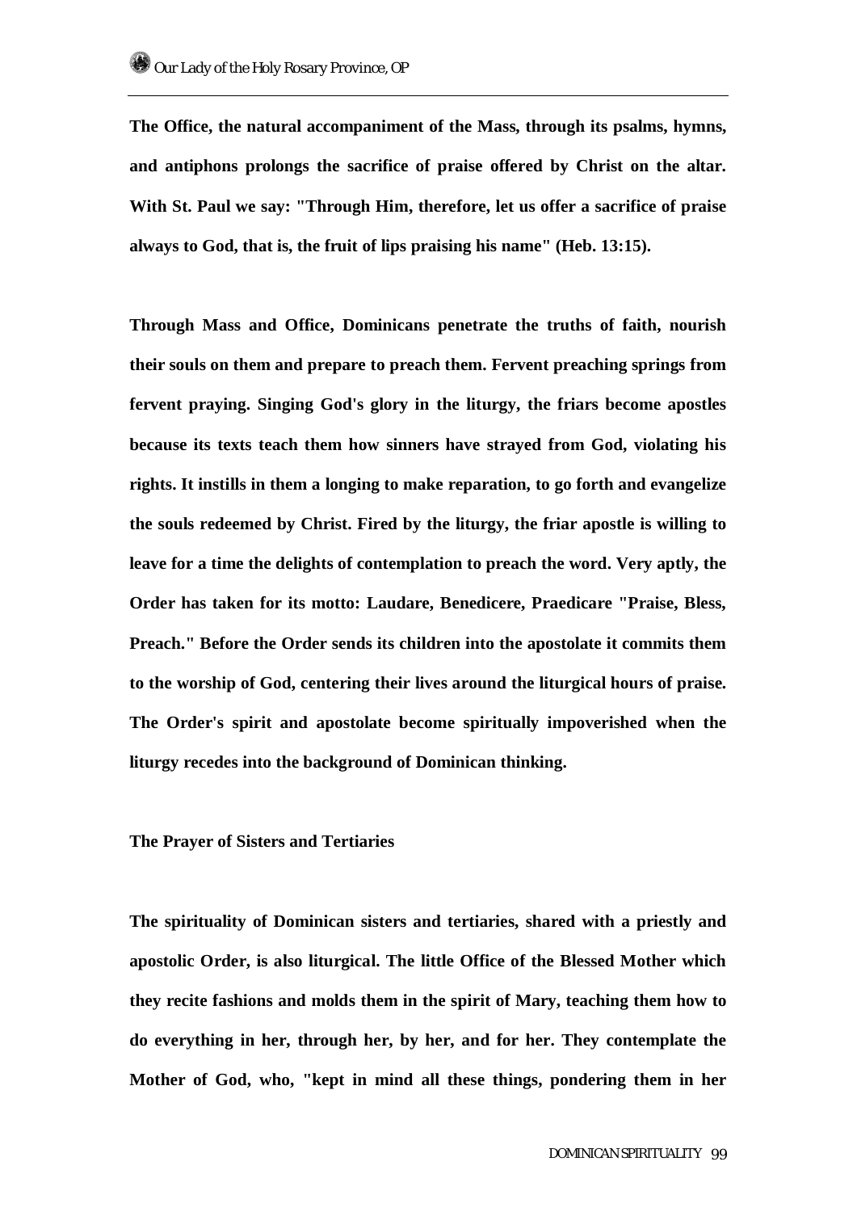**The Office, the natural accompaniment of the Mass, through its psalms, hymns, and antiphons prolongs the sacrifice of praise offered by Christ on the altar. With St. Paul we say: "Through Him, therefore, let us offer a sacrifice of praise always to God, that is, the fruit of lips praising his name" (Heb. 13:15).**

**Through Mass and Office, Dominicans penetrate the truths of faith, nourish their souls on them and prepare to preach them. Fervent preaching springs from fervent praying. Singing God's glory in the liturgy, the friars become apostles because its texts teach them how sinners have strayed from God, violating his rights. It instills in them a longing to make reparation, to go forth and evangelize the souls redeemed by Christ. Fired by the liturgy, the friar apostle is willing to leave for a time the delights of contemplation to preach the word. Very aptly, the Order has taken for its motto: Laudare, Benedicere, Praedicare "Praise, Bless, Preach." Before the Order sends its children into the apostolate it commits them to the worship of God, centering their lives around the liturgical hours of praise. The Order's spirit and apostolate become spiritually impoverished when the liturgy recedes into the background of Dominican thinking.**

### The Prayer of Sisters and Tertiaries

**The spirituality of Dominican sisters and tertiaries, shared with a priestly and apostolic Order, is also liturgical. The little Office of the Blessed Mother which they recite fashions and molds them in the spirit of Mary, teaching them how to do everything in her, through her, by her, and for her. They contemplate the Mother of God, who, "kept in mind all these things, pondering them in her**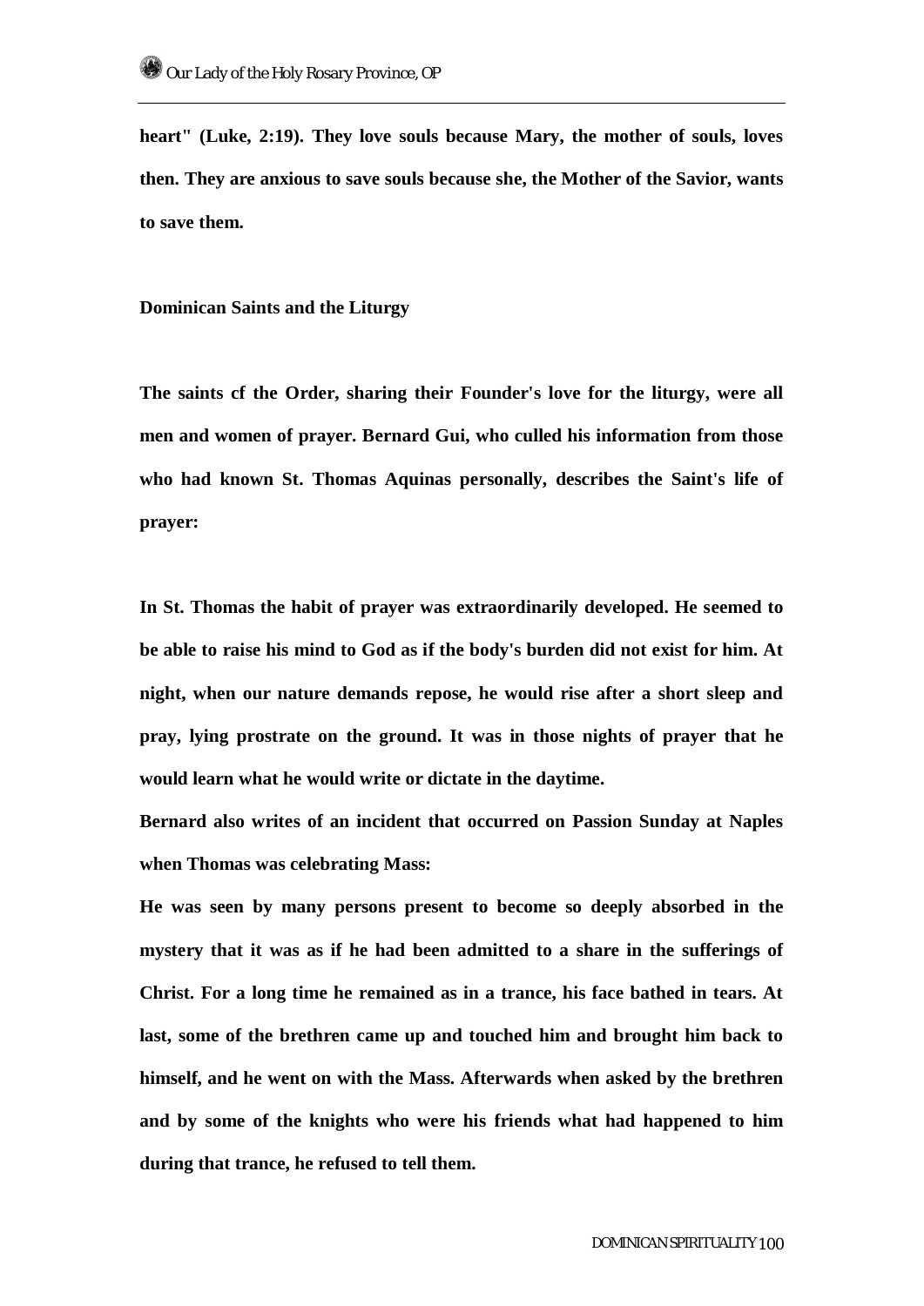**heart" (Luke, 2:19). They love souls because Mary, the mother of souls, loves then. They are anxious to save souls because she, the Mother of the Savior, wants to save them.**

**Dominican Saints and the Liturgy**

**The saints cf the Order, sharing their Founder's love for the liturgy, were all men and women of prayer. Bernard Gui, who culled his information from those who had known St. Thomas Aquinas personally, describes the Saint's life of prayer:**

**In St. Thomas the habit of prayer was extraordinarily developed. He seemed to be able to raise his mind to God as if the body's burden did not exist for him. At night, when our nature demands repose, he would rise after a short sleep and pray, lying prostrate on the ground. It was in those nights of prayer that he would learn what he would write or dictate in the daytime.**

**Bernard also writes of an incident that occurred on Passion Sunday at Naples when Thomas was celebrating Mass:**

**He was seen by many persons present to become so deeply absorbed in the mystery that it was as if he had been admitted to a share in the sufferings of Christ. For a long time he remained as in a trance, his face bathed in tears. At last, some of the brethren came up and touched him and brought him back to himself, and he went on with the Mass. Afterwards when asked by the brethren and by some of the knights who were his friends what had happened to him during that trance, he refused to tell them.**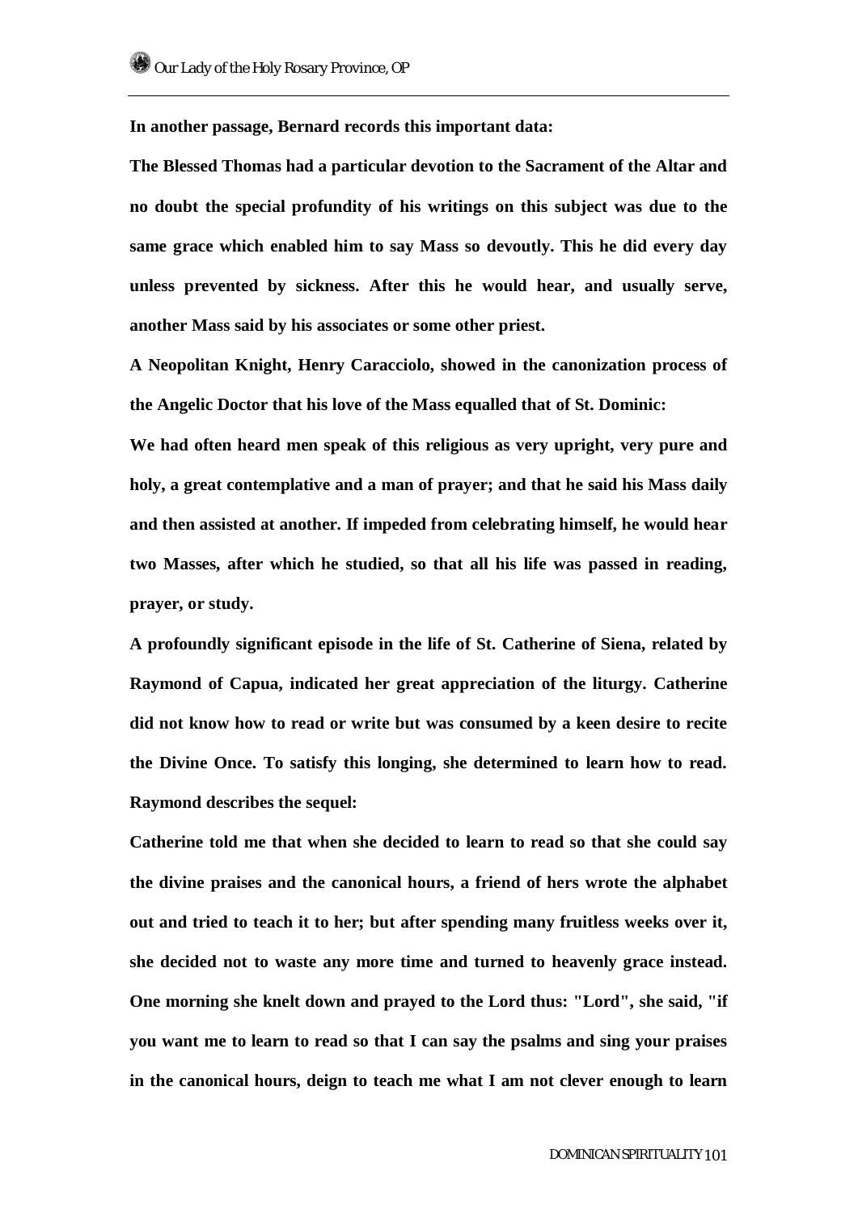**In another passage, Bernard records this important data:**

**The Blessed Thomas had a particular devotion to the Sacrament of the Altar and no doubt the special profundity of his writings on this subject was due to the same grace which enabled him to say Mass so devoutly. This he did every day unless prevented by sickness. After this he would hear, and usually serve, another Mass said by his associates or some other priest.**

**A Neopolitan Knight, Henry Caracciolo, showed in the canonization process of the Angelic Doctor that his love of the Mass equalled that of St. Dominic:**

**We had often heard men speak of this religious as very upright, very pure and holy, a great contemplative and a man of prayer; and that he said his Mass daily and then assisted at another. If impeded from celebrating himself, he would hear two Masses, after which he studied, so that all his life was passed in reading, prayer, or study.**

**A profoundly significant episode in the life of St. Catherine of Siena, related by Raymond of Capua, indicated her great appreciation of the liturgy. Catherine did not know how to read or write but was consumed by a keen desire to recite the Divine Once. To satisfy this longing, she determined to learn how to read. Raymond describes the sequel:**

**Catherine told me that when she decided to learn to read so that she could say the divine praises and the canonical hours, a friend of hers wrote the alphabet out and tried to teach it to her; but after spending many fruitless weeks over it, she decided not to waste any more time and turned to heavenly grace instead. One morning she knelt down and prayed to the Lord thus: "Lord", she said, "if you want me to learn to read so that I can say the psalms and sing your praises in the canonical hours, deign to teach me what I am not clever enough to learn**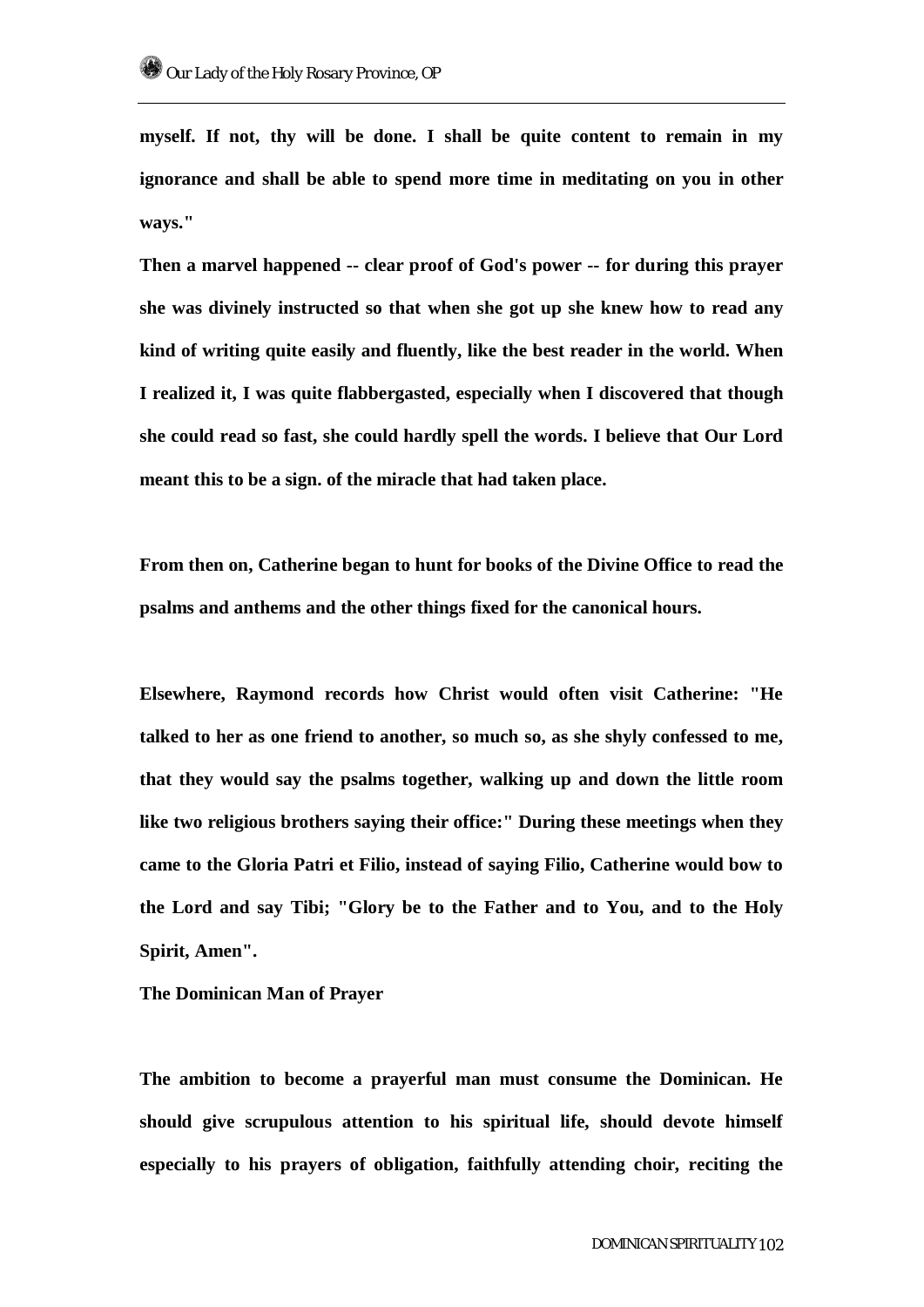**myself. If not, thy will be done. I shall be quite content to remain in my ignorance and shall be able to spend more time in meditating on you in other ways."**

**Then a marvel happened -- clear proof of God's power -- for during this prayer she was divinely instructed so that when she got up she knew how to read any kind of writing quite easily and fluently, like the best reader in the world. When I realized it, I was quite flabbergasted, especially when I discovered that though she could read so fast, she could hardly spell the words. I believe that Our Lord meant this to be a sign. of the miracle that had taken place.**

**From then on, Catherine began to hunt for books of the Divine Office to read the psalms and anthems and the other things fixed for the canonical hours.**

**Elsewhere, Raymond records how Christ would often visit Catherine: "He talked to her as one friend to another, so much so, as she shyly confessed to me, that they would say the psalms together, walking up and down the little room like two religious brothers saying their office:" During these meetings when they came to the Gloria Patri et Filio, instead of saying Filio, Catherine would bow to the Lord and say Tibi; "Glory be to the Father and to You, and to the Holy Spirit, Amen".**

**The Dominican Man of Prayer**

**The ambition to become a prayerful man must consume the Dominican. He should give scrupulous attention to his spiritual life, should devote himself especially to his prayers of obligation, faithfully attending choir, reciting the**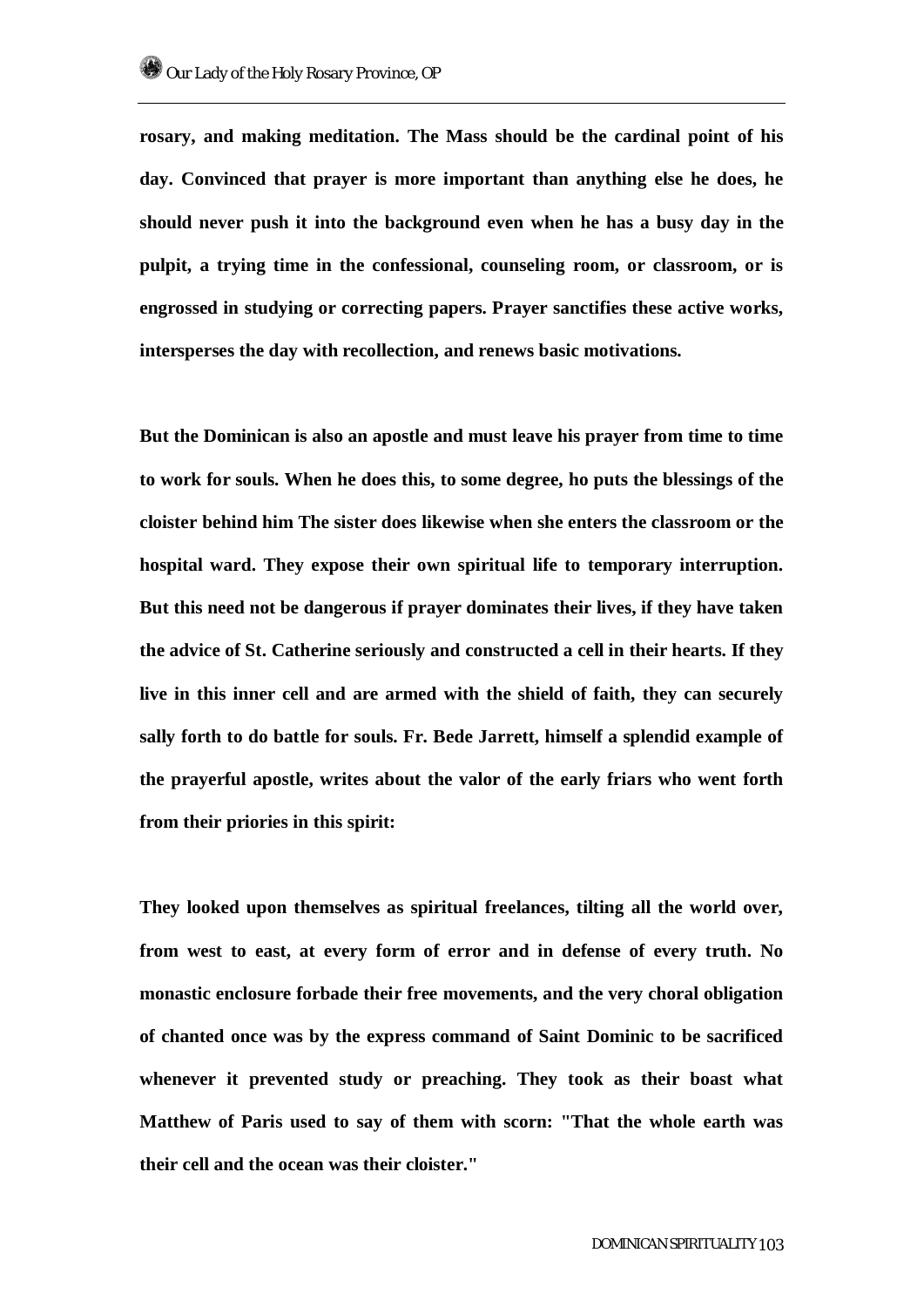**rosary, and making meditation. The Mass should be the cardinal point of his day. Convinced that prayer is more important than anything else he does, he should never push it into the background even when he has a busy day in the pulpit, a trying time in the confessional, counseling room, or classroom, or is engrossed in studying or correcting papers. Prayer sanctifies these active works, intersperses the day with recollection, and renews basic motivations.**

**But the Dominican is also an apostle and must leave his prayer from time to time to work for souls. When he does this, to some degree, ho puts the blessings of the cloister behind him The sister does likewise when she enters the classroom or the hospital ward. They expose their own spiritual life to temporary interruption. But this need not be dangerous if prayer dominates their lives, if they have taken the advice of St. Catherine seriously and constructed a cell in their hearts. If they live in this inner cell and are armed with the shield of faith, they can securely sally forth to do battle for souls. Fr. Bede Jarrett, himself a splendid example of the prayerful apostle, writes about the valor of the early friars who went forth from their priories in this spirit:**

**They looked upon themselves as spiritual freelances, tilting all the world over, from west to east, at every form of error and in defense of every truth. No monastic enclosure forbade their free movements, and the very choral obligation of chanted once was by the express command of Saint Dominic to be sacrificed whenever it prevented study or preaching. They took as their boast what Matthew of Paris used to say of them with scorn: "That the whole earth was their cell and the ocean was their cloister."**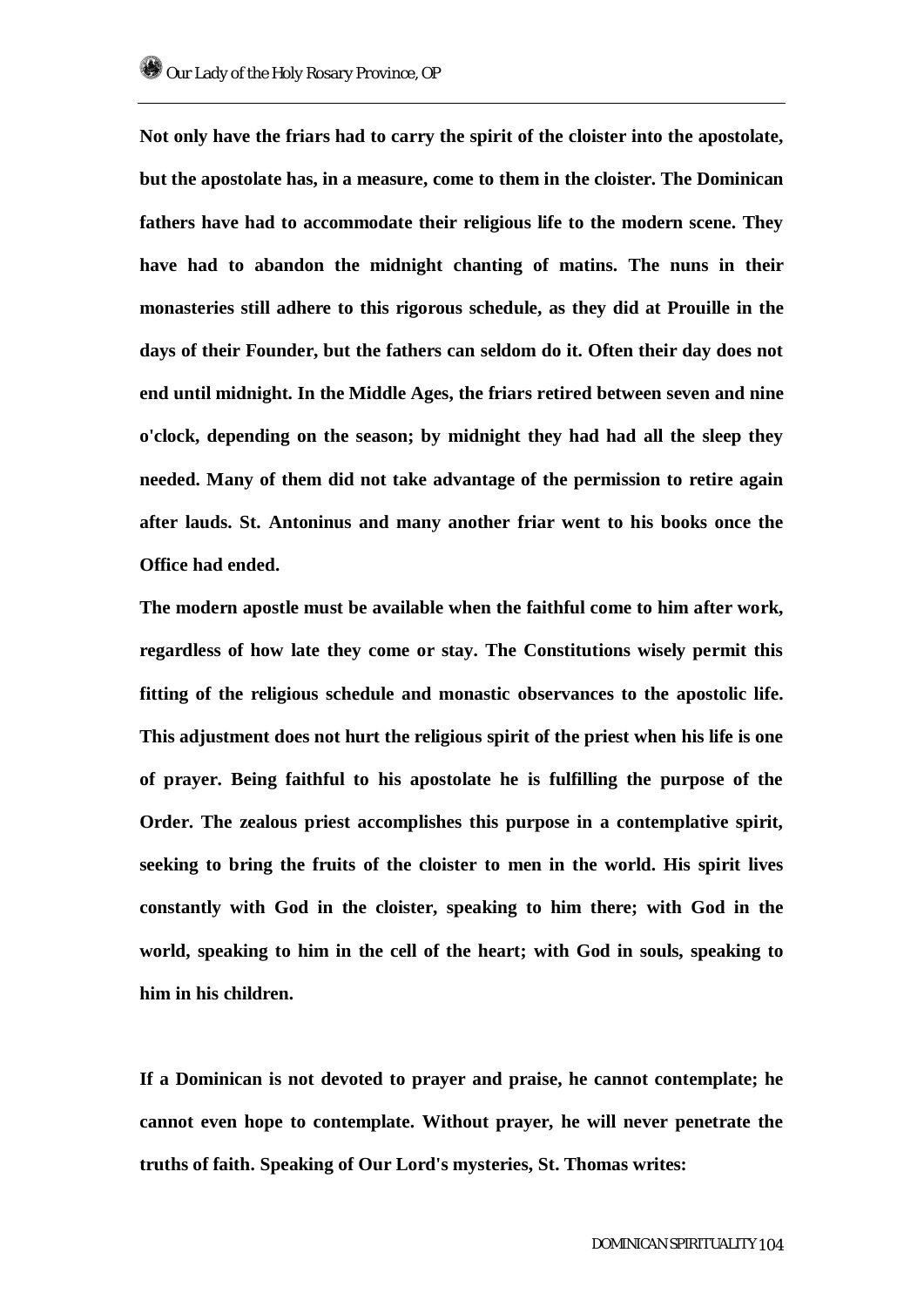**Not only have the friars had to carry the spirit of the cloister into the apostolate, but the apostolate has, in a measure, come to them in the cloister. The Dominican fathers have had to accommodate their religious life to the modern scene. They have had to abandon the midnight chanting of matins. The nuns in their monasteries still adhere to this rigorous schedule, as they did at Prouille in the days of their Founder, but the fathers can seldom do it. Often their day does not end until midnight. In the Middle Ages, the friars retired between seven and nine o'clock, depending on the season; by midnight they had had all the sleep they needed. Many of them did not take advantage of the permission to retire again after lauds. St. Antoninus and many another friar went to his books once the Office had ended.**

**The modern apostle must be available when the faithful come to him after work, regardless of how late they come or stay. The Constitutions wisely permit this fitting of the religious schedule and monastic observances to the apostolic life. This adjustment does not hurt the religious spirit of the priest when his life is one of prayer. Being faithful to his apostolate he is fulfilling the purpose of the Order. The zealous priest accomplishes this purpose in a contemplative spirit, seeking to bring the fruits of the cloister to men in the world. His spirit lives constantly with God in the cloister, speaking to him there; with God in the world, speaking to him in the cell of the heart; with God in souls, speaking to him in his children.**

**If a Dominican is not devoted to prayer and praise, he cannot contemplate; he cannot even hope to contemplate. Without prayer, he will never penetrate the truths of faith. Speaking of Our Lord's mysteries, St. Thomas writes:**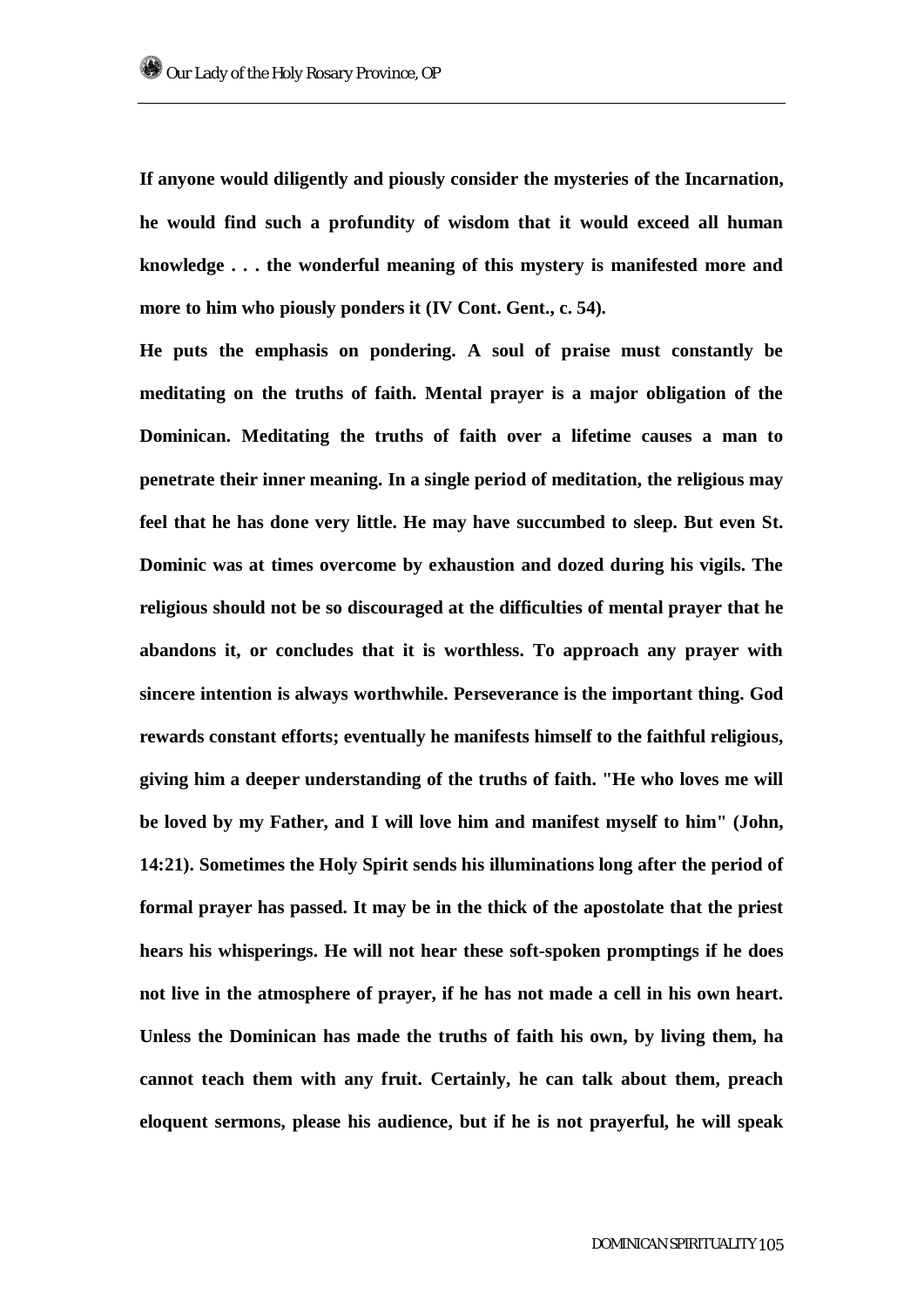**If anyone would diligently and piously consider the mysteries of the Incarnation, he would find such a profundity of wisdom that it would exceed all human knowledge . . . the wonderful meaning of this mystery is manifested more and more to him who piously ponders it (IV Cont. Gent., c. 54).**

**He puts the emphasis on pondering. A soul of praise must constantly be meditating on the truths of faith. Mental prayer is a major obligation of the Dominican. Meditating the truths of faith over a lifetime causes a man to penetrate their inner meaning. In a single period of meditation, the religious may feel that he has done very little. He may have succumbed to sleep. But even St. Dominic was at times overcome by exhaustion and dozed during his vigils. The religious should not be so discouraged at the difficulties of mental prayer that he abandons it, or concludes that it is worthless. To approach any prayer with sincere intention is always worthwhile. Perseverance is the important thing. God rewards constant efforts; eventually he manifests himself to the faithful religious, giving him a deeper understanding of the truths of faith. "He who loves me will be loved by my Father, and I will love him and manifest myself to him" (John, 14:21). Sometimes the Holy Spirit sends his illuminations long after the period of formal prayer has passed. It may be in the thick of the apostolate that the priest hears his whisperings. He will not hear these soft-spoken promptings if he does not live in the atmosphere of prayer, if he has not made a cell in his own heart. Unless the Dominican has made the truths of faith his own, by living them, ha cannot teach them with any fruit. Certainly, he can talk about them, preach eloquent sermons, please his audience, but if he is not prayerful, he will speak**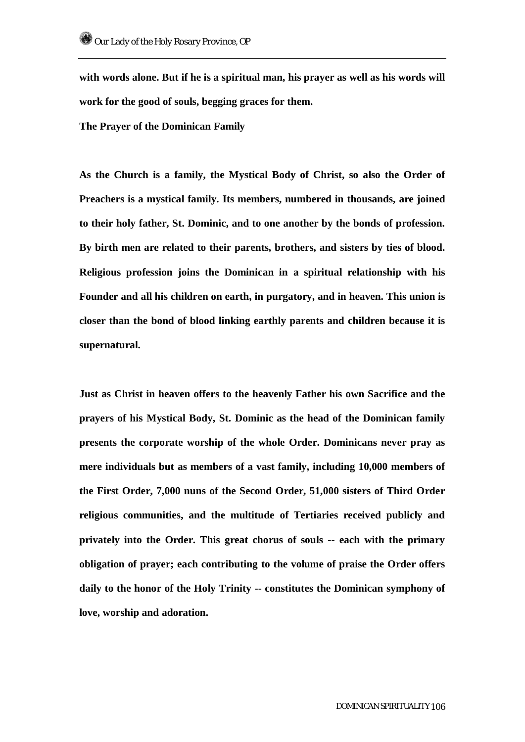**with words alone. But if he is a spiritual man, his prayer as well as his words will work for the good of souls, begging graces for them.**

**The Prayer of the Dominican Family**

**As the Church is a family, the Mystical Body of Christ, so also the Order of Preachers is a mystical family. Its members, numbered in thousands, are joined to their holy father, St. Dominic, and to one another by the bonds of profession. By birth men are related to their parents, brothers, and sisters by ties of blood. Religious profession joins the Dominican in a spiritual relationship with his Founder and all his children on earth, in purgatory, and in heaven. This union is closer than the bond of blood linking earthly parents and children because it is supernatural.**

**Just as Christ in heaven offers to the heavenly Father his own Sacrifice and the prayers of his Mystical Body, St. Dominic as the head of the Dominican family presents the corporate worship of the whole Order. Dominicans never pray as mere individuals but as members of a vast family, including 10,000 members of the First Order, 7,000 nuns of the Second Order, 51,000 sisters of Third Order religious communities, and the multitude of Tertiaries received publicly and privately into the Order. This great chorus of souls -- each with the primary obligation of prayer; each contributing to the volume of praise the Order offers daily to the honor of the Holy Trinity -- constitutes the Dominican symphony of love, worship and adoration.**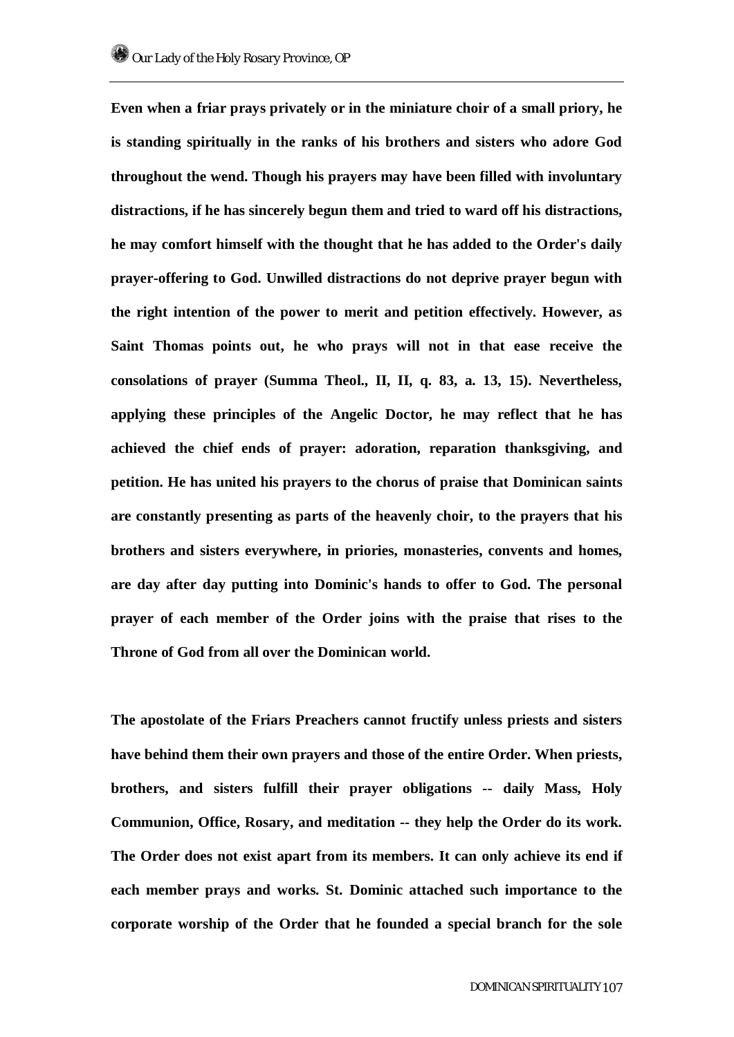**Even when a friar prays privately or in the miniature choir of a small priory, he is standing spiritually in the ranks of his brothers and sisters who adore God throughout the wend. Though his prayers may have been filled with involuntary distractions, if he has sincerely begun them and tried to ward off his distractions, he may comfort himself with the thought that he has added to the Order's daily prayer-offering to God. Unwilled distractions do not deprive prayer begun with the right intention of the power to merit and petition effectively. However, as Saint Thomas points out, he who prays will not in that ease receive the consolations of prayer (Summa Theol., II, II, q. 83, a. 13, 15). Nevertheless, applying these principles of the Angelic Doctor, he may reflect that he has achieved the chief ends of prayer: adoration, reparation thanksgiving, and petition. He has united his prayers to the chorus of praise that Dominican saints are constantly presenting as parts of the heavenly choir, to the prayers that his brothers and sisters everywhere, in priories, monasteries, convents and homes, are day after day putting into Dominic's hands to offer to God. The personal prayer of each member of the Order joins with the praise that rises to the Throne of God from all over the Dominican world.**

**The apostolate of the Friars Preachers cannot fructify unless priests and sisters have behind them their own prayers and those of the entire Order. When priests, brothers, and sisters fulfill their prayer obligations -- daily Mass, Holy Communion, Office, Rosary, and meditation -- they help the Order do its work. The Order does not exist apart from its members. It can only achieve its end if each member prays and works. St. Dominic attached such importance to the corporate worship of the Order that he founded a special branch for the sole**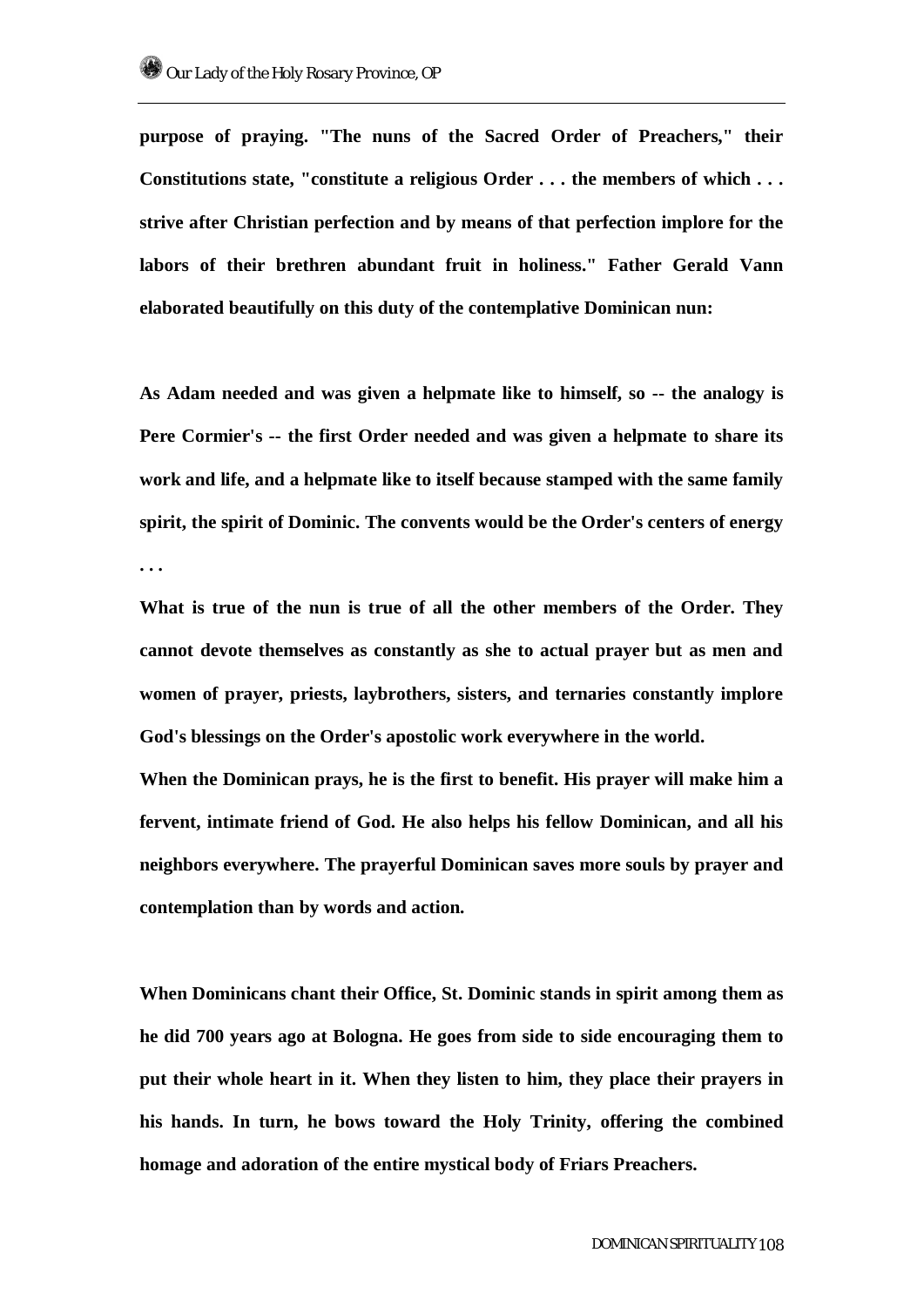**purpose of praying. "The nuns of the Sacred Order of Preachers," their Constitutions state, "constitute a religious Order . . . the members of which . . . strive after Christian perfection and by means of that perfection implore for the labors of their brethren abundant fruit in holiness." Father Gerald Vann elaborated beautifully on this duty of the contemplative Dominican nun:**

**As Adam needed and was given a helpmate like to himself, so -- the analogy is Pere Cormier's -- the first Order needed and was given a helpmate to share its work and life, and a helpmate like to itself because stamped with the same family spirit, the spirit of Dominic. The convents would be the Order's centers of energy . . .**

**What is true of the nun is true of all the other members of the Order. They cannot devote themselves as constantly as she to actual prayer but as men and women of prayer, priests, laybrothers, sisters, and ternaries constantly implore God's blessings on the Order's apostolic work everywhere in the world.**

**When the Dominican prays, he is the first to benefit. His prayer will make him a fervent, intimate friend of God. He also helps his fellow Dominican, and all his neighbors everywhere. The prayerful Dominican saves more souls by prayer and contemplation than by words and action.**

**When Dominicans chant their Office, St. Dominic stands in spirit among them as he did 700 years ago at Bologna. He goes from side to side encouraging them to put their whole heart in it. When they listen to him, they place their prayers in his hands. In turn, he bows toward the Holy Trinity, offering the combined homage and adoration of the entire mystical body of Friars Preachers.**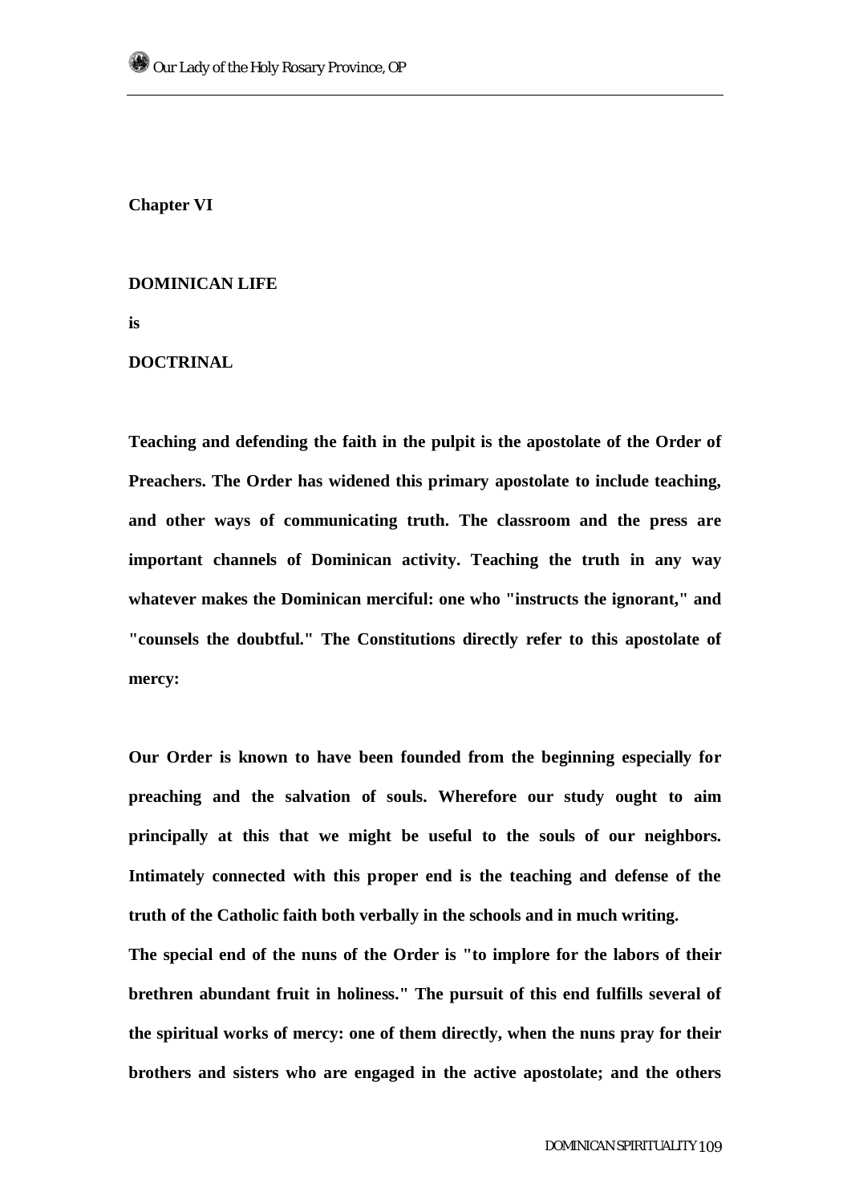**Chapter VI**

# DOMINICAN LIFE

**is**

**DOCTRINAL**

**Teaching and defending the faith in the pulpit is the apostolate of the Order of Preachers. The Order has widened this primary apostolate to include teaching, and other ways of communicating truth. The classroom and the press are important channels of Dominican activity. Teaching the truth in any way whatever makes the Dominican merciful: one who "instructs the ignorant," and "counsels the doubtful." The Constitutions directly refer to this apostolate of mercy:**

**Our Order is known to have been founded from the beginning especially for preaching and the salvation of souls. Wherefore our study ought to aim principally at this that we might be useful to the souls of our neighbors. Intimately connected with this proper end is the teaching and defense of the truth of the Catholic faith both verbally in the schools and in much writing.**

**The special end of the nuns of the Order is "to implore for the labors of their brethren abundant fruit in holiness." The pursuit of this end fulfills several of the spiritual works of mercy: one of them directly, when the nuns pray for their brothers and sisters who are engaged in the active apostolate; and the others**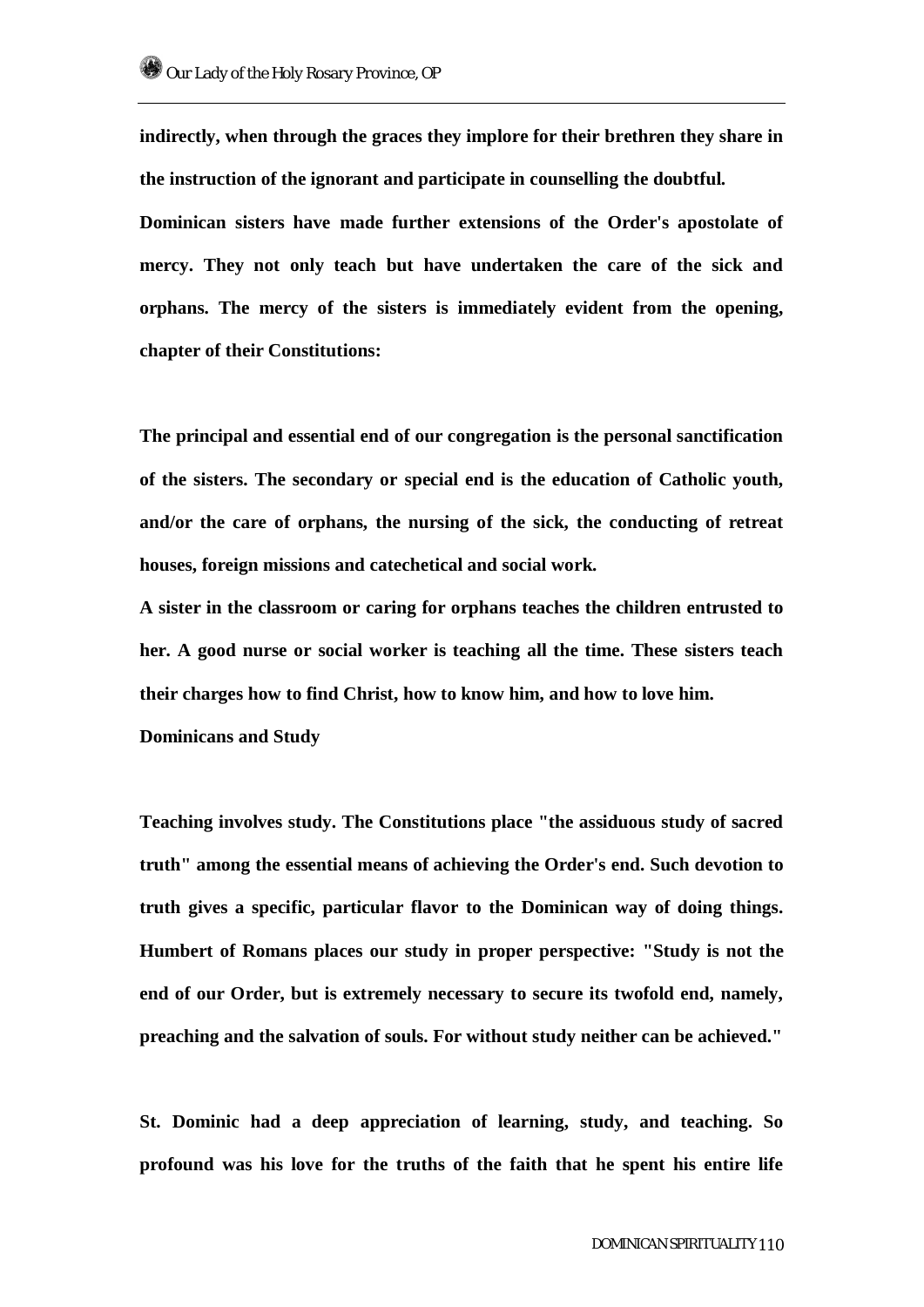indirectly, when through the graces they implore for their brethren they share in the instruction of the ignorant and participate in counselling the doubtful.

Dominican sisters have made further extensions of the Order's apostolate of mercy. They not only teach but have undertaken the care of the sick and orphans. The mercy of the sisters is immediately evident from the opening, chapter of their Constitutions:

The principal and essential end of our congregation is the personal sanctification of the sisters. The secondary or special end is the education of Catholic youth, and/or the care of orphans, the nursing of the sick, the conducting of retreat houses, foreign missions and catechetical and social work.

A sister in the classroom or caring for orphans teaches the children entrusted to her. A good nurse or social worker is teaching all the time. These sisters teach their charges how to find Christ, how to know him, and how to love him.

## Dominicans and Study

Teaching involves study. The Constitutions place "the assiduous study of sacred truth" among the essential means of achieving the Order's end. Such devotion to truth gives a specific, particular flavor to the Dominican way of doing things. Humbert of Romans places our study in proper perspective: "Study is not the end of our Order, but is extremely necessary to secure its twofold end, namely, preaching and the salvation of souls. For without study neither can be achieved."

St. Dominic had a deep appreciation of learning, study, and teaching. So profound was his love for the truths of the faith that he spent his entire life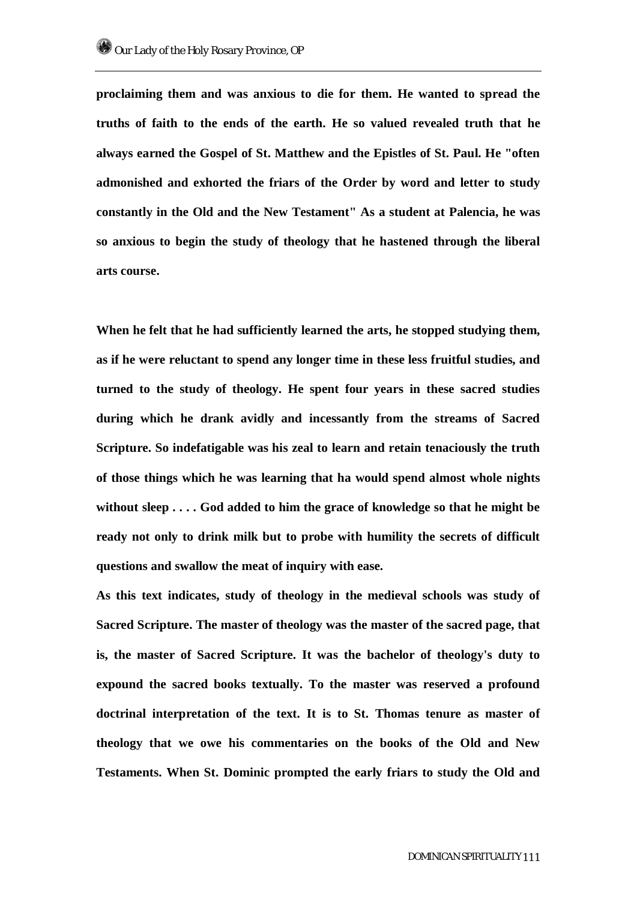**proclaiming them and was anxious to die for them. He wanted to spread the truths of faith to the ends of the earth. He so valued revealed truth that he always earned the Gospel of St. Matthew and the Epistles of St. Paul. He "often admonished and exhorted the friars of the Order by word and letter to study constantly in the Old and the New Testament" As a student at Palencia, he was so anxious to begin the study of theology that he hastened through the liberal arts course.**

**When he felt that he had sufficiently learned the arts, he stopped studying them, as if he were reluctant to spend any longer time in these less fruitful studies, and turned to the study of theology. He spent four years in these sacred studies during which he drank avidly and incessantly from the streams of Sacred Scripture. So indefatigable was his zeal to learn and retain tenaciously the truth of those things which he was learning that ha would spend almost whole nights without sleep . . . . God added to him the grace of knowledge so that he might be ready not only to drink milk but to probe with humility the secrets of difficult questions and swallow the meat of inquiry with ease.**

**As this text indicates, study of theology in the medieval schools was study of Sacred Scripture. The master of theology was the master of the sacred page, that is, the master of Sacred Scripture. It was the bachelor of theology's duty to expound the sacred books textually. To the master was reserved a profound doctrinal interpretation of the text. It is to St. Thomas tenure as master of theology that we owe his commentaries on the books of the Old and New Testaments. When St. Dominic prompted the early friars to study the Old and**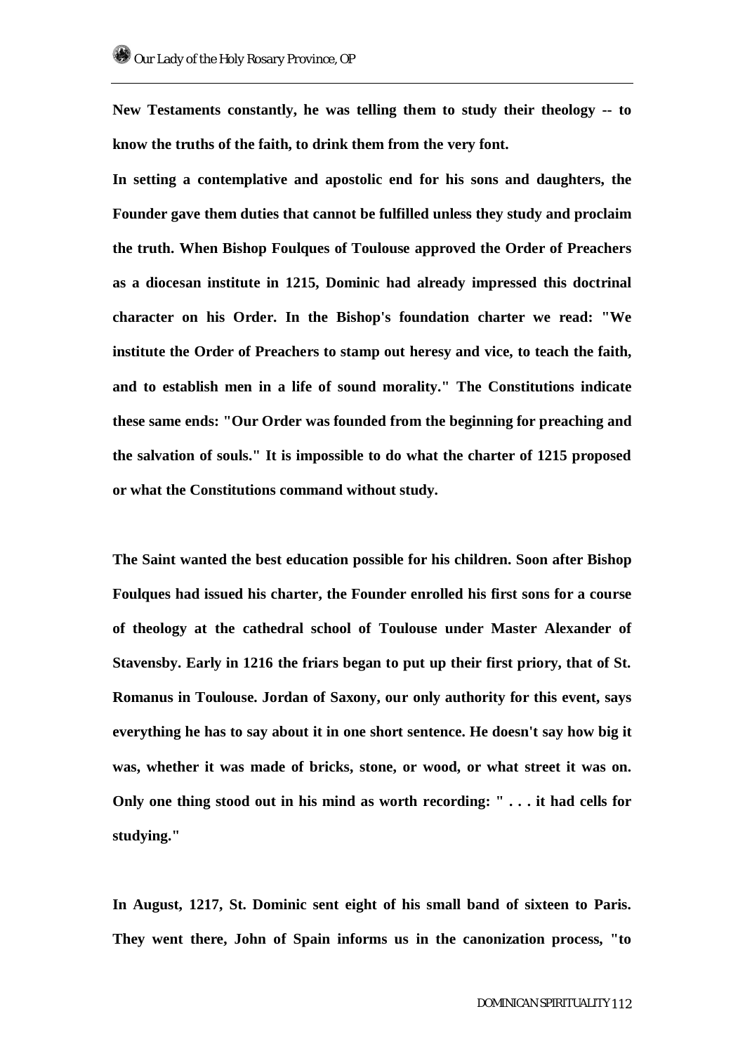**New Testaments constantly, he was telling them to study their theology -- to know the truths of the faith, to drink them from the very font.**

**In setting a contemplative and apostolic end for his sons and daughters, the Founder gave them duties that cannot be fulfilled unless they study and proclaim the truth. When Bishop Foulques of Toulouse approved the Order of Preachers as a diocesan institute in 1215, Dominic had already impressed this doctrinal character on his Order. In the Bishop's foundation charter we read: "We institute the Order of Preachers to stamp out heresy and vice, to teach the faith, and to establish men in a life of sound morality." The Constitutions indicate these same ends: "Our Order was founded from the beginning for preaching and the salvation of souls." It is impossible to do what the charter of 1215 proposed or what the Constitutions command without study.**

**The Saint wanted the best education possible for his children. Soon after Bishop Foulques had issued his charter, the Founder enrolled his first sons for a course of theology at the cathedral school of Toulouse under Master Alexander of Stavensby. Early in 1216 the friars began to put up their first priory, that of St. Romanus in Toulouse. Jordan of Saxony, our only authority for this event, says everything he has to say about it in one short sentence. He doesn't say how big it was, whether it was made of bricks, stone, or wood, or what street it was on. Only one thing stood out in his mind as worth recording: " . . . it had cells for studying."**

**In August, 1217, St. Dominic sent eight of his small band of sixteen to Paris. They went there, John of Spain informs us in the canonization process, "to**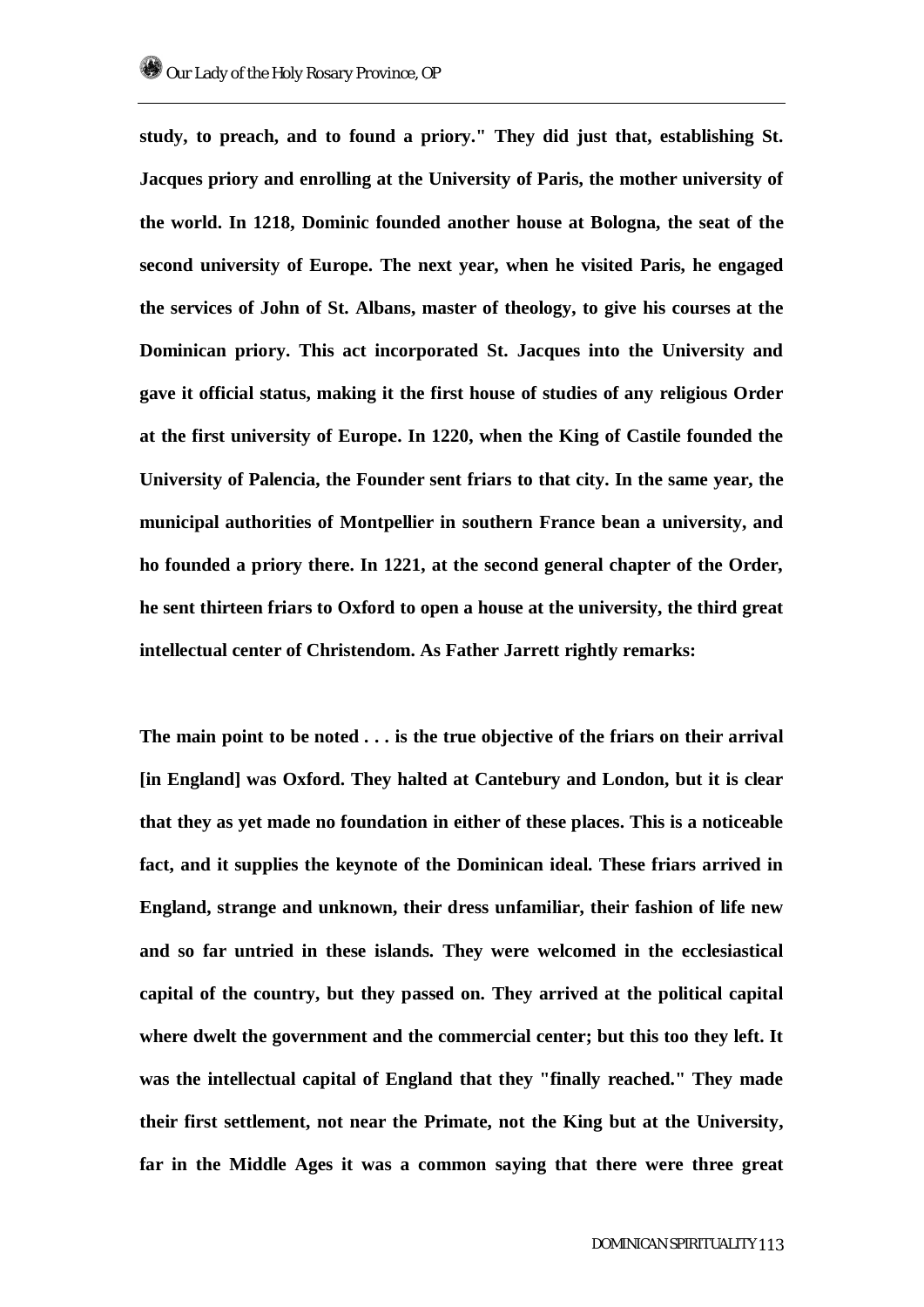**study, to preach, and to found a priory." They did just that, establishing St. Jacques priory and enrolling at the University of Paris, the mother university of the world. In 1218, Dominic founded another house at Bologna, the seat of the second university of Europe. The next year, when he visited Paris, he engaged the services of John of St. Albans, master of theology, to give his courses at the Dominican priory. This act incorporated St. Jacques into the University and gave it official status, making it the first house of studies of any religious Order at the first university of Europe. In 1220, when the King of Castile founded the University of Palencia, the Founder sent friars to that city. In the same year, the municipal authorities of Montpellier in southern France bean a university, and ho founded a priory there. In 1221, at the second general chapter of the Order, he sent thirteen friars to Oxford to open a house at the university, the third great intellectual center of Christendom. As Father Jarrett rightly remarks:**

**The main point to be noted . . . is the true objective of the friars on their arrival [in England] was Oxford. They halted at Cantebury and London, but it is clear that they as yet made no foundation in either of these places. This is a noticeable fact, and it supplies the keynote of the Dominican ideal. These friars arrived in England, strange and unknown, their dress unfamiliar, their fashion of life new and so far untried in these islands. They were welcomed in the ecclesiastical capital of the country, but they passed on. They arrived at the political capital where dwelt the government and the commercial center; but this too they left. It was the intellectual capital of England that they "finally reached." They made their first settlement, not near the Primate, not the King but at the University, far in the Middle Ages it was a common saying that there were three great**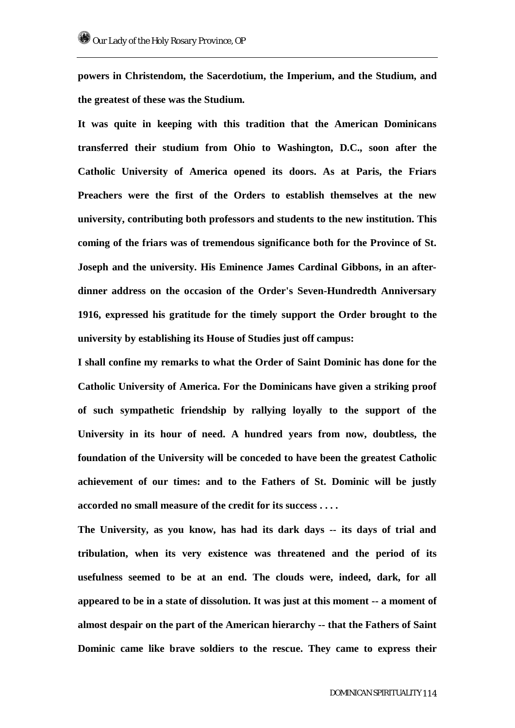**powers in Christendom, the Sacerdotium, the Imperium, and the Studium, and the greatest of these was the Studium.**

**It was quite in keeping with this tradition that the American Dominicans transferred their studium from Ohio to Washington, D.C., soon after the Catholic University of America opened its doors. As at Paris, the Friars Preachers were the first of the Orders to establish themselves at the new university, contributing both professors and students to the new institution. This coming of the friars was of tremendous significance both for the Province of St. Joseph and the university. His Eminence James Cardinal Gibbons, in an after-dinner address on the occasion of the Order's Seven-Hundredth Anniversary 1916, expressed his gratitude for the timely support the Order brought to the university by establishing its House of Studies just off campus:**

**I shall confine my remarks to what the Order of Saint Dominic has done for the Catholic University of America. For the Dominicans have given a striking proof of such sympathetic friendship by rallying loyally to the support of the University in its hour of need. A hundred years from now, doubtless, the foundation of the University will be conceded to have been the greatest Catholic achievement of our times: and to the Fathers of St. Dominic will be justly accorded no small measure of the credit for its success . . . .**

**The University, as you know, has had its dark days -- its days of trial and tribulation, when its very existence was threatened and the period of its usefulness seemed to be at an end. The clouds were, indeed, dark, for all appeared to be in a state of dissolution. It was just at this moment -- a moment of almost despair on the part of the American hierarchy -- that the Fathers of Saint Dominic came like brave soldiers to the rescue. They came to express their**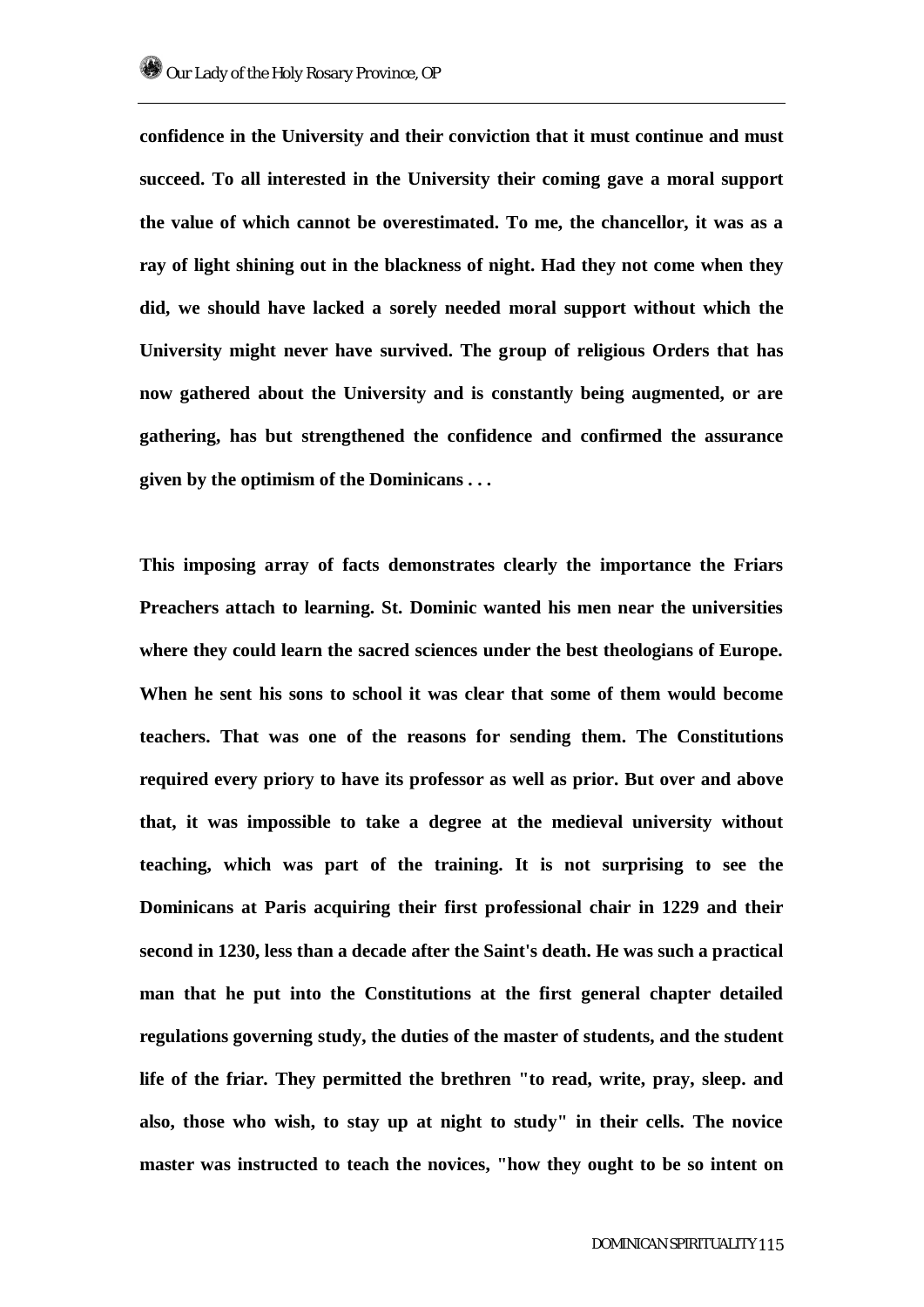**confidence in the University and their conviction that it must continue and must succeed. To all interested in the University their coming gave a moral support the value of which cannot be overestimated. To me, the chancellor, it was as a ray of light shining out in the blackness of night. Had they not come when they did, we should have lacked a sorely needed moral support without which the University might never have survived. The group of religious Orders that has now gathered about the University and is constantly being augmented, or are gathering, has but strengthened the confidence and confirmed the assurance given by the optimism of the Dominicans . . .**

**This imposing array of facts demonstrates clearly the importance the Friars Preachers attach to learning. St. Dominic wanted his men near the universities where they could learn the sacred sciences under the best theologians of Europe. When he sent his sons to school it was clear that some of them would become teachers. That was one of the reasons for sending them. The Constitutions required every priory to have its professor as well as prior. But over and above that, it was impossible to take a degree at the medieval university without teaching, which was part of the training. It is not surprising to see the Dominicans at Paris acquiring their first professional chair in 1229 and their second in 1230, less than a decade after the Saint's death. He was such a practical man that he put into the Constitutions at the first general chapter detailed regulations governing study, the duties of the master of students, and the student life of the friar. They permitted the brethren "to read, write, pray, sleep. and also, those who wish, to stay up at night to study" in their cells. The novice master was instructed to teach the novices, "how they ought to be so intent on**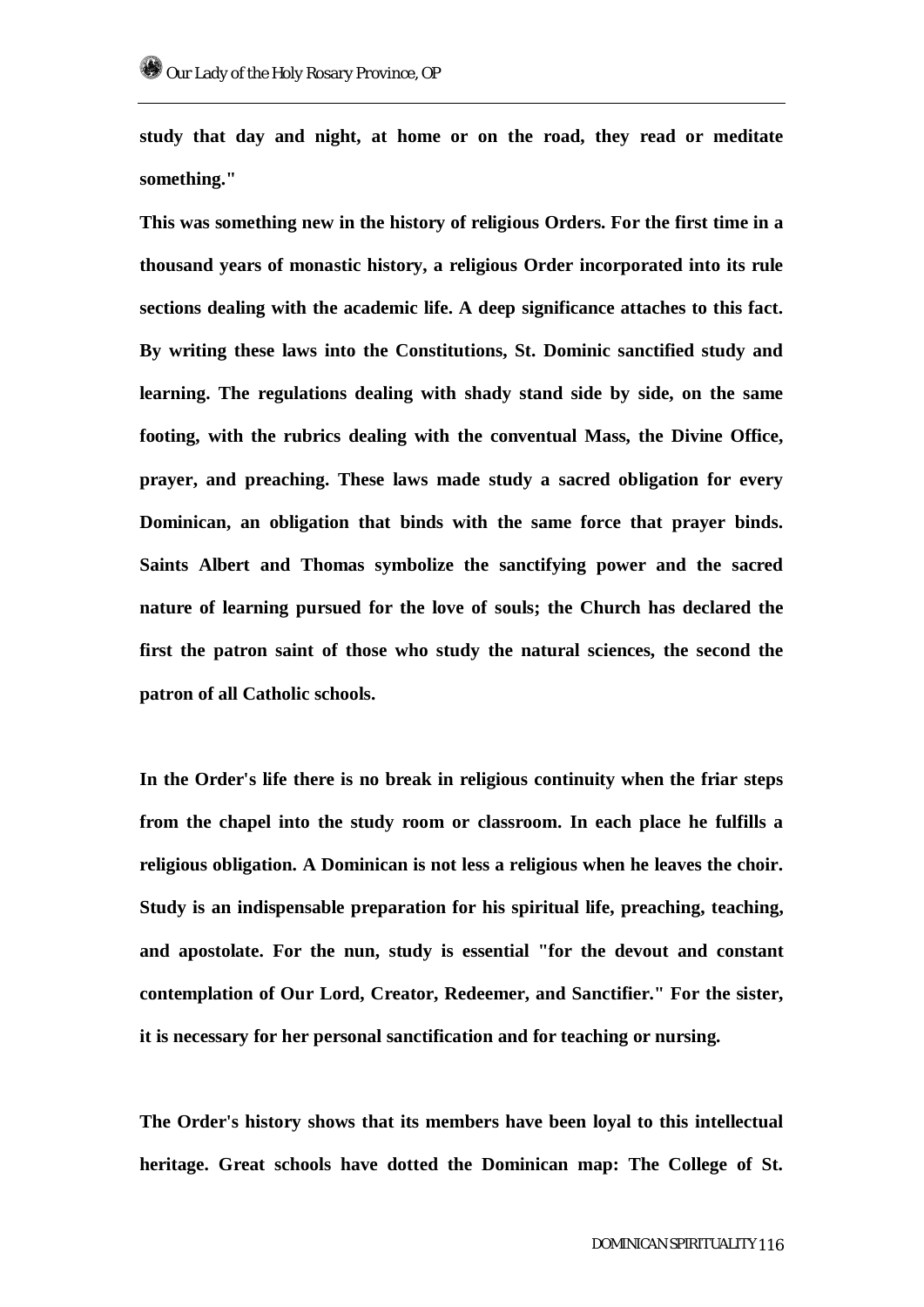**study that day and night, at home or on the road, they read or meditate something."**

**This was something new in the history of religious Orders. For the first time in a thousand years of monastic history, a religious Order incorporated into its rule sections dealing with the academic life. A deep significance attaches to this fact. By writing these laws into the Constitutions, St. Dominic sanctified study and learning. The regulations dealing with shady stand side by side, on the same footing, with the rubrics dealing with the conventual Mass, the Divine Office, prayer, and preaching. These laws made study a sacred obligation for every Dominican, an obligation that binds with the same force that prayer binds. Saints Albert and Thomas symbolize the sanctifying power and the sacred nature of learning pursued for the love of souls; the Church has declared the first the patron saint of those who study the natural sciences, the second the patron of all Catholic schools.**

**In the Order's life there is no break in religious continuity when the friar steps from the chapel into the study room or classroom. In each place he fulfills a religious obligation. A Dominican is not less a religious when he leaves the choir. Study is an indispensable preparation for his spiritual life, preaching, teaching, and apostolate. For the nun, study is essential "for the devout and constant contemplation of Our Lord, Creator, Redeemer, and Sanctifier." For the sister, it is necessary for her personal sanctification and for teaching or nursing.**

**The Order's history shows that its members have been loyal to this intellectual heritage. Great schools have dotted the Dominican map: The College of St.**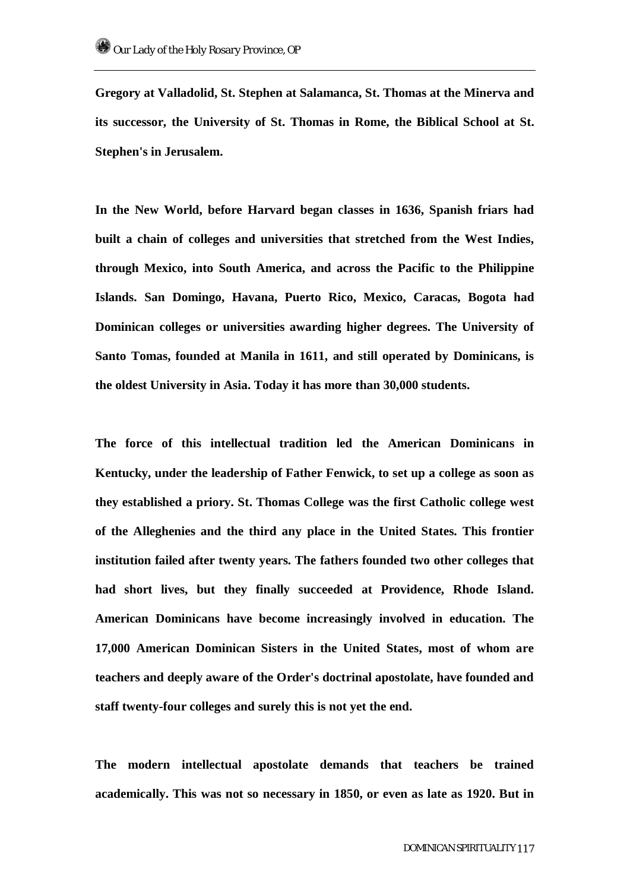**Gregory at Valladolid, St. Stephen at Salamanca, St. Thomas at the Minerva and its successor, the University of St. Thomas in Rome, the Biblical School at St. Stephen's in Jerusalem.**

**In the New World, before Harvard began classes in 1636, Spanish friars had built a chain of colleges and universities that stretched from the West Indies, through Mexico, into South America, and across the Pacific to the Philippine Islands. San Domingo, Havana, Puerto Rico, Mexico, Caracas, Bogota had Dominican colleges or universities awarding higher degrees. The University of Santo Tomas, founded at Manila in 1611, and still operated by Dominicans, is the oldest University in Asia. Today it has more than 30,000 students.**

**The force of this intellectual tradition led the American Dominicans in Kentucky, under the leadership of Father Fenwick, to set up a college as soon as they established a priory. St. Thomas College was the first Catholic college west of the Alleghenies and the third any place in the United States. This frontier institution failed after twenty years. The fathers founded two other colleges that had short lives, but they finally succeeded at Providence, Rhode Island. American Dominicans have become increasingly involved in education. The 17,000 American Dominican Sisters in the United States, most of whom are teachers and deeply aware of the Order's doctrinal apostolate, have founded and staff twenty-four colleges and surely this is not yet the end.**

**The modern intellectual apostolate demands that teachers be trained academically. This was not so necessary in 1850, or even as late as 1920. But in**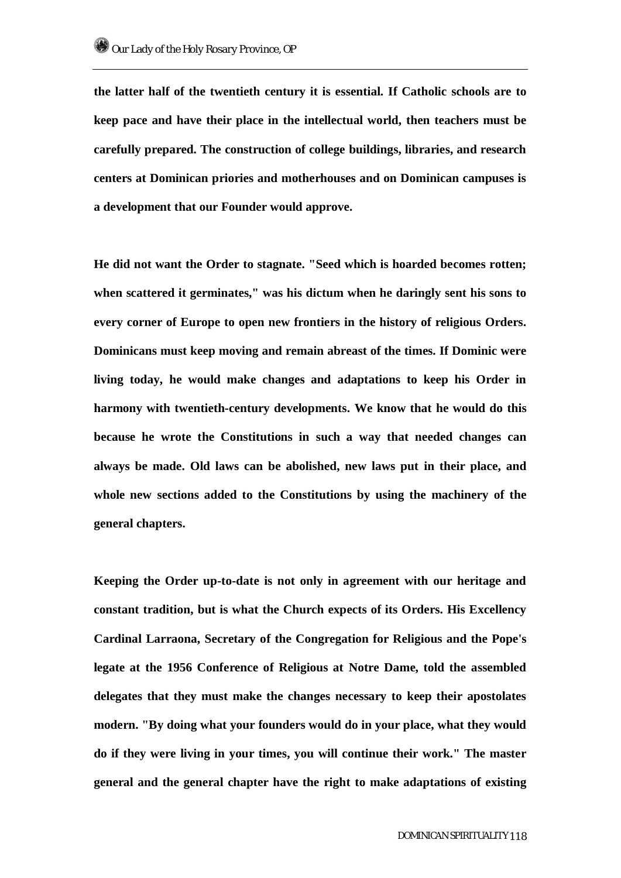the latter half of the twentieth century it is essential. If Catholic schools are to keep pace and have their place in the intellectual world, then teachers must be carefully prepared. The construction of college buildings, libraries, and research centers at Dominican priories and motherhouses and on Dominican campuses is a development that our Founder would approve.

He did not want the Order to stagnate. "Seed which is hoarded becomes rotten; when scattered it germinates," was his dictum when he daringly sent his sons to every corner of Europe to open new frontiers in the history of religious Orders. Dominicans must keep moving and remain abreast of the times. If Dominic were living today, he would make changes and adaptations to keep his Order in harmony with twentieth-century developments. We know that he would do this because he wrote the Constitutions in such a way that needed changes can always be made. Old laws can be abolished, new laws put in their place, and whole new sections added to the Constitutions by using the machinery of the general chapters.

Keeping the Order up-to-date is not only in agreement with our heritage and constant tradition, but is what the Church expects of its Orders. His Excellency Cardinal Larraona, Secretary of the Congregation for Religious and the Pope's legate at the 1956 Conference of Religious at Notre Dame, told the assembled delegates that they must make the changes necessary to keep their apostolates modern. "By doing what your founders would do in your place, what they would do if they were living in your times, you will continue their work." The master general and the general chapter have the right to make adaptations of existing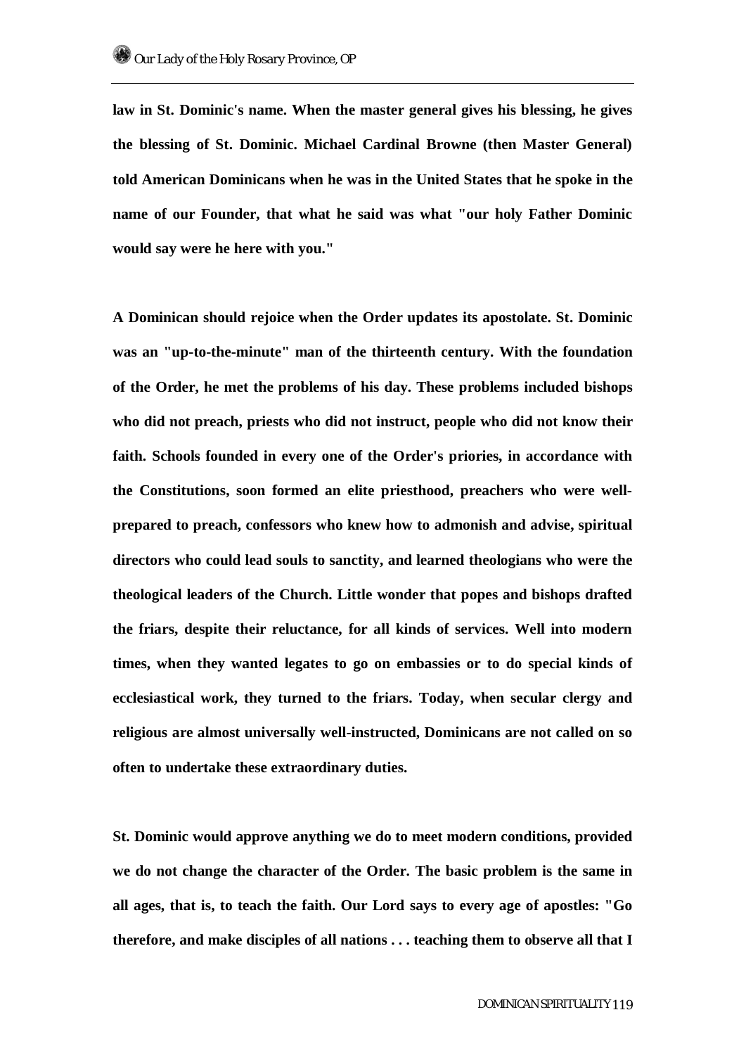**law in St. Dominic's name. When the master general gives his blessing, he gives the blessing of St. Dominic. Michael Cardinal Browne (then Master General) told American Dominicans when he was in the United States that he spoke in the name of our Founder, that what he said was what "our holy Father Dominic would say were he here with you."**

**A Dominican should rejoice when the Order updates its apostolate. St. Dominic was an "up-to-the-minute" man of the thirteenth century. With the foundation of the Order, he met the problems of his day. These problems included bishops who did not preach, priests who did not instruct, people who did not know their faith. Schools founded in every one of the Order's priories, in accordance with the Constitutions, soon formed an elite priesthood, preachers who were well-prepared to preach, confessors who knew how to admonish and advise, spiritual directors who could lead souls to sanctity, and learned theologians who were the theological leaders of the Church. Little wonder that popes and bishops drafted the friars, despite their reluctance, for all kinds of services. Well into modern times, when they wanted legates to go on embassies or to do special kinds of ecclesiastical work, they turned to the friars. Today, when secular clergy and religious are almost universally well-instructed, Dominicans are not called on so often to undertake these extraordinary duties.**

**St. Dominic would approve anything we do to meet modern conditions, provided we do not change the character of the Order. The basic problem is the same in all ages, that is, to teach the faith. Our Lord says to every age of apostles: "Go therefore, and make disciples of all nations . . . teaching them to observe all that I**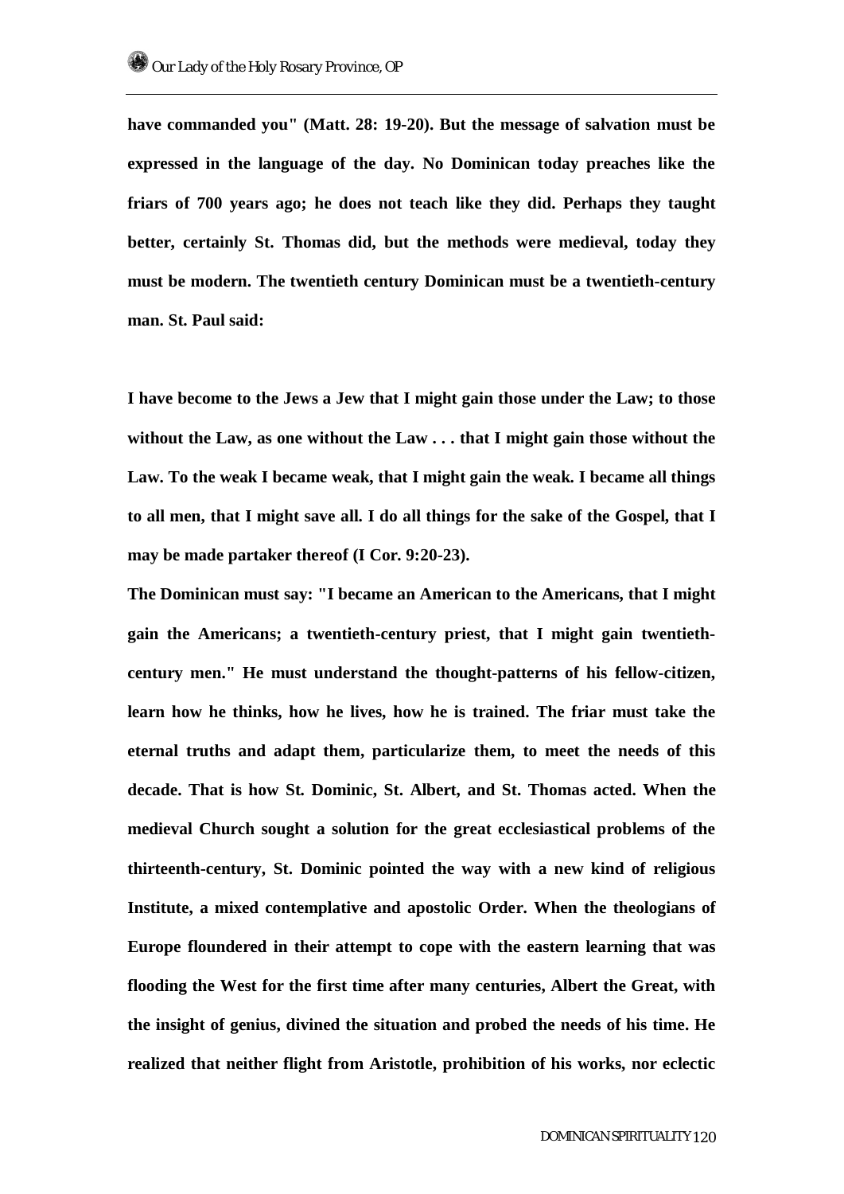**have commanded you" (Matt. 28: 19-20). But the message of salvation must be expressed in the language of the day. No Dominican today preaches like the friars of 700 years ago; he does not teach like they did. Perhaps they taught better, certainly St. Thomas did, but the methods were medieval, today they must be modern. The twentieth century Dominican must be a twentieth-century man. St. Paul said:**

**I have become to the Jews a Jew that I might gain those under the Law; to those without the Law, as one without the Law . . . that I might gain those without the Law. To the weak I became weak, that I might gain the weak. I became all things to all men, that I might save all. I do all things for the sake of the Gospel, that I may be made partaker thereof (I Cor. 9:20-23).**

**The Dominican must say: "I became an American to the Americans, that I might gain the Americans; a twentieth-century priest, that I might gain twentieth-century men." He must understand the thought-patterns of his fellow-citizen, learn how he thinks, how he lives, how he is trained. The friar must take the eternal truths and adapt them, particularize them, to meet the needs of this decade. That is how St. Dominic, St. Albert, and St. Thomas acted. When the medieval Church sought a solution for the great ecclesiastical problems of the thirteenth-century, St. Dominic pointed the way with a new kind of religious Institute, a mixed contemplative and apostolic Order. When the theologians of Europe floundered in their attempt to cope with the eastern learning that was flooding the West for the first time after many centuries, Albert the Great, with the insight of genius, divined the situation and probed the needs of his time. He realized that neither flight from Aristotle, prohibition of his works, nor eclectic**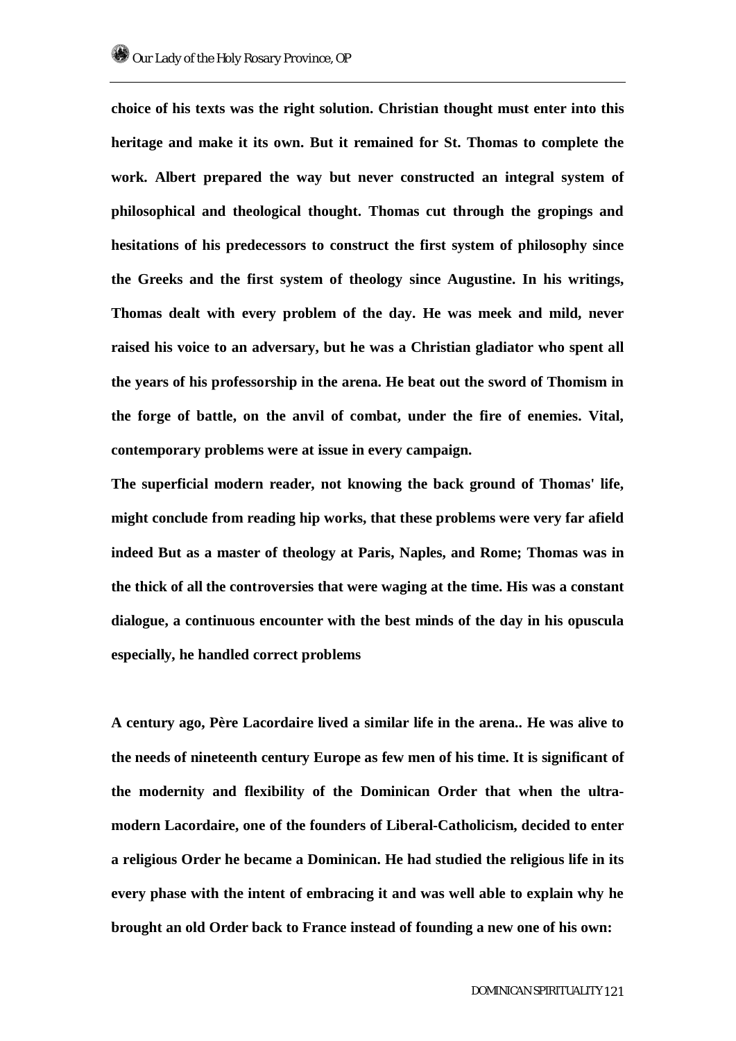**choice of his texts was the right solution. Christian thought must enter into this heritage and make it its own. But it remained for St. Thomas to complete the work. Albert prepared the way but never constructed an integral system of philosophical and theological thought. Thomas cut through the gropings and hesitations of his predecessors to construct the first system of philosophy since the Greeks and the first system of theology since Augustine. In his writings, Thomas dealt with every problem of the day. He was meek and mild, never raised his voice to an adversary, but he was a Christian gladiator who spent all the years of his professorship in the arena. He beat out the sword of Thomism in the forge of battle, on the anvil of combat, under the fire of enemies. Vital, contemporary problems were at issue in every campaign.**

**The superficial modern reader, not knowing the back ground of Thomas' life, might conclude from reading hip works, that these problems were very far afield indeed But as a master of theology at Paris, Naples, and Rome; Thomas was in the thick of all the controversies that were waging at the time. His was a constant dialogue, a continuous encounter with the best minds of the day in his opuscula especially, he handled correct problems**

**A century ago, Père Lacordaire lived a similar life in the arena.. He was alive to the needs of nineteenth century Europe as few men of his time. It is significant of the modernity and flexibility of the Dominican Order that when the ultra-modern Lacordaire, one of the founders of Liberal-Catholicism, decided to enter a religious Order he became a Dominican. He had studied the religious life in its every phase with the intent of embracing it and was well able to explain why he brought an old Order back to France instead of founding a new one of his own:**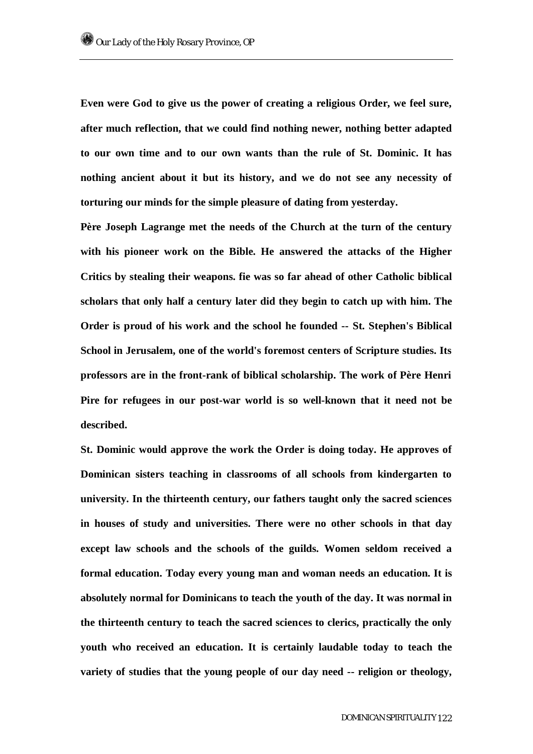**Even were God to give us the power of creating a religious Order, we feel sure, after much reflection, that we could find nothing newer, nothing better adapted to our own time and to our own wants than the rule of St. Dominic. It has nothing ancient about it but its history, and we do not see any necessity of torturing our minds for the simple pleasure of dating from yesterday.**

**Père Joseph Lagrange met the needs of the Church at the turn of the century with his pioneer work on the Bible. He answered the attacks of the Higher Critics by stealing their weapons. fie was so far ahead of other Catholic biblical scholars that only half a century later did they begin to catch up with him. The Order is proud of his work and the school he founded -- St. Stephen's Biblical School in Jerusalem, one of the world's foremost centers of Scripture studies. Its professors are in the front-rank of biblical scholarship. The work of Père Henri Pire for refugees in our post-war world is so well-known that it need not be described.**

**St. Dominic would approve the work the Order is doing today. He approves of Dominican sisters teaching in classrooms of all schools from kindergarten to university. In the thirteenth century, our fathers taught only the sacred sciences in houses of study and universities. There were no other schools in that day except law schools and the schools of the guilds. Women seldom received a formal education. Today every young man and woman needs an education. It is absolutely normal for Dominicans to teach the youth of the day. It was normal in the thirteenth century to teach the sacred sciences to clerics, practically the only youth who received an education. It is certainly laudable today to teach the variety of studies that the young people of our day need -- religion or theology,**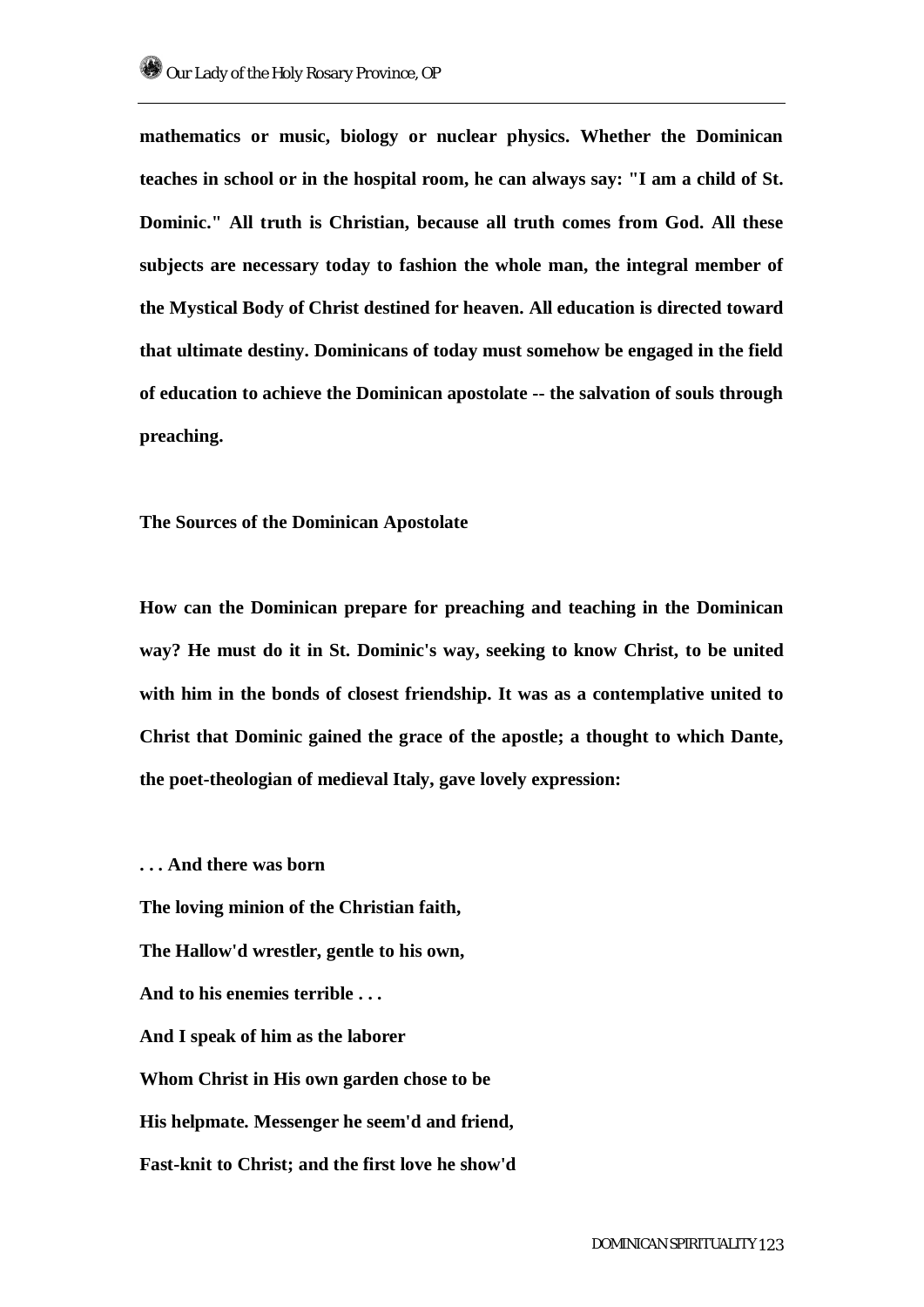mathematics or music, biology or nuclear physics. Whether the Dominican teaches in school or in the hospital room, he can always say: "I am a child of St. Dominic." All truth is Christian, because all truth comes from God. All these subjects are necessary today to fashion the whole man, the integral member of the Mystical Body of Christ destined for heaven. All education is directed toward that ultimate destiny. Dominicans of today must somehow be engaged in the field of education to achieve the Dominican apostolate -- the salvation of souls through preaching.

### The Sources of the Dominican Apostolate

How can the Dominican prepare for preaching and teaching in the Dominican way? He must do it in St. Dominic's way, seeking to know Christ, to be united with him in the bonds of closest friendship. It was as a contemplative united to Christ that Dominic gained the grace of the apostle; a thought to which Dante, the poet-theologian of medieval Italy, gave lovely expression:

. . . And there was born  
The loving minion of the Christian faith,  
The Hallow'd wrestler, gentle to his own,  
And to his enemies terrible . . .  
And I speak of him as the laborer  
Whom Christ in His own garden chose to be  
His helpmate. Messenger he seem'd and friend,  
Fast-knit to Christ; and the first love he show'd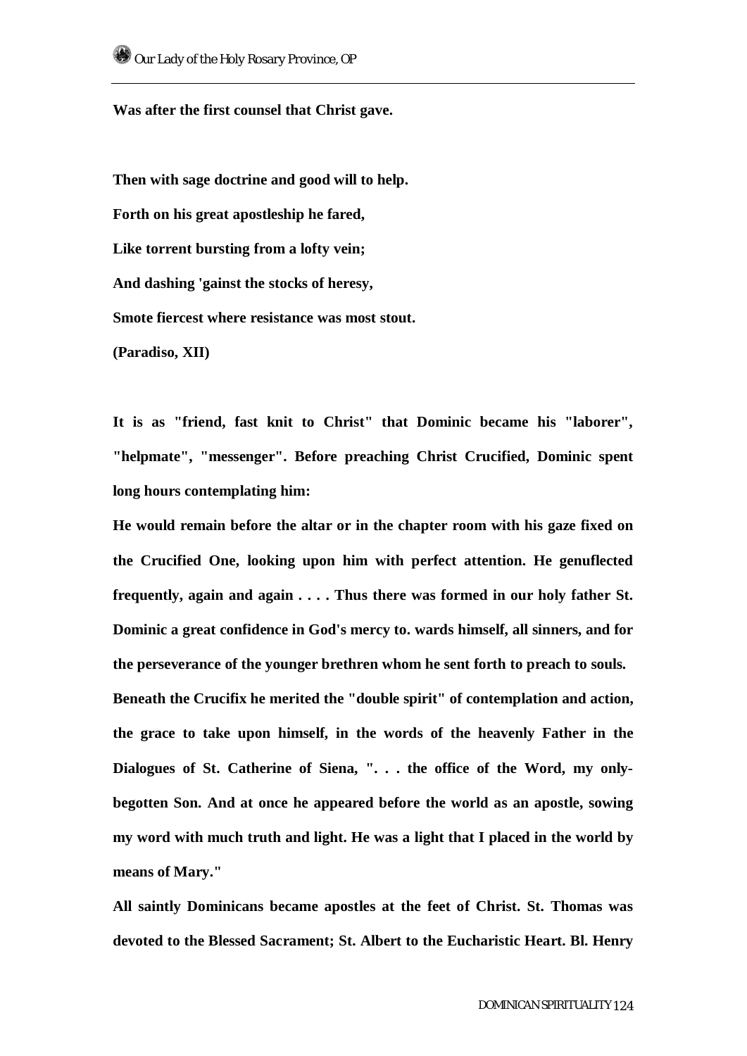**Was after the first counsel that Christ gave.**

**Then with sage doctrine and good will to help.**
**Forth on his great apostleship he fared,**
**Like torrent bursting from a lofty vein;**
**And dashing 'gainst the stocks of heresy,**
**Smote fiercest where resistance was most stout.**
**(Paradiso, XII)**

**It is as "friend, fast knit to Christ" that Dominic became his "laborer", "helpmate", "messenger". Before preaching Christ Crucified, Dominic spent long hours contemplating him:**

**He would remain before the altar or in the chapter room with his gaze fixed on the Crucified One, looking upon him with perfect attention. He genuflected frequently, again and again . . . . Thus there was formed in our holy father St. Dominic a great confidence in God's mercy to. wards himself, all sinners, and for the perseverance of the younger brethren whom he sent forth to preach to souls.**

**Beneath the Crucifix he merited the "double spirit" of contemplation and action, the grace to take upon himself, in the words of the heavenly Father in the Dialogues of St. Catherine of Siena, ". . . the office of the Word, my only-begotten Son. And at once he appeared before the world as an apostle, sowing my word with much truth and light. He was a light that I placed in the world by means of Mary."**

**All saintly Dominicans became apostles at the feet of Christ. St. Thomas was devoted to the Blessed Sacrament; St. Albert to the Eucharistic Heart. Bl. Henry**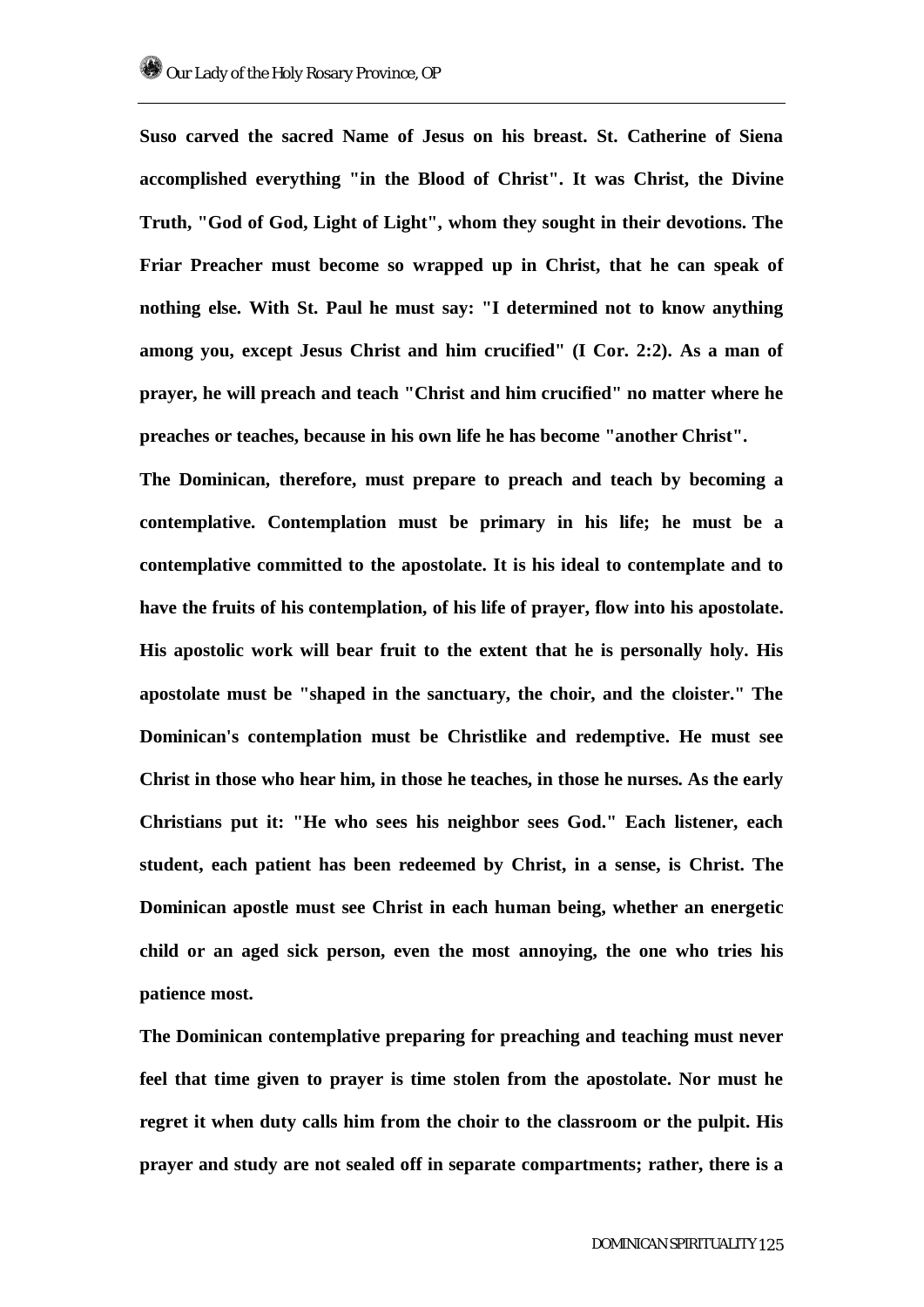**Suso carved the sacred Name of Jesus on his breast. St. Catherine of Siena accomplished everything "in the Blood of Christ". It was Christ, the Divine Truth, "God of God, Light of Light", whom they sought in their devotions. The Friar Preacher must become so wrapped up in Christ, that he can speak of nothing else. With St. Paul he must say: "I determined not to know anything among you, except Jesus Christ and him crucified" (I Cor. 2:2). As a man of prayer, he will preach and teach "Christ and him crucified" no matter where he preaches or teaches, because in his own life he has become "another Christ".**

**The Dominican, therefore, must prepare to preach and teach by becoming a contemplative. Contemplation must be primary in his life; he must be a contemplative committed to the apostolate. It is his ideal to contemplate and to have the fruits of his contemplation, of his life of prayer, flow into his apostolate. His apostolic work will bear fruit to the extent that he is personally holy. His apostolate must be "shaped in the sanctuary, the choir, and the cloister." The Dominican's contemplation must be Christlike and redemptive. He must see Christ in those who hear him, in those he teaches, in those he nurses. As the early Christians put it: "He who sees his neighbor sees God." Each listener, each student, each patient has been redeemed by Christ, in a sense, is Christ. The Dominican apostle must see Christ in each human being, whether an energetic child or an aged sick person, even the most annoying, the one who tries his patience most.**

**The Dominican contemplative preparing for preaching and teaching must never feel that time given to prayer is time stolen from the apostolate. Nor must he regret it when duty calls him from the choir to the classroom or the pulpit. His prayer and study are not sealed off in separate compartments; rather, there is a**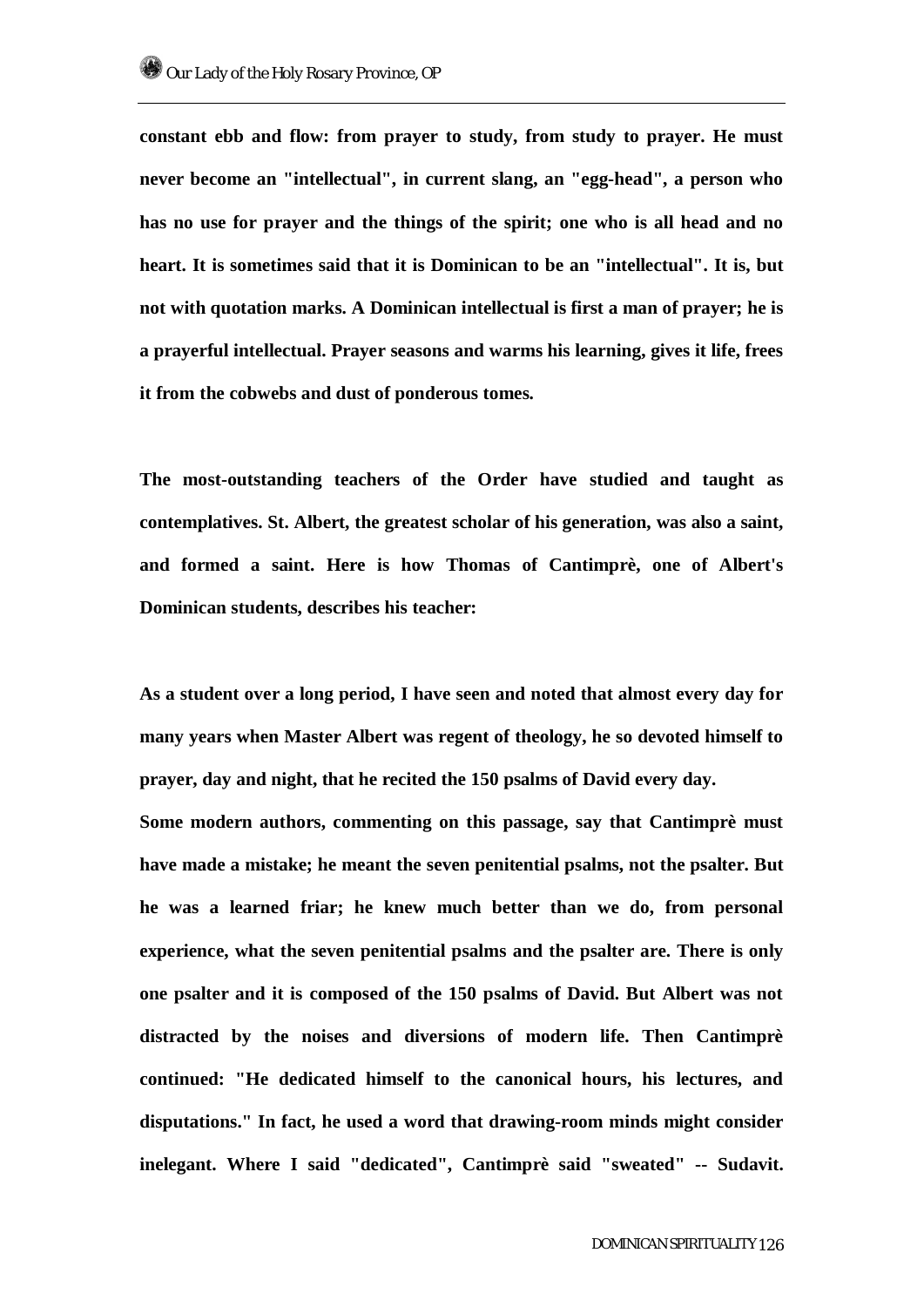**constant ebb and flow: from prayer to study, from study to prayer. He must never become an "intellectual", in current slang, an "egg-head", a person who has no use for prayer and the things of the spirit; one who is all head and no heart. It is sometimes said that it is Dominican to be an "intellectual". It is, but not with quotation marks. A Dominican intellectual is first a man of prayer; he is a prayerful intellectual. Prayer seasons and warms his learning, gives it life, frees it from the cobwebs and dust of ponderous tomes.**

**The most-outstanding teachers of the Order have studied and taught as contemplatives. St. Albert, the greatest scholar of his generation, was also a saint, and formed a saint. Here is how Thomas of Cantimprè, one of Albert's Dominican students, describes his teacher:**

**As a student over a long period, I have seen and noted that almost every day for many years when Master Albert was regent of theology, he so devoted himself to prayer, day and night, that he recited the 150 psalms of David every day.**

**Some modern authors, commenting on this passage, say that Cantimprè must have made a mistake; he meant the seven penitential psalms, not the psalter. But he was a learned friar; he knew much better than we do, from personal experience, what the seven penitential psalms and the psalter are. There is only one psalter and it is composed of the 150 psalms of David. But Albert was not distracted by the noises and diversions of modern life. Then Cantimprè continued: "He dedicated himself to the canonical hours, his lectures, and disputations." In fact, he used a word that drawing-room minds might consider inelegant. Where I said "dedicated", Cantimprè said "sweated" -- Sudavit.**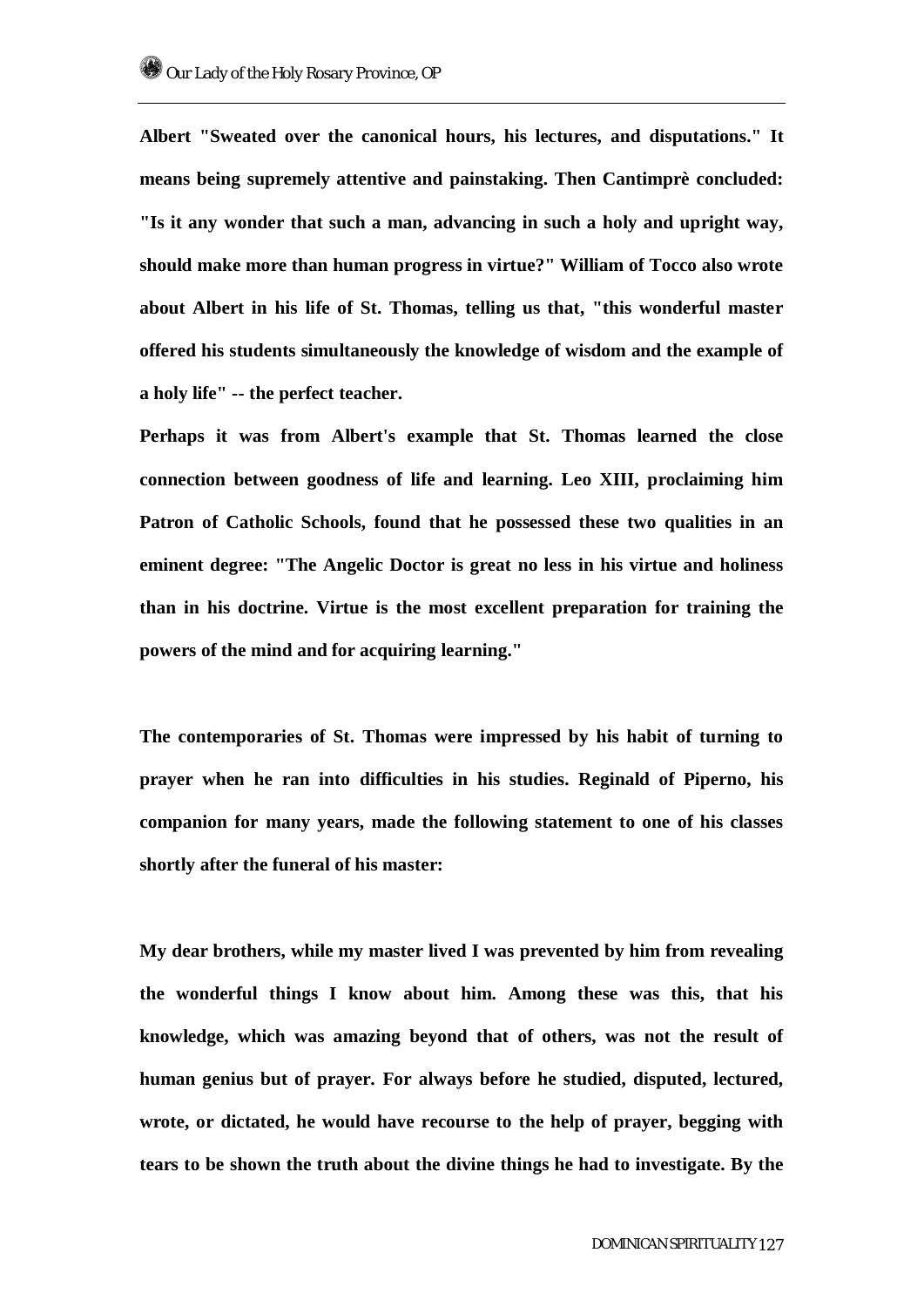Albert "Sweated over the canonical hours, his lectures, and disputations." It means being supremely attentive and painstaking. Then Cantimprè concluded: "Is it any wonder that such a man, advancing in such a holy and upright way, should make more than human progress in virtue?" William of Tocco also wrote about Albert in his life of St. Thomas, telling us that, "this wonderful master offered his students simultaneously the knowledge of wisdom and the example of a holy life" -- the perfect teacher.

Perhaps it was from Albert's example that St. Thomas learned the close connection between goodness of life and learning. Leo XIII, proclaiming him Patron of Catholic Schools, found that he possessed these two qualities in an eminent degree: "The Angelic Doctor is great no less in his virtue and holiness than in his doctrine. Virtue is the most excellent preparation for training the powers of the mind and for acquiring learning."

The contemporaries of St. Thomas were impressed by his habit of turning to prayer when he ran into difficulties in his studies. Reginald of Piperno, his companion for many years, made the following statement to one of his classes shortly after the funeral of his master:

My dear brothers, while my master lived I was prevented by him from revealing the wonderful things I know about him. Among these was this, that his knowledge, which was amazing beyond that of others, was not the result of human genius but of prayer. For always before he studied, disputed, lectured, wrote, or dictated, he would have recourse to the help of prayer, begging with tears to be shown the truth about the divine things he had to investigate. By the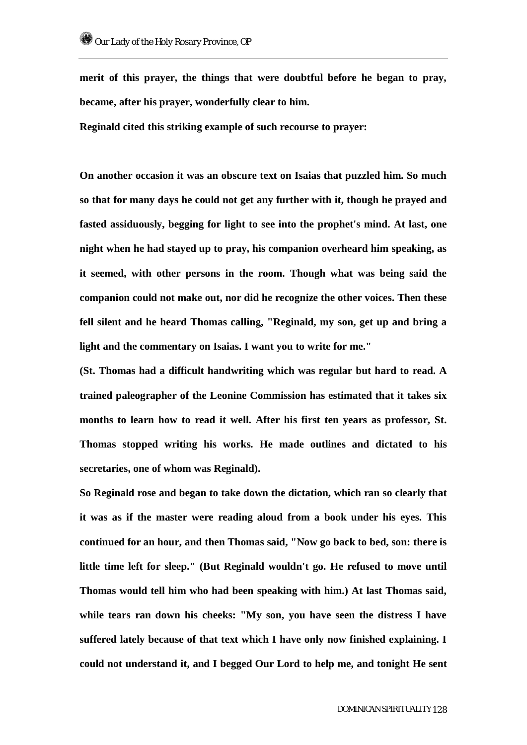**merit of this prayer, the things that were doubtful before he began to pray, became, after his prayer, wonderfully clear to him.**

**Reginald cited this striking example of such recourse to prayer:**

**On another occasion it was an obscure text on Isaias that puzzled him. So much so that for many days he could not get any further with it, though he prayed and fasted assiduously, begging for light to see into the prophet's mind. At last, one night when he had stayed up to pray, his companion overheard him speaking, as it seemed, with other persons in the room. Though what was being said the companion could not make out, nor did he recognize the other voices. Then these fell silent and he heard Thomas calling, "Reginald, my son, get up and bring a light and the commentary on Isaias. I want you to write for me."**

**(St. Thomas had a difficult handwriting which was regular but hard to read. A trained paleographer of the Leonine Commission has estimated that it takes six months to learn how to read it well. After his first ten years as professor, St. Thomas stopped writing his works. He made outlines and dictated to his secretaries, one of whom was Reginald).**

**So Reginald rose and began to take down the dictation, which ran so clearly that it was as if the master were reading aloud from a book under his eyes. This continued for an hour, and then Thomas said, "Now go back to bed, son: there is little time left for sleep." (But Reginald wouldn't go. He refused to move until Thomas would tell him who had been speaking with him.) At last Thomas said, while tears ran down his cheeks: "My son, you have seen the distress I have suffered lately because of that text which I have only now finished explaining. I could not understand it, and I begged Our Lord to help me, and tonight He sent**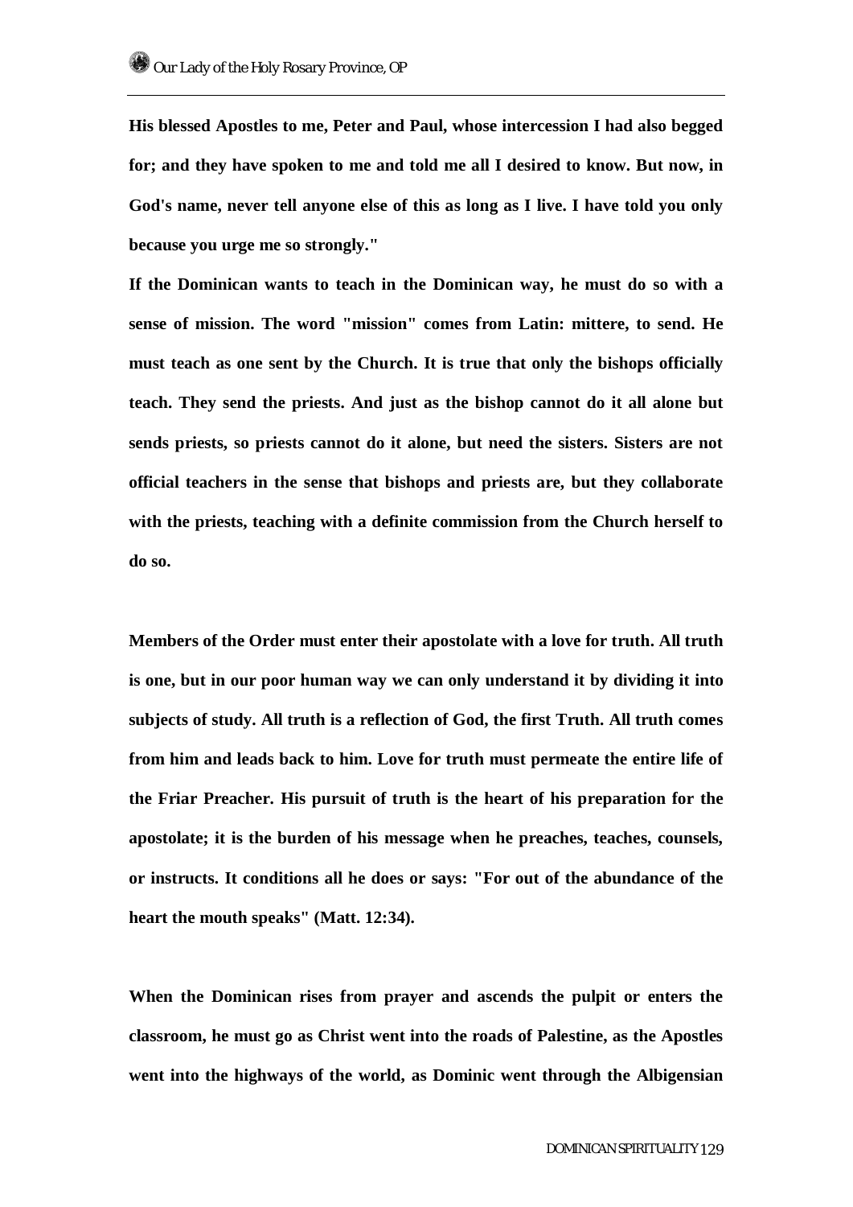**His blessed Apostles to me, Peter and Paul, whose intercession I had also begged for; and they have spoken to me and told me all I desired to know. But now, in God's name, never tell anyone else of this as long as I live. I have told you only because you urge me so strongly."**

**If the Dominican wants to teach in the Dominican way, he must do so with a sense of mission. The word "mission" comes from Latin: mittere, to send. He must teach as one sent by the Church. It is true that only the bishops officially teach. They send the priests. And just as the bishop cannot do it all alone but sends priests, so priests cannot do it alone, but need the sisters. Sisters are not official teachers in the sense that bishops and priests are, but they collaborate with the priests, teaching with a definite commission from the Church herself to do so.**

**Members of the Order must enter their apostolate with a love for truth. All truth is one, but in our poor human way we can only understand it by dividing it into subjects of study. All truth is a reflection of God, the first Truth. All truth comes from him and leads back to him. Love for truth must permeate the entire life of the Friar Preacher. His pursuit of truth is the heart of his preparation for the apostolate; it is the burden of his message when he preaches, teaches, counsels, or instructs. It conditions all he does or says: "For out of the abundance of the heart the mouth speaks" (Matt. 12:34).**

**When the Dominican rises from prayer and ascends the pulpit or enters the classroom, he must go as Christ went into the roads of Palestine, as the Apostles went into the highways of the world, as Dominic went through the Albigensian**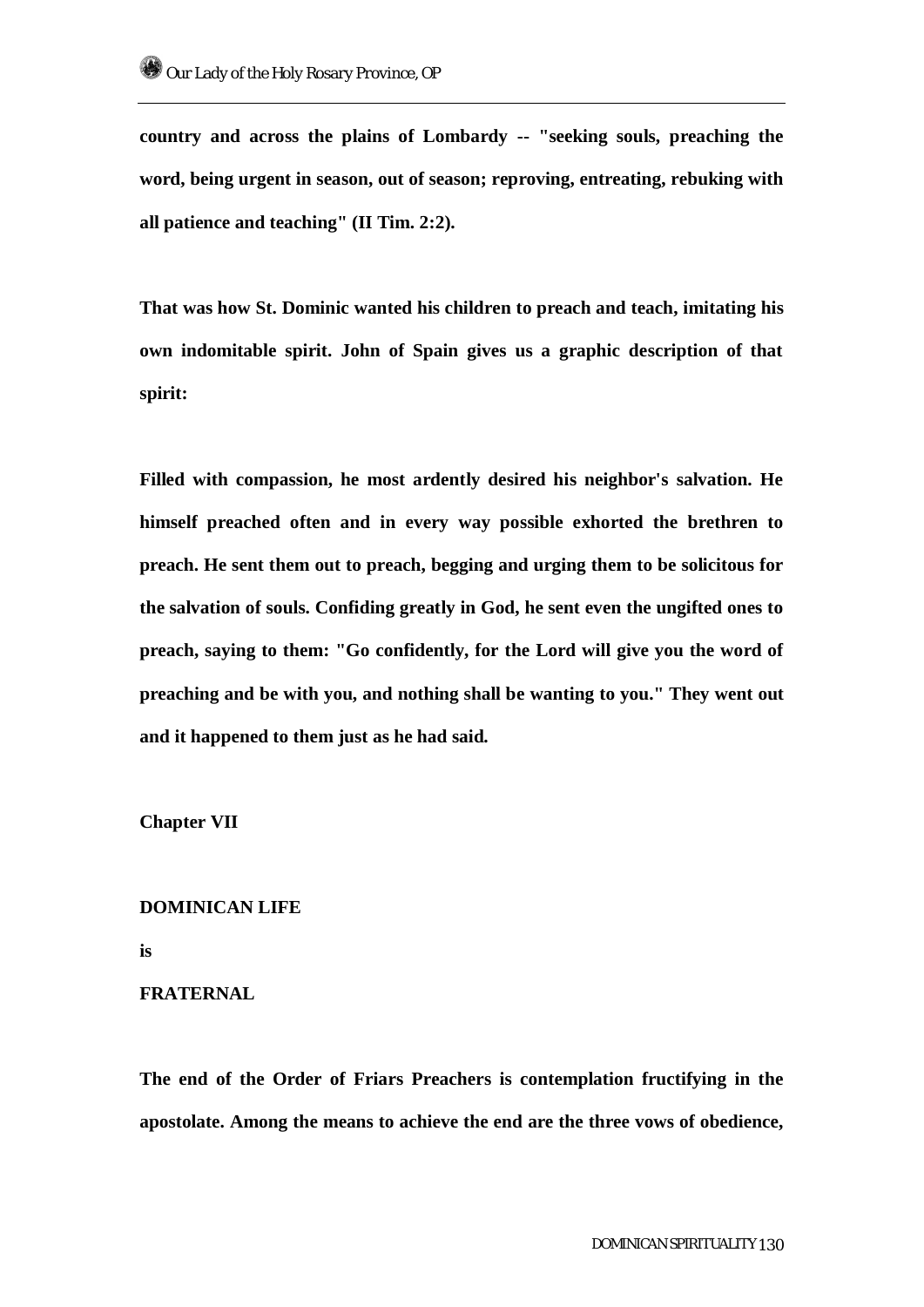**country and across the plains of Lombardy -- "seeking souls, preaching the word, being urgent in season, out of season; reproving, entreating, rebuking with all patience and teaching" (II Tim. 2:2).**

**That was how St. Dominic wanted his children to preach and teach, imitating his own indomitable spirit. John of Spain gives us a graphic description of that spirit:**

**Filled with compassion, he most ardently desired his neighbor's salvation. He himself preached often and in every way possible exhorted the brethren to preach. He sent them out to preach, begging and urging them to be solicitous for the salvation of souls. Confiding greatly in God, he sent even the ungifted ones to preach, saying to them: "Go confidently, for the Lord will give you the word of preaching and be with you, and nothing shall be wanting to you." They went out and it happened to them just as he had said.**

## Chapter VII

## DOMINICAN LIFE

## is

## FRATERNAL

**The end of the Order of Friars Preachers is contemplation fructifying in the apostolate. Among the means to achieve the end are the three vows of obedience,**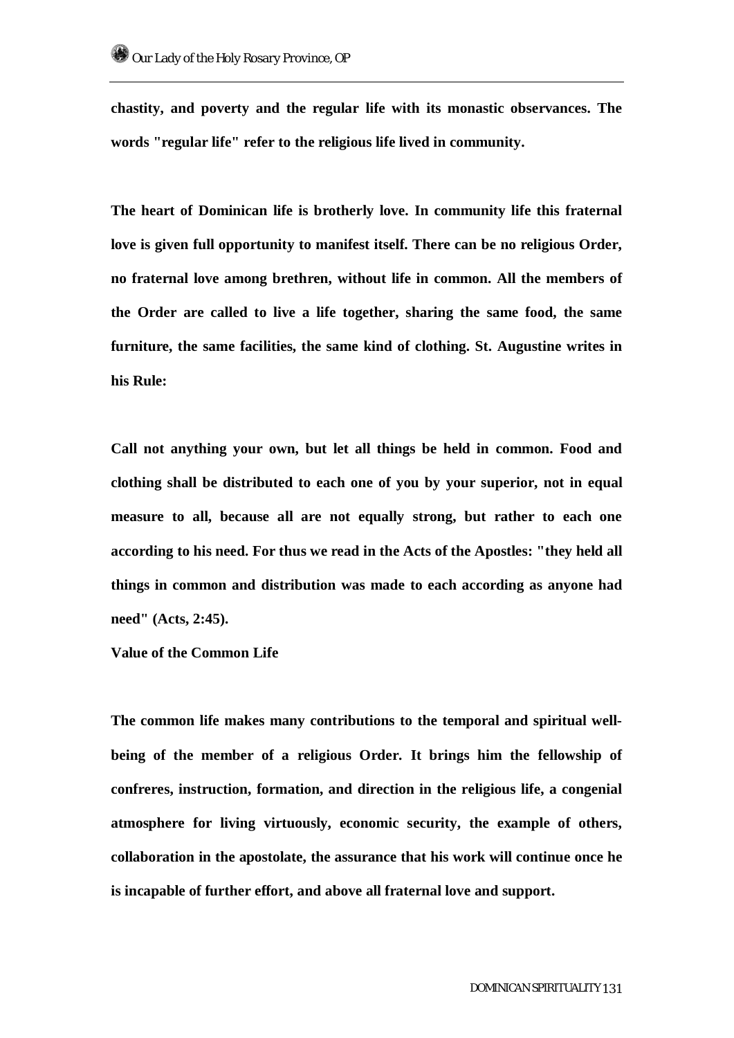chastity, and poverty and the regular life with its monastic observances. The words "regular life" refer to the religious life lived in community.

The heart of Dominican life is brotherly love. In community life this fraternal love is given full opportunity to manifest itself. There can be no religious Order, no fraternal love among brethren, without life in common. All the members of the Order are called to live a life together, sharing the same food, the same furniture, the same facilities, the same kind of clothing. St. Augustine writes in his Rule:

Call not anything your own, but let all things be held in common. Food and clothing shall be distributed to each one of you by your superior, not in equal measure to all, because all are not equally strong, but rather to each one according to his need. For thus we read in the Acts of the Apostles: "they held all things in common and distribution was made to each according as anyone had need" (Acts, 2:45).

### Value of the Common Life

The common life makes many contributions to the temporal and spiritual well-being of the member of a religious Order. It brings him the fellowship of confreres, instruction, formation, and direction in the religious life, a congenial atmosphere for living virtuously, economic security, the example of others, collaboration in the apostolate, the assurance that his work will continue once he is incapable of further effort, and above all fraternal love and support.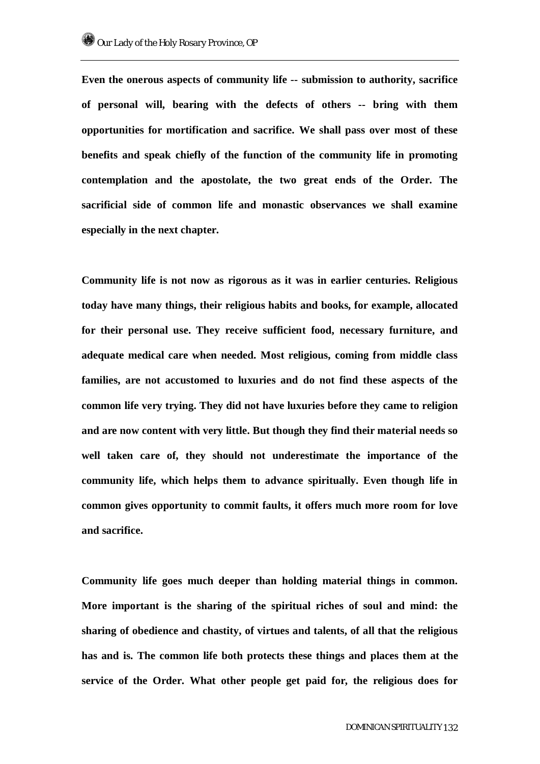**Even the onerous aspects of community life -- submission to authority, sacrifice of personal will, bearing with the defects of others -- bring with them opportunities for mortification and sacrifice. We shall pass over most of these benefits and speak chiefly of the function of the community life in promoting contemplation and the apostolate, the two great ends of the Order. The sacrificial side of common life and monastic observances we shall examine especially in the next chapter.**

**Community life is not now as rigorous as it was in earlier centuries. Religious today have many things, their religious habits and books, for example, allocated for their personal use. They receive sufficient food, necessary furniture, and adequate medical care when needed. Most religious, coming from middle class families, are not accustomed to luxuries and do not find these aspects of the common life very trying. They did not have luxuries before they came to religion and are now content with very little. But though they find their material needs so well taken care of, they should not underestimate the importance of the community life, which helps them to advance spiritually. Even though life in common gives opportunity to commit faults, it offers much more room for love and sacrifice.**

**Community life goes much deeper than holding material things in common. More important is the sharing of the spiritual riches of soul and mind: the sharing of obedience and chastity, of virtues and talents, of all that the religious has and is. The common life both protects these things and places them at the service of the Order. What other people get paid for, the religious does for**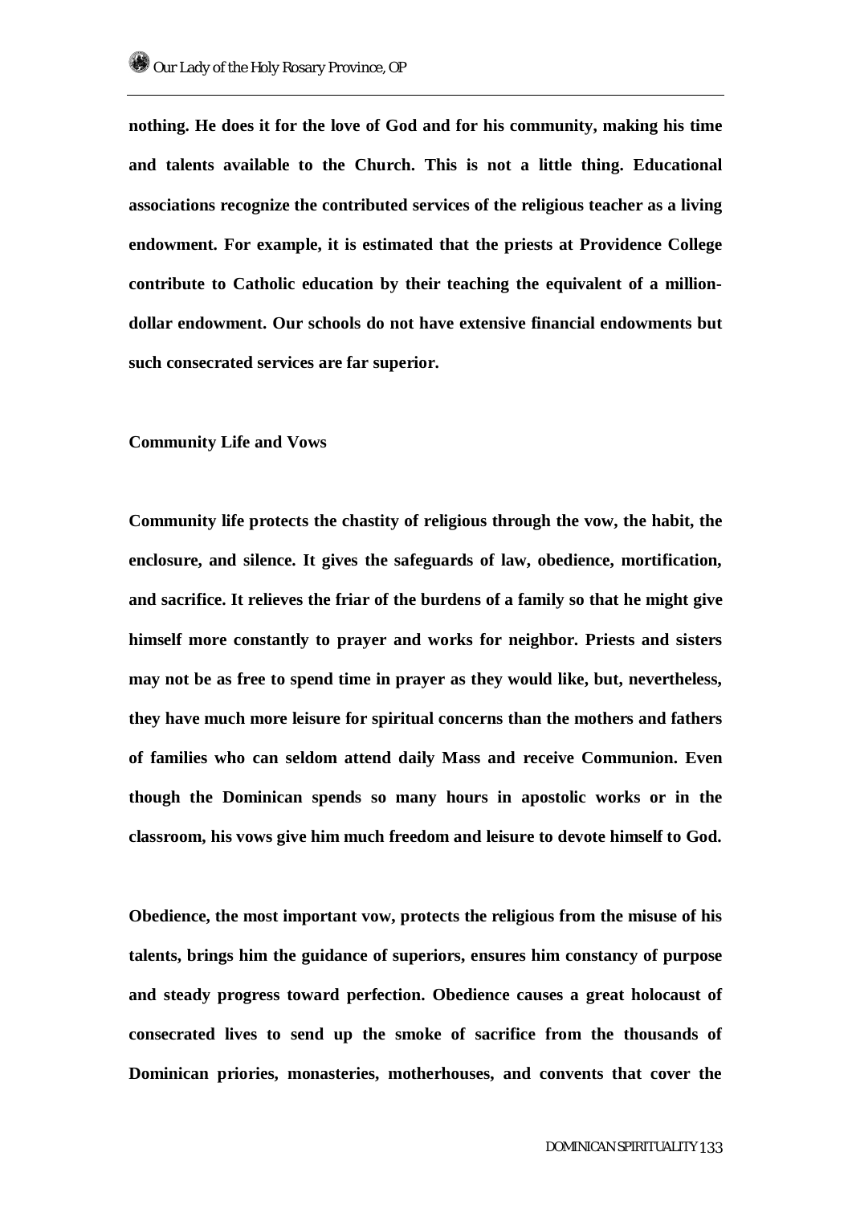**nothing. He does it for the love of God and for his community, making his time and talents available to the Church. This is not a little thing. Educational associations recognize the contributed services of the religious teacher as a living endowment. For example, it is estimated that the priests at Providence College contribute to Catholic education by their teaching the equivalent of a million-dollar endowment. Our schools do not have extensive financial endowments but such consecrated services are far superior.**

**Community Life and Vows**

**Community life protects the chastity of religious through the vow, the habit, the enclosure, and silence. It gives the safeguards of law, obedience, mortification, and sacrifice. It relieves the friar of the burdens of a family so that he might give himself more constantly to prayer and works for neighbor. Priests and sisters may not be as free to spend time in prayer as they would like, but, nevertheless, they have much more leisure for spiritual concerns than the mothers and fathers of families who can seldom attend daily Mass and receive Communion. Even though the Dominican spends so many hours in apostolic works or in the classroom, his vows give him much freedom and leisure to devote himself to God.**

**Obedience, the most important vow, protects the religious from the misuse of his talents, brings him the guidance of superiors, ensures him constancy of purpose and steady progress toward perfection. Obedience causes a great holocaust of consecrated lives to send up the smoke of sacrifice from the thousands of Dominican priories, monasteries, motherhouses, and convents that cover the**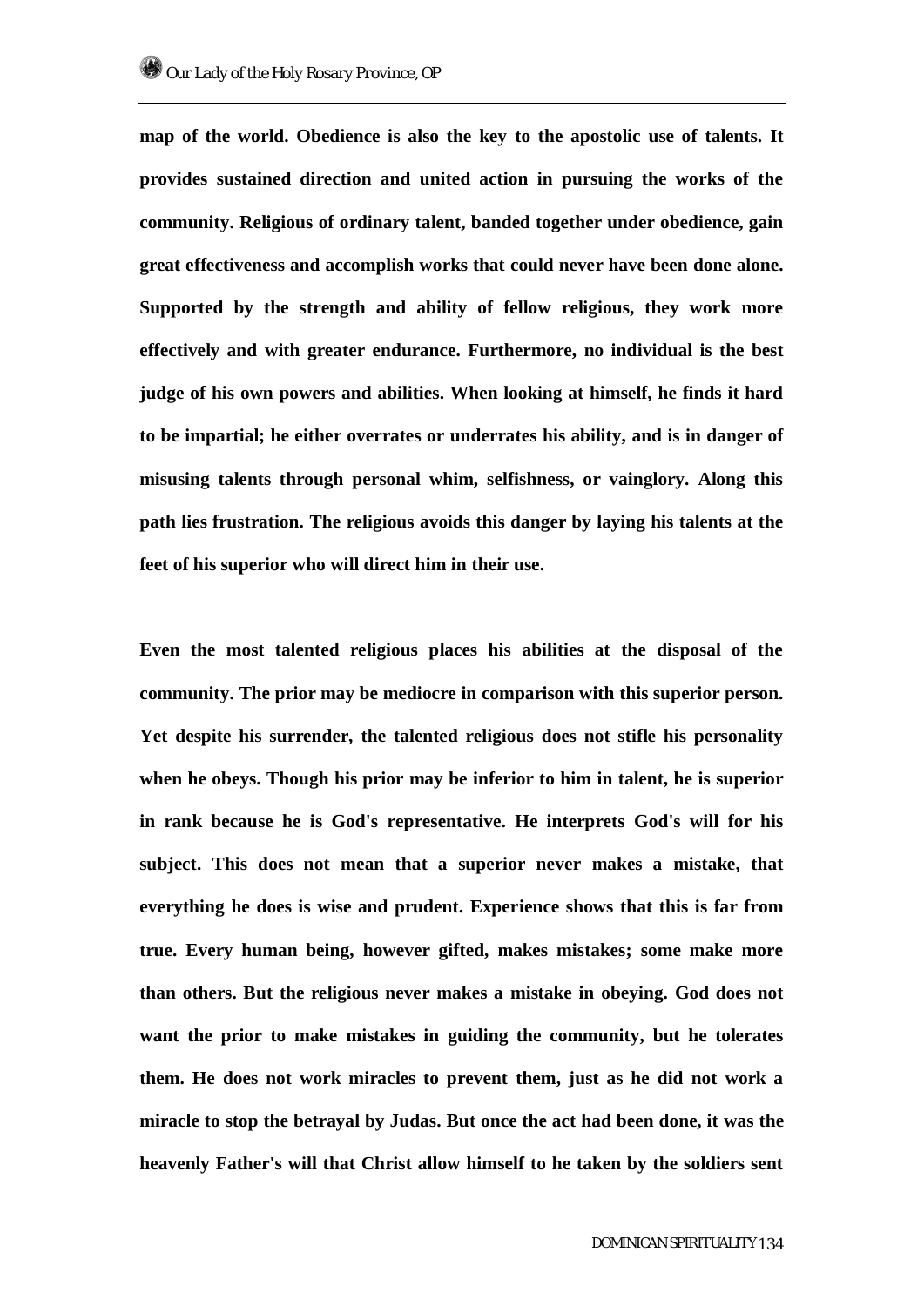**map of the world. Obedience is also the key to the apostolic use of talents. It provides sustained direction and united action in pursuing the works of the community. Religious of ordinary talent, banded together under obedience, gain great effectiveness and accomplish works that could never have been done alone. Supported by the strength and ability of fellow religious, they work more effectively and with greater endurance. Furthermore, no individual is the best judge of his own powers and abilities. When looking at himself, he finds it hard to be impartial; he either overrates or underrates his ability, and is in danger of misusing talents through personal whim, selfishness, or vainglory. Along this path lies frustration. The religious avoids this danger by laying his talents at the feet of his superior who will direct him in their use.**

**Even the most talented religious places his abilities at the disposal of the community. The prior may be mediocre in comparison with this superior person. Yet despite his surrender, the talented religious does not stifle his personality when he obeys. Though his prior may be inferior to him in talent, he is superior in rank because he is God's representative. He interprets God's will for his subject. This does not mean that a superior never makes a mistake, that everything he does is wise and prudent. Experience shows that this is far from true. Every human being, however gifted, makes mistakes; some make more than others. But the religious never makes a mistake in obeying. God does not want the prior to make mistakes in guiding the community, but he tolerates them. He does not work miracles to prevent them, just as he did not work a miracle to stop the betrayal by Judas. But once the act had been done, it was the heavenly Father's will that Christ allow himself to he taken by the soldiers sent**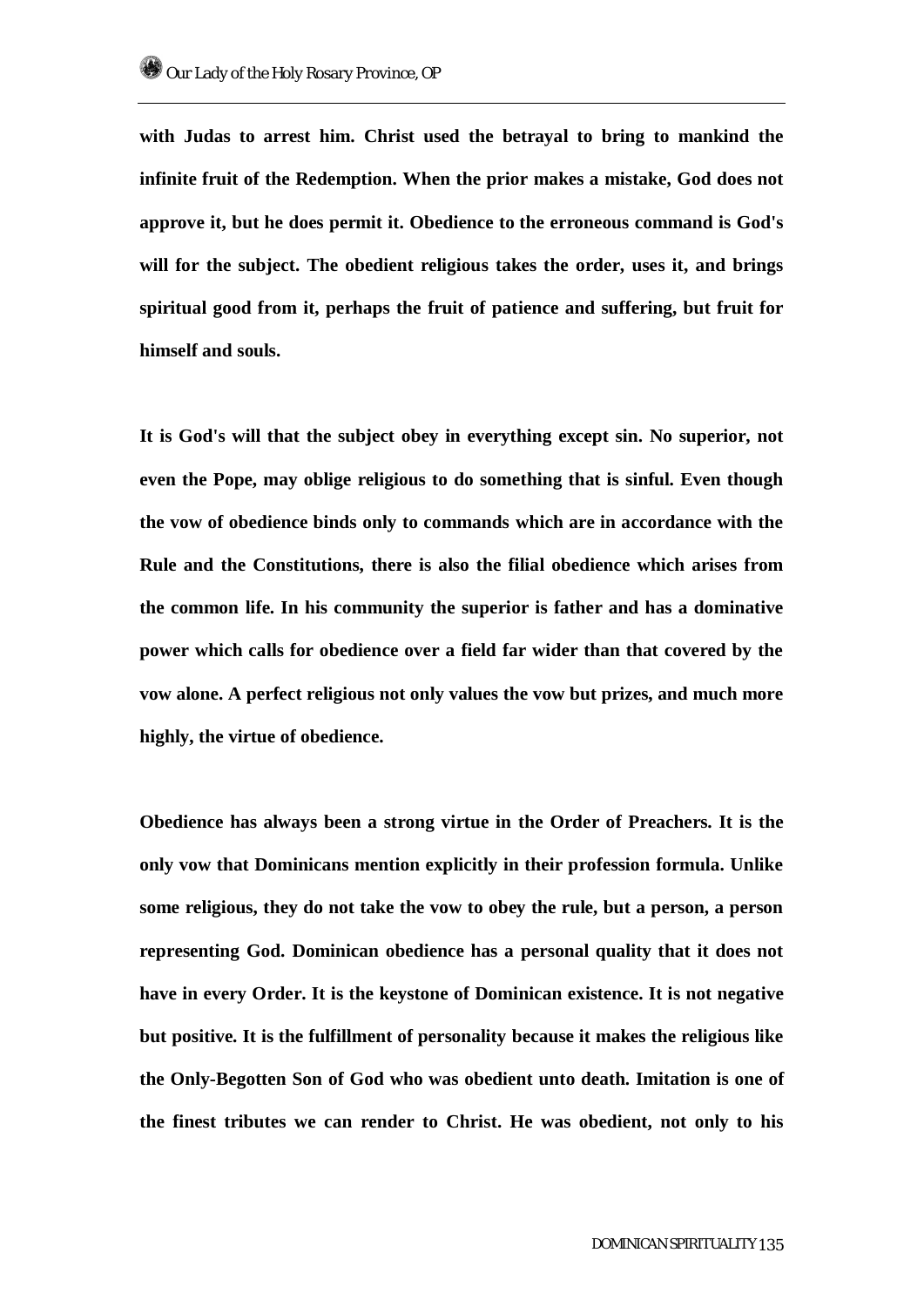**with Judas to arrest him. Christ used the betrayal to bring to mankind the infinite fruit of the Redemption. When the prior makes a mistake, God does not approve it, but he does permit it. Obedience to the erroneous command is God's will for the subject. The obedient religious takes the order, uses it, and brings spiritual good from it, perhaps the fruit of patience and suffering, but fruit for himself and souls.**

**It is God's will that the subject obey in everything except sin. No superior, not even the Pope, may oblige religious to do something that is sinful. Even though the vow of obedience binds only to commands which are in accordance with the Rule and the Constitutions, there is also the filial obedience which arises from the common life. In his community the superior is father and has a dominative power which calls for obedience over a field far wider than that covered by the vow alone. A perfect religious not only values the vow but prizes, and much more highly, the virtue of obedience.**

**Obedience has always been a strong virtue in the Order of Preachers. It is the only vow that Dominicans mention explicitly in their profession formula. Unlike some religious, they do not take the vow to obey the rule, but a person, a person representing God. Dominican obedience has a personal quality that it does not have in every Order. It is the keystone of Dominican existence. It is not negative but positive. It is the fulfillment of personality because it makes the religious like the Only-Begotten Son of God who was obedient unto death. Imitation is one of the finest tributes we can render to Christ. He was obedient, not only to his**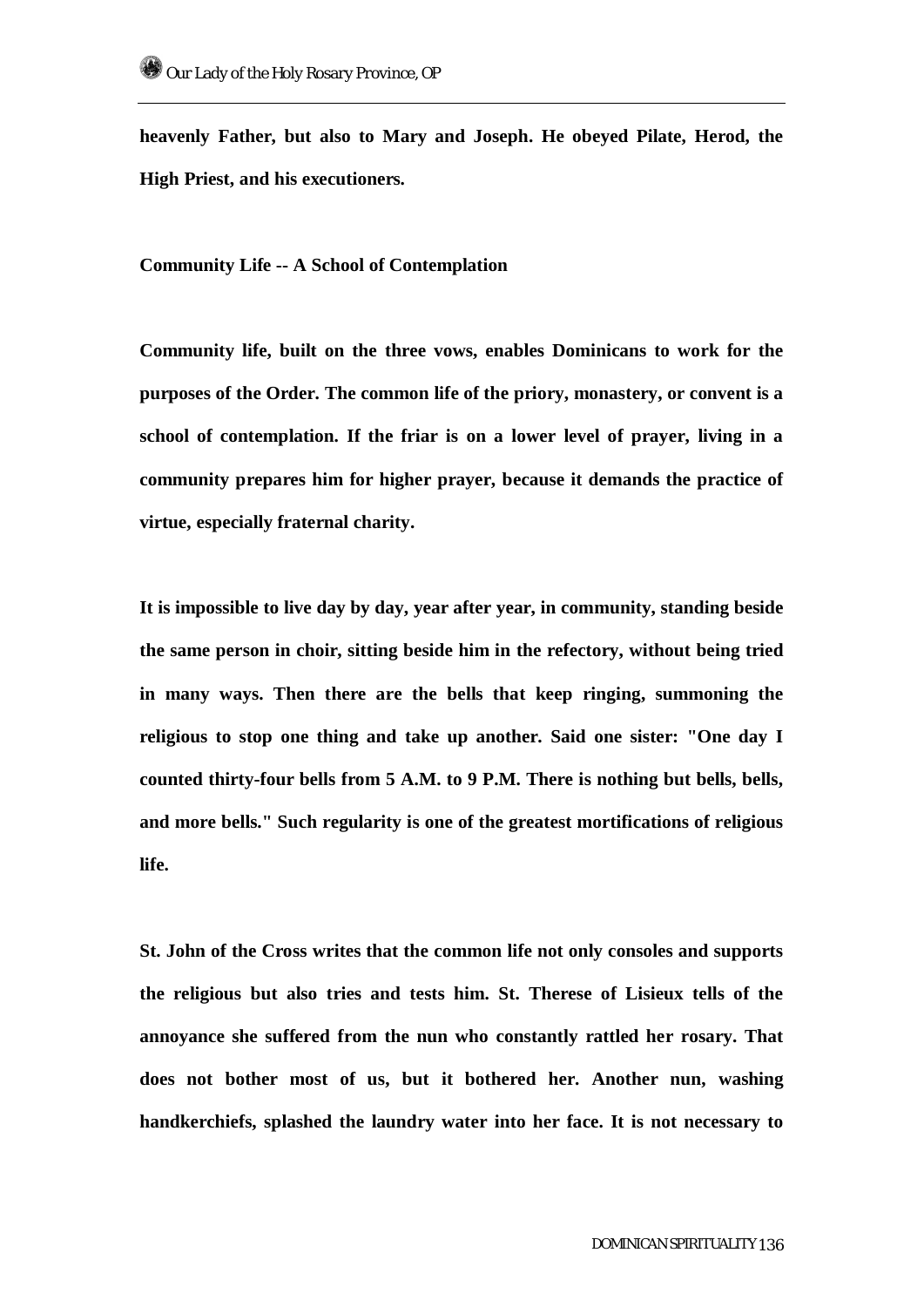heavenly Father, but also to Mary and Joseph. He obeyed Pilate, Herod, the High Priest, and his executioners.

## Community Life -- A School of Contemplation

Community life, built on the three vows, enables Dominicans to work for the purposes of the Order. The common life of the priory, monastery, or convent is a school of contemplation. If the friar is on a lower level of prayer, living in a community prepares him for higher prayer, because it demands the practice of virtue, especially fraternal charity.

It is impossible to live day by day, year after year, in community, standing beside the same person in choir, sitting beside him in the refectory, without being tried in many ways. Then there are the bells that keep ringing, summoning the religious to stop one thing and take up another. Said one sister: "One day I counted thirty-four bells from 5 A.M. to 9 P.M. There is nothing but bells, bells, and more bells." Such regularity is one of the greatest mortifications of religious life.

St. John of the Cross writes that the common life not only consoles and supports the religious but also tries and tests him. St. Therese of Lisieux tells of the annoyance she suffered from the nun who constantly rattled her rosary. That does not bother most of us, but it bothered her. Another nun, washing handkerchiefs, splashed the laundry water into her face. It is not necessary to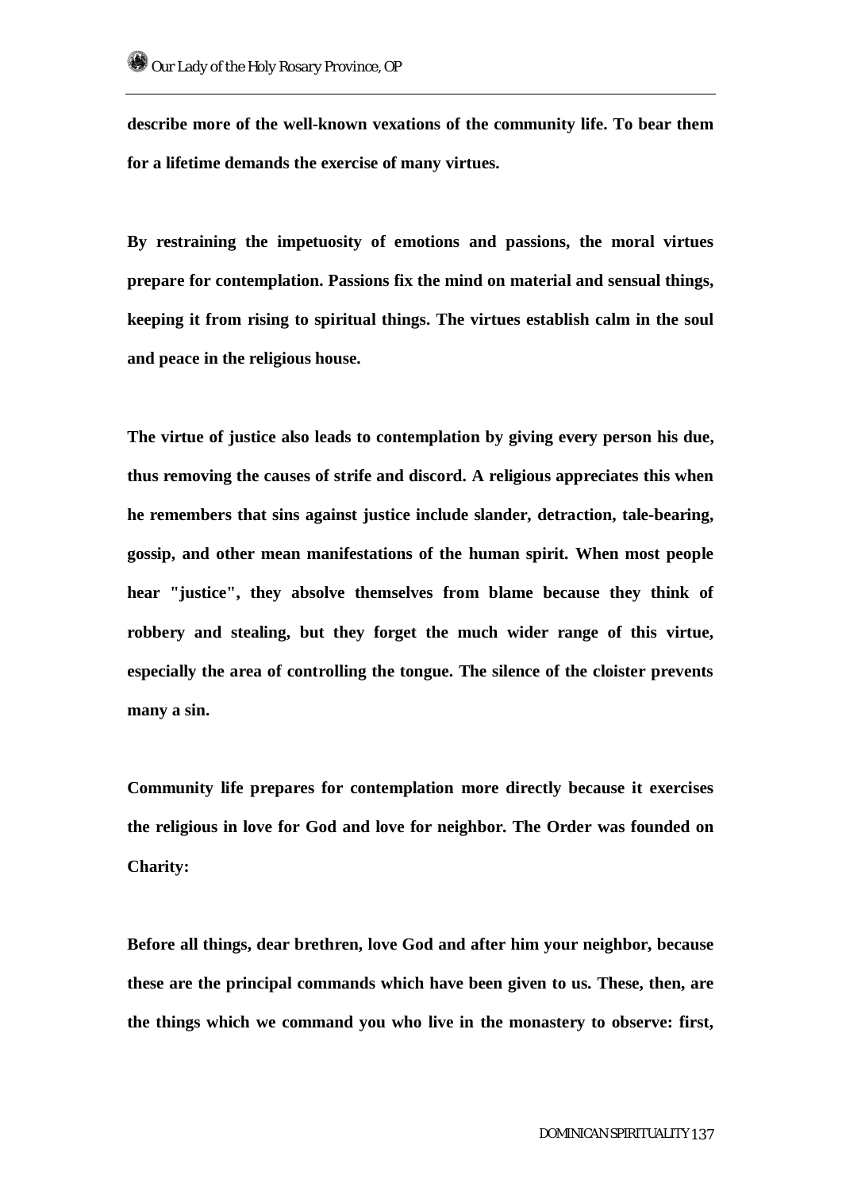**describe more of the well-known vexations of the community life. To bear them for a lifetime demands the exercise of many virtues.**

**By restraining the impetuosity of emotions and passions, the moral virtues prepare for contemplation. Passions fix the mind on material and sensual things, keeping it from rising to spiritual things. The virtues establish calm in the soul and peace in the religious house.**

**The virtue of justice also leads to contemplation by giving every person his due, thus removing the causes of strife and discord. A religious appreciates this when he remembers that sins against justice include slander, detraction, tale-bearing, gossip, and other mean manifestations of the human spirit. When most people hear "justice", they absolve themselves from blame because they think of robbery and stealing, but they forget the much wider range of this virtue, especially the area of controlling the tongue. The silence of the cloister prevents many a sin.**

**Community life prepares for contemplation more directly because it exercises the religious in love for God and love for neighbor. The Order was founded on Charity:**

**Before all things, dear brethren, love God and after him your neighbor, because these are the principal commands which have been given to us. These, then, are the things which we command you who live in the monastery to observe: first,**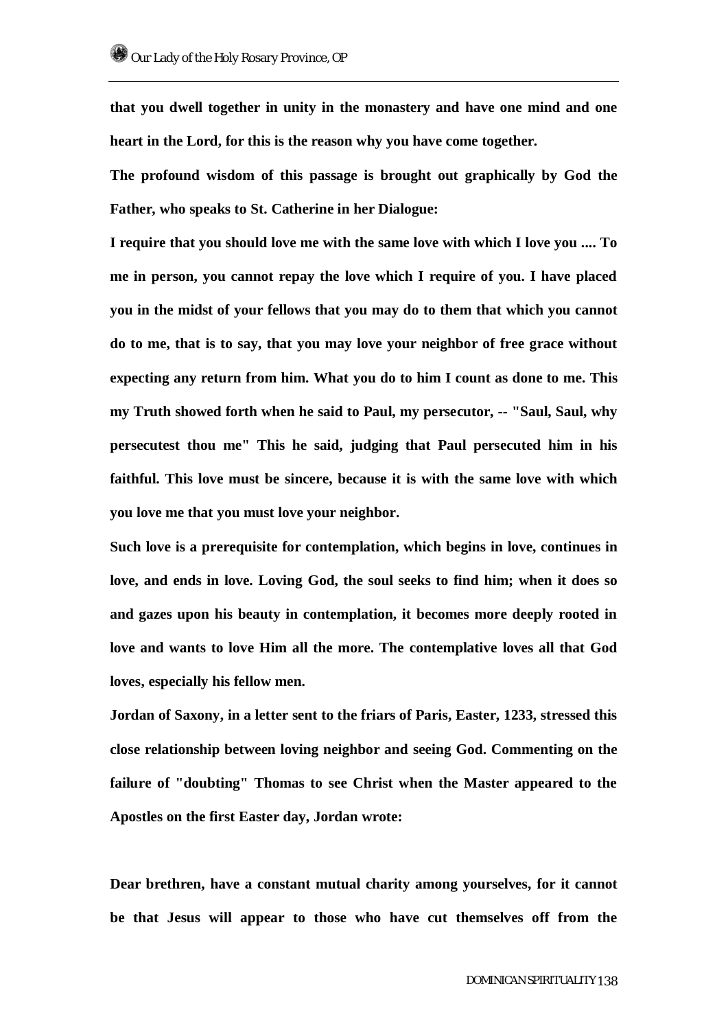that you dwell together in unity in the monastery and have one mind and one heart in the Lord, for this is the reason why you have come together.

The profound wisdom of this passage is brought out graphically by God the Father, who speaks to St. Catherine in her Dialogue:

I require that you should love me with the same love with which I love you .... To me in person, you cannot repay the love which I require of you. I have placed you in the midst of your fellows that you may do to them that which you cannot do to me, that is to say, that you may love your neighbor of free grace without expecting any return from him. What you do to him I count as done to me. This my Truth showed forth when he said to Paul, my persecutor, -- "Saul, Saul, why persecutest thou me" This he said, judging that Paul persecuted him in his faithful. This love must be sincere, because it is with the same love with which you love me that you must love your neighbor.

Such love is a prerequisite for contemplation, which begins in love, continues in love, and ends in love. Loving God, the soul seeks to find him; when it does so and gazes upon his beauty in contemplation, it becomes more deeply rooted in love and wants to love Him all the more. The contemplative loves all that God loves, especially his fellow men.

Jordan of Saxony, in a letter sent to the friars of Paris, Easter, 1233, stressed this close relationship between loving neighbor and seeing God. Commenting on the failure of "doubting" Thomas to see Christ when the Master appeared to the Apostles on the first Easter day, Jordan wrote:

Dear brethren, have a constant mutual charity among yourselves, for it cannot be that Jesus will appear to those who have cut themselves off from the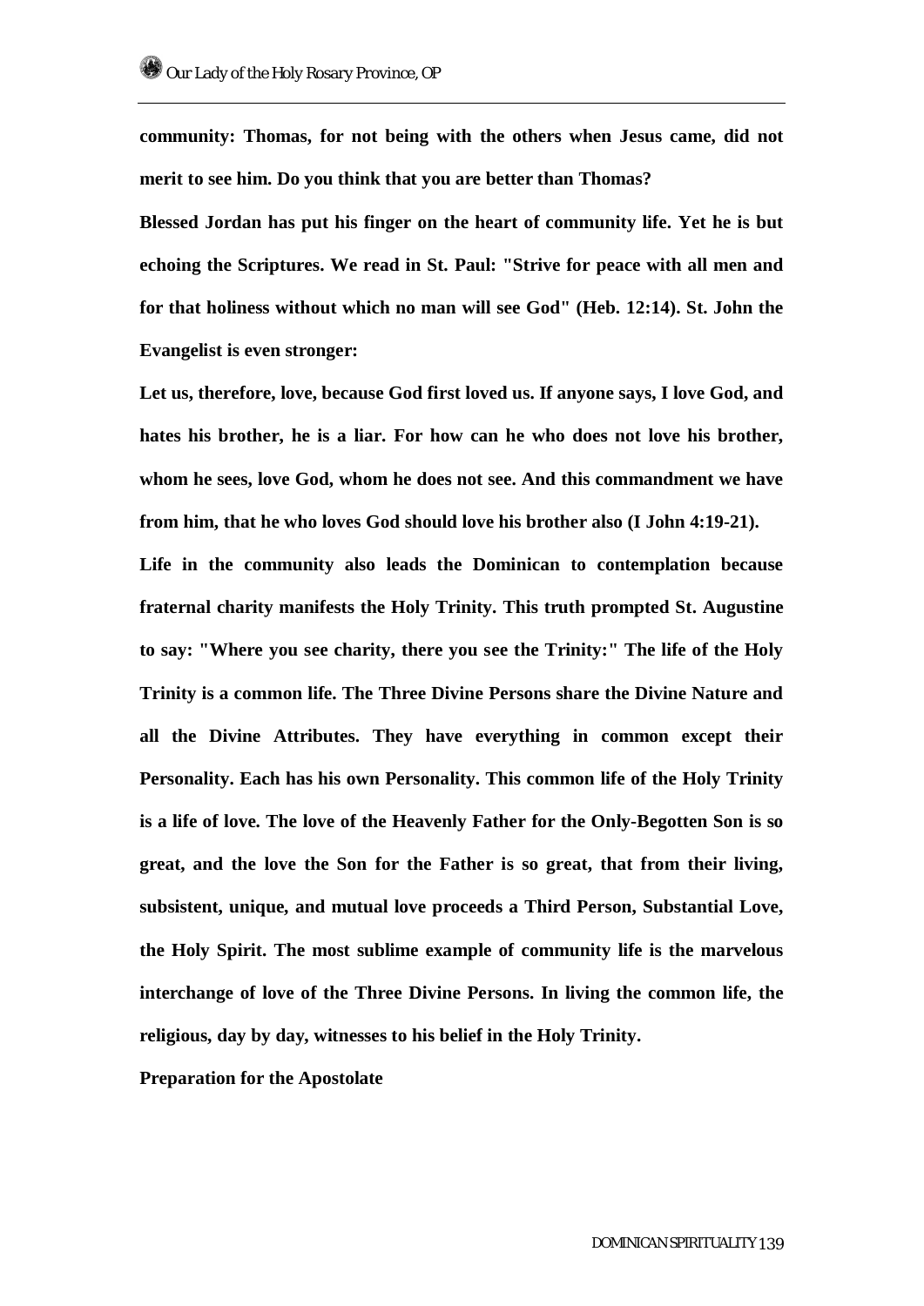**community: Thomas, for not being with the others when Jesus came, did not merit to see him. Do you think that you are better than Thomas?**

**Blessed Jordan has put his finger on the heart of community life. Yet he is but echoing the Scriptures. We read in St. Paul: "Strive for peace with all men and for that holiness without which no man will see God" (Heb. 12:14). St. John the Evangelist is even stronger:**

**Let us, therefore, love, because God first loved us. If anyone says, I love God, and hates his brother, he is a liar. For how can he who does not love his brother, whom he sees, love God, whom he does not see. And this commandment we have from him, that he who loves God should love his brother also (I John 4:19-21).**

**Life in the community also leads the Dominican to contemplation because fraternal charity manifests the Holy Trinity. This truth prompted St. Augustine to say: "Where you see charity, there you see the Trinity:" The life of the Holy Trinity is a common life. The Three Divine Persons share the Divine Nature and all the Divine Attributes. They have everything in common except their Personality. Each has his own Personality. This common life of the Holy Trinity is a life of love. The love of the Heavenly Father for the Only-Begotten Son is so great, and the love the Son for the Father is so great, that from their living, subsistent, unique, and mutual love proceeds a Third Person, Substantial Love, the Holy Spirit. The most sublime example of community life is the marvelous interchange of love of the Three Divine Persons. In living the common life, the religious, day by day, witnesses to his belief in the Holy Trinity.**

**Preparation for the Apostolate**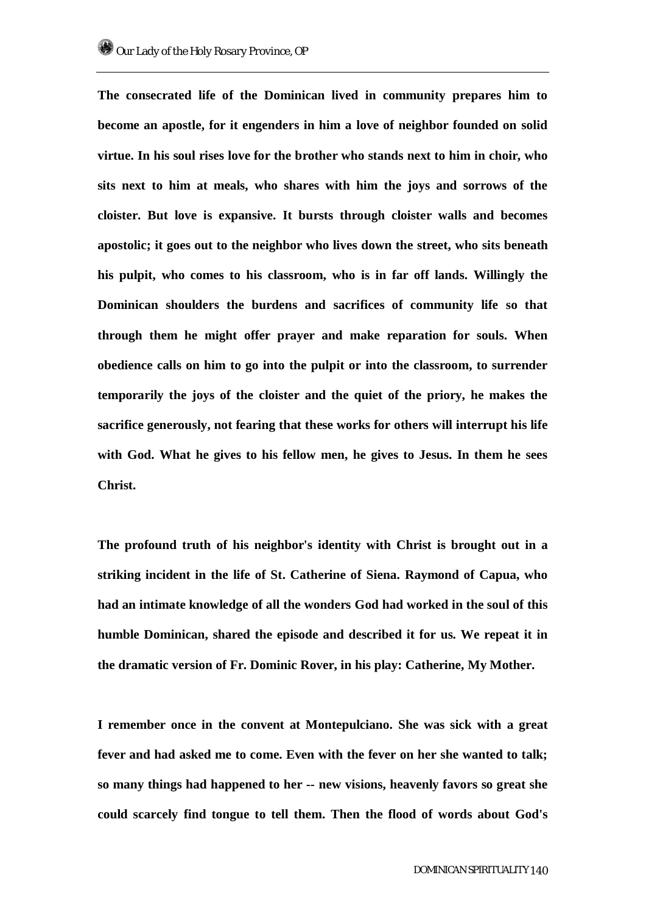**The consecrated life of the Dominican lived in community prepares him to become an apostle, for it engenders in him a love of neighbor founded on solid virtue. In his soul rises love for the brother who stands next to him in choir, who sits next to him at meals, who shares with him the joys and sorrows of the cloister. But love is expansive. It bursts through cloister walls and becomes apostolic; it goes out to the neighbor who lives down the street, who sits beneath his pulpit, who comes to his classroom, who is in far off lands. Willingly the Dominican shoulders the burdens and sacrifices of community life so that through them he might offer prayer and make reparation for souls. When obedience calls on him to go into the pulpit or into the classroom, to surrender temporarily the joys of the cloister and the quiet of the priory, he makes the sacrifice generously, not fearing that these works for others will interrupt his life with God. What he gives to his fellow men, he gives to Jesus. In them he sees Christ.**

**The profound truth of his neighbor's identity with Christ is brought out in a striking incident in the life of St. Catherine of Siena. Raymond of Capua, who had an intimate knowledge of all the wonders God had worked in the soul of this humble Dominican, shared the episode and described it for us. We repeat it in the dramatic version of Fr. Dominic Rover, in his play: Catherine, My Mother.**

**I remember once in the convent at Montepulciano. She was sick with a great fever and had asked me to come. Even with the fever on her she wanted to talk; so many things had happened to her -- new visions, heavenly favors so great she could scarcely find tongue to tell them. Then the flood of words about God's**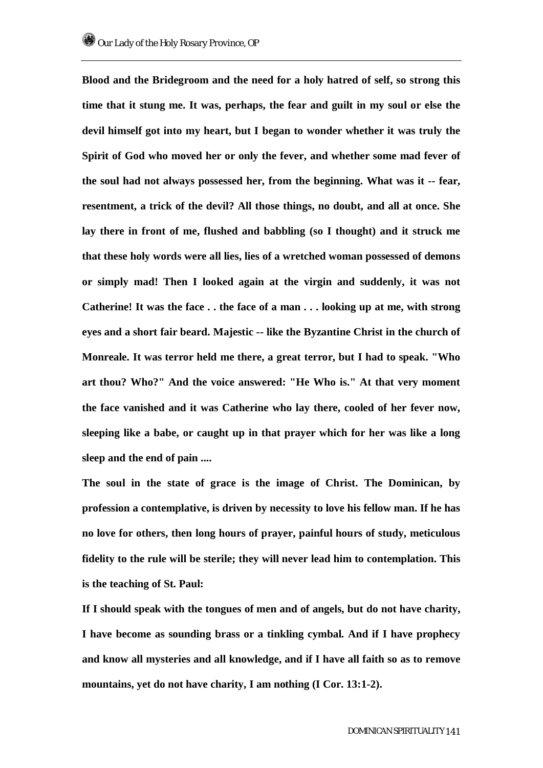**Blood and the Bridegroom and the need for a holy hatred of self, so strong this time that it stung me. It was, perhaps, the fear and guilt in my soul or else the devil himself got into my heart, but I began to wonder whether it was truly the Spirit of God who moved her or only the fever, and whether some mad fever of the soul had not always possessed her, from the beginning. What was it -- fear, resentment, a trick of the devil? All those things, no doubt, and all at once. She lay there in front of me, flushed and babbling (so I thought) and it struck me that these holy words were all lies, lies of a wretched woman possessed of demons or simply mad! Then I looked again at the virgin and suddenly, it was not Catherine! It was the face . . the face of a man . . . looking up at me, with strong eyes and a short fair beard. Majestic -- like the Byzantine Christ in the church of Monreale. It was terror held me there, a great terror, but I had to speak. "Who art thou? Who?" And the voice answered: "He Who is." At that very moment the face vanished and it was Catherine who lay there, cooled of her fever now, sleeping like a babe, or caught up in that prayer which for her was like a long sleep and the end of pain ....**

**The soul in the state of grace is the image of Christ. The Dominican, by profession a contemplative, is driven by necessity to love his fellow man. If he has no love for others, then long hours of prayer, painful hours of study, meticulous fidelity to the rule will be sterile; they will never lead him to contemplation. This is the teaching of St. Paul:**

**If I should speak with the tongues of men and of angels, but do not have charity, I have become as sounding brass or a tinkling cymbal. And if I have prophecy and know all mysteries and all knowledge, and if I have all faith so as to remove mountains, yet do not have charity, I am nothing (I Cor. 13:1-2).**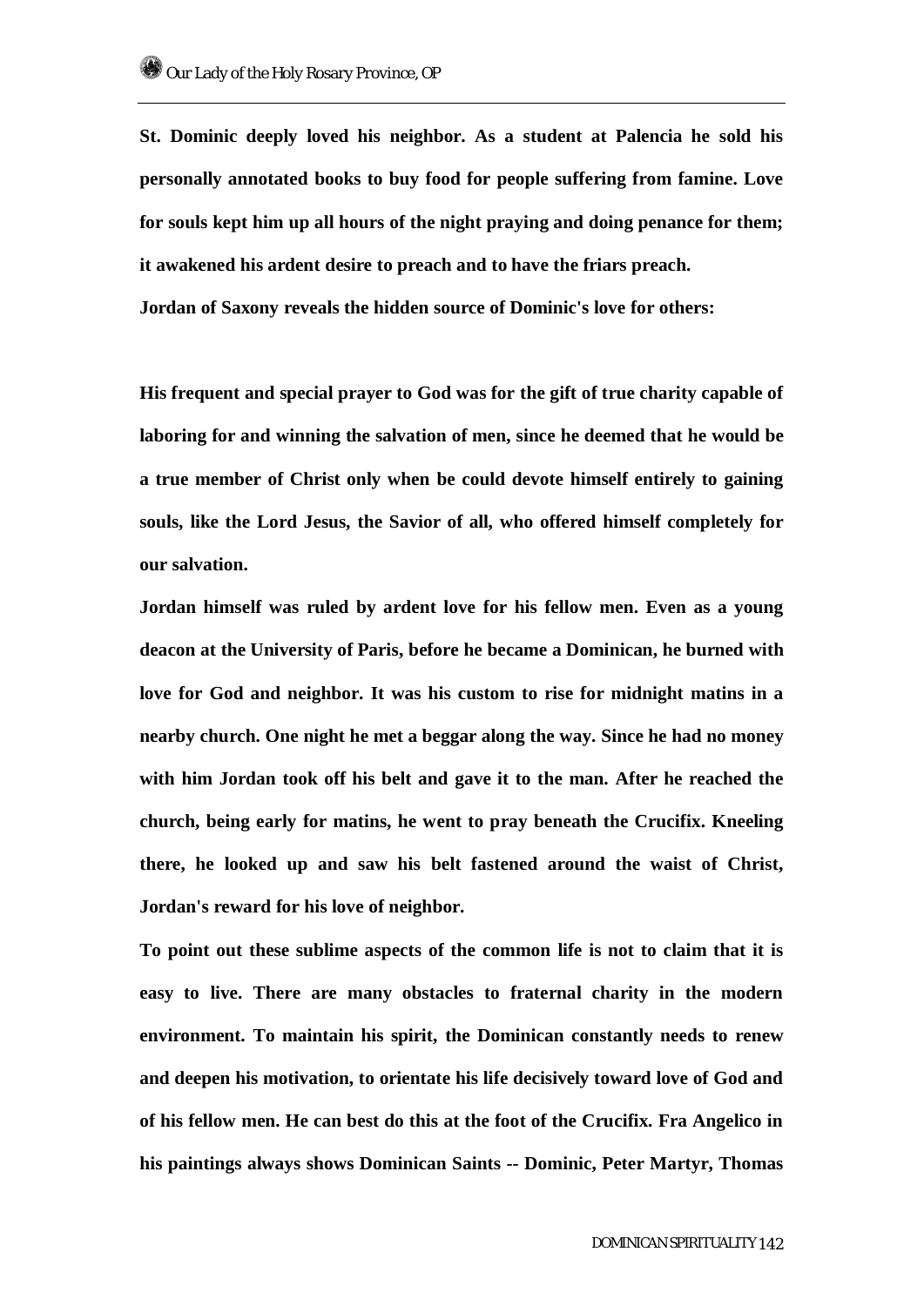**St. Dominic deeply loved his neighbor. As a student at Palencia he sold his personally annotated books to buy food for people suffering from famine. Love for souls kept him up all hours of the night praying and doing penance for them; it awakened his ardent desire to preach and to have the friars preach.**

**Jordan of Saxony reveals the hidden source of Dominic's love for others:**

**His frequent and special prayer to God was for the gift of true charity capable of laboring for and winning the salvation of men, since he deemed that he would be a true member of Christ only when be could devote himself entirely to gaining souls, like the Lord Jesus, the Savior of all, who offered himself completely for our salvation.**

**Jordan himself was ruled by ardent love for his fellow men. Even as a young deacon at the University of Paris, before he became a Dominican, he burned with love for God and neighbor. It was his custom to rise for midnight matins in a nearby church. One night he met a beggar along the way. Since he had no money with him Jordan took off his belt and gave it to the man. After he reached the church, being early for matins, he went to pray beneath the Crucifix. Kneeling there, he looked up and saw his belt fastened around the waist of Christ, Jordan's reward for his love of neighbor.**

**To point out these sublime aspects of the common life is not to claim that it is easy to live. There are many obstacles to fraternal charity in the modern environment. To maintain his spirit, the Dominican constantly needs to renew and deepen his motivation, to orientate his life decisively toward love of God and of his fellow men. He can best do this at the foot of the Crucifix. Fra Angelico in his paintings always shows Dominican Saints -- Dominic, Peter Martyr, Thomas**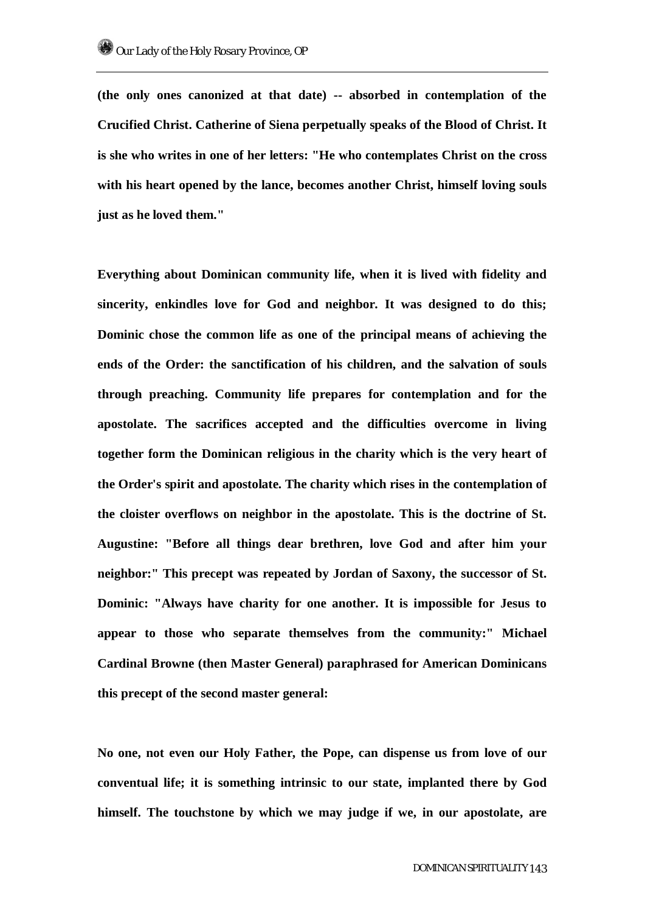**(the only ones canonized at that date) -- absorbed in contemplation of the Crucified Christ. Catherine of Siena perpetually speaks of the Blood of Christ. It is she who writes in one of her letters: "He who contemplates Christ on the cross with his heart opened by the lance, becomes another Christ, himself loving souls just as he loved them."**

**Everything about Dominican community life, when it is lived with fidelity and sincerity, enkindles love for God and neighbor. It was designed to do this; Dominic chose the common life as one of the principal means of achieving the ends of the Order: the sanctification of his children, and the salvation of souls through preaching. Community life prepares for contemplation and for the apostolate. The sacrifices accepted and the difficulties overcome in living together form the Dominican religious in the charity which is the very heart of the Order's spirit and apostolate. The charity which rises in the contemplation of the cloister overflows on neighbor in the apostolate. This is the doctrine of St. Augustine: "Before all things dear brethren, love God and after him your neighbor:" This precept was repeated by Jordan of Saxony, the successor of St. Dominic: "Always have charity for one another. It is impossible for Jesus to appear to those who separate themselves from the community:" Michael Cardinal Browne (then Master General) paraphrased for American Dominicans this precept of the second master general:**

**No one, not even our Holy Father, the Pope, can dispense us from love of our conventual life; it is something intrinsic to our state, implanted there by God himself. The touchstone by which we may judge if we, in our apostolate, are**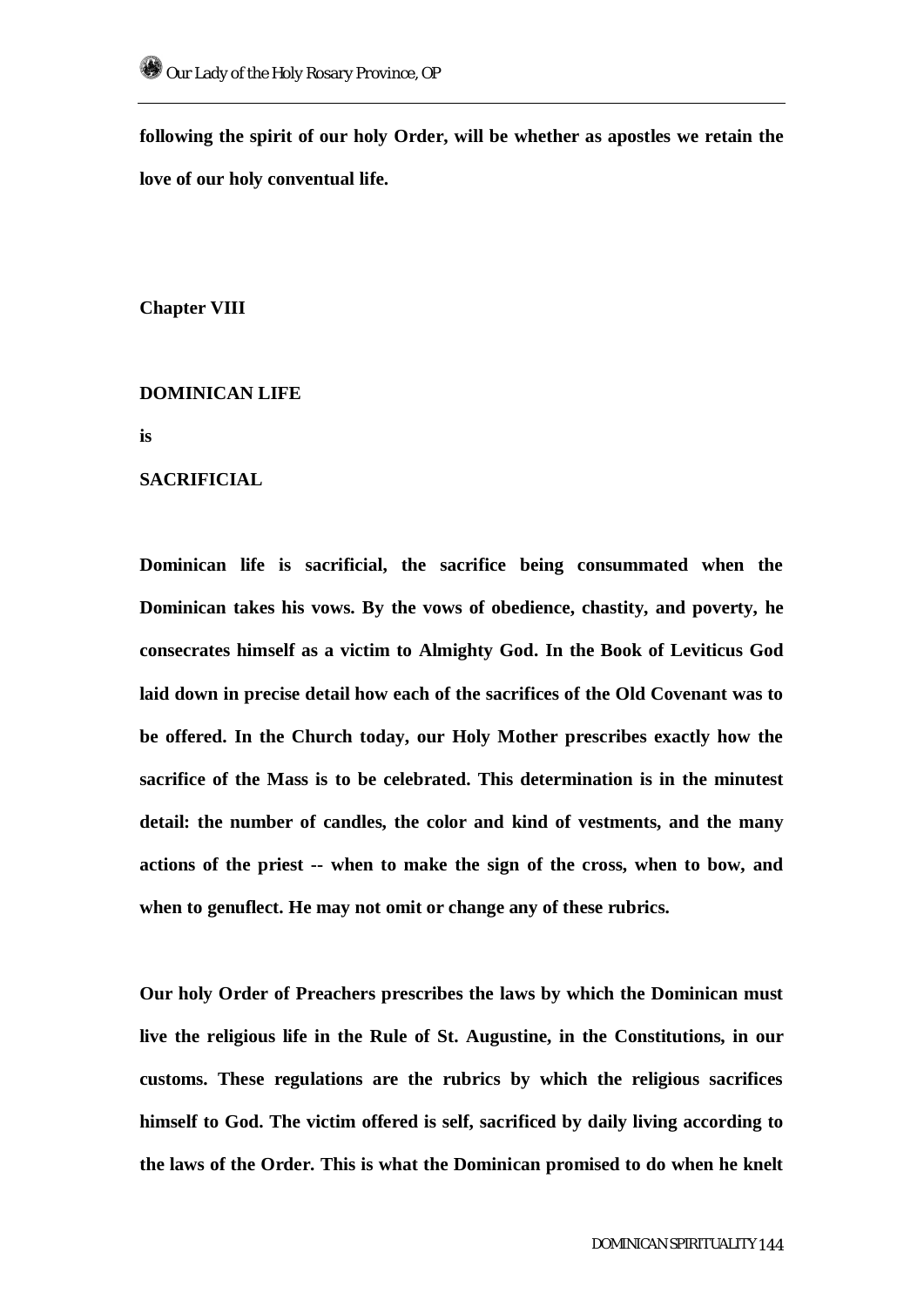following the spirit of our holy Order, will be whether as apostles we retain the love of our holy conventual life.

## Chapter VIII

## DOMINICAN LIFE

## is

## SACRIFICIAL

Dominican life is sacrificial, the sacrifice being consummated when the Dominican takes his vows. By the vows of obedience, chastity, and poverty, he consecrates himself as a victim to Almighty God. In the Book of Leviticus God laid down in precise detail how each of the sacrifices of the Old Covenant was to be offered. In the Church today, our Holy Mother prescribes exactly how the sacrifice of the Mass is to be celebrated. This determination is in the minutest detail: the number of candles, the color and kind of vestments, and the many actions of the priest -- when to make the sign of the cross, when to bow, and when to genuflect. He may not omit or change any of these rubrics.

Our holy Order of Preachers prescribes the laws by which the Dominican must live the religious life in the Rule of St. Augustine, in the Constitutions, in our customs. These regulations are the rubrics by which the religious sacrifices himself to God. The victim offered is self, sacrificed by daily living according to the laws of the Order. This is what the Dominican promised to do when he knelt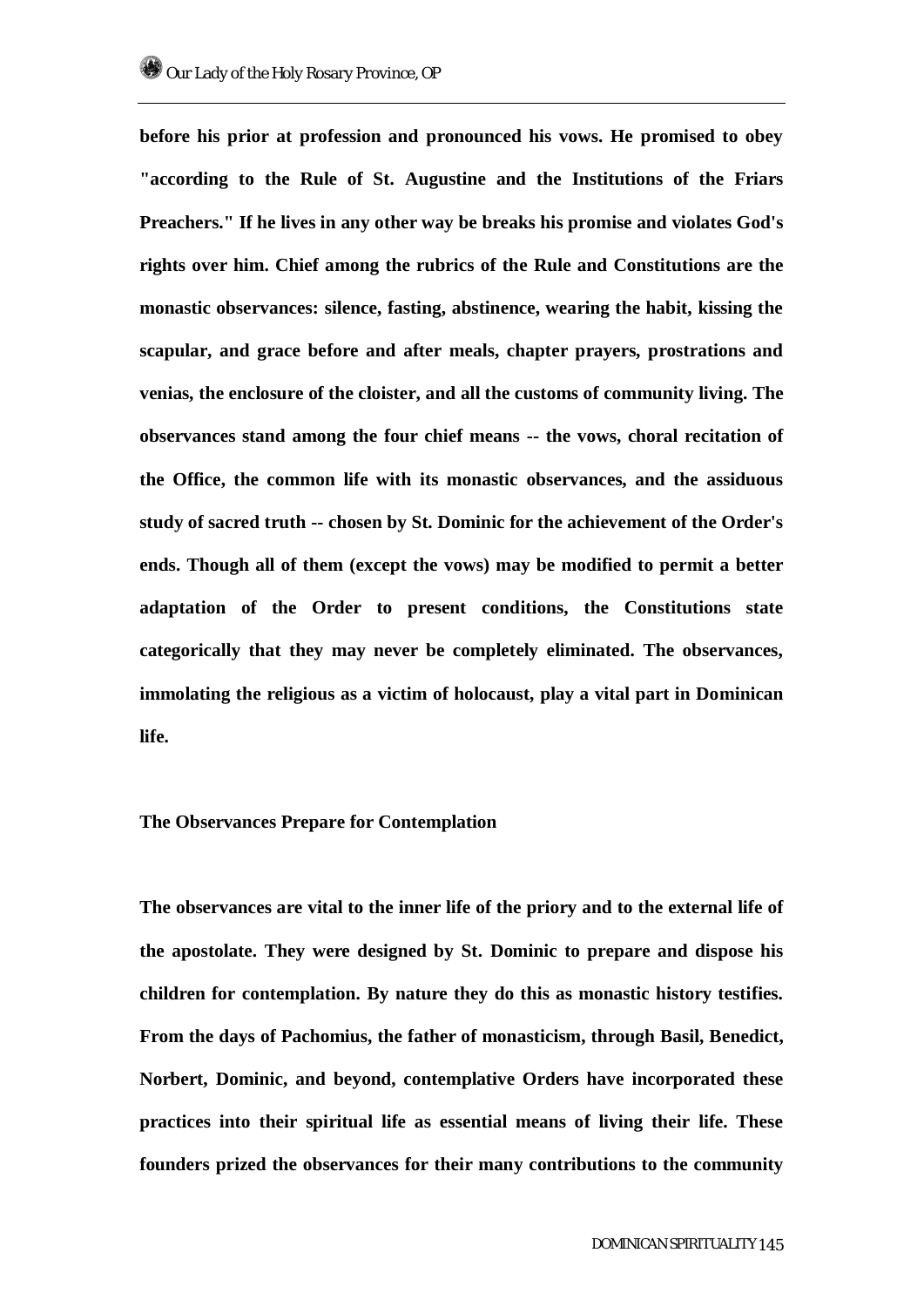before his prior at profession and pronounced his vows. He promised to obey "according to the Rule of St. Augustine and the Institutions of the Friars Preachers." If he lives in any other way be breaks his promise and violates God's rights over him. Chief among the rubrics of the Rule and Constitutions are the monastic observances: silence, fasting, abstinence, wearing the habit, kissing the scapular, and grace before and after meals, chapter prayers, prostrations and venias, the enclosure of the cloister, and all the customs of community living. The observances stand among the four chief means -- the vows, choral recitation of the Office, the common life with its monastic observances, and the assiduous study of sacred truth -- chosen by St. Dominic for the achievement of the Order's ends. Though all of them (except the vows) may be modified to permit a better adaptation of the Order to present conditions, the Constitutions state categorically that they may never be completely eliminated. The observances, immolating the religious as a victim of holocaust, play a vital part in Dominican life.

### The Observances Prepare for Contemplation

The observances are vital to the inner life of the priory and to the external life of the apostolate. They were designed by St. Dominic to prepare and dispose his children for contemplation. By nature they do this as monastic history testifies. From the days of Pachomius, the father of monasticism, through Basil, Benedict, Norbert, Dominic, and beyond, contemplative Orders have incorporated these practices into their spiritual life as essential means of living their life. These founders prized the observances for their many contributions to the community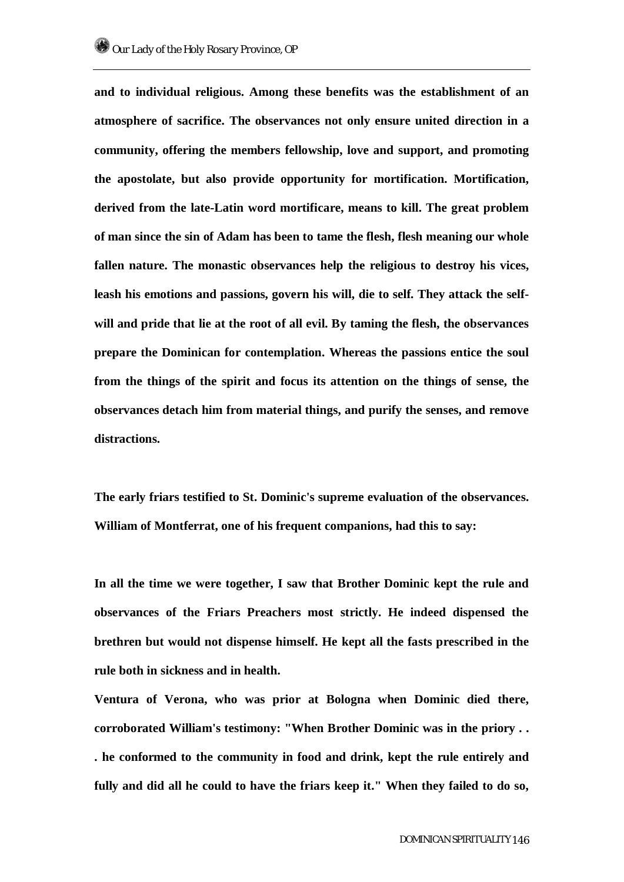**and to individual religious. Among these benefits was the establishment of an atmosphere of sacrifice. The observances not only ensure united direction in a community, offering the members fellowship, love and support, and promoting the apostolate, but also provide opportunity for mortification. Mortification, derived from the late-Latin word mortificare, means to kill. The great problem of man since the sin of Adam has been to tame the flesh, flesh meaning our whole fallen nature. The monastic observances help the religious to destroy his vices, leash his emotions and passions, govern his will, die to self. They attack the self-will and pride that lie at the root of all evil. By taming the flesh, the observances prepare the Dominican for contemplation. Whereas the passions entice the soul from the things of the spirit and focus its attention on the things of sense, the observances detach him from material things, and purify the senses, and remove distractions.**

**The early friars testified to St. Dominic's supreme evaluation of the observances. William of Montferrat, one of his frequent companions, had this to say:**

**In all the time we were together, I saw that Brother Dominic kept the rule and observances of the Friars Preachers most strictly. He indeed dispensed the brethren but would not dispense himself. He kept all the fasts prescribed in the rule both in sickness and in health.**

**Ventura of Verona, who was prior at Bologna when Dominic died there, corroborated William's testimony: "When Brother Dominic was in the priory . . . he conformed to the community in food and drink, kept the rule entirely and fully and did all he could to have the friars keep it." When they failed to do so,**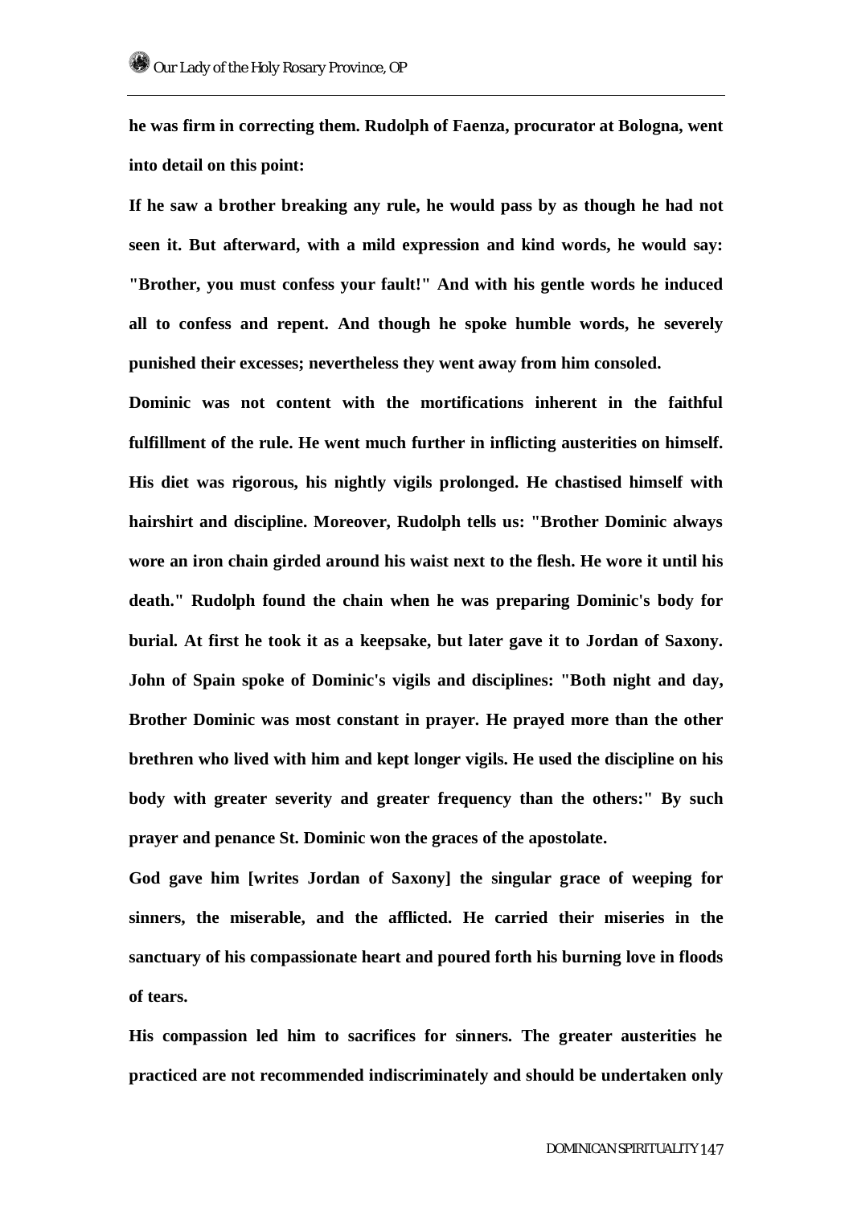**he was firm in correcting them. Rudolph of Faenza, procurator at Bologna, went into detail on this point:**

**If he saw a brother breaking any rule, he would pass by as though he had not seen it. But afterward, with a mild expression and kind words, he would say: "Brother, you must confess your fault!" And with his gentle words he induced all to confess and repent. And though he spoke humble words, he severely punished their excesses; nevertheless they went away from him consoled.**

**Dominic was not content with the mortifications inherent in the faithful fulfillment of the rule. He went much further in inflicting austerities on himself. His diet was rigorous, his nightly vigils prolonged. He chastised himself with hairshirt and discipline. Moreover, Rudolph tells us: "Brother Dominic always wore an iron chain girded around his waist next to the flesh. He wore it until his death." Rudolph found the chain when he was preparing Dominic's body for burial. At first he took it as a keepsake, but later gave it to Jordan of Saxony. John of Spain spoke of Dominic's vigils and disciplines: "Both night and day, Brother Dominic was most constant in prayer. He prayed more than the other brethren who lived with him and kept longer vigils. He used the discipline on his body with greater severity and greater frequency than the others:" By such prayer and penance St. Dominic won the graces of the apostolate.**

**God gave him [writes Jordan of Saxony] the singular grace of weeping for sinners, the miserable, and the afflicted. He carried their miseries in the sanctuary of his compassionate heart and poured forth his burning love in floods of tears.**

**His compassion led him to sacrifices for sinners. The greater austerities he practiced are not recommended indiscriminately and should be undertaken only**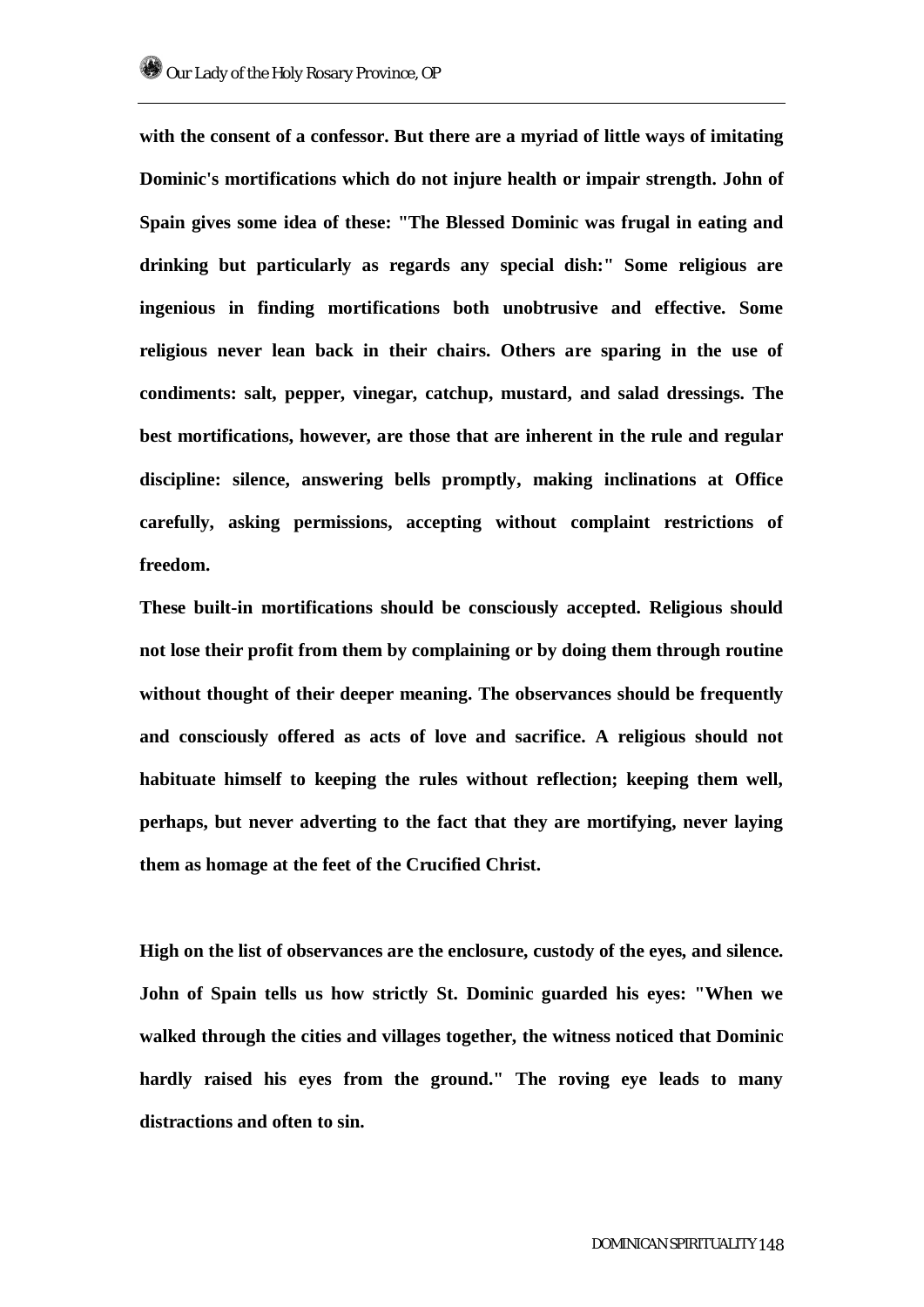**with the consent of a confessor. But there are a myriad of little ways of imitating Dominic's mortifications which do not injure health or impair strength. John of Spain gives some idea of these: "The Blessed Dominic was frugal in eating and drinking but particularly as regards any special dish:" Some religious are ingenious in finding mortifications both unobtrusive and effective. Some religious never lean back in their chairs. Others are sparing in the use of condiments: salt, pepper, vinegar, catchup, mustard, and salad dressings. The best mortifications, however, are those that are inherent in the rule and regular discipline: silence, answering bells promptly, making inclinations at Office carefully, asking permissions, accepting without complaint restrictions of freedom.**

**These built-in mortifications should be consciously accepted. Religious should not lose their profit from them by complaining or by doing them through routine without thought of their deeper meaning. The observances should be frequently and consciously offered as acts of love and sacrifice. A religious should not habituate himself to keeping the rules without reflection; keeping them well, perhaps, but never adverting to the fact that they are mortifying, never laying them as homage at the feet of the Crucified Christ.**

**High on the list of observances are the enclosure, custody of the eyes, and silence. John of Spain tells us how strictly St. Dominic guarded his eyes: "When we walked through the cities and villages together, the witness noticed that Dominic hardly raised his eyes from the ground." The roving eye leads to many distractions and often to sin.**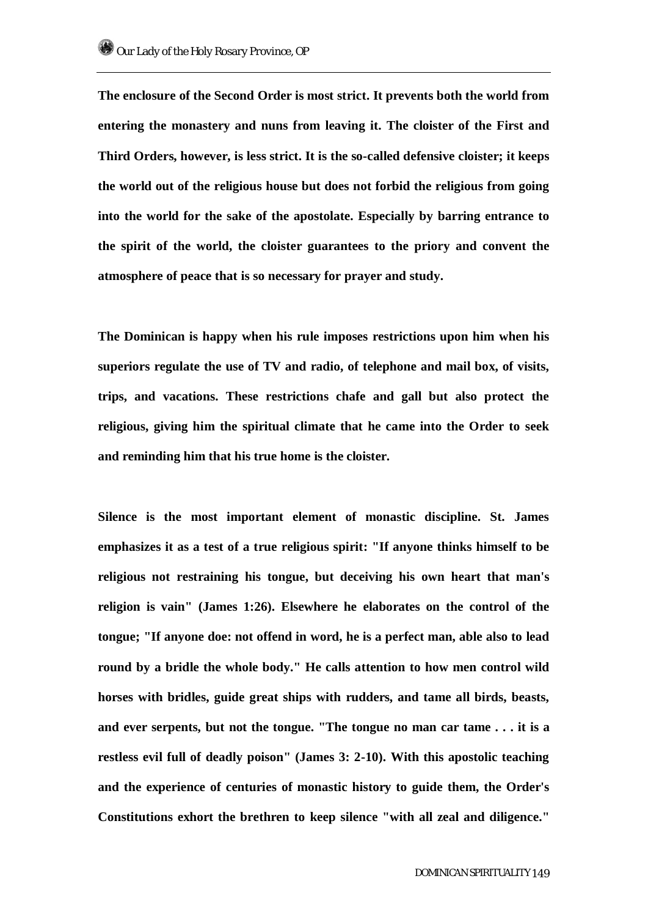**The enclosure of the Second Order is most strict. It prevents both the world from entering the monastery and nuns from leaving it. The cloister of the First and Third Orders, however, is less strict. It is the so-called defensive cloister; it keeps the world out of the religious house but does not forbid the religious from going into the world for the sake of the apostolate. Especially by barring entrance to the spirit of the world, the cloister guarantees to the priory and convent the atmosphere of peace that is so necessary for prayer and study.**

**The Dominican is happy when his rule imposes restrictions upon him when his superiors regulate the use of TV and radio, of telephone and mail box, of visits, trips, and vacations. These restrictions chafe and gall but also protect the religious, giving him the spiritual climate that he came into the Order to seek and reminding him that his true home is the cloister.**

**Silence is the most important element of monastic discipline. St. James emphasizes it as a test of a true religious spirit: "If anyone thinks himself to be religious not restraining his tongue, but deceiving his own heart that man's religion is vain" (James 1:26). Elsewhere he elaborates on the control of the tongue; "If anyone doe: not offend in word, he is a perfect man, able also to lead round by a bridle the whole body." He calls attention to how men control wild horses with bridles, guide great ships with rudders, and tame all birds, beasts, and ever serpents, but not the tongue. "The tongue no man car tame . . . it is a restless evil full of deadly poison" (James 3: 2-10). With this apostolic teaching and the experience of centuries of monastic history to guide them, the Order's Constitutions exhort the brethren to keep silence "with all zeal and diligence."**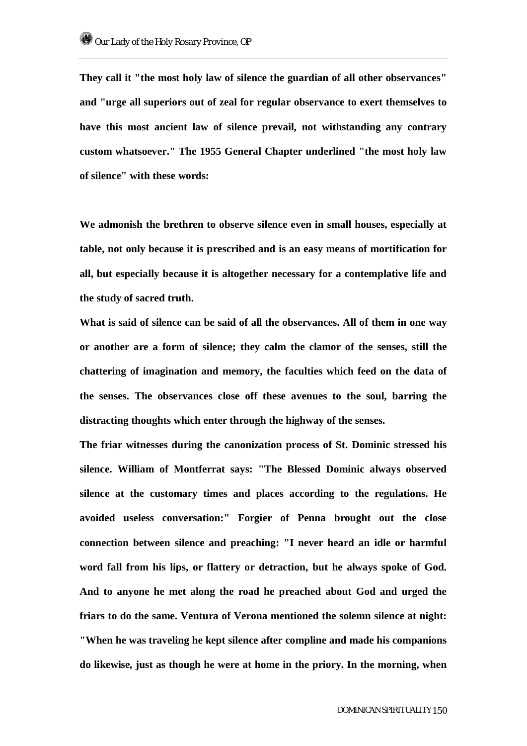**They call it "the most holy law of silence the guardian of all other observances" and "urge all superiors out of zeal for regular observance to exert themselves to have this most ancient law of silence prevail, not withstanding any contrary custom whatsoever." The 1955 General Chapter underlined "the most holy law of silence" with these words:**

**We admonish the brethren to observe silence even in small houses, especially at table, not only because it is prescribed and is an easy means of mortification for all, but especially because it is altogether necessary for a contemplative life and the study of sacred truth.**

**What is said of silence can be said of all the observances. All of them in one way or another are a form of silence; they calm the clamor of the senses, still the chattering of imagination and memory, the faculties which feed on the data of the senses. The observances close off these avenues to the soul, barring the distracting thoughts which enter through the highway of the senses.**

**The friar witnesses during the canonization process of St. Dominic stressed his silence. William of Montferrat says: "The Blessed Dominic always observed silence at the customary times and places according to the regulations. He avoided useless conversation:" Forgier of Penna brought out the close connection between silence and preaching: "I never heard an idle or harmful word fall from his lips, or flattery or detraction, but he always spoke of God. And to anyone he met along the road he preached about God and urged the friars to do the same. Ventura of Verona mentioned the solemn silence at night: "When he was traveling he kept silence after compline and made his companions do likewise, just as though he were at home in the priory. In the morning, when**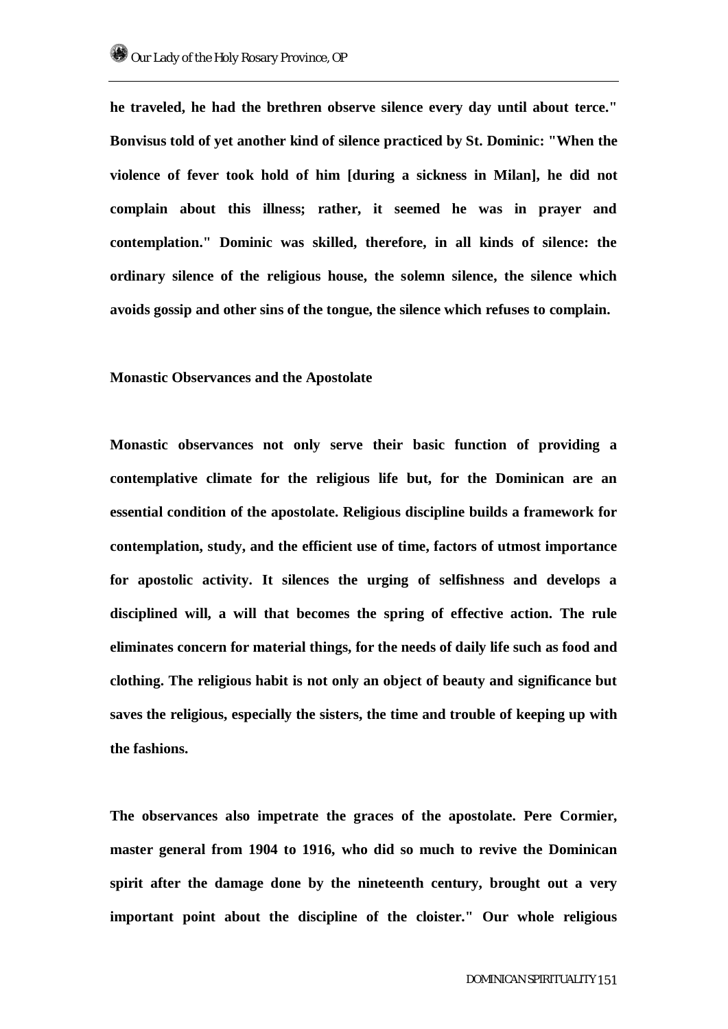he traveled, he had the brethren observe silence every day until about terce." Bonvisus told of yet another kind of silence practiced by St. Dominic: "When the violence of fever took hold of him [during a sickness in Milan], he did not complain about this illness; rather, it seemed he was in prayer and contemplation." Dominic was skilled, therefore, in all kinds of silence: the ordinary silence of the religious house, the solemn silence, the silence which avoids gossip and other sins of the tongue, the silence which refuses to complain.

## Monastic Observances and the Apostolate

Monastic observances not only serve their basic function of providing a contemplative climate for the religious life but, for the Dominican are an essential condition of the apostolate. Religious discipline builds a framework for contemplation, study, and the efficient use of time, factors of utmost importance for apostolic activity. It silences the urging of selfishness and develops a disciplined will, a will that becomes the spring of effective action. The rule eliminates concern for material things, for the needs of daily life such as food and clothing. The religious habit is not only an object of beauty and significance but saves the religious, especially the sisters, the time and trouble of keeping up with the fashions.

The observances also impetrate the graces of the apostolate. Pere Cormier, master general from 1904 to 1916, who did so much to revive the Dominican spirit after the damage done by the nineteenth century, brought out a very important point about the discipline of the cloister." Our whole religious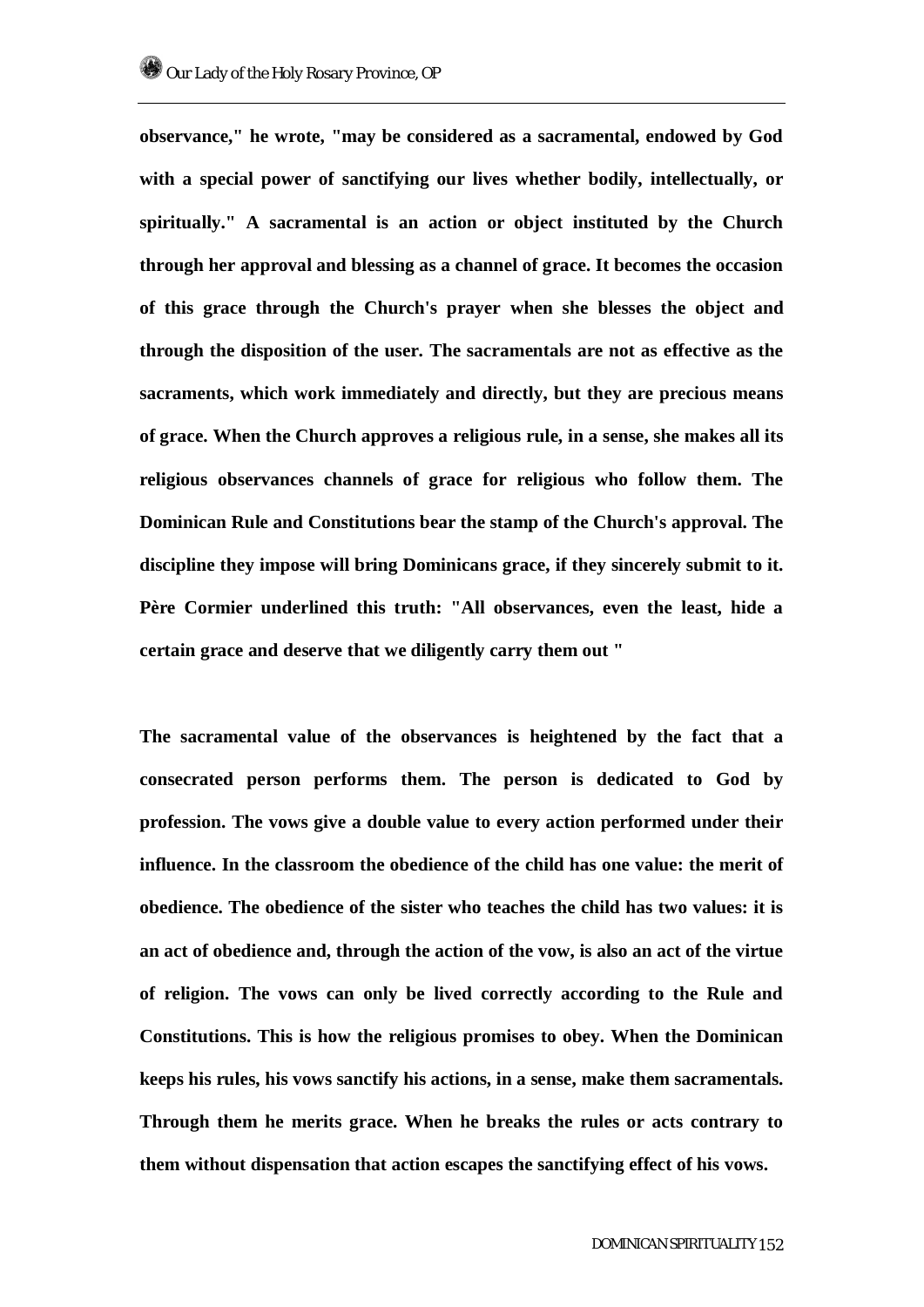**observance," he wrote, "may be considered as a sacramental, endowed by God with a special power of sanctifying our lives whether bodily, intellectually, or spiritually." A sacramental is an action or object instituted by the Church through her approval and blessing as a channel of grace. It becomes the occasion of this grace through the Church's prayer when she blesses the object and through the disposition of the user. The sacramentals are not as effective as the sacraments, which work immediately and directly, but they are precious means of grace. When the Church approves a religious rule, in a sense, she makes all its religious observances channels of grace for religious who follow them. The Dominican Rule and Constitutions bear the stamp of the Church's approval. The discipline they impose will bring Dominicans grace, if they sincerely submit to it. Père Cormier underlined this truth: "All observances, even the least, hide a certain grace and deserve that we diligently carry them out "**

**The sacramental value of the observances is heightened by the fact that a consecrated person performs them. The person is dedicated to God by profession. The vows give a double value to every action performed under their influence. In the classroom the obedience of the child has one value: the merit of obedience. The obedience of the sister who teaches the child has two values: it is an act of obedience and, through the action of the vow, is also an act of the virtue of religion. The vows can only be lived correctly according to the Rule and Constitutions. This is how the religious promises to obey. When the Dominican keeps his rules, his vows sanctify his actions, in a sense, make them sacramentals. Through them he merits grace. When he breaks the rules or acts contrary to them without dispensation that action escapes the sanctifying effect of his vows.**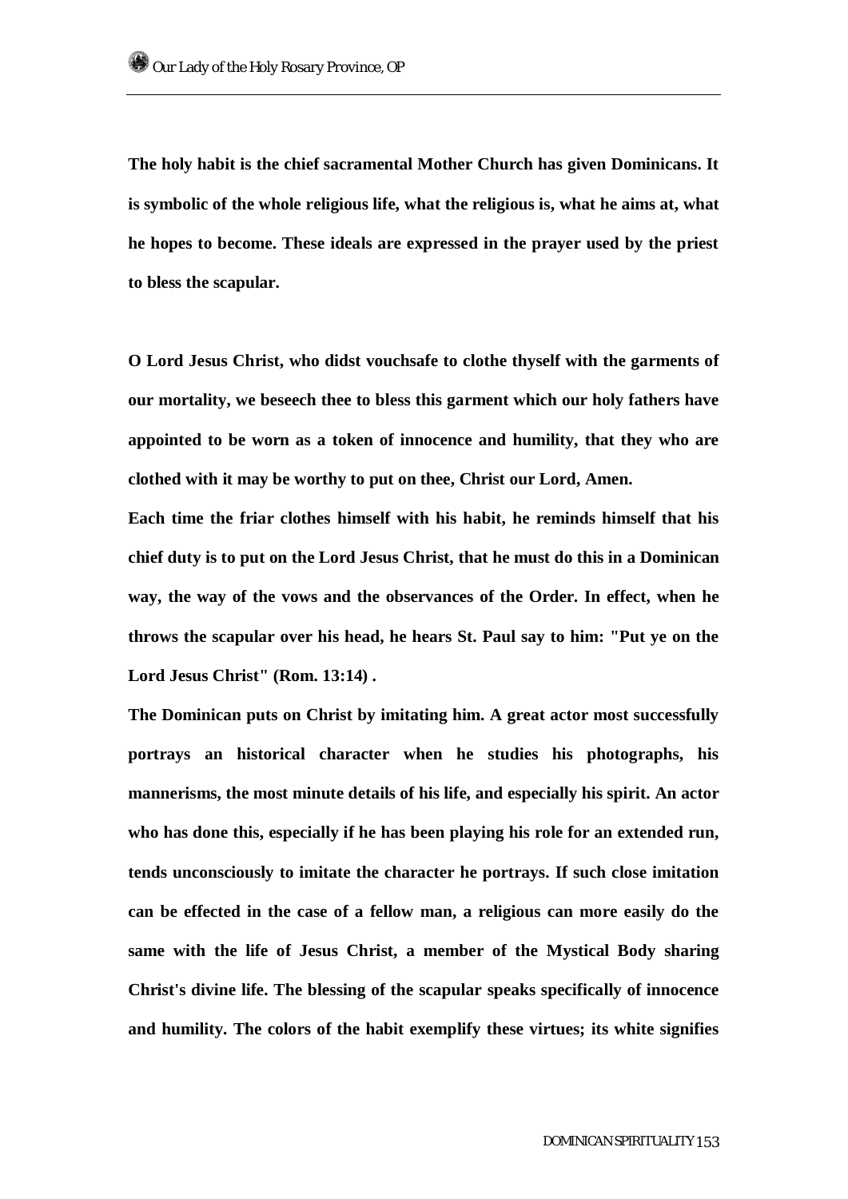**The holy habit is the chief sacramental Mother Church has given Dominicans. It is symbolic of the whole religious life, what the religious is, what he aims at, what he hopes to become. These ideals are expressed in the prayer used by the priest to bless the scapular.**

**O Lord Jesus Christ, who didst vouchsafe to clothe thyself with the garments of our mortality, we beseech thee to bless this garment which our holy fathers have appointed to be worn as a token of innocence and humility, that they who are clothed with it may be worthy to put on thee, Christ our Lord, Amen.**

**Each time the friar clothes himself with his habit, he reminds himself that his chief duty is to put on the Lord Jesus Christ, that he must do this in a Dominican way, the way of the vows and the observances of the Order. In effect, when he throws the scapular over his head, he hears St. Paul say to him: "Put ye on the Lord Jesus Christ" (Rom. 13:14) .**

**The Dominican puts on Christ by imitating him. A great actor most successfully portrays an historical character when he studies his photographs, his mannerisms, the most minute details of his life, and especially his spirit. An actor who has done this, especially if he has been playing his role for an extended run, tends unconsciously to imitate the character he portrays. If such close imitation can be effected in the case of a fellow man, a religious can more easily do the same with the life of Jesus Christ, a member of the Mystical Body sharing Christ's divine life. The blessing of the scapular speaks specifically of innocence and humility. The colors of the habit exemplify these virtues; its white signifies**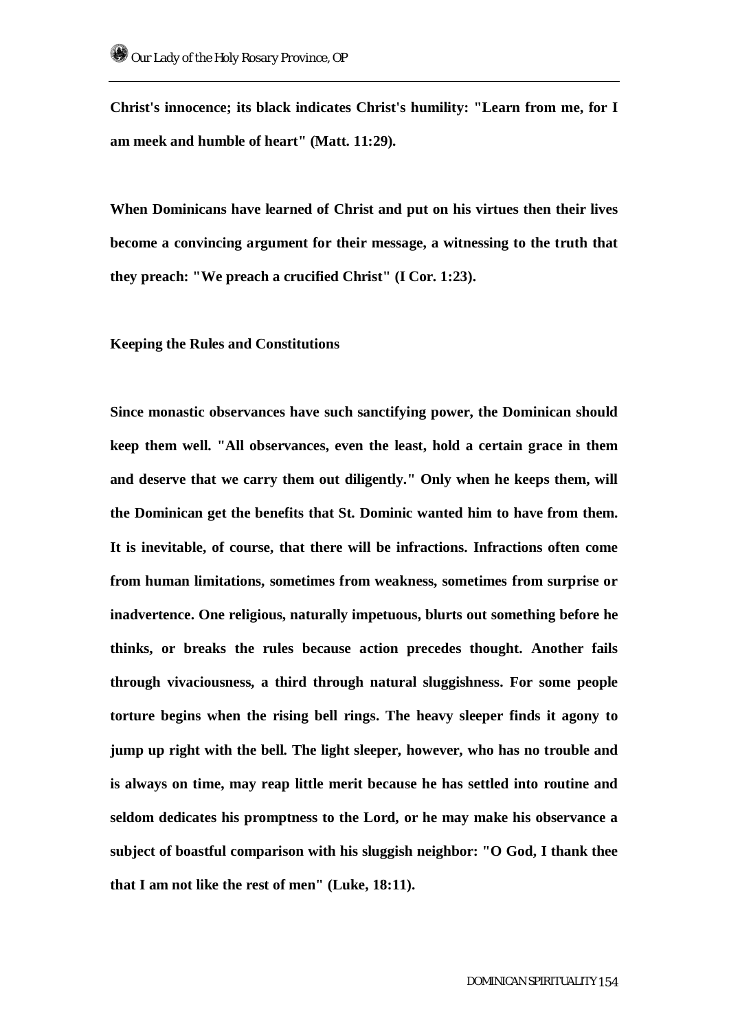**Christ's innocence; its black indicates Christ's humility: "Learn from me, for I am meek and humble of heart" (Matt. 11:29).**

**When Dominicans have learned of Christ and put on his virtues then their lives become a convincing argument for their message, a witnessing to the truth that they preach: "We preach a crucified Christ" (I Cor. 1:23).**

### Keeping the Rules and Constitutions

**Since monastic observances have such sanctifying power, the Dominican should keep them well. "All observances, even the least, hold a certain grace in them and deserve that we carry them out diligently." Only when he keeps them, will the Dominican get the benefits that St. Dominic wanted him to have from them. It is inevitable, of course, that there will be infractions. Infractions often come from human limitations, sometimes from weakness, sometimes from surprise or inadvertence. One religious, naturally impetuous, blurts out something before he thinks, or breaks the rules because action precedes thought. Another fails through vivaciousness, a third through natural sluggishness. For some people torture begins when the rising bell rings. The heavy sleeper finds it agony to jump up right with the bell. The light sleeper, however, who has no trouble and is always on time, may reap little merit because he has settled into routine and seldom dedicates his promptness to the Lord, or he may make his observance a subject of boastful comparison with his sluggish neighbor: "O God, I thank thee that I am not like the rest of men" (Luke, 18:11).**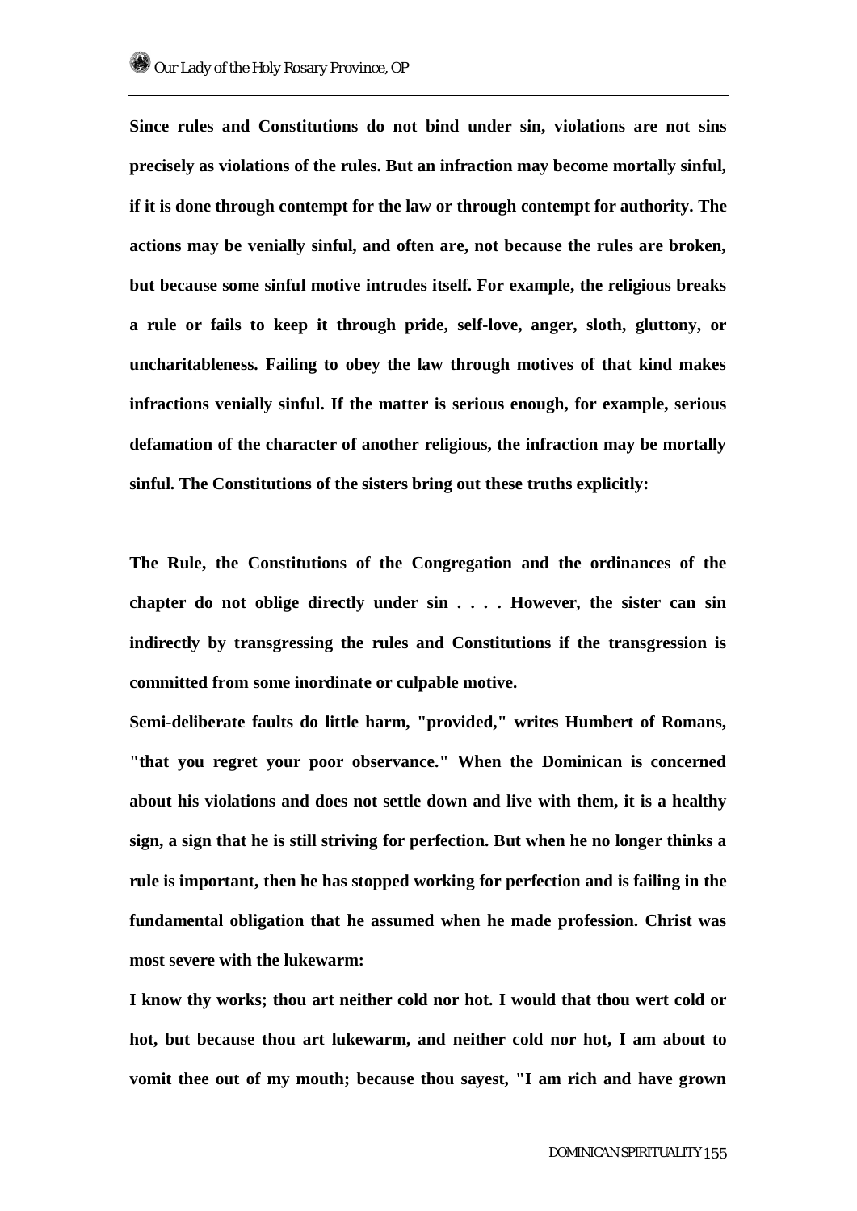**Since rules and Constitutions do not bind under sin, violations are not sins precisely as violations of the rules. But an infraction may become mortally sinful, if it is done through contempt for the law or through contempt for authority. The actions may be venially sinful, and often are, not because the rules are broken, but because some sinful motive intrudes itself. For example, the religious breaks a rule or fails to keep it through pride, self-love, anger, sloth, gluttony, or uncharitableness. Failing to obey the law through motives of that kind makes infractions venially sinful. If the matter is serious enough, for example, serious defamation of the character of another religious, the infraction may be mortally sinful. The Constitutions of the sisters bring out these truths explicitly:**

**The Rule, the Constitutions of the Congregation and the ordinances of the chapter do not oblige directly under sin . . . . However, the sister can sin indirectly by transgressing the rules and Constitutions if the transgression is committed from some inordinate or culpable motive.**

**Semi-deliberate faults do little harm, "provided," writes Humbert of Romans, "that you regret your poor observance." When the Dominican is concerned about his violations and does not settle down and live with them, it is a healthy sign, a sign that he is still striving for perfection. But when he no longer thinks a rule is important, then he has stopped working for perfection and is failing in the fundamental obligation that he assumed when he made profession. Christ was most severe with the lukewarm:**

**I know thy works; thou art neither cold nor hot. I would that thou wert cold or hot, but because thou art lukewarm, and neither cold nor hot, I am about to vomit thee out of my mouth; because thou sayest, "I am rich and have grown**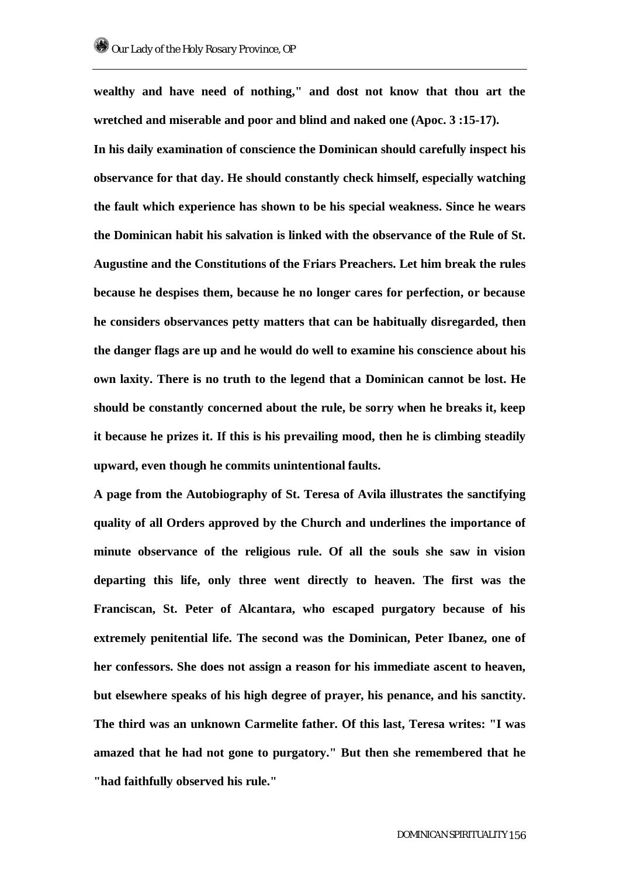**wealthy and have need of nothing," and dost not know that thou art the wretched and miserable and poor and blind and naked one (Apoc. 3 :15-17).**

**In his daily examination of conscience the Dominican should carefully inspect his observance for that day. He should constantly check himself, especially watching the fault which experience has shown to be his special weakness. Since he wears the Dominican habit his salvation is linked with the observance of the Rule of St. Augustine and the Constitutions of the Friars Preachers. Let him break the rules because he despises them, because he no longer cares for perfection, or because he considers observances petty matters that can be habitually disregarded, then the danger flags are up and he would do well to examine his conscience about his own laxity. There is no truth to the legend that a Dominican cannot be lost. He should be constantly concerned about the rule, be sorry when he breaks it, keep it because he prizes it. If this is his prevailing mood, then he is climbing steadily upward, even though he commits unintentional faults.**

**A page from the Autobiography of St. Teresa of Avila illustrates the sanctifying quality of all Orders approved by the Church and underlines the importance of minute observance of the religious rule. Of all the souls she saw in vision departing this life, only three went directly to heaven. The first was the Franciscan, St. Peter of Alcantara, who escaped purgatory because of his extremely penitential life. The second was the Dominican, Peter Ibanez, one of her confessors. She does not assign a reason for his immediate ascent to heaven, but elsewhere speaks of his high degree of prayer, his penance, and his sanctity. The third was an unknown Carmelite father. Of this last, Teresa writes: "I was amazed that he had not gone to purgatory." But then she remembered that he "had faithfully observed his rule."**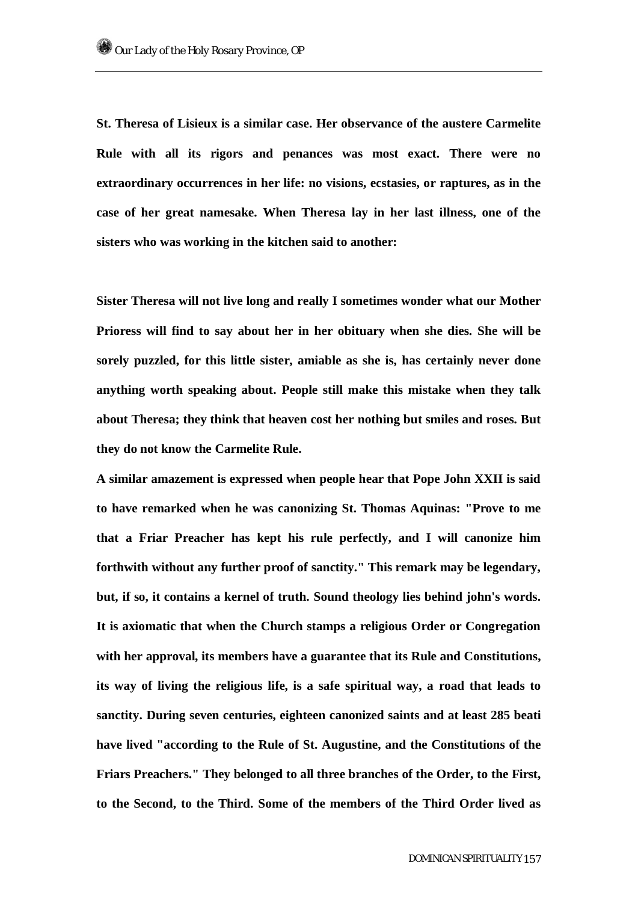**St. Theresa of Lisieux is a similar case. Her observance of the austere Carmelite Rule with all its rigors and penances was most exact. There were no extraordinary occurrences in her life: no visions, ecstasies, or raptures, as in the case of her great namesake. When Theresa lay in her last illness, one of the sisters who was working in the kitchen said to another:**

**Sister Theresa will not live long and really I sometimes wonder what our Mother Prioress will find to say about her in her obituary when she dies. She will be sorely puzzled, for this little sister, amiable as she is, has certainly never done anything worth speaking about. People still make this mistake when they talk about Theresa; they think that heaven cost her nothing but smiles and roses. But they do not know the Carmelite Rule.**

**A similar amazement is expressed when people hear that Pope John XXII is said to have remarked when he was canonizing St. Thomas Aquinas: "Prove to me that a Friar Preacher has kept his rule perfectly, and I will canonize him forthwith without any further proof of sanctity." This remark may be legendary, but, if so, it contains a kernel of truth. Sound theology lies behind john's words. It is axiomatic that when the Church stamps a religious Order or Congregation with her approval, its members have a guarantee that its Rule and Constitutions, its way of living the religious life, is a safe spiritual way, a road that leads to sanctity. During seven centuries, eighteen canonized saints and at least 285 beati have lived "according to the Rule of St. Augustine, and the Constitutions of the Friars Preachers." They belonged to all three branches of the Order, to the First, to the Second, to the Third. Some of the members of the Third Order lived as**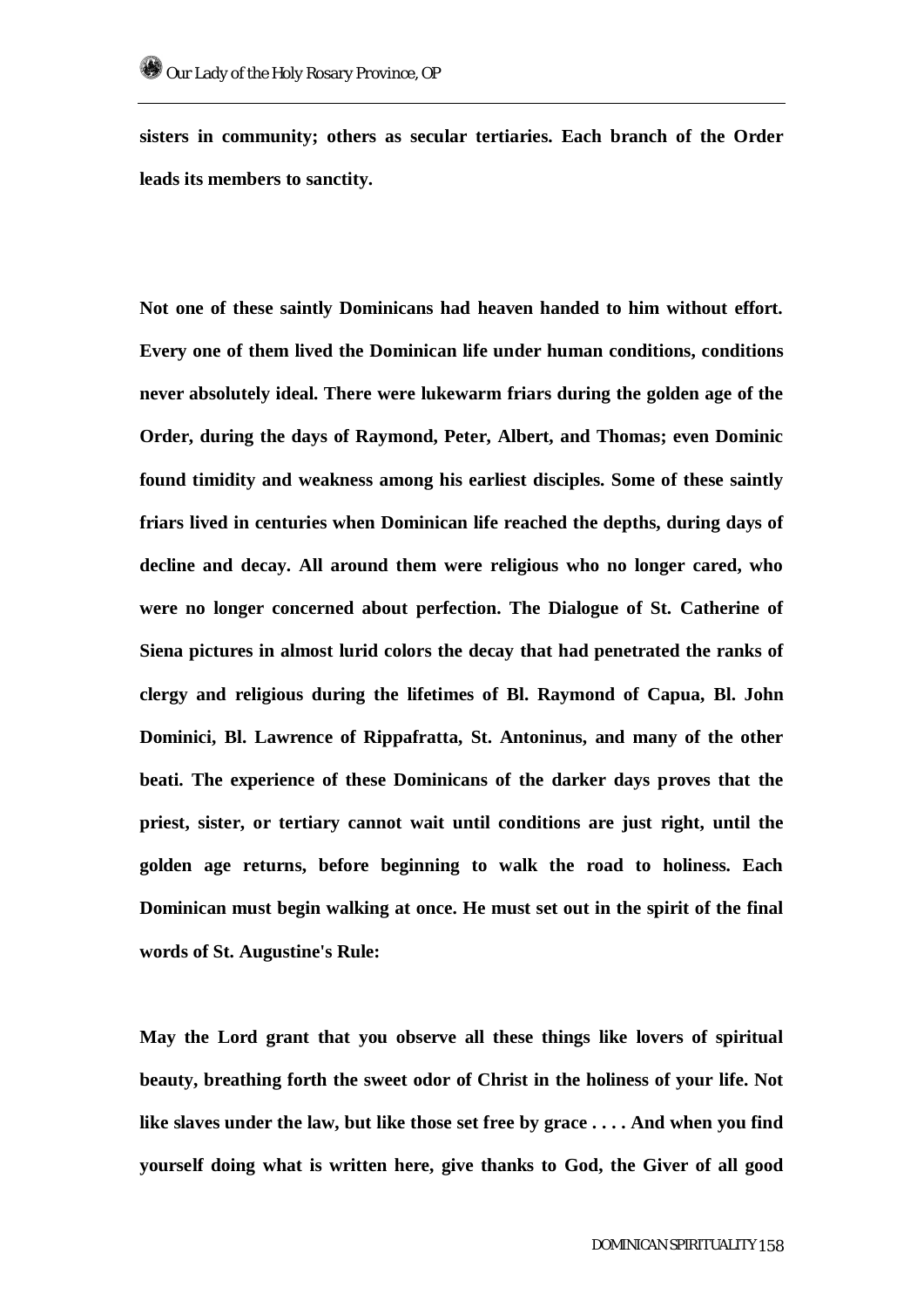**sisters in community; others as secular tertiaries. Each branch of the Order leads its members to sanctity.**

**Not one of these saintly Dominicans had heaven handed to him without effort. Every one of them lived the Dominican life under human conditions, conditions never absolutely ideal. There were lukewarm friars during the golden age of the Order, during the days of Raymond, Peter, Albert, and Thomas; even Dominic found timidity and weakness among his earliest disciples. Some of these saintly friars lived in centuries when Dominican life reached the depths, during days of decline and decay. All around them were religious who no longer cared, who were no longer concerned about perfection. The Dialogue of St. Catherine of Siena pictures in almost lurid colors the decay that had penetrated the ranks of clergy and religious during the lifetimes of Bl. Raymond of Capua, Bl. John Dominici, Bl. Lawrence of Rippafratta, St. Antoninus, and many of the other beati. The experience of these Dominicans of the darker days proves that the priest, sister, or tertiary cannot wait until conditions are just right, until the golden age returns, before beginning to walk the road to holiness. Each Dominican must begin walking at once. He must set out in the spirit of the final words of St. Augustine's Rule:**

**May the Lord grant that you observe all these things like lovers of spiritual beauty, breathing forth the sweet odor of Christ in the holiness of your life. Not like slaves under the law, but like those set free by grace . . . . And when you find yourself doing what is written here, give thanks to God, the Giver of all good**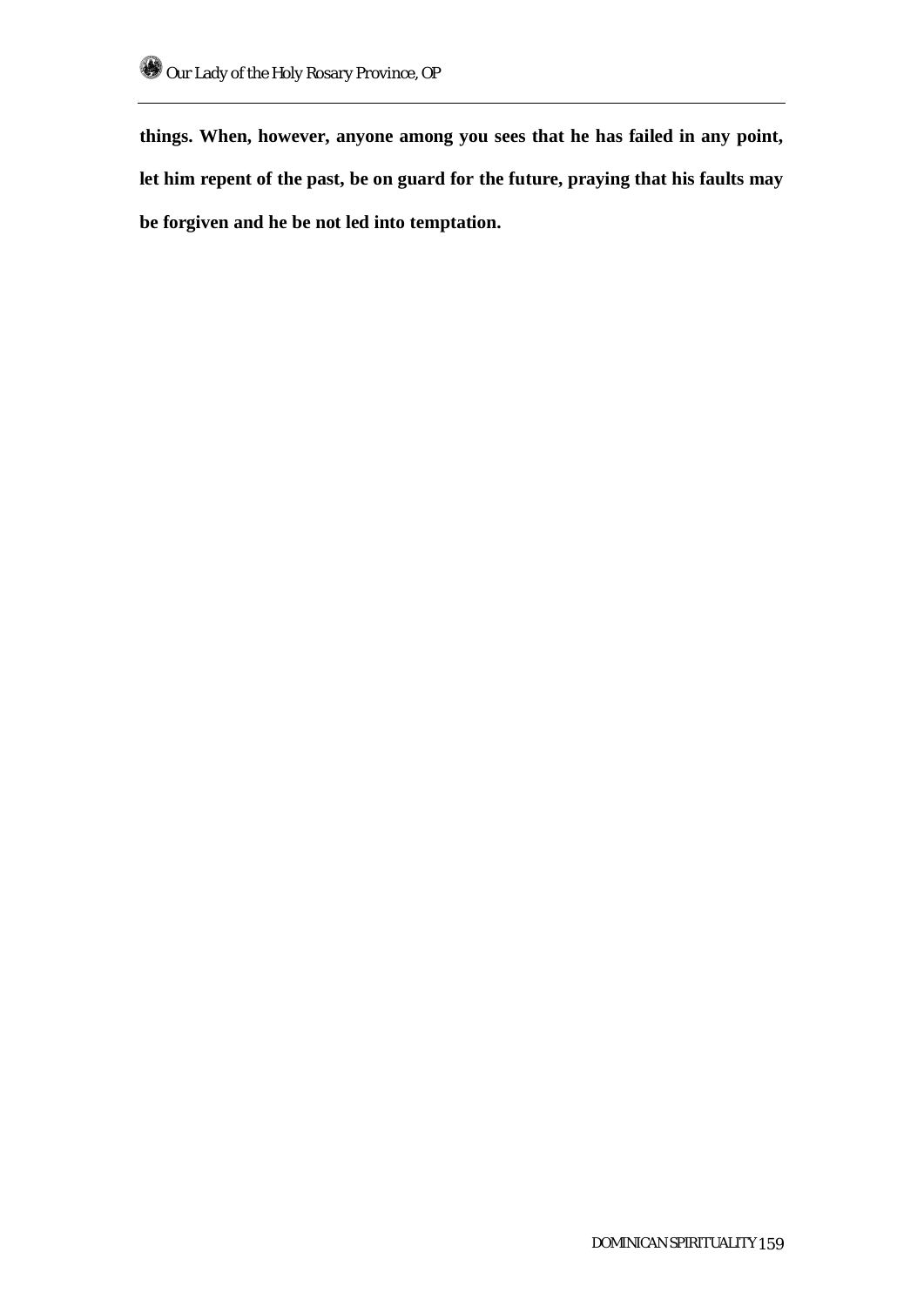**things. When, however, anyone among you sees that he has failed in any point, let him repent of the past, be on guard for the future, praying that his faults may be forgiven and he be not led into temptation.**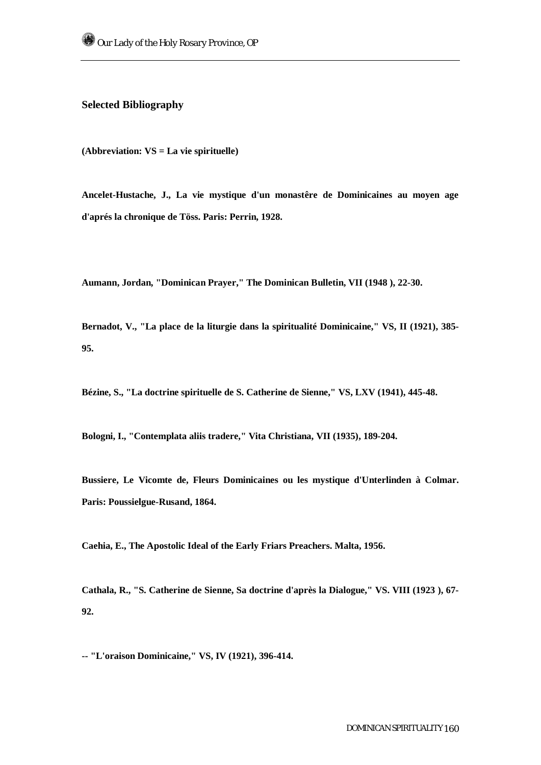## Selected Bibliography

**(Abbreviation: VS = La vie spirituelle)**

**Ancelet-Hustache, J., La vie mystique d'un monastêre de Dominicaines au moyen age d'aprés la chronique de Töss. Paris: Perrin, 1928.**

**Aumann, Jordan, "Dominican Prayer," The Dominican Bulletin, VII (1948 ), 22-30.**

**Bernadot, V., "La place de la liturgie dans la spiritualité Dominicaine," VS, II (1921), 385-95.**

**Bézine, S., "La doctrine spirituelle de S. Catherine de Sienne," VS, LXV (1941), 445-48.**

**Bologni, I., "Contemplata aliis tradere," Vita Christiana, VII (1935), 189-204.**

**Bussiere, Le Vicomte de, Fleurs Dominicaines ou les mystique d'Unterlinden à Colmar. Paris: Poussielgue-Rusand, 1864.**

**Caehia, E., The Apostolic Ideal of the Early Friars Preachers. Malta, 1956.**

**Cathala, R., "S. Catherine de Sienne, Sa doctrine d'après la Dialogue," VS. VIII (1923 ), 67-92.**

**-- "L'oraison Dominicaine," VS, IV (1921), 396-414.**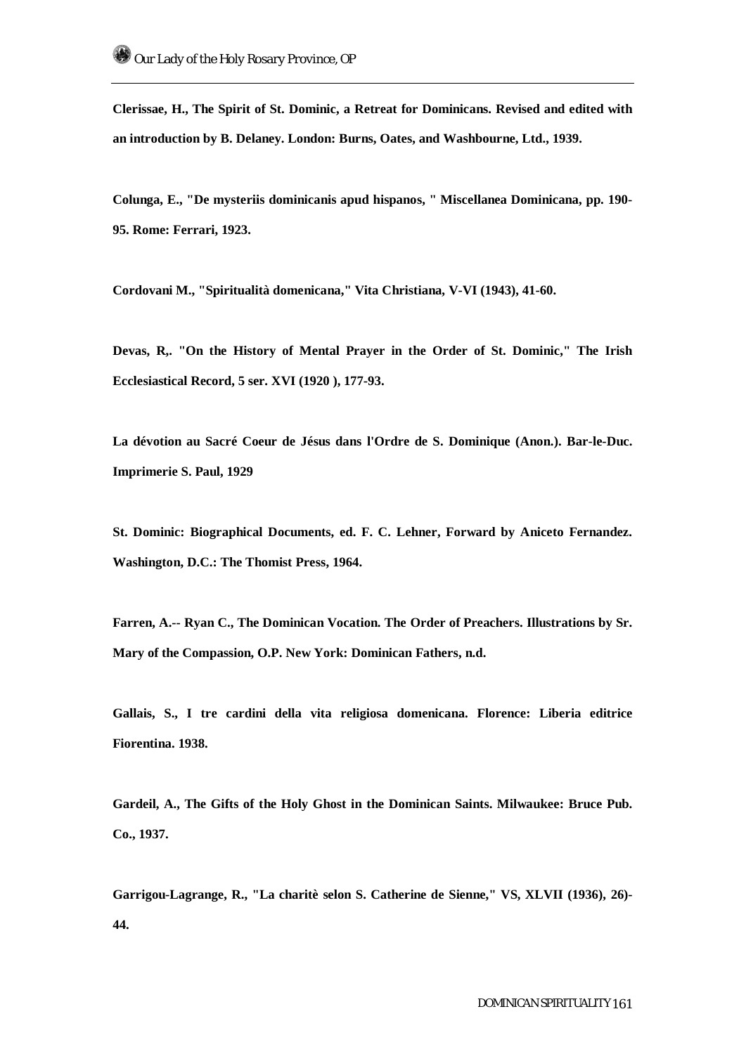**Clerissae, H., The Spirit of St. Dominic, a Retreat for Dominicans. Revised and edited with an introduction by B. Delaney. London: Burns, Oates, and Washbourne, Ltd., 1939.**

**Colunga, E., "De mysteriis dominicanis apud hispanos, " Miscellanea Dominicana, pp. 190-95. Rome: Ferrari, 1923.**

**Cordovani M., "Spiritualità domenicana," Vita Christiana, V-VI (1943), 41-60.**

**Devas, R,. "On the History of Mental Prayer in the Order of St. Dominic," The Irish Ecclesiastical Record, 5 ser. XVI (1920 ), 177-93.**

**La dévotion au Sacré Coeur de Jésus dans l'Ordre de S. Dominique (Anon.). Bar-le-Duc. Imprimerie S. Paul, 1929**

**St. Dominic: Biographical Documents, ed. F. C. Lehner, Forward by Aniceto Fernandez. Washington, D.C.: The Thomist Press, 1964.**

**Farren, A.-- Ryan C., The Dominican Vocation. The Order of Preachers. Illustrations by Sr. Mary of the Compassion, O.P. New York: Dominican Fathers, n.d.**

**Gallais, S., I tre cardini della vita religiosa domenicana. Florence: Liberia editrice Fiorentina. 1938.**

**Gardeil, A., The Gifts of the Holy Ghost in the Dominican Saints. Milwaukee: Bruce Pub. Co., 1937.**

**Garrigou-Lagrange, R., "La charitè selon S. Catherine de Sienne," VS, XLVII (1936), 26)-44.**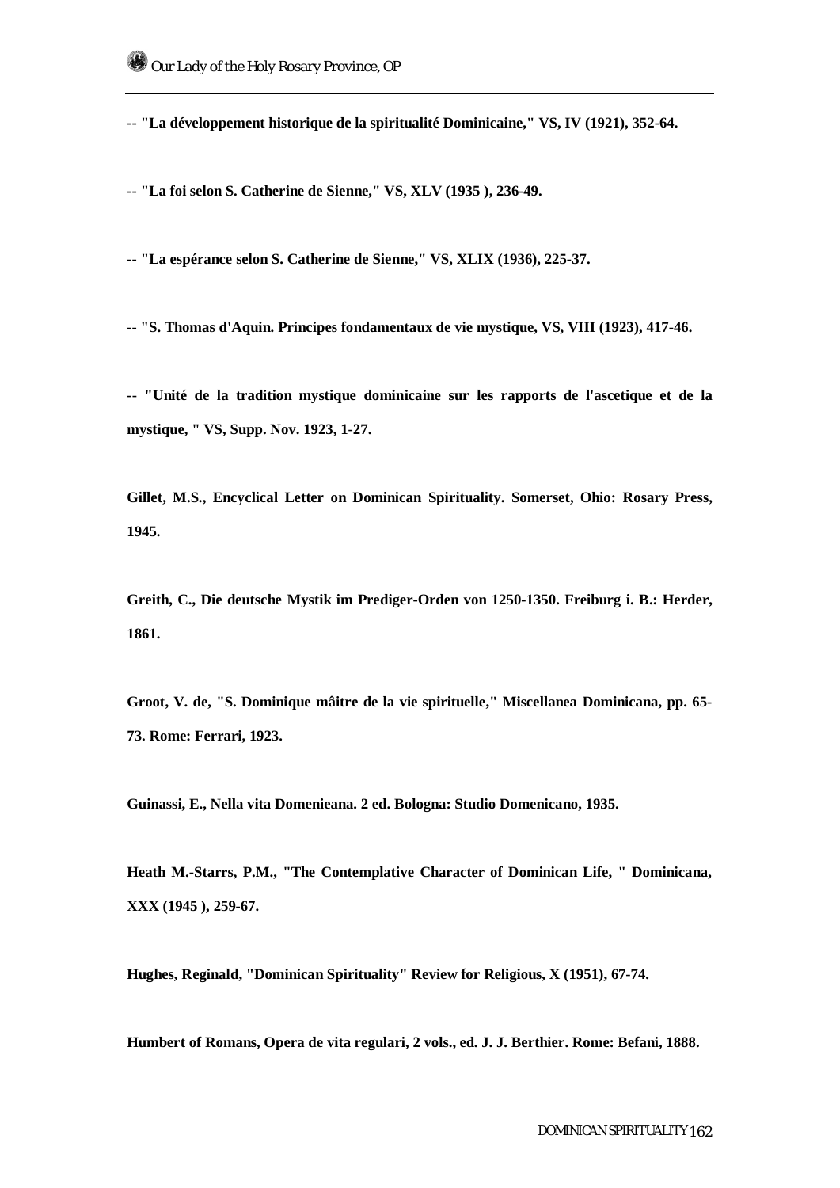**-- "La développement historique de la spiritualité Dominicaine," VS, IV (1921), 352-64.**

**-- "La foi selon S. Catherine de Sienne," VS, XLV (1935 ), 236-49.**

**-- "La espérance selon S. Catherine de Sienne," VS, XLIX (1936), 225-37.**

**-- "S. Thomas d'Aquin. Principes fondamentaux de vie mystique, VS, VIII (1923), 417-46.**

**-- "Unité de la tradition mystique dominicaine sur les rapports de l'ascetique et de la mystique, " VS, Supp. Nov. 1923, 1-27.**

**Gillet, M.S., Encyclical Letter on Dominican Spirituality. Somerset, Ohio: Rosary Press, 1945.**

**Greith, C., Die deutsche Mystik im Prediger-Orden von 1250-1350. Freiburg i. B.: Herder, 1861.**

**Groot, V. de, "S. Dominique mâitre de la vie spirituelle," Miscellanea Dominicana, pp. 65-73. Rome: Ferrari, 1923.**

**Guinassi, E., Nella vita Domenieana. 2 ed. Bologna: Studio Domenicano, 1935.**

**Heath M.-Starrs, P.M., "The Contemplative Character of Dominican Life, " Dominicana, XXX (1945 ), 259-67.**

**Hughes, Reginald, "Dominican Spirituality" Review for Religious, X (1951), 67-74.**

**Humbert of Romans, Opera de vita regulari, 2 vols., ed. J. J. Berthier. Rome: Befani, 1888.**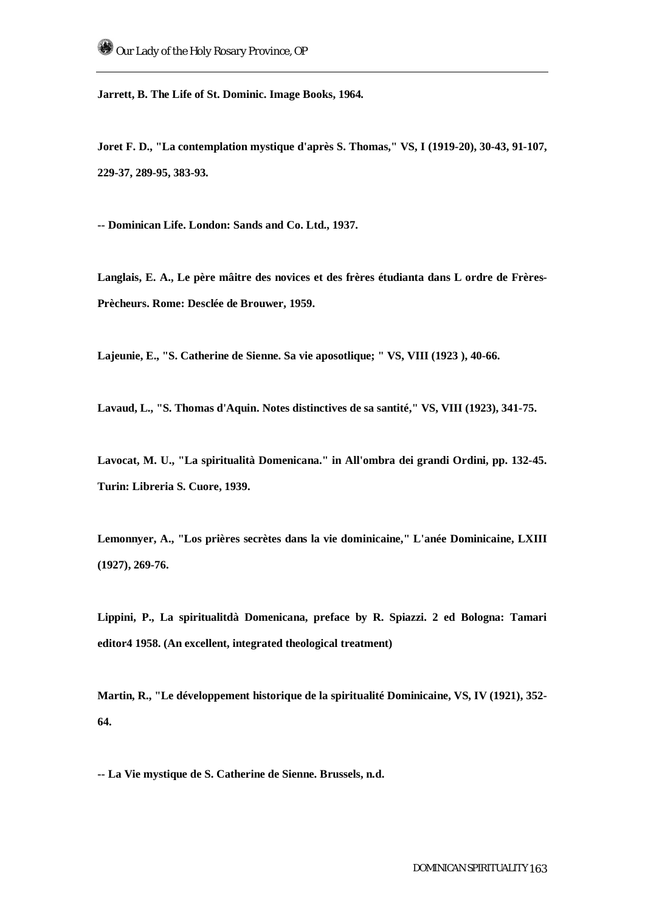**Jarrett, B. The Life of St. Dominic. Image Books, 1964.**

**Joret F. D., "La contemplation mystique d'après S. Thomas," VS, I (1919-20), 30-43, 91-107, 229-37, 289-95, 383-93.**

**-- Dominican Life. London: Sands and Co. Ltd., 1937.**

**Langlais, E. A., Le père mâitre des novices et des frères étudianta dans L ordre de Frères-Prècheurs. Rome: Desclée de Brouwer, 1959.**

**Lajeunie, E., "S. Catherine de Sienne. Sa vie aposotlique; " VS, VIII (1923 ), 40-66.**

**Lavaud, L., "S. Thomas d'Aquin. Notes distinctives de sa santité," VS, VIII (1923), 341-75.**

**Lavocat, M. U., "La spiritualità Domenicana." in All'ombra dei grandi Ordini, pp. 132-45. Turin: Libreria S. Cuore, 1939.**

**Lemonnyer, A., "Los prières secrètes dans la vie dominicaine," L'anée Dominicaine, LXIII (1927), 269-76.**

**Lippini, P., La spiritualitdà Domenicana, preface by R. Spiazzi. 2 ed Bologna: Tamari editor4 1958. (An excellent, integrated theological treatment)**

**Martin, R., "Le développement historique de la spiritualité Dominicaine, VS, IV (1921), 352-64.**

**-- La Vie mystique de S. Catherine de Sienne. Brussels, n.d.**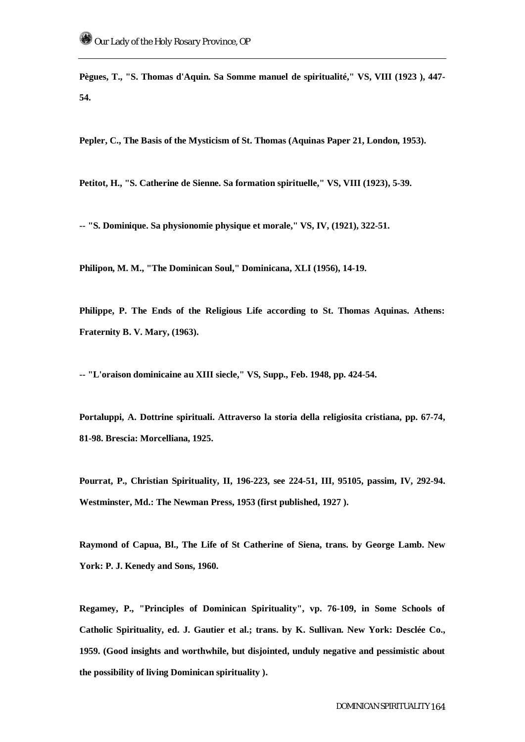**Pègues, T., "S. Thomas d'Aquin. Sa Somme manuel de spiritualité," VS, VIII (1923 ), 447-54.**

**Pepler, C., The Basis of the Mysticism of St. Thomas (Aquinas Paper 21, London, 1953).**

**Petitot, H., "S. Catherine de Sienne. Sa formation spirituelle," VS, VIII (1923), 5-39.**

**-- "S. Dominique. Sa physionomie physique et morale," VS, IV, (1921), 322-51.**

**Philipon, M. M., "The Dominican Soul," Dominicana, XLI (1956), 14-19.**

**Philippe, P. The Ends of the Religious Life according to St. Thomas Aquinas. Athens: Fraternity B. V. Mary, (1963).**

**-- "L'oraison dominicaine au XIII siecle," VS, Supp., Feb. 1948, pp. 424-54.**

**Portaluppi, A. Dottrine spirituali. Attraverso la storia della religiosita cristiana, pp. 67-74, 81-98. Brescia: Morcelliana, 1925.**

**Pourrat, P., Christian Spirituality, II, 196-223, see 224-51, III, 95105, passim, IV, 292-94. Westminster, Md.: The Newman Press, 1953 (first published, 1927 ).**

**Raymond of Capua, Bl., The Life of St Catherine of Siena, trans. by George Lamb. New York: P. J. Kenedy and Sons, 1960.**

**Regamey, P., "Principles of Dominican Spirituality", vp. 76-109, in Some Schools of Catholic Spirituality, ed. J. Gautier et al.; trans. by K. Sullivan. New York: Desclée Co., 1959. (Good insights and worthwhile, but disjointed, unduly negative and pessimistic about the possibility of living Dominican spirituality ).**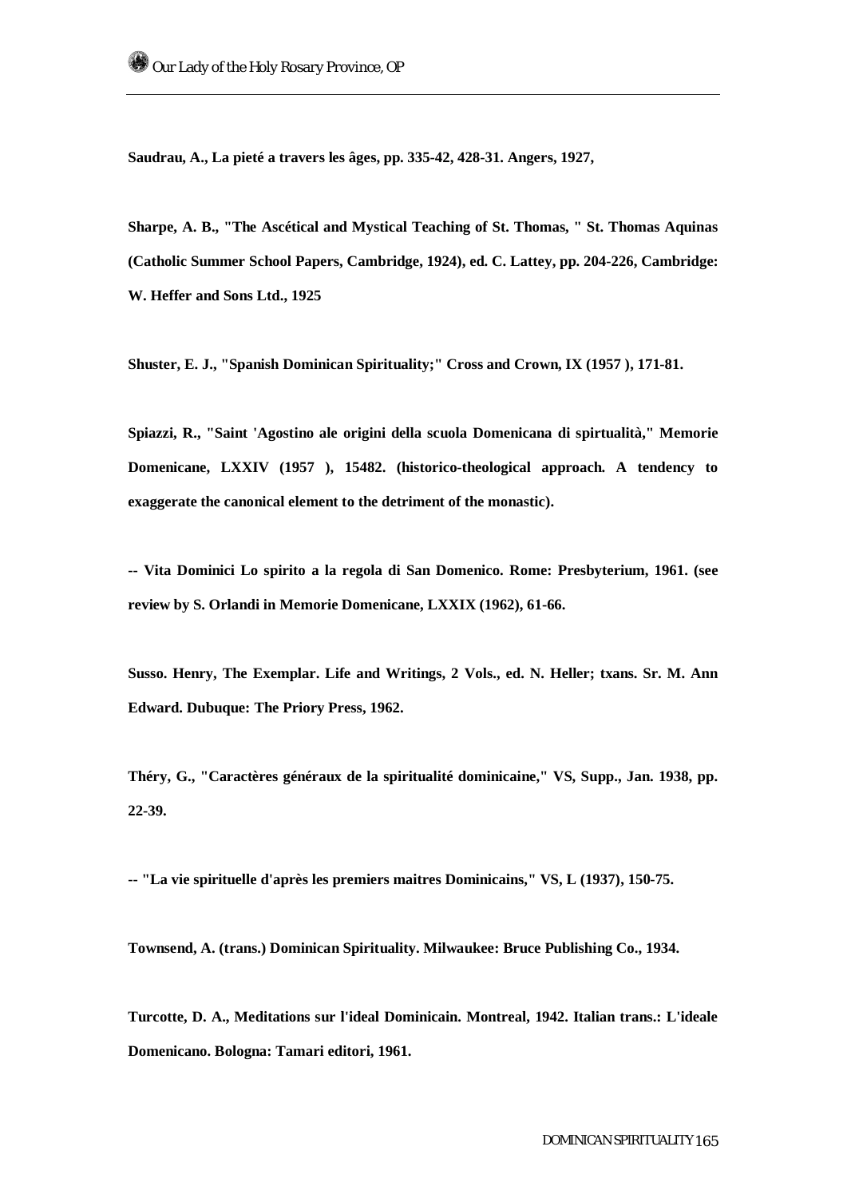**Saudrau, A., La pieté a travers les âges, pp. 335-42, 428-31. Angers, 1927,**

**Sharpe, A. B., "The Ascétical and Mystical Teaching of St. Thomas, " St. Thomas Aquinas (Catholic Summer School Papers, Cambridge, 1924), ed. C. Lattey, pp. 204-226, Cambridge: W. Heffer and Sons Ltd., 1925**

**Shuster, E. J., "Spanish Dominican Spirituality;" Cross and Crown, IX (1957 ), 171-81.**

**Spiazzi, R., "Saint 'Agostino ale origini della scuola Domenicana di spirtualità," Memorie Domenicane, LXXIV (1957 ), 15482. (historico-theological approach. A tendency to exaggerate the canonical element to the detriment of the monastic).**

**-- Vita Dominici Lo spirito a la regola di San Domenico. Rome: Presbyterium, 1961. (see review by S. Orlandi in Memorie Domenicane, LXXIX (1962), 61-66.**

**Susso. Henry, The Exemplar. Life and Writings, 2 Vols., ed. N. Heller; txans. Sr. M. Ann Edward. Dubuque: The Priory Press, 1962.**

**Théry, G., "Caractères généraux de la spiritualité dominicaine," VS, Supp., Jan. 1938, pp. 22-39.**

**-- "La vie spirituelle d'après les premiers maitres Dominicains," VS, L (1937), 150-75.**

**Townsend, A. (trans.) Dominican Spirituality. Milwaukee: Bruce Publishing Co., 1934.**

**Turcotte, D. A., Meditations sur l'ideal Dominicain. Montreal, 1942. Italian trans.: L'ideale Domenicano. Bologna: Tamari editori, 1961.**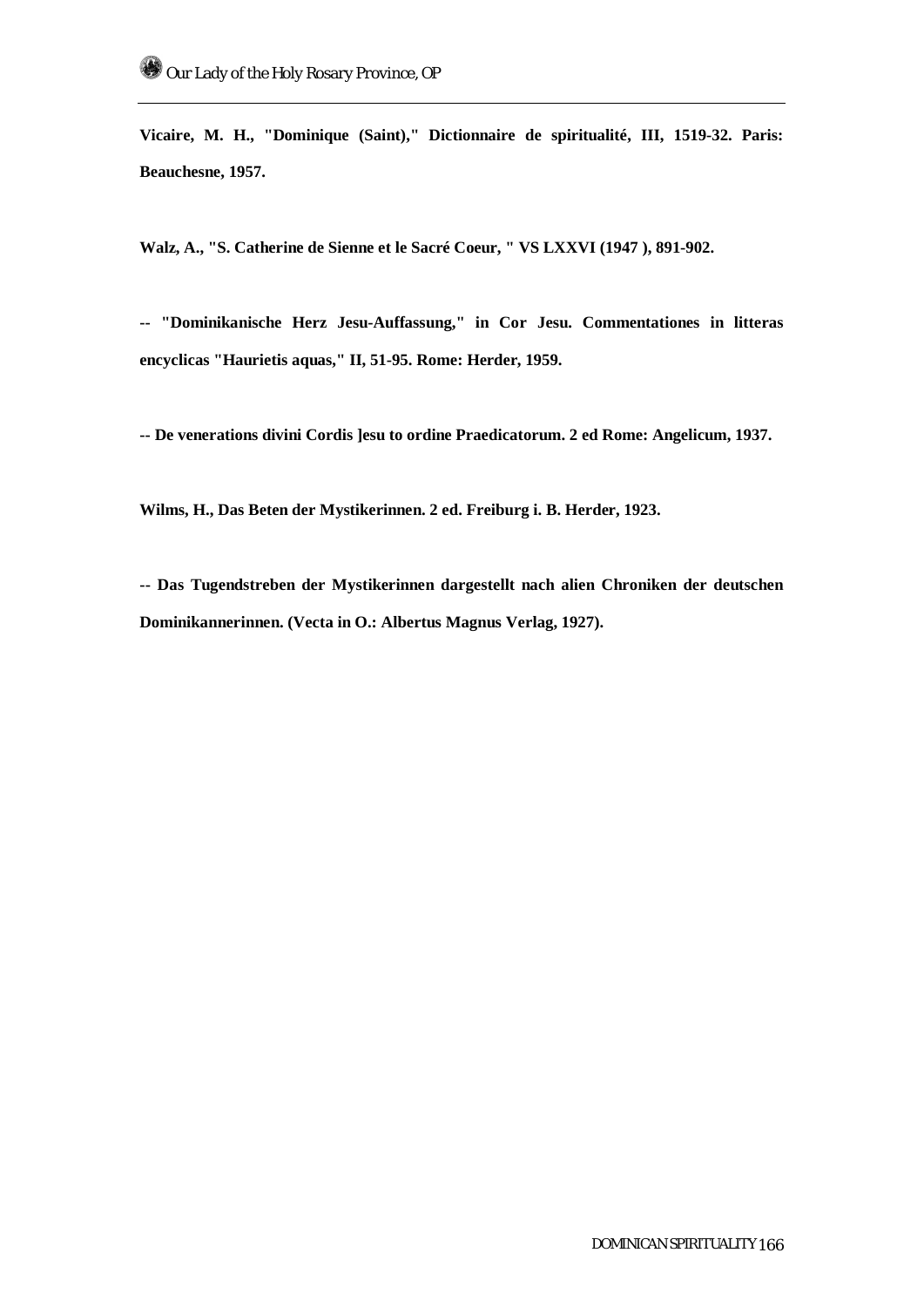**Vicaire, M. H., "Dominique (Saint)," Dictionnaire de spiritualité, III, 1519-32. Paris: Beauchesne, 1957.**

**Walz, A., "S. Catherine de Sienne et le Sacré Coeur, " VS LXXVI (1947 ), 891-902.**

**-- "Dominikanische Herz Jesu-Auffassung," in Cor Jesu. Commentationes in litteras encyclicas "Haurietis aquas," II, 51-95. Rome: Herder, 1959.**

**-- De venerations divini Cordis ]esu to ordine Praedicatorum. 2 ed Rome: Angelicum, 1937.**

**Wilms, H., Das Beten der Mystikerinnen. 2 ed. Freiburg i. B. Herder, 1923.**

**-- Das Tugendstreben der Mystikerinnen dargestellt nach alien Chroniken der deutschen Dominikannerinnen. (Vecta in O.: Albertus Magnus Verlag, 1927).**